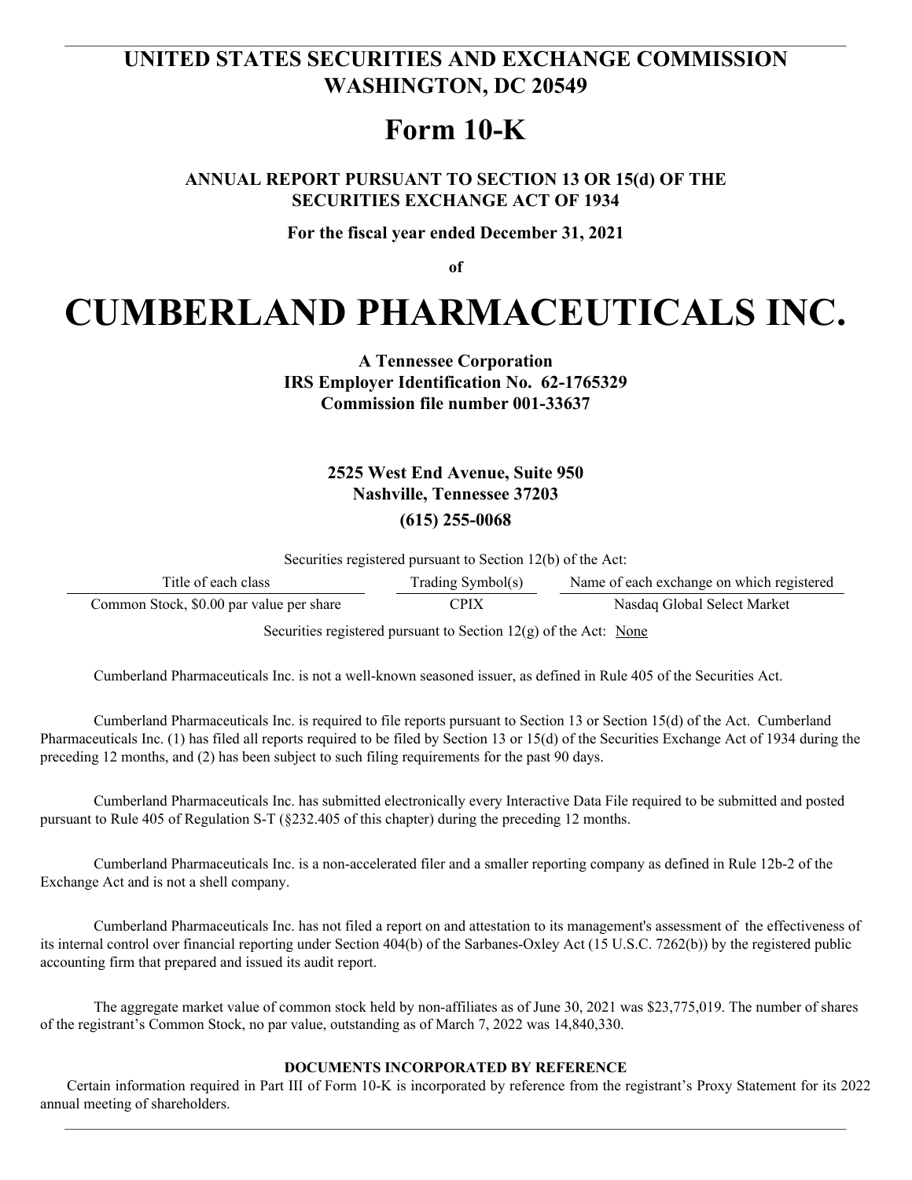# UNITED STATES SECURITIES AND EXCHANGE COMMISSION
## WASHINGTON, DC 20549

# Form 10-K

**ANNUAL REPORT PURSUANT TO SECTION 13 OR 15(d) OF THE SECURITIES EXCHANGE ACT OF 1934**

**For the fiscal year ended December 31, 2021**

**of**

# CUMBERLAND PHARMACEUTICALS INC.

**A Tennessee Corporation**
**IRS Employer Identification No. 62-1765329**
**Commission file number 001-33637**

**2525 West End Avenue, Suite 950**
**Nashville, Tennessee 37203**
**(615) 255-0068**

Securities registered pursuant to Section 12(b) of the Act:

| Title of each class | Trading Symbol(s) | Name of each exchange on which registered |
|---|---|---|
| Common Stock, $0.00 par value per share | CPIX | Nasdaq Global Select Market |

Securities registered pursuant to Section 12(g) of the Act: None

Cumberland Pharmaceuticals Inc. is not a well-known seasoned issuer, as defined in Rule 405 of the Securities Act.

Cumberland Pharmaceuticals Inc. is required to file reports pursuant to Section 13 or Section 15(d) of the Act. Cumberland Pharmaceuticals Inc. (1) has filed all reports required to be filed by Section 13 or 15(d) of the Securities Exchange Act of 1934 during the preceding 12 months, and (2) has been subject to such filing requirements for the past 90 days.

Cumberland Pharmaceuticals Inc. has submitted electronically every Interactive Data File required to be submitted and posted pursuant to Rule 405 of Regulation S-T (§232.405 of this chapter) during the preceding 12 months.

Cumberland Pharmaceuticals Inc. is a non-accelerated filer and a smaller reporting company as defined in Rule 12b-2 of the Exchange Act and is not a shell company.

Cumberland Pharmaceuticals Inc. has not filed a report on and attestation to its management's assessment of the effectiveness of its internal control over financial reporting under Section 404(b) of the Sarbanes-Oxley Act (15 U.S.C. 7262(b)) by the registered public accounting firm that prepared and issued its audit report.

The aggregate market value of common stock held by non-affiliates as of June 30, 2021 was $23,775,019. The number of shares of the registrant's Common Stock, no par value, outstanding as of March 7, 2022 was 14,840,330.

**DOCUMENTS INCORPORATED BY REFERENCE**

Certain information required in Part III of Form 10-K is incorporated by reference from the registrant's Proxy Statement for its 2022 annual meeting of shareholders.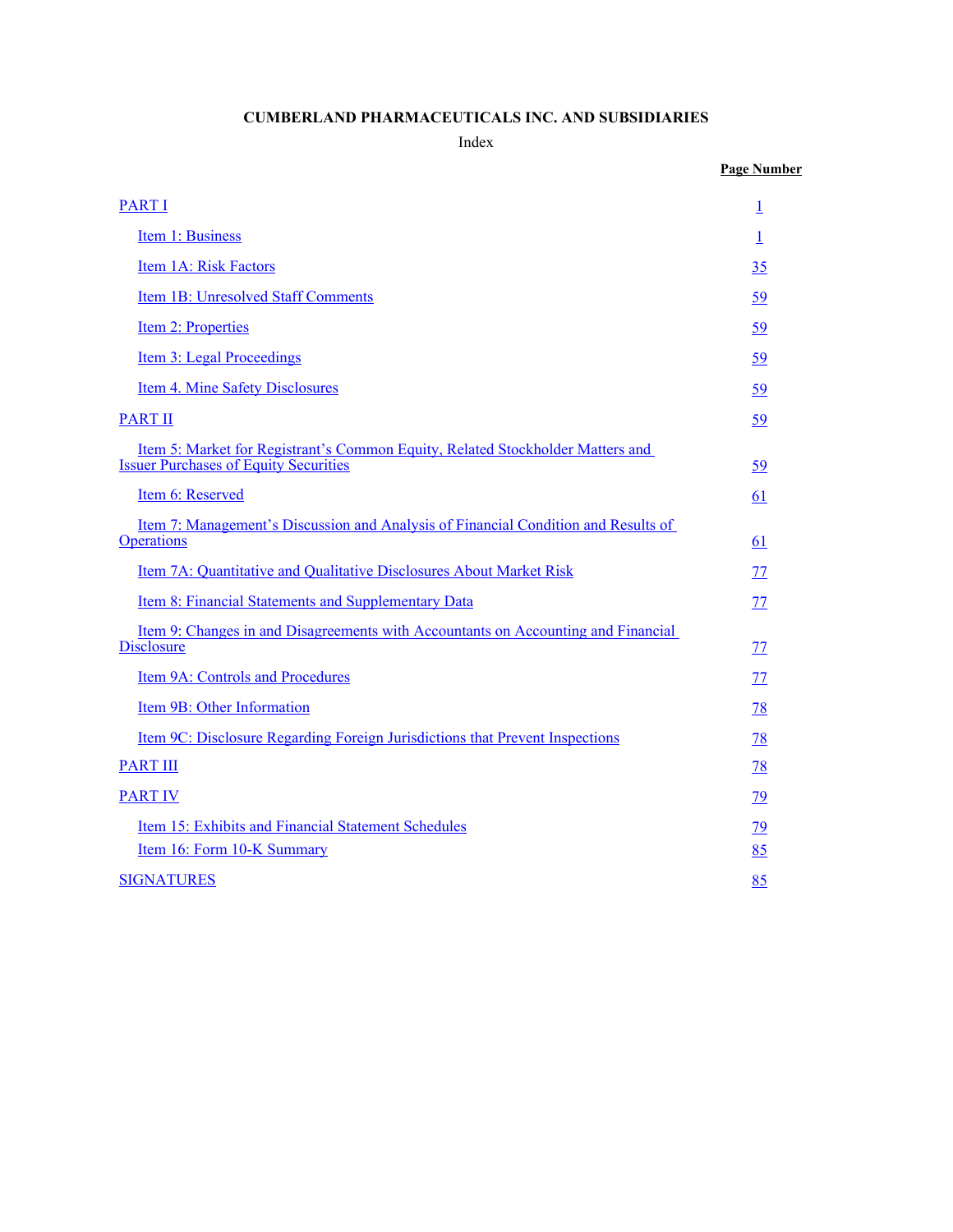**CUMBERLAND PHARMACEUTICALS INC. AND SUBSIDIARIES**

Index

| | **Page Number** |
|---|---|
| PART I | 1 |
| Item 1: Business | 1 |
| Item 1A: Risk Factors | 35 |
| Item 1B: Unresolved Staff Comments | 59 |
| Item 2: Properties | 59 |
| Item 3: Legal Proceedings | 59 |
| Item 4. Mine Safety Disclosures | 59 |
| PART II | 59 |
| Item 5: Market for Registrant's Common Equity, Related Stockholder Matters and Issuer Purchases of Equity Securities | 59 |
| Item 6: Reserved | 61 |
| Item 7: Management's Discussion and Analysis of Financial Condition and Results of Operations | 61 |
| Item 7A: Quantitative and Qualitative Disclosures About Market Risk | 77 |
| Item 8: Financial Statements and Supplementary Data | 77 |
| Item 9: Changes in and Disagreements with Accountants on Accounting and Financial Disclosure | 77 |
| Item 9A: Controls and Procedures | 77 |
| Item 9B: Other Information | 78 |
| Item 9C: Disclosure Regarding Foreign Jurisdictions that Prevent Inspections | 78 |
| PART III | 78 |
| PART IV | 79 |
| Item 15: Exhibits and Financial Statement Schedules | 79 |
| Item 16: Form 10-K Summary | 85 |
| SIGNATURES | 85 |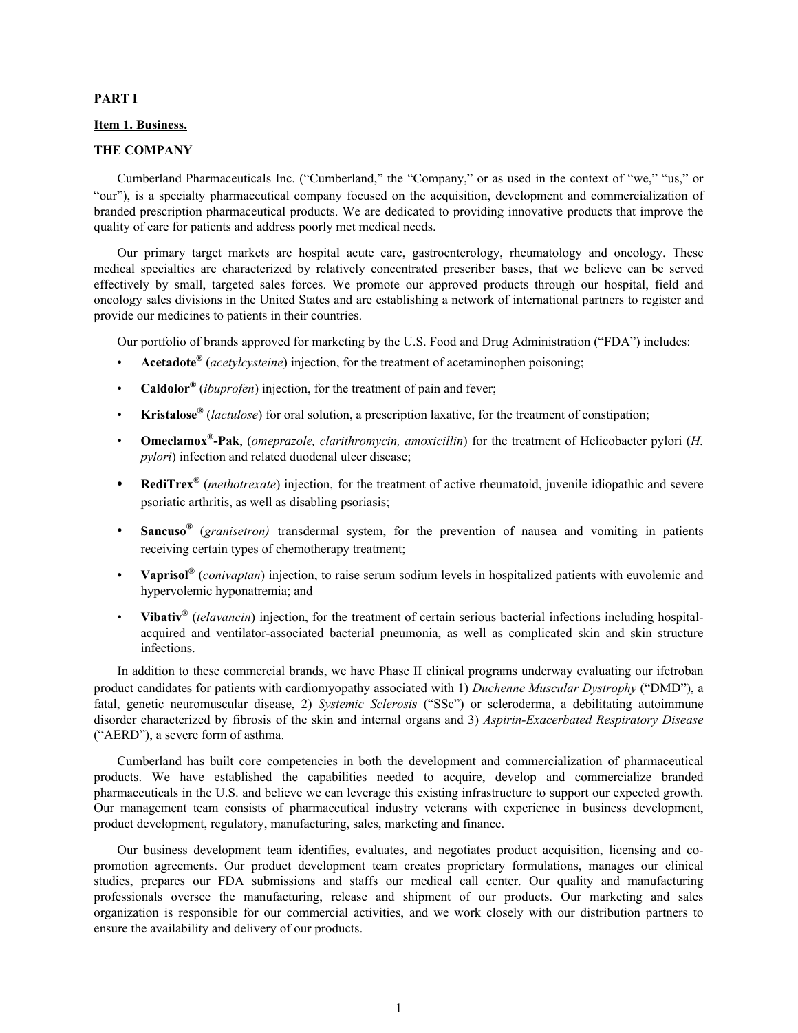**PART I**

**Item 1. Business.**

**THE COMPANY**

Cumberland Pharmaceuticals Inc. ("Cumberland," the "Company," or as used in the context of "we," "us," or "our"), is a specialty pharmaceutical company focused on the acquisition, development and commercialization of branded prescription pharmaceutical products. We are dedicated to providing innovative products that improve the quality of care for patients and address poorly met medical needs.

Our primary target markets are hospital acute care, gastroenterology, rheumatology and oncology. These medical specialties are characterized by relatively concentrated prescriber bases, that we believe can be served effectively by small, targeted sales forces. We promote our approved products through our hospital, field and oncology sales divisions in the United States and are establishing a network of international partners to register and provide our medicines to patients in their countries.

Our portfolio of brands approved for marketing by the U.S. Food and Drug Administration ("FDA") includes:

- **Acetadote®** (*acetylcysteine*) injection, for the treatment of acetaminophen poisoning;
- **Caldolor®** (*ibuprofen*) injection, for the treatment of pain and fever;
- **Kristalose®** (*lactulose*) for oral solution, a prescription laxative, for the treatment of constipation;
- **Omeclamox®-Pak**, (*omeprazole, clarithromycin, amoxicillin*) for the treatment of Helicobacter pylori (*H. pylori*) infection and related duodenal ulcer disease;
- **RediTrex®** (*methotrexate*) injection, for the treatment of active rheumatoid, juvenile idiopathic and severe psoriatic arthritis, as well as disabling psoriasis;
- **Sancuso®** (*granisetron)* transdermal system, for the prevention of nausea and vomiting in patients receiving certain types of chemotherapy treatment;
- **Vaprisol®** (*conivaptan*) injection, to raise serum sodium levels in hospitalized patients with euvolemic and hypervolemic hyponatremia; and
- **Vibativ®** (*telavancin*) injection, for the treatment of certain serious bacterial infections including hospital-acquired and ventilator-associated bacterial pneumonia, as well as complicated skin and skin structure infections.

In addition to these commercial brands, we have Phase II clinical programs underway evaluating our ifetroban product candidates for patients with cardiomyopathy associated with 1) *Duchenne Muscular Dystrophy* ("DMD"), a fatal, genetic neuromuscular disease, 2) *Systemic Sclerosis* ("SSc") or scleroderma, a debilitating autoimmune disorder characterized by fibrosis of the skin and internal organs and 3) *Aspirin-Exacerbated Respiratory Disease* ("AERD"), a severe form of asthma.

Cumberland has built core competencies in both the development and commercialization of pharmaceutical products. We have established the capabilities needed to acquire, develop and commercialize branded pharmaceuticals in the U.S. and believe we can leverage this existing infrastructure to support our expected growth. Our management team consists of pharmaceutical industry veterans with experience in business development, product development, regulatory, manufacturing, sales, marketing and finance.

Our business development team identifies, evaluates, and negotiates product acquisition, licensing and co-promotion agreements. Our product development team creates proprietary formulations, manages our clinical studies, prepares our FDA submissions and staffs our medical call center. Our quality and manufacturing professionals oversee the manufacturing, release and shipment of our products. Our marketing and sales organization is responsible for our commercial activities, and we work closely with our distribution partners to ensure the availability and delivery of our products.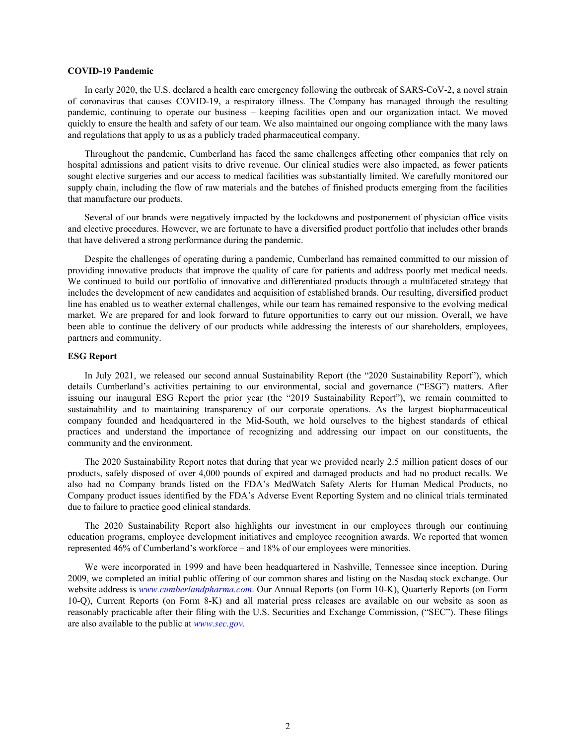**COVID-19 Pandemic**

In early 2020, the U.S. declared a health care emergency following the outbreak of SARS-CoV-2, a novel strain of coronavirus that causes COVID-19, a respiratory illness. The Company has managed through the resulting pandemic, continuing to operate our business – keeping facilities open and our organization intact. We moved quickly to ensure the health and safety of our team. We also maintained our ongoing compliance with the many laws and regulations that apply to us as a publicly traded pharmaceutical company.

Throughout the pandemic, Cumberland has faced the same challenges affecting other companies that rely on hospital admissions and patient visits to drive revenue. Our clinical studies were also impacted, as fewer patients sought elective surgeries and our access to medical facilities was substantially limited. We carefully monitored our supply chain, including the flow of raw materials and the batches of finished products emerging from the facilities that manufacture our products.

Several of our brands were negatively impacted by the lockdowns and postponement of physician office visits and elective procedures. However, we are fortunate to have a diversified product portfolio that includes other brands that have delivered a strong performance during the pandemic.

Despite the challenges of operating during a pandemic, Cumberland has remained committed to our mission of providing innovative products that improve the quality of care for patients and address poorly met medical needs. We continued to build our portfolio of innovative and differentiated products through a multifaceted strategy that includes the development of new candidates and acquisition of established brands. Our resulting, diversified product line has enabled us to weather external challenges, while our team has remained responsive to the evolving medical market. We are prepared for and look forward to future opportunities to carry out our mission. Overall, we have been able to continue the delivery of our products while addressing the interests of our shareholders, employees, partners and community.

**ESG Report**

In July 2021, we released our second annual Sustainability Report (the "2020 Sustainability Report"), which details Cumberland's activities pertaining to our environmental, social and governance ("ESG") matters. After issuing our inaugural ESG Report the prior year (the "2019 Sustainability Report"), we remain committed to sustainability and to maintaining transparency of our corporate operations. As the largest biopharmaceutical company founded and headquartered in the Mid-South, we hold ourselves to the highest standards of ethical practices and understand the importance of recognizing and addressing our impact on our constituents, the community and the environment.

The 2020 Sustainability Report notes that during that year we provided nearly 2.5 million patient doses of our products, safely disposed of over 4,000 pounds of expired and damaged products and had no product recalls. We also had no Company brands listed on the FDA's MedWatch Safety Alerts for Human Medical Products, no Company product issues identified by the FDA's Adverse Event Reporting System and no clinical trials terminated due to failure to practice good clinical standards.

The 2020 Sustainability Report also highlights our investment in our employees through our continuing education programs, employee development initiatives and employee recognition awards. We reported that women represented 46% of Cumberland's workforce – and 18% of our employees were minorities.

We were incorporated in 1999 and have been headquartered in Nashville, Tennessee since inception. During 2009, we completed an initial public offering of our common shares and listing on the Nasdaq stock exchange. Our website address is *www.cumberlandpharma.com*. Our Annual Reports (on Form 10-K), Quarterly Reports (on Form 10-Q), Current Reports (on Form 8-K) and all material press releases are available on our website as soon as reasonably practicable after their filing with the U.S. Securities and Exchange Commission, ("SEC"). These filings are also available to the public at *www.sec.gov.*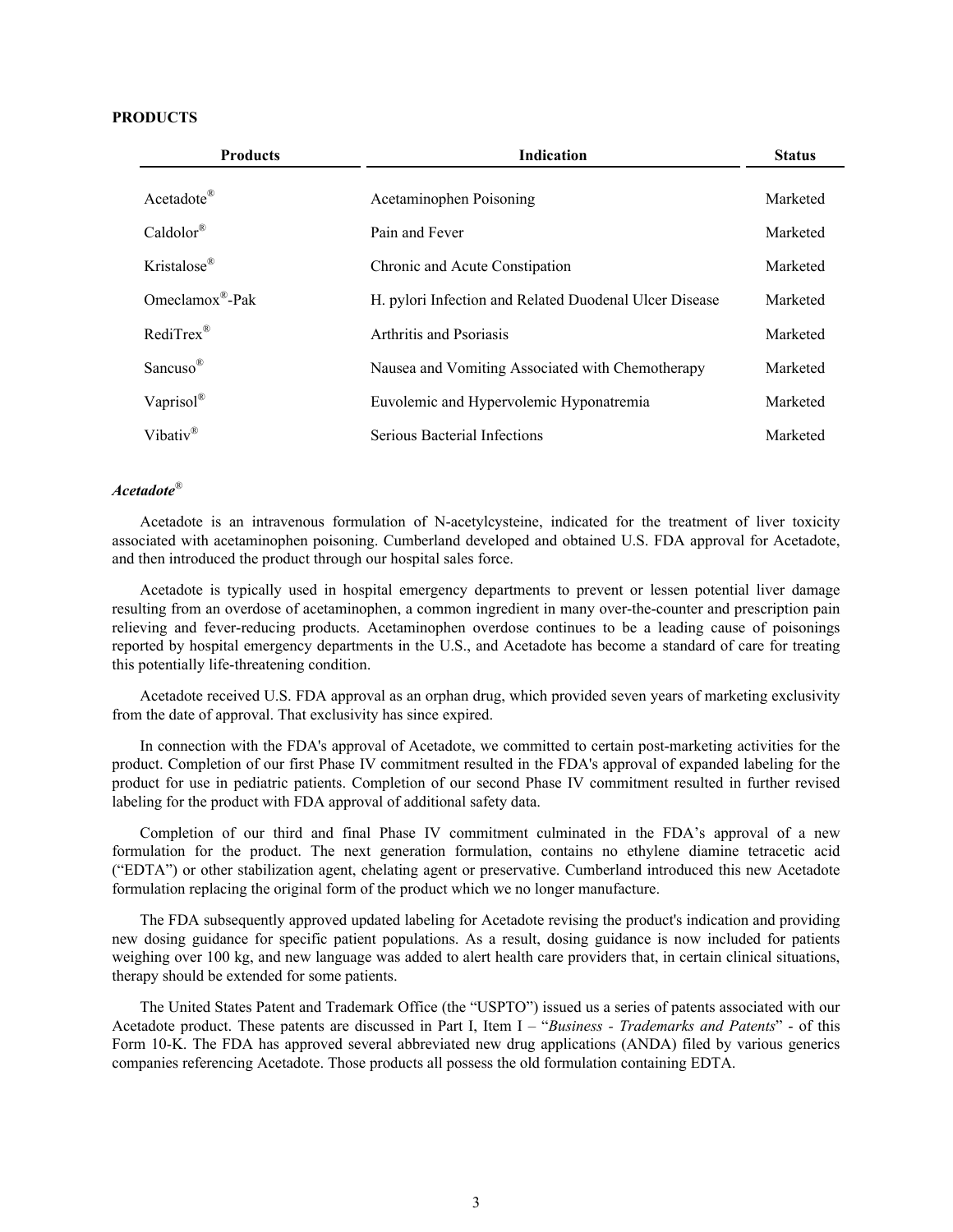**PRODUCTS**

| Products | Indication | Status |
|---|---|---|
| Acetadote® | Acetaminophen Poisoning | Marketed |
| Caldolor® | Pain and Fever | Marketed |
| Kristalose® | Chronic and Acute Constipation | Marketed |
| Omeclamox®-Pak | H. pylori Infection and Related Duodenal Ulcer Disease | Marketed |
| RediTrex® | Arthritis and Psoriasis | Marketed |
| Sancuso® | Nausea and Vomiting Associated with Chemotherapy | Marketed |
| Vaprisol® | Euvolemic and Hypervolemic Hyponatremia | Marketed |
| Vibativ® | Serious Bacterial Infections | Marketed |

***Acetadote®***

Acetadote is an intravenous formulation of N-acetylcysteine, indicated for the treatment of liver toxicity associated with acetaminophen poisoning. Cumberland developed and obtained U.S. FDA approval for Acetadote, and then introduced the product through our hospital sales force.

Acetadote is typically used in hospital emergency departments to prevent or lessen potential liver damage resulting from an overdose of acetaminophen, a common ingredient in many over-the-counter and prescription pain relieving and fever-reducing products. Acetaminophen overdose continues to be a leading cause of poisonings reported by hospital emergency departments in the U.S., and Acetadote has become a standard of care for treating this potentially life-threatening condition.

Acetadote received U.S. FDA approval as an orphan drug, which provided seven years of marketing exclusivity from the date of approval. That exclusivity has since expired.

In connection with the FDA's approval of Acetadote, we committed to certain post-marketing activities for the product. Completion of our first Phase IV commitment resulted in the FDA's approval of expanded labeling for the product for use in pediatric patients. Completion of our second Phase IV commitment resulted in further revised labeling for the product with FDA approval of additional safety data.

Completion of our third and final Phase IV commitment culminated in the FDA's approval of a new formulation for the product. The next generation formulation, contains no ethylene diamine tetracetic acid ("EDTA") or other stabilization agent, chelating agent or preservative. Cumberland introduced this new Acetadote formulation replacing the original form of the product which we no longer manufacture.

The FDA subsequently approved updated labeling for Acetadote revising the product's indication and providing new dosing guidance for specific patient populations. As a result, dosing guidance is now included for patients weighing over 100 kg, and new language was added to alert health care providers that, in certain clinical situations, therapy should be extended for some patients.

The United States Patent and Trademark Office (the "USPTO") issued us a series of patents associated with our Acetadote product. These patents are discussed in Part I, Item I – "*Business - Trademarks and Patents*" - of this Form 10-K. The FDA has approved several abbreviated new drug applications (ANDA) filed by various generics companies referencing Acetadote. Those products all possess the old formulation containing EDTA.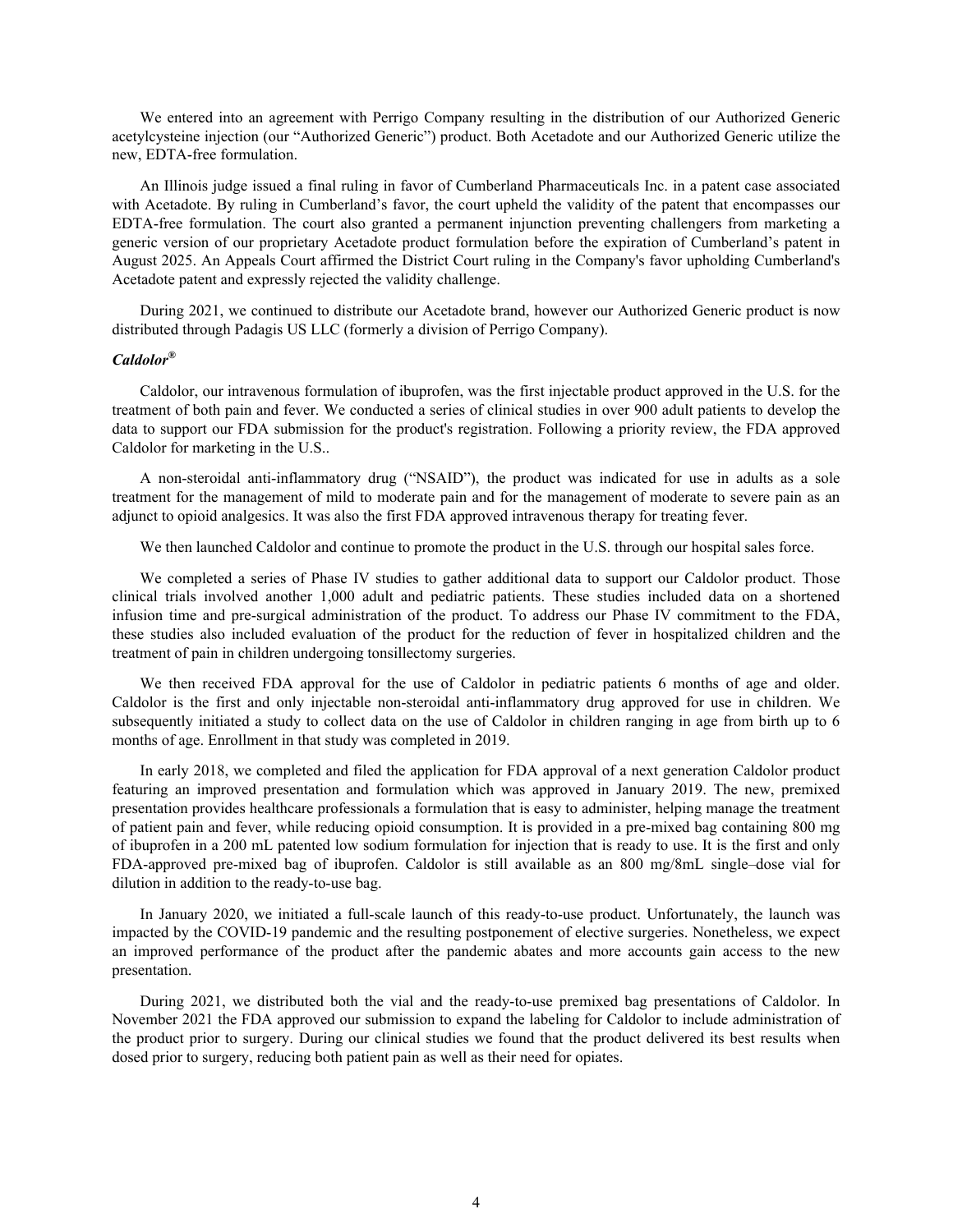We entered into an agreement with Perrigo Company resulting in the distribution of our Authorized Generic acetylcysteine injection (our "Authorized Generic") product. Both Acetadote and our Authorized Generic utilize the new, EDTA-free formulation.

An Illinois judge issued a final ruling in favor of Cumberland Pharmaceuticals Inc. in a patent case associated with Acetadote. By ruling in Cumberland's favor, the court upheld the validity of the patent that encompasses our EDTA-free formulation. The court also granted a permanent injunction preventing challengers from marketing a generic version of our proprietary Acetadote product formulation before the expiration of Cumberland's patent in August 2025. An Appeals Court affirmed the District Court ruling in the Company's favor upholding Cumberland's Acetadote patent and expressly rejected the validity challenge.

During 2021, we continued to distribute our Acetadote brand, however our Authorized Generic product is now distributed through Padagis US LLC (formerly a division of Perrigo Company).

***Caldolor®***

Caldolor, our intravenous formulation of ibuprofen, was the first injectable product approved in the U.S. for the treatment of both pain and fever. We conducted a series of clinical studies in over 900 adult patients to develop the data to support our FDA submission for the product's registration. Following a priority review, the FDA approved Caldolor for marketing in the U.S..

A non-steroidal anti-inflammatory drug ("NSAID"), the product was indicated for use in adults as a sole treatment for the management of mild to moderate pain and for the management of moderate to severe pain as an adjunct to opioid analgesics. It was also the first FDA approved intravenous therapy for treating fever.

We then launched Caldolor and continue to promote the product in the U.S. through our hospital sales force.

We completed a series of Phase IV studies to gather additional data to support our Caldolor product. Those clinical trials involved another 1,000 adult and pediatric patients. These studies included data on a shortened infusion time and pre-surgical administration of the product. To address our Phase IV commitment to the FDA, these studies also included evaluation of the product for the reduction of fever in hospitalized children and the treatment of pain in children undergoing tonsillectomy surgeries.

We then received FDA approval for the use of Caldolor in pediatric patients 6 months of age and older. Caldolor is the first and only injectable non-steroidal anti-inflammatory drug approved for use in children. We subsequently initiated a study to collect data on the use of Caldolor in children ranging in age from birth up to 6 months of age. Enrollment in that study was completed in 2019.

In early 2018, we completed and filed the application for FDA approval of a next generation Caldolor product featuring an improved presentation and formulation which was approved in January 2019. The new, premixed presentation provides healthcare professionals a formulation that is easy to administer, helping manage the treatment of patient pain and fever, while reducing opioid consumption. It is provided in a pre-mixed bag containing 800 mg of ibuprofen in a 200 mL patented low sodium formulation for injection that is ready to use. It is the first and only FDA-approved pre-mixed bag of ibuprofen. Caldolor is still available as an 800 mg/8mL single–dose vial for dilution in addition to the ready-to-use bag.

In January 2020, we initiated a full-scale launch of this ready-to-use product. Unfortunately, the launch was impacted by the COVID-19 pandemic and the resulting postponement of elective surgeries. Nonetheless, we expect an improved performance of the product after the pandemic abates and more accounts gain access to the new presentation.

During 2021, we distributed both the vial and the ready-to-use premixed bag presentations of Caldolor. In November 2021 the FDA approved our submission to expand the labeling for Caldolor to include administration of the product prior to surgery. During our clinical studies we found that the product delivered its best results when dosed prior to surgery, reducing both patient pain as well as their need for opiates.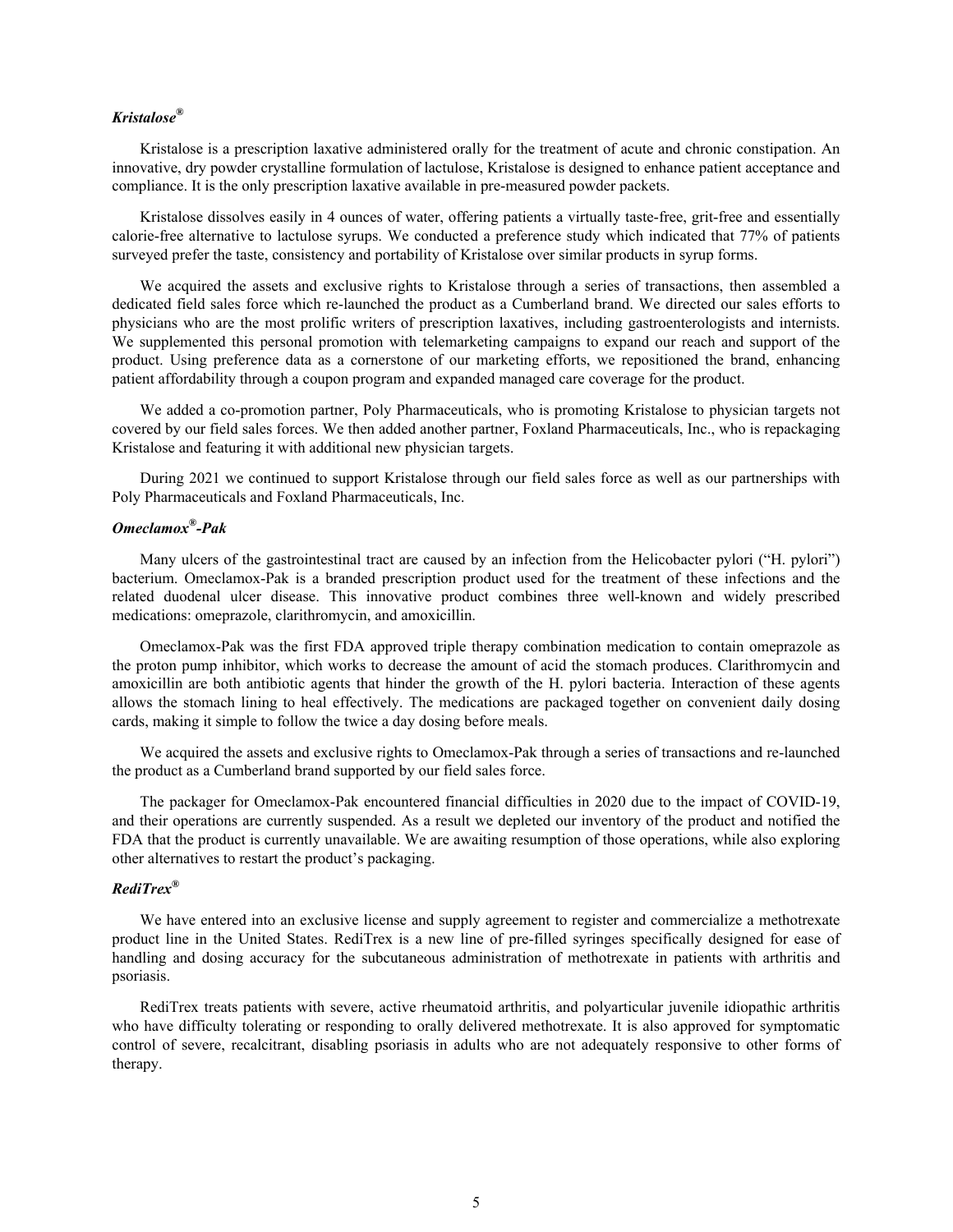### *Kristalose®*

Kristalose is a prescription laxative administered orally for the treatment of acute and chronic constipation. An innovative, dry powder crystalline formulation of lactulose, Kristalose is designed to enhance patient acceptance and compliance. It is the only prescription laxative available in pre-measured powder packets.

Kristalose dissolves easily in 4 ounces of water, offering patients a virtually taste-free, grit-free and essentially calorie-free alternative to lactulose syrups. We conducted a preference study which indicated that 77% of patients surveyed prefer the taste, consistency and portability of Kristalose over similar products in syrup forms.

We acquired the assets and exclusive rights to Kristalose through a series of transactions, then assembled a dedicated field sales force which re-launched the product as a Cumberland brand. We directed our sales efforts to physicians who are the most prolific writers of prescription laxatives, including gastroenterologists and internists. We supplemented this personal promotion with telemarketing campaigns to expand our reach and support of the product. Using preference data as a cornerstone of our marketing efforts, we repositioned the brand, enhancing patient affordability through a coupon program and expanded managed care coverage for the product.

We added a co-promotion partner, Poly Pharmaceuticals, who is promoting Kristalose to physician targets not covered by our field sales forces. We then added another partner, Foxland Pharmaceuticals, Inc., who is repackaging Kristalose and featuring it with additional new physician targets.

During 2021 we continued to support Kristalose through our field sales force as well as our partnerships with Poly Pharmaceuticals and Foxland Pharmaceuticals, Inc.

### *Omeclamox®-Pak*

Many ulcers of the gastrointestinal tract are caused by an infection from the Helicobacter pylori ("H. pylori") bacterium. Omeclamox-Pak is a branded prescription product used for the treatment of these infections and the related duodenal ulcer disease. This innovative product combines three well-known and widely prescribed medications: omeprazole, clarithromycin, and amoxicillin.

Omeclamox-Pak was the first FDA approved triple therapy combination medication to contain omeprazole as the proton pump inhibitor, which works to decrease the amount of acid the stomach produces. Clarithromycin and amoxicillin are both antibiotic agents that hinder the growth of the H. pylori bacteria. Interaction of these agents allows the stomach lining to heal effectively. The medications are packaged together on convenient daily dosing cards, making it simple to follow the twice a day dosing before meals.

We acquired the assets and exclusive rights to Omeclamox-Pak through a series of transactions and re-launched the product as a Cumberland brand supported by our field sales force.

The packager for Omeclamox-Pak encountered financial difficulties in 2020 due to the impact of COVID-19, and their operations are currently suspended. As a result we depleted our inventory of the product and notified the FDA that the product is currently unavailable. We are awaiting resumption of those operations, while also exploring other alternatives to restart the product's packaging.

### *RediTrex®*

We have entered into an exclusive license and supply agreement to register and commercialize a methotrexate product line in the United States. RediTrex is a new line of pre-filled syringes specifically designed for ease of handling and dosing accuracy for the subcutaneous administration of methotrexate in patients with arthritis and psoriasis.

RediTrex treats patients with severe, active rheumatoid arthritis, and polyarticular juvenile idiopathic arthritis who have difficulty tolerating or responding to orally delivered methotrexate. It is also approved for symptomatic control of severe, recalcitrant, disabling psoriasis in adults who are not adequately responsive to other forms of therapy.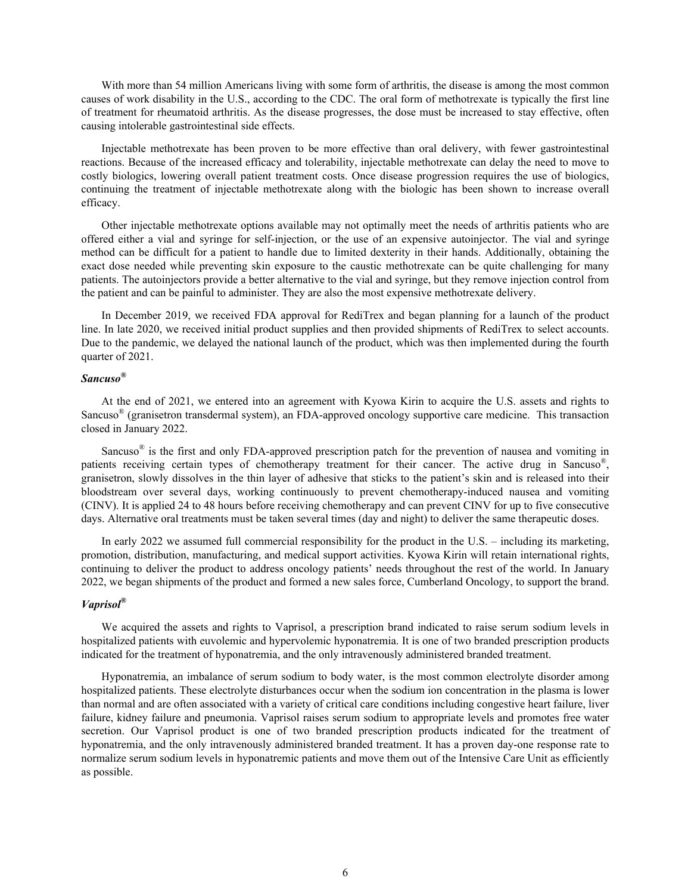With more than 54 million Americans living with some form of arthritis, the disease is among the most common causes of work disability in the U.S., according to the CDC. The oral form of methotrexate is typically the first line of treatment for rheumatoid arthritis. As the disease progresses, the dose must be increased to stay effective, often causing intolerable gastrointestinal side effects.

Injectable methotrexate has been proven to be more effective than oral delivery, with fewer gastrointestinal reactions. Because of the increased efficacy and tolerability, injectable methotrexate can delay the need to move to costly biologics, lowering overall patient treatment costs. Once disease progression requires the use of biologics, continuing the treatment of injectable methotrexate along with the biologic has been shown to increase overall efficacy.

Other injectable methotrexate options available may not optimally meet the needs of arthritis patients who are offered either a vial and syringe for self-injection, or the use of an expensive autoinjector. The vial and syringe method can be difficult for a patient to handle due to limited dexterity in their hands. Additionally, obtaining the exact dose needed while preventing skin exposure to the caustic methotrexate can be quite challenging for many patients. The autoinjectors provide a better alternative to the vial and syringe, but they remove injection control from the patient and can be painful to administer. They are also the most expensive methotrexate delivery.

In December 2019, we received FDA approval for RediTrex and began planning for a launch of the product line. In late 2020, we received initial product supplies and then provided shipments of RediTrex to select accounts. Due to the pandemic, we delayed the national launch of the product, which was then implemented during the fourth quarter of 2021.

### *Sancuso®*

At the end of 2021, we entered into an agreement with Kyowa Kirin to acquire the U.S. assets and rights to Sancuso® (granisetron transdermal system), an FDA-approved oncology supportive care medicine. This transaction closed in January 2022.

Sancuso® is the first and only FDA-approved prescription patch for the prevention of nausea and vomiting in patients receiving certain types of chemotherapy treatment for their cancer. The active drug in Sancuso®, granisetron, slowly dissolves in the thin layer of adhesive that sticks to the patient's skin and is released into their bloodstream over several days, working continuously to prevent chemotherapy-induced nausea and vomiting (CINV). It is applied 24 to 48 hours before receiving chemotherapy and can prevent CINV for up to five consecutive days. Alternative oral treatments must be taken several times (day and night) to deliver the same therapeutic doses.

In early 2022 we assumed full commercial responsibility for the product in the U.S. – including its marketing, promotion, distribution, manufacturing, and medical support activities. Kyowa Kirin will retain international rights, continuing to deliver the product to address oncology patients' needs throughout the rest of the world. In January 2022, we began shipments of the product and formed a new sales force, Cumberland Oncology, to support the brand.

### *Vaprisol®*

We acquired the assets and rights to Vaprisol, a prescription brand indicated to raise serum sodium levels in hospitalized patients with euvolemic and hypervolemic hyponatremia. It is one of two branded prescription products indicated for the treatment of hyponatremia, and the only intravenously administered branded treatment.

Hyponatremia, an imbalance of serum sodium to body water, is the most common electrolyte disorder among hospitalized patients. These electrolyte disturbances occur when the sodium ion concentration in the plasma is lower than normal and are often associated with a variety of critical care conditions including congestive heart failure, liver failure, kidney failure and pneumonia. Vaprisol raises serum sodium to appropriate levels and promotes free water secretion. Our Vaprisol product is one of two branded prescription products indicated for the treatment of hyponatremia, and the only intravenously administered branded treatment. It has a proven day-one response rate to normalize serum sodium levels in hyponatremic patients and move them out of the Intensive Care Unit as efficiently as possible.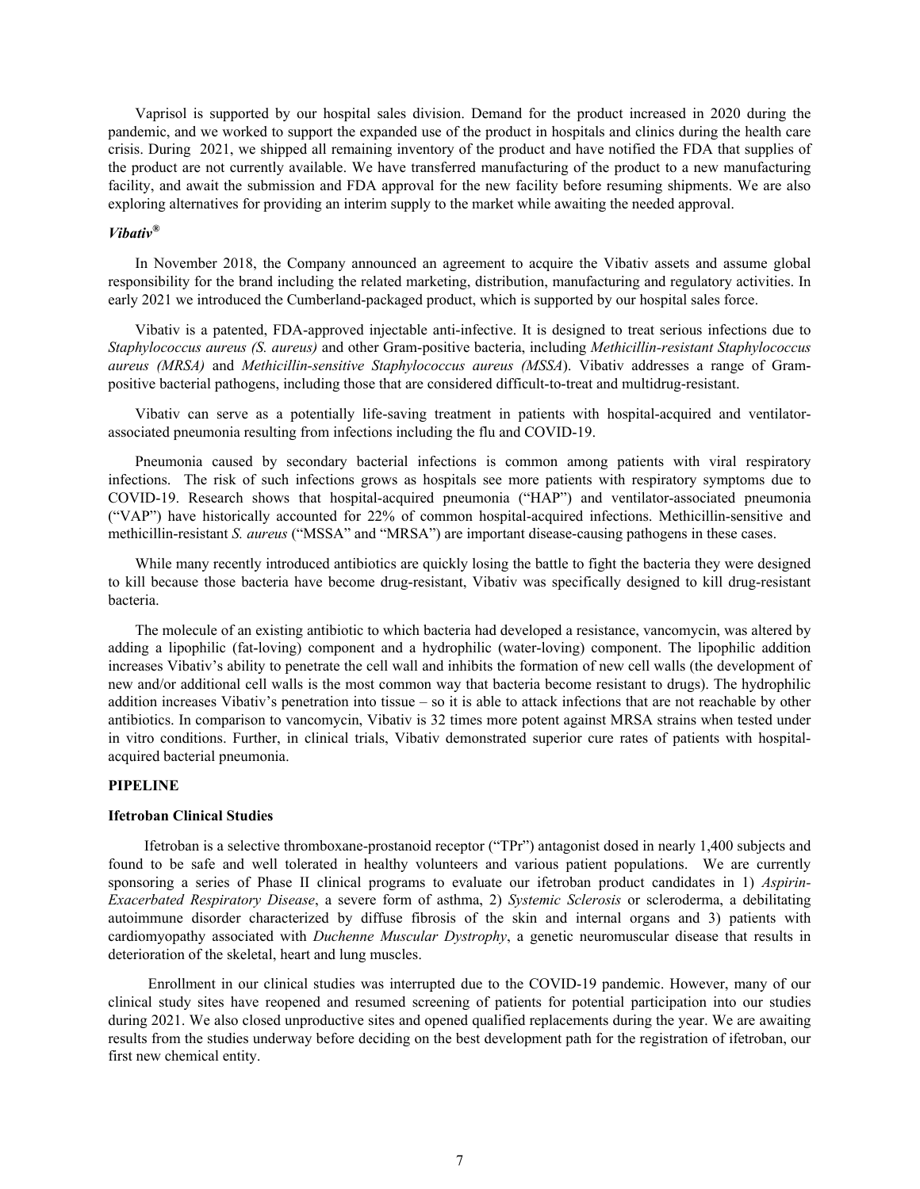Vaprisol is supported by our hospital sales division. Demand for the product increased in 2020 during the pandemic, and we worked to support the expanded use of the product in hospitals and clinics during the health care crisis. During 2021, we shipped all remaining inventory of the product and have notified the FDA that supplies of the product are not currently available. We have transferred manufacturing of the product to a new manufacturing facility, and await the submission and FDA approval for the new facility before resuming shipments. We are also exploring alternatives for providing an interim supply to the market while awaiting the needed approval.

### *Vibativ®*

In November 2018, the Company announced an agreement to acquire the Vibativ assets and assume global responsibility for the brand including the related marketing, distribution, manufacturing and regulatory activities. In early 2021 we introduced the Cumberland-packaged product, which is supported by our hospital sales force.

Vibativ is a patented, FDA-approved injectable anti-infective. It is designed to treat serious infections due to *Staphylococcus aureus (S. aureus)* and other Gram-positive bacteria, including *Methicillin-resistant Staphylococcus aureus (MRSA)* and *Methicillin-sensitive Staphylococcus aureus (MSSA*). Vibativ addresses a range of Gram-positive bacterial pathogens, including those that are considered difficult-to-treat and multidrug-resistant.

Vibativ can serve as a potentially life-saving treatment in patients with hospital-acquired and ventilator-associated pneumonia resulting from infections including the flu and COVID-19.

Pneumonia caused by secondary bacterial infections is common among patients with viral respiratory infections. The risk of such infections grows as hospitals see more patients with respiratory symptoms due to COVID-19. Research shows that hospital-acquired pneumonia ("HAP") and ventilator-associated pneumonia ("VAP") have historically accounted for 22% of common hospital-acquired infections. Methicillin-sensitive and methicillin-resistant *S. aureus* ("MSSA" and "MRSA") are important disease-causing pathogens in these cases.

While many recently introduced antibiotics are quickly losing the battle to fight the bacteria they were designed to kill because those bacteria have become drug-resistant, Vibativ was specifically designed to kill drug-resistant bacteria.

The molecule of an existing antibiotic to which bacteria had developed a resistance, vancomycin, was altered by adding a lipophilic (fat-loving) component and a hydrophilic (water-loving) component. The lipophilic addition increases Vibativ's ability to penetrate the cell wall and inhibits the formation of new cell walls (the development of new and/or additional cell walls is the most common way that bacteria become resistant to drugs). The hydrophilic addition increases Vibativ's penetration into tissue – so it is able to attack infections that are not reachable by other antibiotics. In comparison to vancomycin, Vibativ is 32 times more potent against MRSA strains when tested under in vitro conditions. Further, in clinical trials, Vibativ demonstrated superior cure rates of patients with hospital-acquired bacterial pneumonia.

## PIPELINE

### Ifetroban Clinical Studies

Ifetroban is a selective thromboxane-prostanoid receptor ("TPr") antagonist dosed in nearly 1,400 subjects and found to be safe and well tolerated in healthy volunteers and various patient populations. We are currently sponsoring a series of Phase II clinical programs to evaluate our ifetroban product candidates in 1) *Aspirin-Exacerbated Respiratory Disease*, a severe form of asthma, 2) *Systemic Sclerosis* or scleroderma, a debilitating autoimmune disorder characterized by diffuse fibrosis of the skin and internal organs and 3) patients with cardiomyopathy associated with *Duchenne Muscular Dystrophy*, a genetic neuromuscular disease that results in deterioration of the skeletal, heart and lung muscles.

Enrollment in our clinical studies was interrupted due to the COVID-19 pandemic. However, many of our clinical study sites have reopened and resumed screening of patients for potential participation into our studies during 2021. We also closed unproductive sites and opened qualified replacements during the year. We are awaiting results from the studies underway before deciding on the best development path for the registration of ifetroban, our first new chemical entity.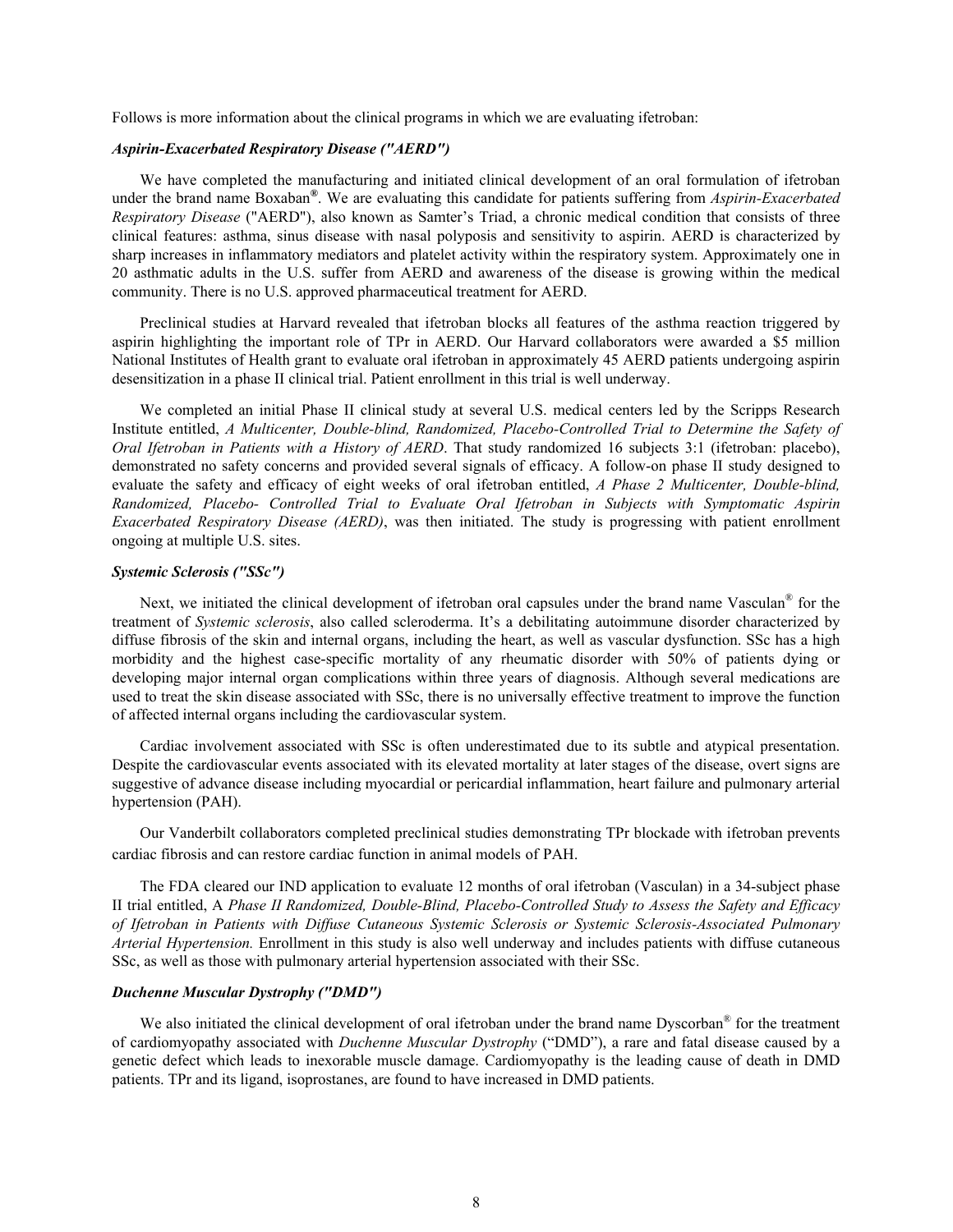Follows is more information about the clinical programs in which we are evaluating ifetroban:

***Aspirin-Exacerbated Respiratory Disease ("AERD")***

We have completed the manufacturing and initiated clinical development of an oral formulation of ifetroban under the brand name Boxaban®. We are evaluating this candidate for patients suffering from *Aspirin-Exacerbated Respiratory Disease* ("AERD"), also known as Samter's Triad, a chronic medical condition that consists of three clinical features: asthma, sinus disease with nasal polyposis and sensitivity to aspirin. AERD is characterized by sharp increases in inflammatory mediators and platelet activity within the respiratory system. Approximately one in 20 asthmatic adults in the U.S. suffer from AERD and awareness of the disease is growing within the medical community. There is no U.S. approved pharmaceutical treatment for AERD.

Preclinical studies at Harvard revealed that ifetroban blocks all features of the asthma reaction triggered by aspirin highlighting the important role of TPr in AERD. Our Harvard collaborators were awarded a $5 million National Institutes of Health grant to evaluate oral ifetroban in approximately 45 AERD patients undergoing aspirin desensitization in a phase II clinical trial. Patient enrollment in this trial is well underway.

We completed an initial Phase II clinical study at several U.S. medical centers led by the Scripps Research Institute entitled, *A Multicenter, Double-blind, Randomized, Placebo-Controlled Trial to Determine the Safety of Oral Ifetroban in Patients with a History of AERD*. That study randomized 16 subjects 3:1 (ifetroban: placebo), demonstrated no safety concerns and provided several signals of efficacy. A follow-on phase II study designed to evaluate the safety and efficacy of eight weeks of oral ifetroban entitled, *A Phase 2 Multicenter, Double-blind, Randomized, Placebo- Controlled Trial to Evaluate Oral Ifetroban in Subjects with Symptomatic Aspirin Exacerbated Respiratory Disease (AERD)*, was then initiated. The study is progressing with patient enrollment ongoing at multiple U.S. sites.

***Systemic Sclerosis ("SSc")***

Next, we initiated the clinical development of ifetroban oral capsules under the brand name Vasculan® for the treatment of *Systemic sclerosis*, also called scleroderma. It's a debilitating autoimmune disorder characterized by diffuse fibrosis of the skin and internal organs, including the heart, as well as vascular dysfunction. SSc has a high morbidity and the highest case-specific mortality of any rheumatic disorder with 50% of patients dying or developing major internal organ complications within three years of diagnosis. Although several medications are used to treat the skin disease associated with SSc, there is no universally effective treatment to improve the function of affected internal organs including the cardiovascular system.

Cardiac involvement associated with SSc is often underestimated due to its subtle and atypical presentation. Despite the cardiovascular events associated with its elevated mortality at later stages of the disease, overt signs are suggestive of advance disease including myocardial or pericardial inflammation, heart failure and pulmonary arterial hypertension (PAH).

Our Vanderbilt collaborators completed preclinical studies demonstrating TPr blockade with ifetroban prevents cardiac fibrosis and can restore cardiac function in animal models of PAH.

The FDA cleared our IND application to evaluate 12 months of oral ifetroban (Vasculan) in a 34-subject phase II trial entitled, A *Phase II Randomized, Double-Blind, Placebo-Controlled Study to Assess the Safety and Efficacy of Ifetroban in Patients with Diffuse Cutaneous Systemic Sclerosis or Systemic Sclerosis-Associated Pulmonary Arterial Hypertension.* Enrollment in this study is also well underway and includes patients with diffuse cutaneous SSc, as well as those with pulmonary arterial hypertension associated with their SSc.

***Duchenne Muscular Dystrophy ("DMD")***

We also initiated the clinical development of oral ifetroban under the brand name Dyscorban® for the treatment of cardiomyopathy associated with *Duchenne Muscular Dystrophy* ("DMD"), a rare and fatal disease caused by a genetic defect which leads to inexorable muscle damage. Cardiomyopathy is the leading cause of death in DMD patients. TPr and its ligand, isoprostanes, are found to have increased in DMD patients.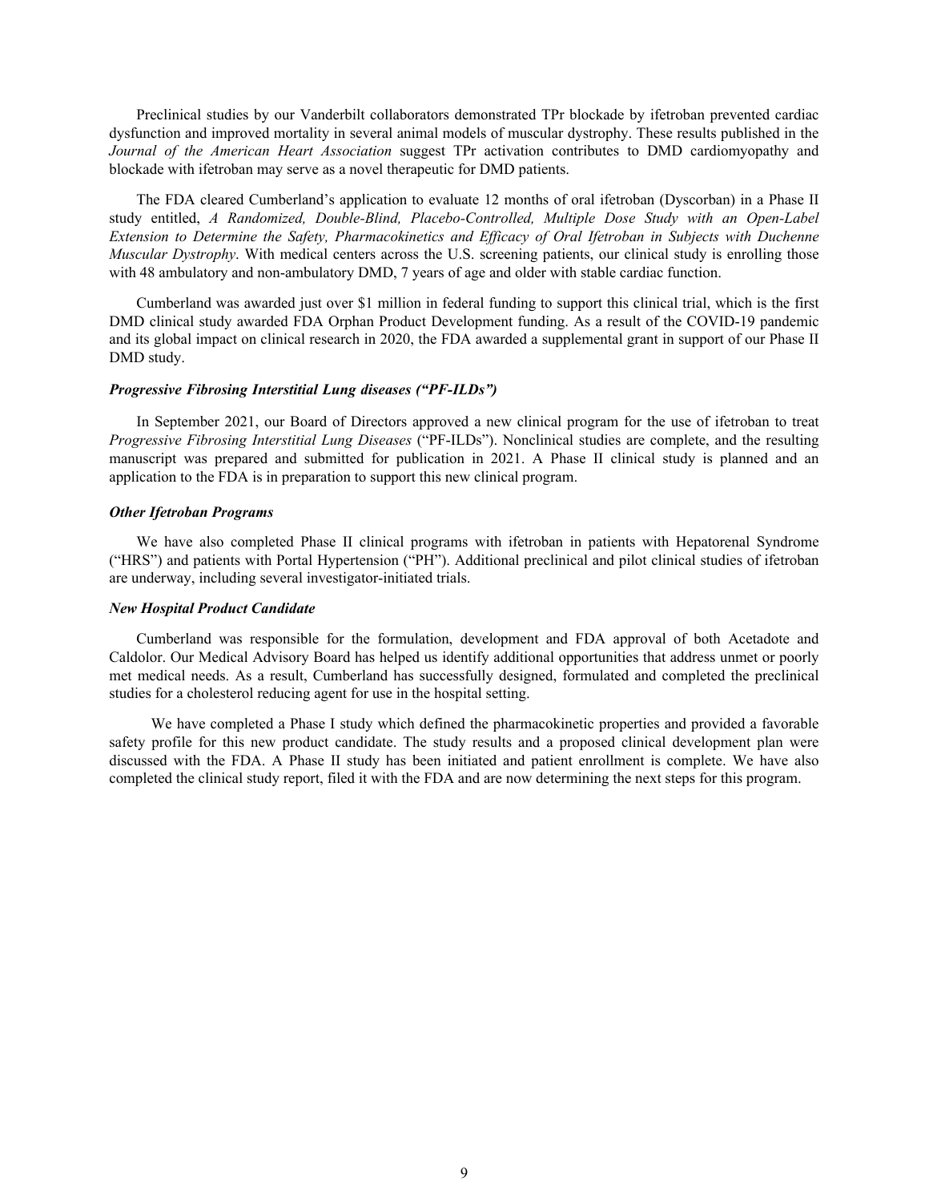Preclinical studies by our Vanderbilt collaborators demonstrated TPr blockade by ifetroban prevented cardiac dysfunction and improved mortality in several animal models of muscular dystrophy. These results published in the *Journal of the American Heart Association* suggest TPr activation contributes to DMD cardiomyopathy and blockade with ifetroban may serve as a novel therapeutic for DMD patients.

The FDA cleared Cumberland's application to evaluate 12 months of oral ifetroban (Dyscorban) in a Phase II study entitled, *A Randomized, Double-Blind, Placebo-Controlled, Multiple Dose Study with an Open-Label Extension to Determine the Safety, Pharmacokinetics and Efficacy of Oral Ifetroban in Subjects with Duchenne Muscular Dystrophy*. With medical centers across the U.S. screening patients, our clinical study is enrolling those with 48 ambulatory and non-ambulatory DMD, 7 years of age and older with stable cardiac function.

Cumberland was awarded just over $1 million in federal funding to support this clinical trial, which is the first DMD clinical study awarded FDA Orphan Product Development funding. As a result of the COVID-19 pandemic and its global impact on clinical research in 2020, the FDA awarded a supplemental grant in support of our Phase II DMD study.

### *Progressive Fibrosing Interstitial Lung diseases ("PF-ILDs")*

In September 2021, our Board of Directors approved a new clinical program for the use of ifetroban to treat *Progressive Fibrosing Interstitial Lung Diseases* ("PF-ILDs"). Nonclinical studies are complete, and the resulting manuscript was prepared and submitted for publication in 2021. A Phase II clinical study is planned and an application to the FDA is in preparation to support this new clinical program.

### *Other Ifetroban Programs*

We have also completed Phase II clinical programs with ifetroban in patients with Hepatorenal Syndrome ("HRS") and patients with Portal Hypertension ("PH"). Additional preclinical and pilot clinical studies of ifetroban are underway, including several investigator-initiated trials.

### *New Hospital Product Candidate*

Cumberland was responsible for the formulation, development and FDA approval of both Acetadote and Caldolor. Our Medical Advisory Board has helped us identify additional opportunities that address unmet or poorly met medical needs. As a result, Cumberland has successfully designed, formulated and completed the preclinical studies for a cholesterol reducing agent for use in the hospital setting.

We have completed a Phase I study which defined the pharmacokinetic properties and provided a favorable safety profile for this new product candidate. The study results and a proposed clinical development plan were discussed with the FDA. A Phase II study has been initiated and patient enrollment is complete. We have also completed the clinical study report, filed it with the FDA and are now determining the next steps for this program.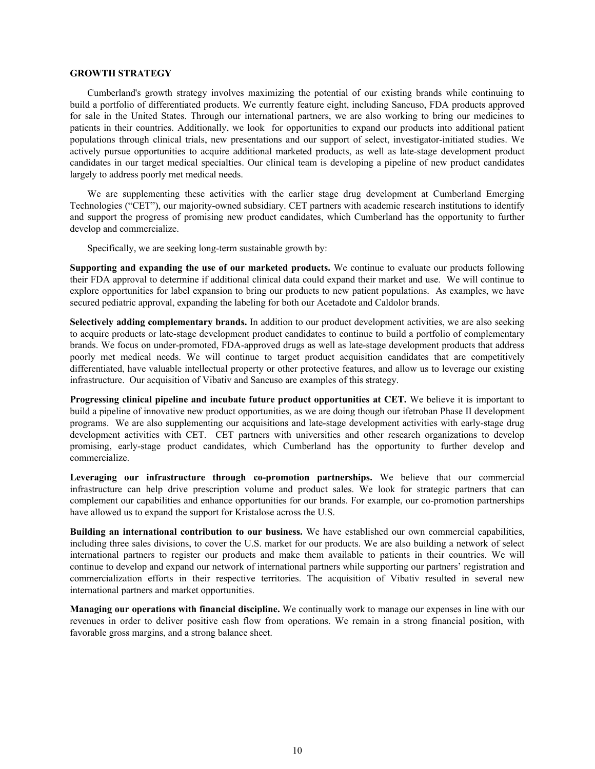## GROWTH STRATEGY

Cumberland's growth strategy involves maximizing the potential of our existing brands while continuing to build a portfolio of differentiated products. We currently feature eight, including Sancuso, FDA products approved for sale in the United States. Through our international partners, we are also working to bring our medicines to patients in their countries. Additionally, we look for opportunities to expand our products into additional patient populations through clinical trials, new presentations and our support of select, investigator-initiated studies. We actively pursue opportunities to acquire additional marketed products, as well as late-stage development product candidates in our target medical specialties. Our clinical team is developing a pipeline of new product candidates largely to address poorly met medical needs.

We are supplementing these activities with the earlier stage drug development at Cumberland Emerging Technologies ("CET"), our majority-owned subsidiary. CET partners with academic research institutions to identify and support the progress of promising new product candidates, which Cumberland has the opportunity to further develop and commercialize.

Specifically, we are seeking long-term sustainable growth by:

**Supporting and expanding the use of our marketed products.** We continue to evaluate our products following their FDA approval to determine if additional clinical data could expand their market and use. We will continue to explore opportunities for label expansion to bring our products to new patient populations. As examples, we have secured pediatric approval, expanding the labeling for both our Acetadote and Caldolor brands.

**Selectively adding complementary brands.** In addition to our product development activities, we are also seeking to acquire products or late-stage development product candidates to continue to build a portfolio of complementary brands. We focus on under-promoted, FDA-approved drugs as well as late-stage development products that address poorly met medical needs. We will continue to target product acquisition candidates that are competitively differentiated, have valuable intellectual property or other protective features, and allow us to leverage our existing infrastructure. Our acquisition of Vibativ and Sancuso are examples of this strategy.

**Progressing clinical pipeline and incubate future product opportunities at CET.** We believe it is important to build a pipeline of innovative new product opportunities, as we are doing though our ifetroban Phase II development programs. We are also supplementing our acquisitions and late-stage development activities with early-stage drug development activities with CET. CET partners with universities and other research organizations to develop promising, early-stage product candidates, which Cumberland has the opportunity to further develop and commercialize.

**Leveraging our infrastructure through co-promotion partnerships.** We believe that our commercial infrastructure can help drive prescription volume and product sales. We look for strategic partners that can complement our capabilities and enhance opportunities for our brands. For example, our co-promotion partnerships have allowed us to expand the support for Kristalose across the U.S.

**Building an international contribution to our business.** We have established our own commercial capabilities, including three sales divisions, to cover the U.S. market for our products. We are also building a network of select international partners to register our products and make them available to patients in their countries. We will continue to develop and expand our network of international partners while supporting our partners' registration and commercialization efforts in their respective territories. The acquisition of Vibativ resulted in several new international partners and market opportunities.

**Managing our operations with financial discipline.** We continually work to manage our expenses in line with our revenues in order to deliver positive cash flow from operations. We remain in a strong financial position, with favorable gross margins, and a strong balance sheet.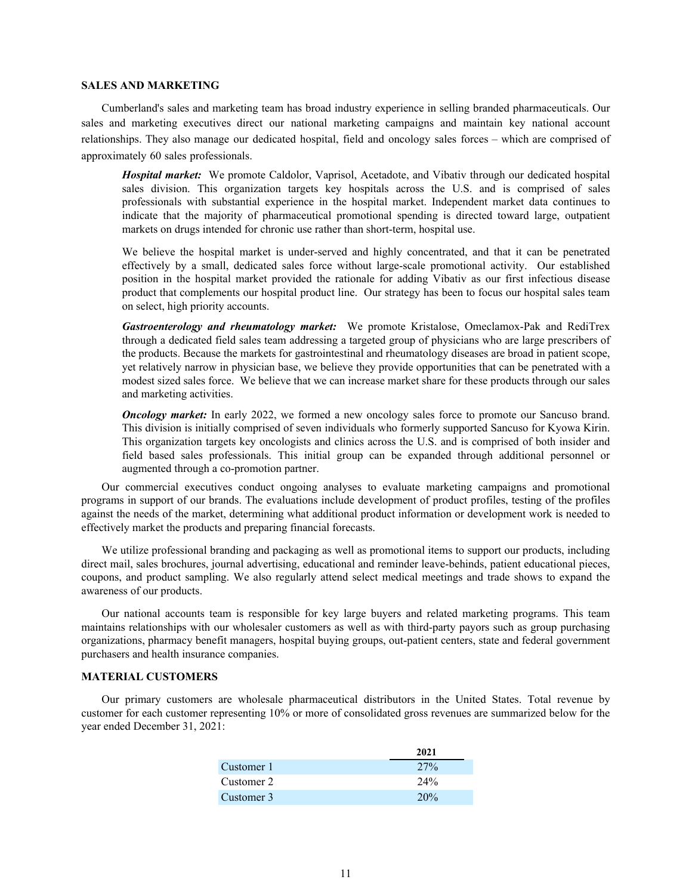## SALES AND MARKETING

Cumberland's sales and marketing team has broad industry experience in selling branded pharmaceuticals. Our sales and marketing executives direct our national marketing campaigns and maintain key national account relationships. They also manage our dedicated hospital, field and oncology sales forces – which are comprised of approximately 60 sales professionals.

> ***Hospital market:*** We promote Caldolor, Vaprisol, Acetadote, and Vibativ through our dedicated hospital sales division. This organization targets key hospitals across the U.S. and is comprised of sales professionals with substantial experience in the hospital market. Independent market data continues to indicate that the majority of pharmaceutical promotional spending is directed toward large, outpatient markets on drugs intended for chronic use rather than short-term, hospital use.
>
> We believe the hospital market is under-served and highly concentrated, and that it can be penetrated effectively by a small, dedicated sales force without large-scale promotional activity. Our established position in the hospital market provided the rationale for adding Vibativ as our first infectious disease product that complements our hospital product line. Our strategy has been to focus our hospital sales team on select, high priority accounts.
>
> ***Gastroenterology and rheumatology market:*** We promote Kristalose, Omeclamox-Pak and RediTrex through a dedicated field sales team addressing a targeted group of physicians who are large prescribers of the products. Because the markets for gastrointestinal and rheumatology diseases are broad in patient scope, yet relatively narrow in physician base, we believe they provide opportunities that can be penetrated with a modest sized sales force. We believe that we can increase market share for these products through our sales and marketing activities.
>
> ***Oncology market:*** In early 2022, we formed a new oncology sales force to promote our Sancuso brand. This division is initially comprised of seven individuals who formerly supported Sancuso for Kyowa Kirin. This organization targets key oncologists and clinics across the U.S. and is comprised of both insider and field based sales professionals. This initial group can be expanded through additional personnel or augmented through a co-promotion partner.

Our commercial executives conduct ongoing analyses to evaluate marketing campaigns and promotional programs in support of our brands. The evaluations include development of product profiles, testing of the profiles against the needs of the market, determining what additional product information or development work is needed to effectively market the products and preparing financial forecasts.

We utilize professional branding and packaging as well as promotional items to support our products, including direct mail, sales brochures, journal advertising, educational and reminder leave-behinds, patient educational pieces, coupons, and product sampling. We also regularly attend select medical meetings and trade shows to expand the awareness of our products.

Our national accounts team is responsible for key large buyers and related marketing programs. This team maintains relationships with our wholesaler customers as well as with third-party payors such as group purchasing organizations, pharmacy benefit managers, hospital buying groups, out-patient centers, state and federal government purchasers and health insurance companies.

## MATERIAL CUSTOMERS

Our primary customers are wholesale pharmaceutical distributors in the United States. Total revenue by customer for each customer representing 10% or more of consolidated gross revenues are summarized below for the year ended December 31, 2021:

| | 2021 |
|---|---|
| Customer 1 | 27% |
| Customer 2 | 24% |
| Customer 3 | 20% |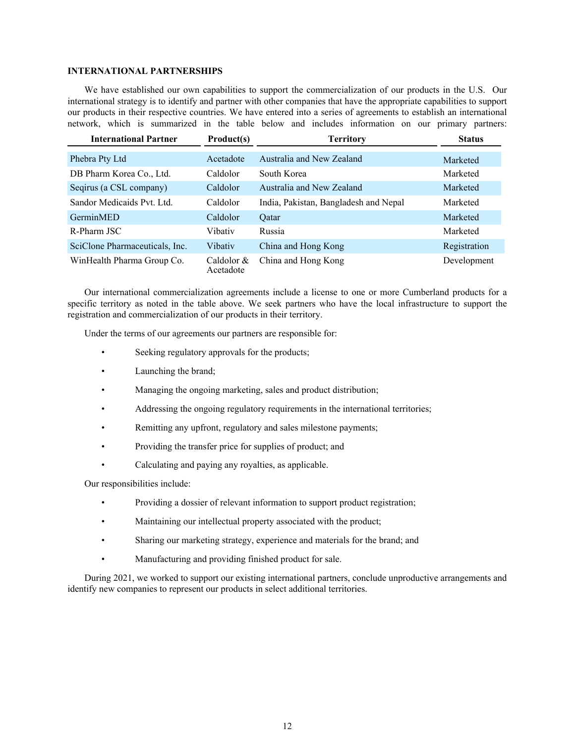**INTERNATIONAL PARTNERSHIPS**

We have established our own capabilities to support the commercialization of our products in the U.S. Our international strategy is to identify and partner with other companies that have the appropriate capabilities to support our products in their respective countries. We have entered into a series of agreements to establish an international network, which is summarized in the table below and includes information on our primary partners:

| International Partner | Product(s) | Territory | Status |
|---|---|---|---|
| Phebra Pty Ltd | Acetadote | Australia and New Zealand | Marketed |
| DB Pharm Korea Co., Ltd. | Caldolor | South Korea | Marketed |
| Seqirus (a CSL company) | Caldolor | Australia and New Zealand | Marketed |
| Sandor Medicaids Pvt. Ltd. | Caldolor | India, Pakistan, Bangladesh and Nepal | Marketed |
| GerminMED | Caldolor | Qatar | Marketed |
| R-Pharm JSC | Vibativ | Russia | Marketed |
| SciClone Pharmaceuticals, Inc. | Vibativ | China and Hong Kong | Registration |
| WinHealth Pharma Group Co. | Caldolor & Acetadote | China and Hong Kong | Development |

Our international commercialization agreements include a license to one or more Cumberland products for a specific territory as noted in the table above. We seek partners who have the local infrastructure to support the registration and commercialization of our products in their territory.

Under the terms of our agreements our partners are responsible for:

- Seeking regulatory approvals for the products;
- Launching the brand;
- Managing the ongoing marketing, sales and product distribution;
- Addressing the ongoing regulatory requirements in the international territories;
- Remitting any upfront, regulatory and sales milestone payments;
- Providing the transfer price for supplies of product; and
- Calculating and paying any royalties, as applicable.

Our responsibilities include:

- Providing a dossier of relevant information to support product registration;
- Maintaining our intellectual property associated with the product;
- Sharing our marketing strategy, experience and materials for the brand; and
- Manufacturing and providing finished product for sale.

During 2021, we worked to support our existing international partners, conclude unproductive arrangements and identify new companies to represent our products in select additional territories.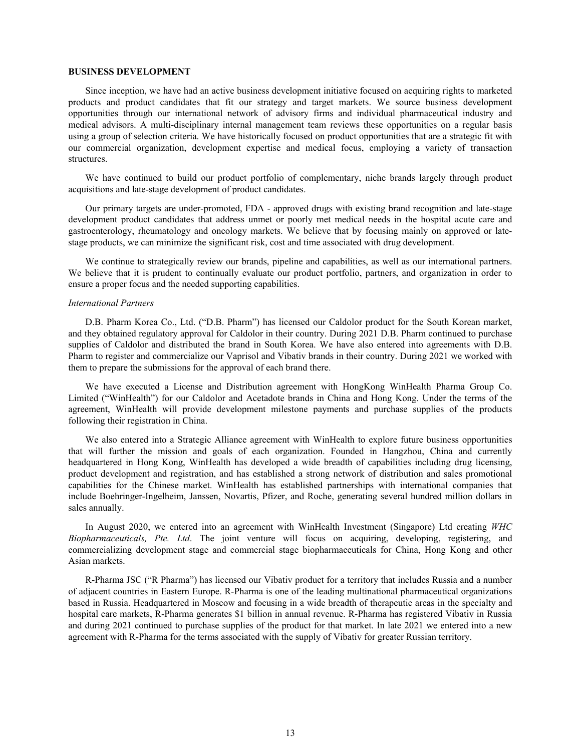## BUSINESS DEVELOPMENT

Since inception, we have had an active business development initiative focused on acquiring rights to marketed products and product candidates that fit our strategy and target markets. We source business development opportunities through our international network of advisory firms and individual pharmaceutical industry and medical advisors. A multi-disciplinary internal management team reviews these opportunities on a regular basis using a group of selection criteria. We have historically focused on product opportunities that are a strategic fit with our commercial organization, development expertise and medical focus, employing a variety of transaction structures.

We have continued to build our product portfolio of complementary, niche brands largely through product acquisitions and late-stage development of product candidates.

Our primary targets are under-promoted, FDA - approved drugs with existing brand recognition and late-stage development product candidates that address unmet or poorly met medical needs in the hospital acute care and gastroenterology, rheumatology and oncology markets. We believe that by focusing mainly on approved or late-stage products, we can minimize the significant risk, cost and time associated with drug development.

We continue to strategically review our brands, pipeline and capabilities, as well as our international partners. We believe that it is prudent to continually evaluate our product portfolio, partners, and organization in order to ensure a proper focus and the needed supporting capabilities.

*International Partners*

D.B. Pharm Korea Co., Ltd. ("D.B. Pharm") has licensed our Caldolor product for the South Korean market, and they obtained regulatory approval for Caldolor in their country. During 2021 D.B. Pharm continued to purchase supplies of Caldolor and distributed the brand in South Korea. We have also entered into agreements with D.B. Pharm to register and commercialize our Vaprisol and Vibativ brands in their country. During 2021 we worked with them to prepare the submissions for the approval of each brand there.

We have executed a License and Distribution agreement with HongKong WinHealth Pharma Group Co. Limited ("WinHealth") for our Caldolor and Acetadote brands in China and Hong Kong. Under the terms of the agreement, WinHealth will provide development milestone payments and purchase supplies of the products following their registration in China.

We also entered into a Strategic Alliance agreement with WinHealth to explore future business opportunities that will further the mission and goals of each organization. Founded in Hangzhou, China and currently headquartered in Hong Kong, WinHealth has developed a wide breadth of capabilities including drug licensing, product development and registration, and has established a strong network of distribution and sales promotional capabilities for the Chinese market. WinHealth has established partnerships with international companies that include Boehringer-Ingelheim, Janssen, Novartis, Pfizer, and Roche, generating several hundred million dollars in sales annually.

In August 2020, we entered into an agreement with WinHealth Investment (Singapore) Ltd creating *WHC Biopharmaceuticals, Pte. Ltd*. The joint venture will focus on acquiring, developing, registering, and commercializing development stage and commercial stage biopharmaceuticals for China, Hong Kong and other Asian markets.

R-Pharma JSC ("R Pharma") has licensed our Vibativ product for a territory that includes Russia and a number of adjacent countries in Eastern Europe. R-Pharma is one of the leading multinational pharmaceutical organizations based in Russia. Headquartered in Moscow and focusing in a wide breadth of therapeutic areas in the specialty and hospital care markets, R-Pharma generates $1 billion in annual revenue. R-Pharma has registered Vibativ in Russia and during 2021 continued to purchase supplies of the product for that market. In late 2021 we entered into a new agreement with R-Pharma for the terms associated with the supply of Vibativ for greater Russian territory.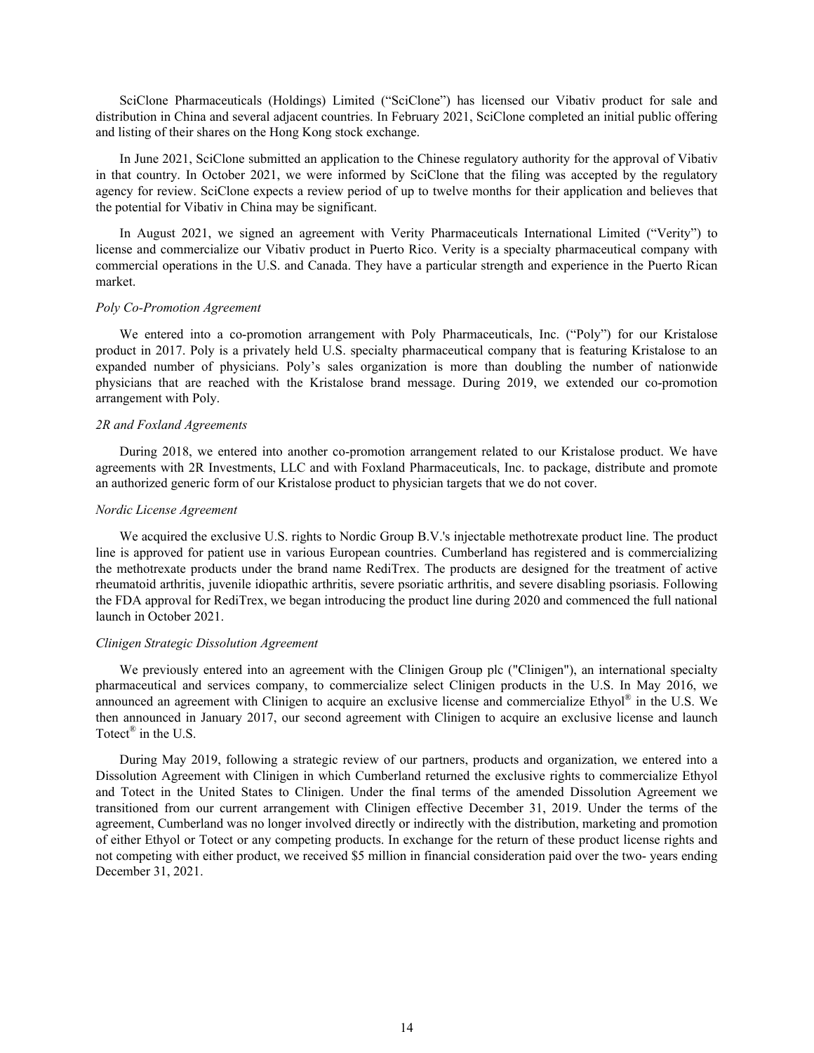SciClone Pharmaceuticals (Holdings) Limited ("SciClone") has licensed our Vibativ product for sale and distribution in China and several adjacent countries. In February 2021, SciClone completed an initial public offering and listing of their shares on the Hong Kong stock exchange.

In June 2021, SciClone submitted an application to the Chinese regulatory authority for the approval of Vibativ in that country. In October 2021, we were informed by SciClone that the filing was accepted by the regulatory agency for review. SciClone expects a review period of up to twelve months for their application and believes that the potential for Vibativ in China may be significant.

In August 2021, we signed an agreement with Verity Pharmaceuticals International Limited ("Verity") to license and commercialize our Vibativ product in Puerto Rico. Verity is a specialty pharmaceutical company with commercial operations in the U.S. and Canada. They have a particular strength and experience in the Puerto Rican market.

*Poly Co-Promotion Agreement*

We entered into a co-promotion arrangement with Poly Pharmaceuticals, Inc. ("Poly") for our Kristalose product in 2017. Poly is a privately held U.S. specialty pharmaceutical company that is featuring Kristalose to an expanded number of physicians. Poly's sales organization is more than doubling the number of nationwide physicians that are reached with the Kristalose brand message. During 2019, we extended our co-promotion arrangement with Poly.

*2R and Foxland Agreements*

During 2018, we entered into another co-promotion arrangement related to our Kristalose product. We have agreements with 2R Investments, LLC and with Foxland Pharmaceuticals, Inc. to package, distribute and promote an authorized generic form of our Kristalose product to physician targets that we do not cover.

*Nordic License Agreement*

We acquired the exclusive U.S. rights to Nordic Group B.V.'s injectable methotrexate product line. The product line is approved for patient use in various European countries. Cumberland has registered and is commercializing the methotrexate products under the brand name RediTrex. The products are designed for the treatment of active rheumatoid arthritis, juvenile idiopathic arthritis, severe psoriatic arthritis, and severe disabling psoriasis. Following the FDA approval for RediTrex, we began introducing the product line during 2020 and commenced the full national launch in October 2021.

*Clinigen Strategic Dissolution Agreement*

We previously entered into an agreement with the Clinigen Group plc ("Clinigen"), an international specialty pharmaceutical and services company, to commercialize select Clinigen products in the U.S. In May 2016, we announced an agreement with Clinigen to acquire an exclusive license and commercialize Ethyol® in the U.S. We then announced in January 2017, our second agreement with Clinigen to acquire an exclusive license and launch Totect® in the U.S.

During May 2019, following a strategic review of our partners, products and organization, we entered into a Dissolution Agreement with Clinigen in which Cumberland returned the exclusive rights to commercialize Ethyol and Totect in the United States to Clinigen. Under the final terms of the amended Dissolution Agreement we transitioned from our current arrangement with Clinigen effective December 31, 2019. Under the terms of the agreement, Cumberland was no longer involved directly or indirectly with the distribution, marketing and promotion of either Ethyol or Totect or any competing products. In exchange for the return of these product license rights and not competing with either product, we received $5 million in financial consideration paid over the two- years ending December 31, 2021.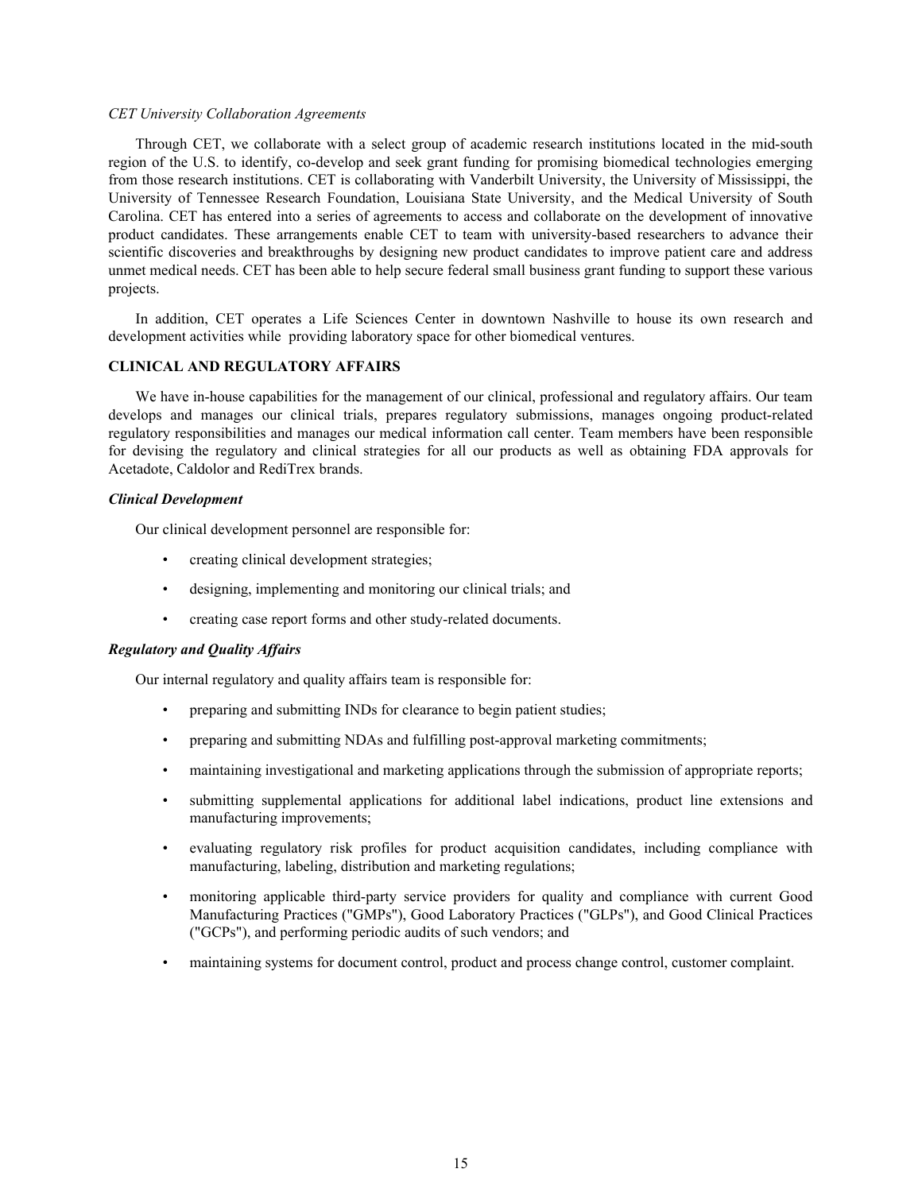*CET University Collaboration Agreements*

Through CET, we collaborate with a select group of academic research institutions located in the mid-south region of the U.S. to identify, co-develop and seek grant funding for promising biomedical technologies emerging from those research institutions. CET is collaborating with Vanderbilt University, the University of Mississippi, the University of Tennessee Research Foundation, Louisiana State University, and the Medical University of South Carolina. CET has entered into a series of agreements to access and collaborate on the development of innovative product candidates. These arrangements enable CET to team with university-based researchers to advance their scientific discoveries and breakthroughs by designing new product candidates to improve patient care and address unmet medical needs. CET has been able to help secure federal small business grant funding to support these various projects.

In addition, CET operates a Life Sciences Center in downtown Nashville to house its own research and development activities while providing laboratory space for other biomedical ventures.

## CLINICAL AND REGULATORY AFFAIRS

We have in-house capabilities for the management of our clinical, professional and regulatory affairs. Our team develops and manages our clinical trials, prepares regulatory submissions, manages ongoing product-related regulatory responsibilities and manages our medical information call center. Team members have been responsible for devising the regulatory and clinical strategies for all our products as well as obtaining FDA approvals for Acetadote, Caldolor and RediTrex brands.

### *Clinical Development*

Our clinical development personnel are responsible for:

- creating clinical development strategies;
- designing, implementing and monitoring our clinical trials; and
- creating case report forms and other study-related documents.

### *Regulatory and Quality Affairs*

Our internal regulatory and quality affairs team is responsible for:

- preparing and submitting INDs for clearance to begin patient studies;
- preparing and submitting NDAs and fulfilling post-approval marketing commitments;
- maintaining investigational and marketing applications through the submission of appropriate reports;
- submitting supplemental applications for additional label indications, product line extensions and manufacturing improvements;
- evaluating regulatory risk profiles for product acquisition candidates, including compliance with manufacturing, labeling, distribution and marketing regulations;
- monitoring applicable third-party service providers for quality and compliance with current Good Manufacturing Practices ("GMPs"), Good Laboratory Practices ("GLPs"), and Good Clinical Practices ("GCPs"), and performing periodic audits of such vendors; and
- maintaining systems for document control, product and process change control, customer complaint.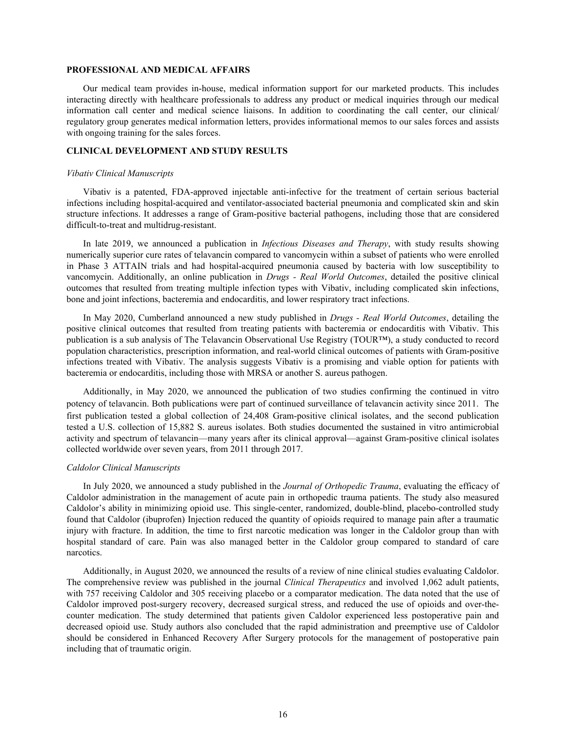## PROFESSIONAL AND MEDICAL AFFAIRS

Our medical team provides in-house, medical information support for our marketed products. This includes interacting directly with healthcare professionals to address any product or medical inquiries through our medical information call center and medical science liaisons. In addition to coordinating the call center, our clinical/regulatory group generates medical information letters, provides informational memos to our sales forces and assists with ongoing training for the sales forces.

## CLINICAL DEVELOPMENT AND STUDY RESULTS

### *Vibativ Clinical Manuscripts*

Vibativ is a patented, FDA-approved injectable anti-infective for the treatment of certain serious bacterial infections including hospital-acquired and ventilator-associated bacterial pneumonia and complicated skin and skin structure infections. It addresses a range of Gram-positive bacterial pathogens, including those that are considered difficult-to-treat and multidrug-resistant.

In late 2019, we announced a publication in *Infectious Diseases and Therapy*, with study results showing numerically superior cure rates of telavancin compared to vancomycin within a subset of patients who were enrolled in Phase 3 ATTAIN trials and had hospital-acquired pneumonia caused by bacteria with low susceptibility to vancomycin. Additionally, an online publication in *Drugs - Real World Outcomes*, detailed the positive clinical outcomes that resulted from treating multiple infection types with Vibativ, including complicated skin infections, bone and joint infections, bacteremia and endocarditis, and lower respiratory tract infections.

In May 2020, Cumberland announced a new study published in *Drugs - Real World Outcomes*, detailing the positive clinical outcomes that resulted from treating patients with bacteremia or endocarditis with Vibativ. This publication is a sub analysis of The Telavancin Observational Use Registry (TOUR™), a study conducted to record population characteristics, prescription information, and real-world clinical outcomes of patients with Gram-positive infections treated with Vibativ. The analysis suggests Vibativ is a promising and viable option for patients with bacteremia or endocarditis, including those with MRSA or another S. aureus pathogen.

Additionally, in May 2020, we announced the publication of two studies confirming the continued in vitro potency of telavancin. Both publications were part of continued surveillance of telavancin activity since 2011. The first publication tested a global collection of 24,408 Gram-positive clinical isolates, and the second publication tested a U.S. collection of 15,882 S. aureus isolates. Both studies documented the sustained in vitro antimicrobial activity and spectrum of telavancin—many years after its clinical approval—against Gram-positive clinical isolates collected worldwide over seven years, from 2011 through 2017.

### *Caldolor Clinical Manuscripts*

In July 2020, we announced a study published in the *Journal of Orthopedic Trauma*, evaluating the efficacy of Caldolor administration in the management of acute pain in orthopedic trauma patients. The study also measured Caldolor's ability in minimizing opioid use. This single-center, randomized, double-blind, placebo-controlled study found that Caldolor (ibuprofen) Injection reduced the quantity of opioids required to manage pain after a traumatic injury with fracture. In addition, the time to first narcotic medication was longer in the Caldolor group than with hospital standard of care. Pain was also managed better in the Caldolor group compared to standard of care narcotics.

Additionally, in August 2020, we announced the results of a review of nine clinical studies evaluating Caldolor. The comprehensive review was published in the journal *Clinical Therapeutics* and involved 1,062 adult patients, with 757 receiving Caldolor and 305 receiving placebo or a comparator medication. The data noted that the use of Caldolor improved post-surgery recovery, decreased surgical stress, and reduced the use of opioids and over-the-counter medication. The study determined that patients given Caldolor experienced less postoperative pain and decreased opioid use. Study authors also concluded that the rapid administration and preemptive use of Caldolor should be considered in Enhanced Recovery After Surgery protocols for the management of postoperative pain including that of traumatic origin.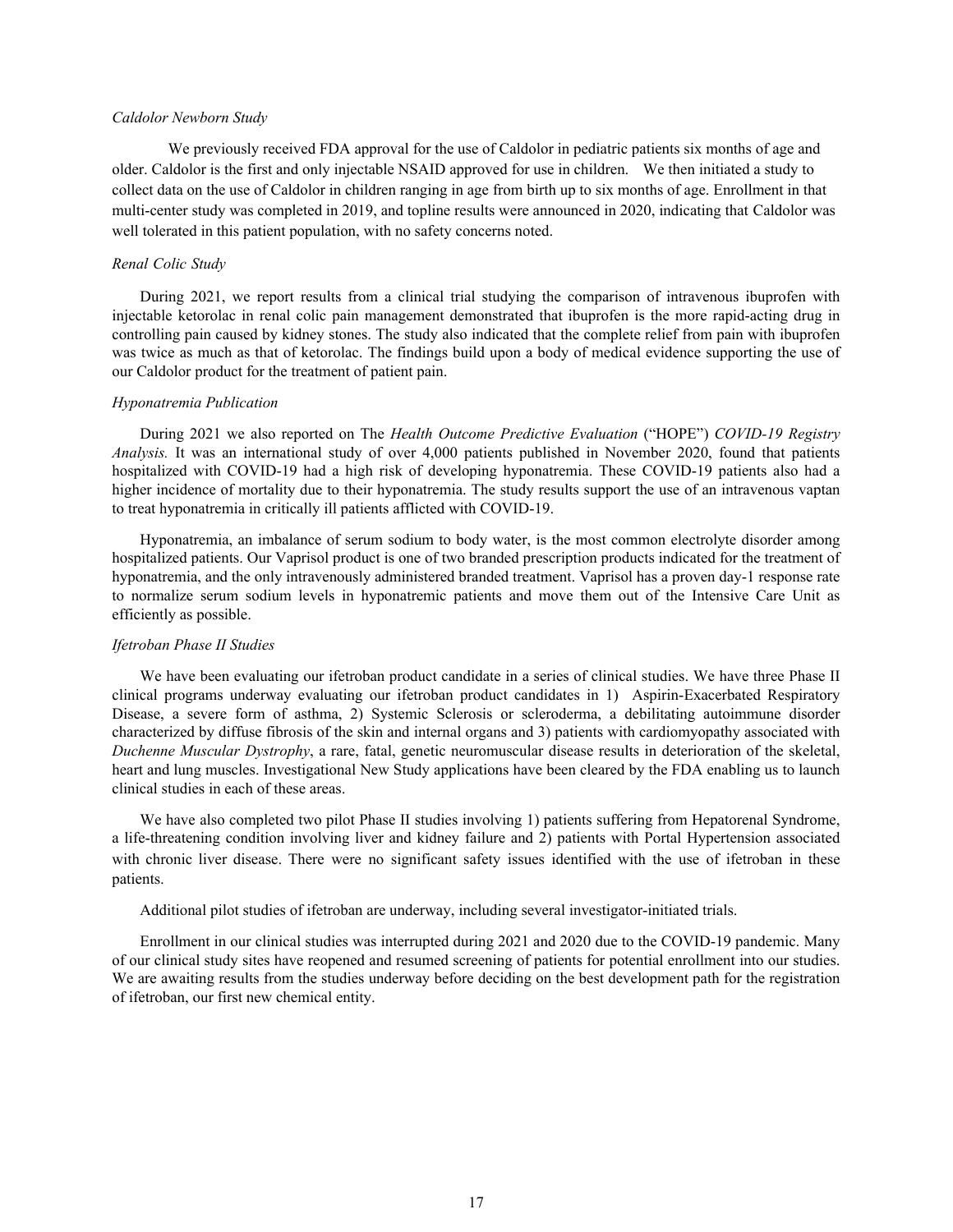*Caldolor Newborn Study*

We previously received FDA approval for the use of Caldolor in pediatric patients six months of age and older. Caldolor is the first and only injectable NSAID approved for use in children. We then initiated a study to collect data on the use of Caldolor in children ranging in age from birth up to six months of age. Enrollment in that multi-center study was completed in 2019, and topline results were announced in 2020, indicating that Caldolor was well tolerated in this patient population, with no safety concerns noted.

*Renal Colic Study*

During 2021, we report results from a clinical trial studying the comparison of intravenous ibuprofen with injectable ketorolac in renal colic pain management demonstrated that ibuprofen is the more rapid-acting drug in controlling pain caused by kidney stones. The study also indicated that the complete relief from pain with ibuprofen was twice as much as that of ketorolac. The findings build upon a body of medical evidence supporting the use of our Caldolor product for the treatment of patient pain.

*Hyponatremia Publication*

During 2021 we also reported on The *Health Outcome Predictive Evaluation* ("HOPE") *COVID-19 Registry Analysis.* It was an international study of over 4,000 patients published in November 2020, found that patients hospitalized with COVID-19 had a high risk of developing hyponatremia. These COVID-19 patients also had a higher incidence of mortality due to their hyponatremia. The study results support the use of an intravenous vaptan to treat hyponatremia in critically ill patients afflicted with COVID-19.

Hyponatremia, an imbalance of serum sodium to body water, is the most common electrolyte disorder among hospitalized patients. Our Vaprisol product is one of two branded prescription products indicated for the treatment of hyponatremia, and the only intravenously administered branded treatment. Vaprisol has a proven day-1 response rate to normalize serum sodium levels in hyponatremic patients and move them out of the Intensive Care Unit as efficiently as possible.

*Ifetroban Phase II Studies*

We have been evaluating our ifetroban product candidate in a series of clinical studies. We have three Phase II clinical programs underway evaluating our ifetroban product candidates in 1) Aspirin-Exacerbated Respiratory Disease, a severe form of asthma, 2) Systemic Sclerosis or scleroderma, a debilitating autoimmune disorder characterized by diffuse fibrosis of the skin and internal organs and 3) patients with cardiomyopathy associated with *Duchenne Muscular Dystrophy*, a rare, fatal, genetic neuromuscular disease results in deterioration of the skeletal, heart and lung muscles. Investigational New Study applications have been cleared by the FDA enabling us to launch clinical studies in each of these areas.

We have also completed two pilot Phase II studies involving 1) patients suffering from Hepatorenal Syndrome, a life-threatening condition involving liver and kidney failure and 2) patients with Portal Hypertension associated with chronic liver disease. There were no significant safety issues identified with the use of ifetroban in these patients.

Additional pilot studies of ifetroban are underway, including several investigator-initiated trials.

Enrollment in our clinical studies was interrupted during 2021 and 2020 due to the COVID-19 pandemic. Many of our clinical study sites have reopened and resumed screening of patients for potential enrollment into our studies. We are awaiting results from the studies underway before deciding on the best development path for the registration of ifetroban, our first new chemical entity.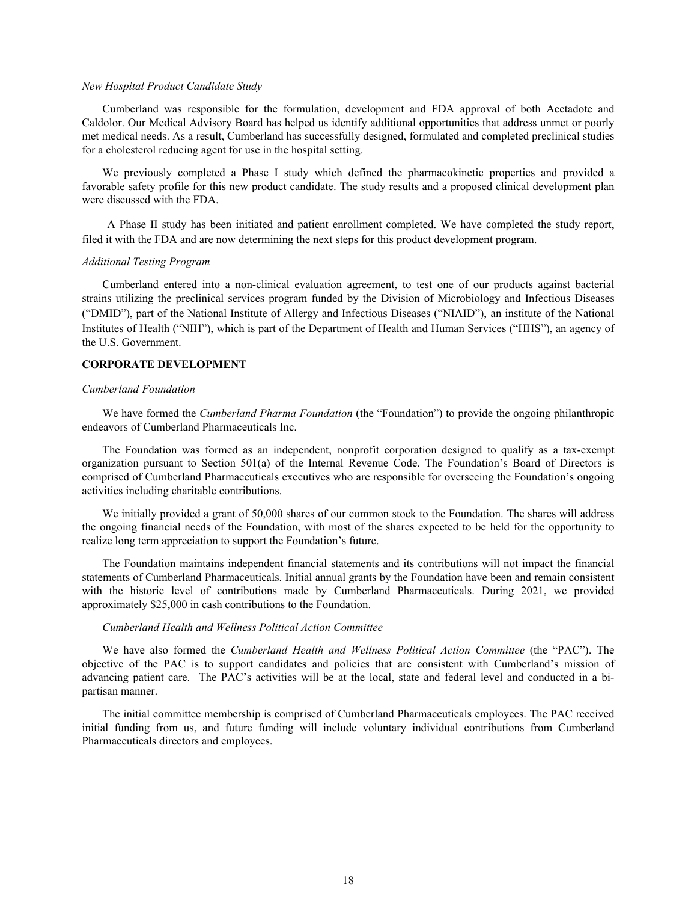*New Hospital Product Candidate Study*

Cumberland was responsible for the formulation, development and FDA approval of both Acetadote and Caldolor. Our Medical Advisory Board has helped us identify additional opportunities that address unmet or poorly met medical needs. As a result, Cumberland has successfully designed, formulated and completed preclinical studies for a cholesterol reducing agent for use in the hospital setting.

We previously completed a Phase I study which defined the pharmacokinetic properties and provided a favorable safety profile for this new product candidate. The study results and a proposed clinical development plan were discussed with the FDA.

A Phase II study has been initiated and patient enrollment completed. We have completed the study report, filed it with the FDA and are now determining the next steps for this product development program.

*Additional Testing Program*

Cumberland entered into a non-clinical evaluation agreement, to test one of our products against bacterial strains utilizing the preclinical services program funded by the Division of Microbiology and Infectious Diseases ("DMID"), part of the National Institute of Allergy and Infectious Diseases ("NIAID"), an institute of the National Institutes of Health ("NIH"), which is part of the Department of Health and Human Services ("HHS"), an agency of the U.S. Government.

**CORPORATE DEVELOPMENT**

*Cumberland Foundation*

We have formed the *Cumberland Pharma Foundation* (the "Foundation") to provide the ongoing philanthropic endeavors of Cumberland Pharmaceuticals Inc.

The Foundation was formed as an independent, nonprofit corporation designed to qualify as a tax-exempt organization pursuant to Section 501(a) of the Internal Revenue Code. The Foundation's Board of Directors is comprised of Cumberland Pharmaceuticals executives who are responsible for overseeing the Foundation's ongoing activities including charitable contributions.

We initially provided a grant of 50,000 shares of our common stock to the Foundation. The shares will address the ongoing financial needs of the Foundation, with most of the shares expected to be held for the opportunity to realize long term appreciation to support the Foundation's future.

The Foundation maintains independent financial statements and its contributions will not impact the financial statements of Cumberland Pharmaceuticals. Initial annual grants by the Foundation have been and remain consistent with the historic level of contributions made by Cumberland Pharmaceuticals. During 2021, we provided approximately $25,000 in cash contributions to the Foundation.

*Cumberland Health and Wellness Political Action Committee*

We have also formed the *Cumberland Health and Wellness Political Action Committee* (the "PAC"). The objective of the PAC is to support candidates and policies that are consistent with Cumberland's mission of advancing patient care. The PAC's activities will be at the local, state and federal level and conducted in a bi-partisan manner.

The initial committee membership is comprised of Cumberland Pharmaceuticals employees. The PAC received initial funding from us, and future funding will include voluntary individual contributions from Cumberland Pharmaceuticals directors and employees.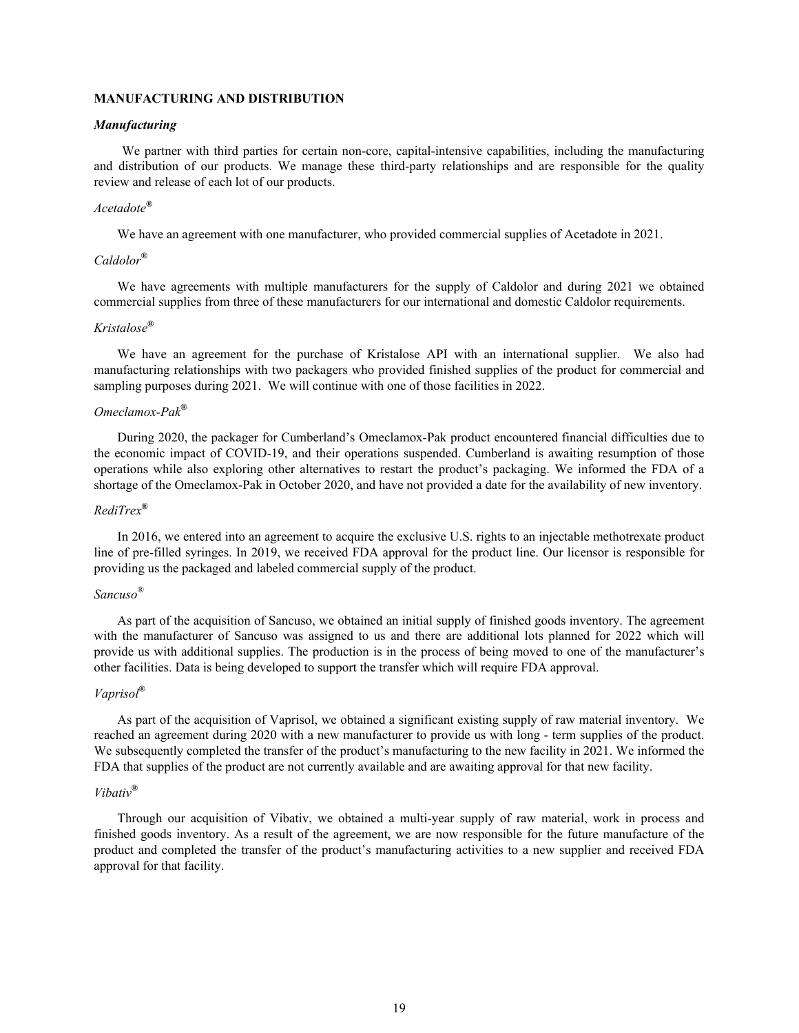**MANUFACTURING AND DISTRIBUTION**

***Manufacturing***

We partner with third parties for certain non-core, capital-intensive capabilities, including the manufacturing and distribution of our products. We manage these third-party relationships and are responsible for the quality review and release of each lot of our products.

*Acetadote®*

We have an agreement with one manufacturer, who provided commercial supplies of Acetadote in 2021.

*Caldolor®*

We have agreements with multiple manufacturers for the supply of Caldolor and during 2021 we obtained commercial supplies from three of these manufacturers for our international and domestic Caldolor requirements.

*Kristalose®*

We have an agreement for the purchase of Kristalose API with an international supplier. We also had manufacturing relationships with two packagers who provided finished supplies of the product for commercial and sampling purposes during 2021. We will continue with one of those facilities in 2022.

*Omeclamox-Pak®*

During 2020, the packager for Cumberland's Omeclamox-Pak product encountered financial difficulties due to the economic impact of COVID-19, and their operations suspended. Cumberland is awaiting resumption of those operations while also exploring other alternatives to restart the product's packaging. We informed the FDA of a shortage of the Omeclamox-Pak in October 2020, and have not provided a date for the availability of new inventory.

*RediTrex®*

In 2016, we entered into an agreement to acquire the exclusive U.S. rights to an injectable methotrexate product line of pre-filled syringes. In 2019, we received FDA approval for the product line. Our licensor is responsible for providing us the packaged and labeled commercial supply of the product.

*Sancuso®*

As part of the acquisition of Sancuso, we obtained an initial supply of finished goods inventory. The agreement with the manufacturer of Sancuso was assigned to us and there are additional lots planned for 2022 which will provide us with additional supplies. The production is in the process of being moved to one of the manufacturer's other facilities. Data is being developed to support the transfer which will require FDA approval.

*Vaprisol®*

As part of the acquisition of Vaprisol, we obtained a significant existing supply of raw material inventory. We reached an agreement during 2020 with a new manufacturer to provide us with long - term supplies of the product. We subsequently completed the transfer of the product's manufacturing to the new facility in 2021. We informed the FDA that supplies of the product are not currently available and are awaiting approval for that new facility.

*Vibativ®*

Through our acquisition of Vibativ, we obtained a multi-year supply of raw material, work in process and finished goods inventory. As a result of the agreement, we are now responsible for the future manufacture of the product and completed the transfer of the product's manufacturing activities to a new supplier and received FDA approval for that facility.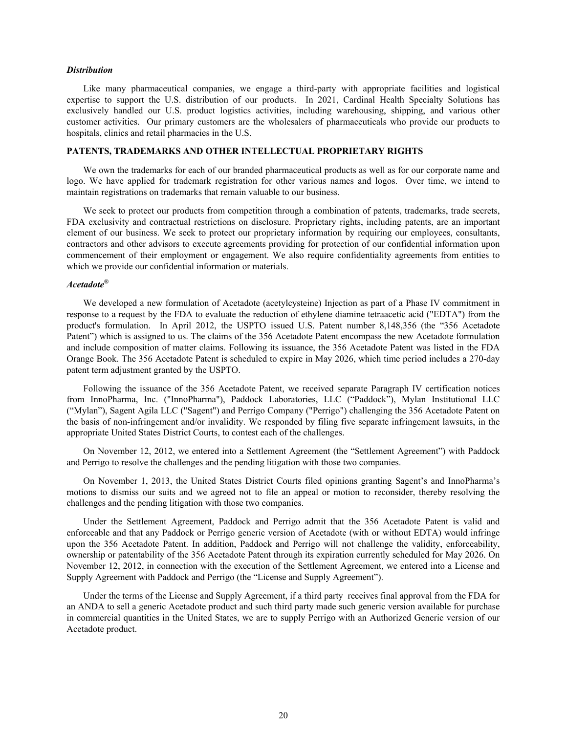*Distribution*

Like many pharmaceutical companies, we engage a third-party with appropriate facilities and logistical expertise to support the U.S. distribution of our products. In 2021, Cardinal Health Specialty Solutions has exclusively handled our U.S. product logistics activities, including warehousing, shipping, and various other customer activities. Our primary customers are the wholesalers of pharmaceuticals who provide our products to hospitals, clinics and retail pharmacies in the U.S.

**PATENTS, TRADEMARKS AND OTHER INTELLECTUAL PROPRIETARY RIGHTS**

We own the trademarks for each of our branded pharmaceutical products as well as for our corporate name and logo. We have applied for trademark registration for other various names and logos. Over time, we intend to maintain registrations on trademarks that remain valuable to our business.

We seek to protect our products from competition through a combination of patents, trademarks, trade secrets, FDA exclusivity and contractual restrictions on disclosure. Proprietary rights, including patents, are an important element of our business. We seek to protect our proprietary information by requiring our employees, consultants, contractors and other advisors to execute agreements providing for protection of our confidential information upon commencement of their employment or engagement. We also require confidentiality agreements from entities to which we provide our confidential information or materials.

*Acetadote®*

We developed a new formulation of Acetadote (acetylcysteine) Injection as part of a Phase IV commitment in response to a request by the FDA to evaluate the reduction of ethylene diamine tetraacetic acid ("EDTA") from the product's formulation. In April 2012, the USPTO issued U.S. Patent number 8,148,356 (the "356 Acetadote Patent") which is assigned to us. The claims of the 356 Acetadote Patent encompass the new Acetadote formulation and include composition of matter claims. Following its issuance, the 356 Acetadote Patent was listed in the FDA Orange Book. The 356 Acetadote Patent is scheduled to expire in May 2026, which time period includes a 270-day patent term adjustment granted by the USPTO.

Following the issuance of the 356 Acetadote Patent, we received separate Paragraph IV certification notices from InnoPharma, Inc. ("InnoPharma"), Paddock Laboratories, LLC ("Paddock"), Mylan Institutional LLC ("Mylan"), Sagent Agila LLC ("Sagent") and Perrigo Company ("Perrigo") challenging the 356 Acetadote Patent on the basis of non-infringement and/or invalidity. We responded by filing five separate infringement lawsuits, in the appropriate United States District Courts, to contest each of the challenges.

On November 12, 2012, we entered into a Settlement Agreement (the "Settlement Agreement") with Paddock and Perrigo to resolve the challenges and the pending litigation with those two companies.

On November 1, 2013, the United States District Courts filed opinions granting Sagent's and InnoPharma's motions to dismiss our suits and we agreed not to file an appeal or motion to reconsider, thereby resolving the challenges and the pending litigation with those two companies.

Under the Settlement Agreement, Paddock and Perrigo admit that the 356 Acetadote Patent is valid and enforceable and that any Paddock or Perrigo generic version of Acetadote (with or without EDTA) would infringe upon the 356 Acetadote Patent. In addition, Paddock and Perrigo will not challenge the validity, enforceability, ownership or patentability of the 356 Acetadote Patent through its expiration currently scheduled for May 2026. On November 12, 2012, in connection with the execution of the Settlement Agreement, we entered into a License and Supply Agreement with Paddock and Perrigo (the "License and Supply Agreement").

Under the terms of the License and Supply Agreement, if a third party receives final approval from the FDA for an ANDA to sell a generic Acetadote product and such third party made such generic version available for purchase in commercial quantities in the United States, we are to supply Perrigo with an Authorized Generic version of our Acetadote product.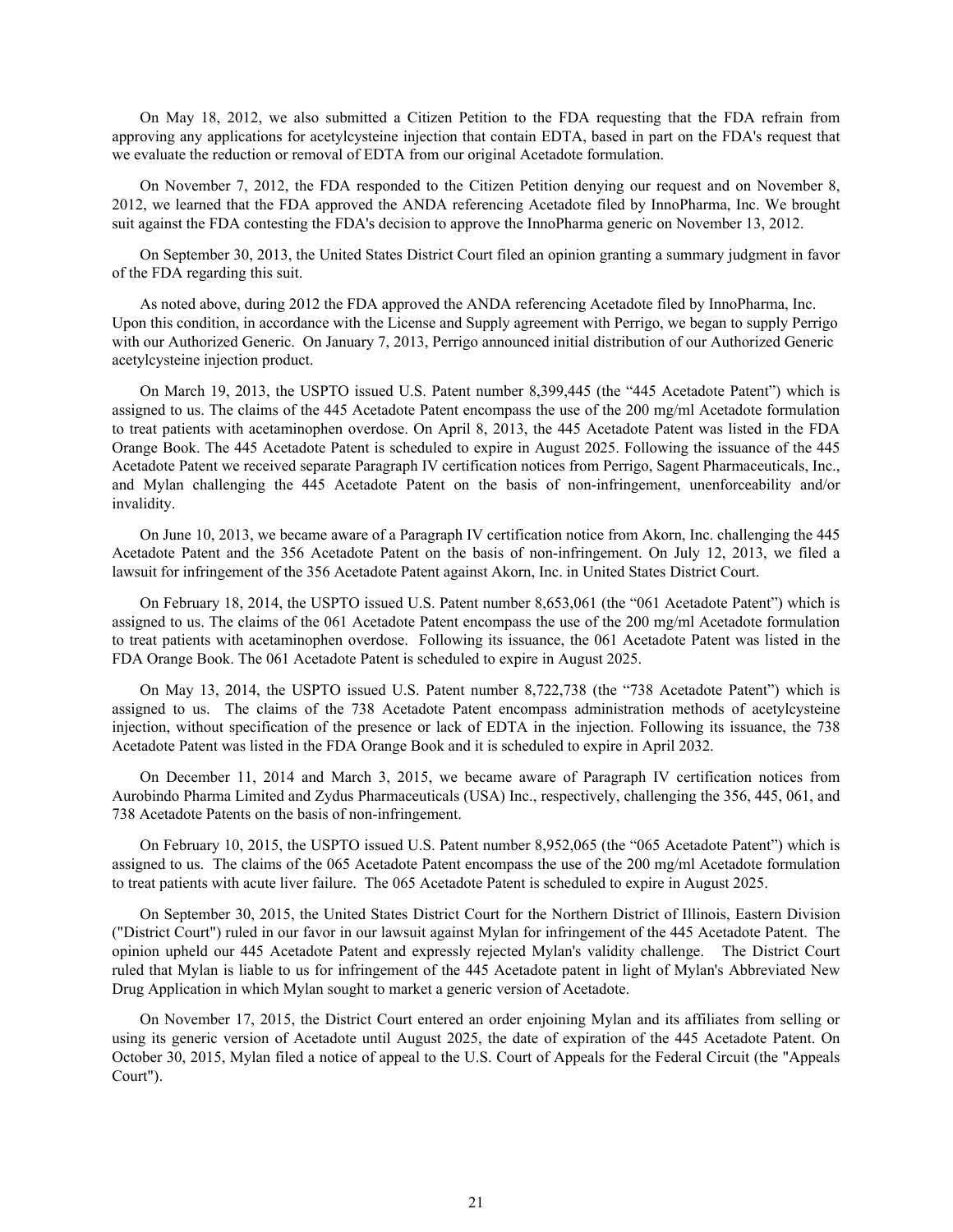On May 18, 2012, we also submitted a Citizen Petition to the FDA requesting that the FDA refrain from approving any applications for acetylcysteine injection that contain EDTA, based in part on the FDA's request that we evaluate the reduction or removal of EDTA from our original Acetadote formulation.

On November 7, 2012, the FDA responded to the Citizen Petition denying our request and on November 8, 2012, we learned that the FDA approved the ANDA referencing Acetadote filed by InnoPharma, Inc. We brought suit against the FDA contesting the FDA's decision to approve the InnoPharma generic on November 13, 2012.

On September 30, 2013, the United States District Court filed an opinion granting a summary judgment in favor of the FDA regarding this suit.

As noted above, during 2012 the FDA approved the ANDA referencing Acetadote filed by InnoPharma, Inc. Upon this condition, in accordance with the License and Supply agreement with Perrigo, we began to supply Perrigo with our Authorized Generic. On January 7, 2013, Perrigo announced initial distribution of our Authorized Generic acetylcysteine injection product.

On March 19, 2013, the USPTO issued U.S. Patent number 8,399,445 (the "445 Acetadote Patent") which is assigned to us. The claims of the 445 Acetadote Patent encompass the use of the 200 mg/ml Acetadote formulation to treat patients with acetaminophen overdose. On April 8, 2013, the 445 Acetadote Patent was listed in the FDA Orange Book. The 445 Acetadote Patent is scheduled to expire in August 2025. Following the issuance of the 445 Acetadote Patent we received separate Paragraph IV certification notices from Perrigo, Sagent Pharmaceuticals, Inc., and Mylan challenging the 445 Acetadote Patent on the basis of non-infringement, unenforceability and/or invalidity.

On June 10, 2013, we became aware of a Paragraph IV certification notice from Akorn, Inc. challenging the 445 Acetadote Patent and the 356 Acetadote Patent on the basis of non-infringement. On July 12, 2013, we filed a lawsuit for infringement of the 356 Acetadote Patent against Akorn, Inc. in United States District Court.

On February 18, 2014, the USPTO issued U.S. Patent number 8,653,061 (the "061 Acetadote Patent") which is assigned to us. The claims of the 061 Acetadote Patent encompass the use of the 200 mg/ml Acetadote formulation to treat patients with acetaminophen overdose. Following its issuance, the 061 Acetadote Patent was listed in the FDA Orange Book. The 061 Acetadote Patent is scheduled to expire in August 2025.

On May 13, 2014, the USPTO issued U.S. Patent number 8,722,738 (the "738 Acetadote Patent") which is assigned to us. The claims of the 738 Acetadote Patent encompass administration methods of acetylcysteine injection, without specification of the presence or lack of EDTA in the injection. Following its issuance, the 738 Acetadote Patent was listed in the FDA Orange Book and it is scheduled to expire in April 2032.

On December 11, 2014 and March 3, 2015, we became aware of Paragraph IV certification notices from Aurobindo Pharma Limited and Zydus Pharmaceuticals (USA) Inc., respectively, challenging the 356, 445, 061, and 738 Acetadote Patents on the basis of non-infringement.

On February 10, 2015, the USPTO issued U.S. Patent number 8,952,065 (the "065 Acetadote Patent") which is assigned to us. The claims of the 065 Acetadote Patent encompass the use of the 200 mg/ml Acetadote formulation to treat patients with acute liver failure. The 065 Acetadote Patent is scheduled to expire in August 2025.

On September 30, 2015, the United States District Court for the Northern District of Illinois, Eastern Division ("District Court") ruled in our favor in our lawsuit against Mylan for infringement of the 445 Acetadote Patent. The opinion upheld our 445 Acetadote Patent and expressly rejected Mylan's validity challenge. The District Court ruled that Mylan is liable to us for infringement of the 445 Acetadote patent in light of Mylan's Abbreviated New Drug Application in which Mylan sought to market a generic version of Acetadote.

On November 17, 2015, the District Court entered an order enjoining Mylan and its affiliates from selling or using its generic version of Acetadote until August 2025, the date of expiration of the 445 Acetadote Patent. On October 30, 2015, Mylan filed a notice of appeal to the U.S. Court of Appeals for the Federal Circuit (the "Appeals Court").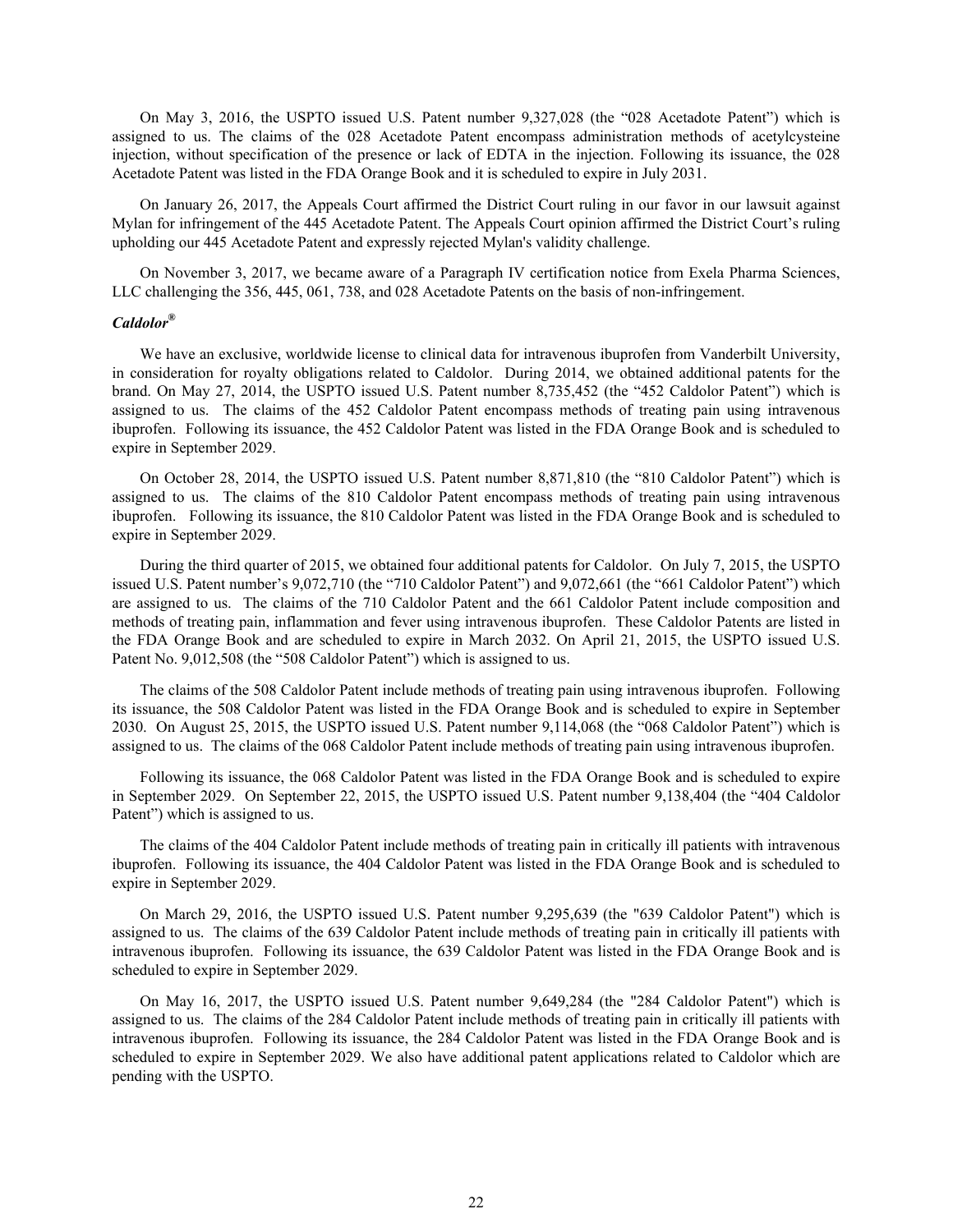On May 3, 2016, the USPTO issued U.S. Patent number 9,327,028 (the "028 Acetadote Patent") which is assigned to us. The claims of the 028 Acetadote Patent encompass administration methods of acetylcysteine injection, without specification of the presence or lack of EDTA in the injection. Following its issuance, the 028 Acetadote Patent was listed in the FDA Orange Book and it is scheduled to expire in July 2031.

On January 26, 2017, the Appeals Court affirmed the District Court ruling in our favor in our lawsuit against Mylan for infringement of the 445 Acetadote Patent. The Appeals Court opinion affirmed the District Court's ruling upholding our 445 Acetadote Patent and expressly rejected Mylan's validity challenge.

On November 3, 2017, we became aware of a Paragraph IV certification notice from Exela Pharma Sciences, LLC challenging the 356, 445, 061, 738, and 028 Acetadote Patents on the basis of non-infringement.

### *Caldolor®*

We have an exclusive, worldwide license to clinical data for intravenous ibuprofen from Vanderbilt University, in consideration for royalty obligations related to Caldolor. During 2014, we obtained additional patents for the brand. On May 27, 2014, the USPTO issued U.S. Patent number 8,735,452 (the "452 Caldolor Patent") which is assigned to us. The claims of the 452 Caldolor Patent encompass methods of treating pain using intravenous ibuprofen. Following its issuance, the 452 Caldolor Patent was listed in the FDA Orange Book and is scheduled to expire in September 2029.

On October 28, 2014, the USPTO issued U.S. Patent number 8,871,810 (the "810 Caldolor Patent") which is assigned to us. The claims of the 810 Caldolor Patent encompass methods of treating pain using intravenous ibuprofen. Following its issuance, the 810 Caldolor Patent was listed in the FDA Orange Book and is scheduled to expire in September 2029.

During the third quarter of 2015, we obtained four additional patents for Caldolor. On July 7, 2015, the USPTO issued U.S. Patent number's 9,072,710 (the "710 Caldolor Patent") and 9,072,661 (the "661 Caldolor Patent") which are assigned to us. The claims of the 710 Caldolor Patent and the 661 Caldolor Patent include composition and methods of treating pain, inflammation and fever using intravenous ibuprofen. These Caldolor Patents are listed in the FDA Orange Book and are scheduled to expire in March 2032. On April 21, 2015, the USPTO issued U.S. Patent No. 9,012,508 (the "508 Caldolor Patent") which is assigned to us.

The claims of the 508 Caldolor Patent include methods of treating pain using intravenous ibuprofen. Following its issuance, the 508 Caldolor Patent was listed in the FDA Orange Book and is scheduled to expire in September 2030. On August 25, 2015, the USPTO issued U.S. Patent number 9,114,068 (the "068 Caldolor Patent") which is assigned to us. The claims of the 068 Caldolor Patent include methods of treating pain using intravenous ibuprofen.

Following its issuance, the 068 Caldolor Patent was listed in the FDA Orange Book and is scheduled to expire in September 2029. On September 22, 2015, the USPTO issued U.S. Patent number 9,138,404 (the "404 Caldolor Patent") which is assigned to us.

The claims of the 404 Caldolor Patent include methods of treating pain in critically ill patients with intravenous ibuprofen. Following its issuance, the 404 Caldolor Patent was listed in the FDA Orange Book and is scheduled to expire in September 2029.

On March 29, 2016, the USPTO issued U.S. Patent number 9,295,639 (the "639 Caldolor Patent") which is assigned to us. The claims of the 639 Caldolor Patent include methods of treating pain in critically ill patients with intravenous ibuprofen. Following its issuance, the 639 Caldolor Patent was listed in the FDA Orange Book and is scheduled to expire in September 2029.

On May 16, 2017, the USPTO issued U.S. Patent number 9,649,284 (the "284 Caldolor Patent") which is assigned to us. The claims of the 284 Caldolor Patent include methods of treating pain in critically ill patients with intravenous ibuprofen. Following its issuance, the 284 Caldolor Patent was listed in the FDA Orange Book and is scheduled to expire in September 2029. We also have additional patent applications related to Caldolor which are pending with the USPTO.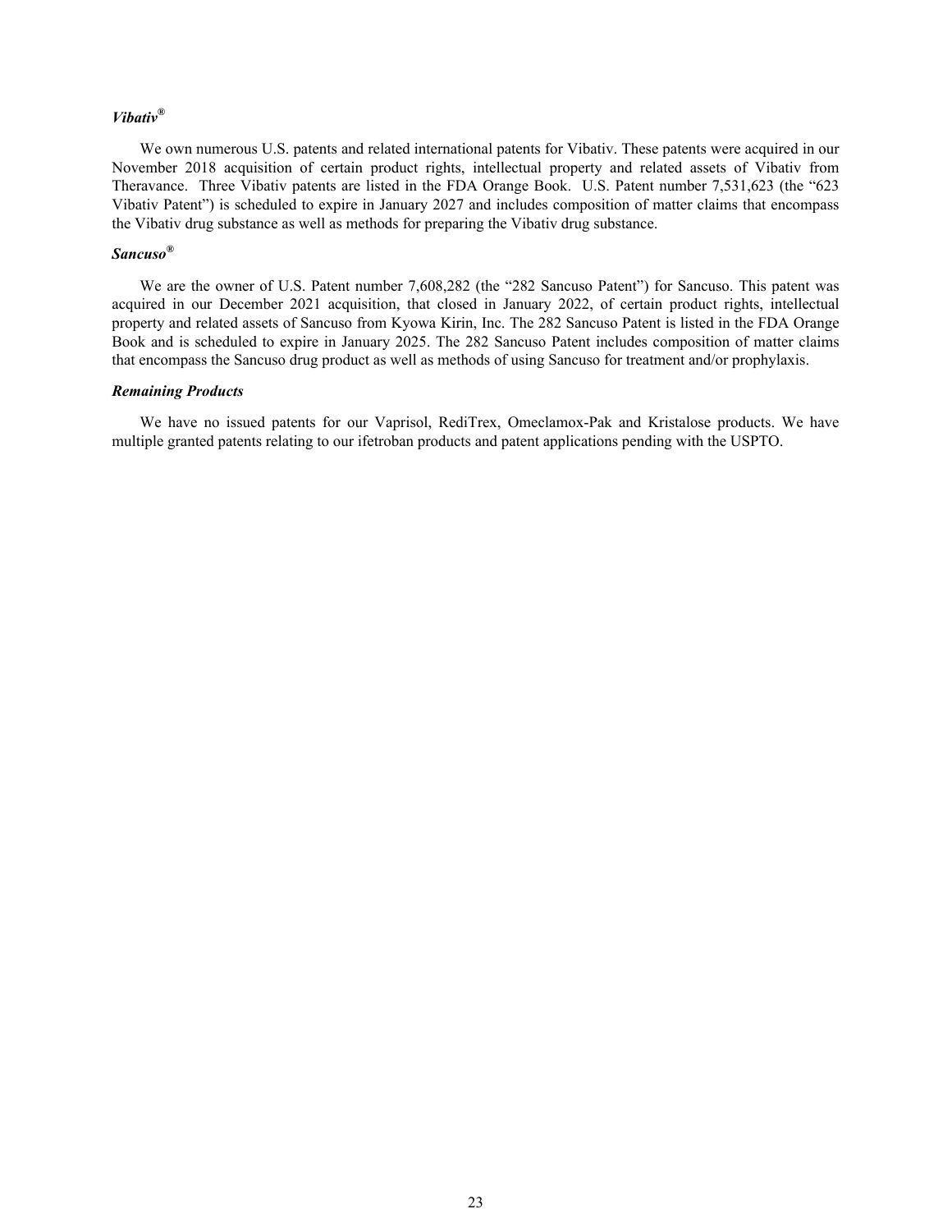### *Vibativ®*

We own numerous U.S. patents and related international patents for Vibativ. These patents were acquired in our November 2018 acquisition of certain product rights, intellectual property and related assets of Vibativ from Theravance. Three Vibativ patents are listed in the FDA Orange Book. U.S. Patent number 7,531,623 (the "623 Vibativ Patent") is scheduled to expire in January 2027 and includes composition of matter claims that encompass the Vibativ drug substance as well as methods for preparing the Vibativ drug substance.

### *Sancuso®*

We are the owner of U.S. Patent number 7,608,282 (the "282 Sancuso Patent") for Sancuso. This patent was acquired in our December 2021 acquisition, that closed in January 2022, of certain product rights, intellectual property and related assets of Sancuso from Kyowa Kirin, Inc. The 282 Sancuso Patent is listed in the FDA Orange Book and is scheduled to expire in January 2025. The 282 Sancuso Patent includes composition of matter claims that encompass the Sancuso drug product as well as methods of using Sancuso for treatment and/or prophylaxis.

### *Remaining Products*

We have no issued patents for our Vaprisol, RediTrex, Omeclamox-Pak and Kristalose products. We have multiple granted patents relating to our ifetroban products and patent applications pending with the USPTO.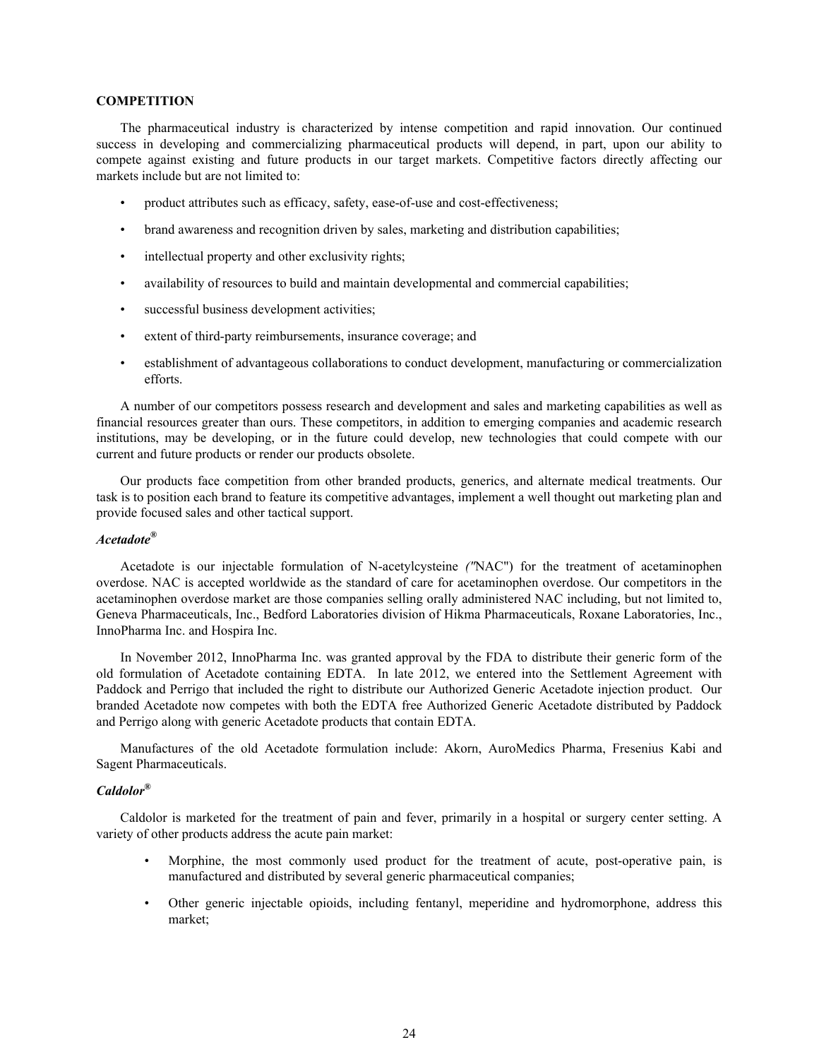**COMPETITION**

The pharmaceutical industry is characterized by intense competition and rapid innovation. Our continued success in developing and commercializing pharmaceutical products will depend, in part, upon our ability to compete against existing and future products in our target markets. Competitive factors directly affecting our markets include but are not limited to:

- product attributes such as efficacy, safety, ease-of-use and cost-effectiveness;
- brand awareness and recognition driven by sales, marketing and distribution capabilities;
- intellectual property and other exclusivity rights;
- availability of resources to build and maintain developmental and commercial capabilities;
- successful business development activities;
- extent of third-party reimbursements, insurance coverage; and
- establishment of advantageous collaborations to conduct development, manufacturing or commercialization efforts.

A number of our competitors possess research and development and sales and marketing capabilities as well as financial resources greater than ours. These competitors, in addition to emerging companies and academic research institutions, may be developing, or in the future could develop, new technologies that could compete with our current and future products or render our products obsolete.

Our products face competition from other branded products, generics, and alternate medical treatments. Our task is to position each brand to feature its competitive advantages, implement a well thought out marketing plan and provide focused sales and other tactical support.

***Acetadote®***

Acetadote is our injectable formulation of N-acetylcysteine *("*NAC") for the treatment of acetaminophen overdose. NAC is accepted worldwide as the standard of care for acetaminophen overdose. Our competitors in the acetaminophen overdose market are those companies selling orally administered NAC including, but not limited to, Geneva Pharmaceuticals, Inc., Bedford Laboratories division of Hikma Pharmaceuticals, Roxane Laboratories, Inc., InnoPharma Inc. and Hospira Inc.

In November 2012, InnoPharma Inc. was granted approval by the FDA to distribute their generic form of the old formulation of Acetadote containing EDTA. In late 2012, we entered into the Settlement Agreement with Paddock and Perrigo that included the right to distribute our Authorized Generic Acetadote injection product. Our branded Acetadote now competes with both the EDTA free Authorized Generic Acetadote distributed by Paddock and Perrigo along with generic Acetadote products that contain EDTA.

Manufactures of the old Acetadote formulation include: Akorn, AuroMedics Pharma, Fresenius Kabi and Sagent Pharmaceuticals.

***Caldolor®***

Caldolor is marketed for the treatment of pain and fever, primarily in a hospital or surgery center setting. A variety of other products address the acute pain market:

- Morphine, the most commonly used product for the treatment of acute, post-operative pain, is manufactured and distributed by several generic pharmaceutical companies;
- Other generic injectable opioids, including fentanyl, meperidine and hydromorphone, address this market;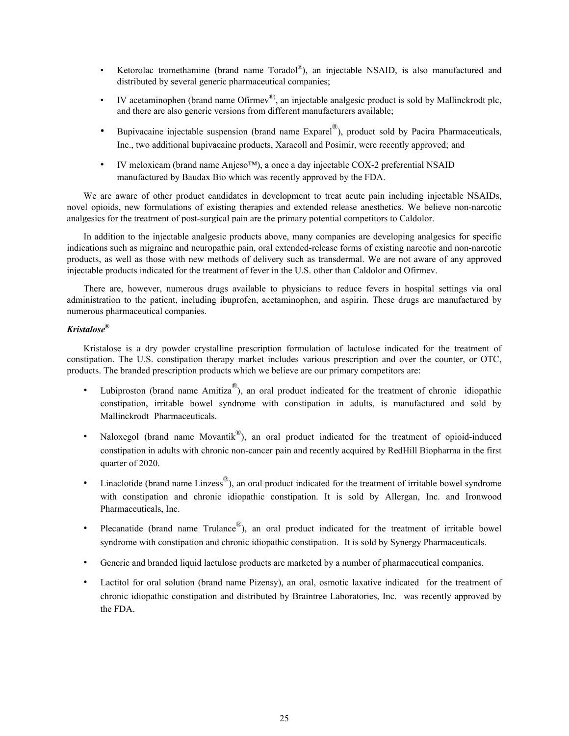- Ketorolac tromethamine (brand name Toradol®), an injectable NSAID, is also manufactured and distributed by several generic pharmaceutical companies;
- IV acetaminophen (brand name Ofirmev®), an injectable analgesic product is sold by Mallinckrodt plc, and there are also generic versions from different manufacturers available;
- Bupivacaine injectable suspension (brand name Exparel®), product sold by Pacira Pharmaceuticals, Inc., two additional bupivacaine products, Xaracoll and Posimir, were recently approved; and
- IV meloxicam (brand name Anjeso™), a once a day injectable COX-2 preferential NSAID manufactured by Baudax Bio which was recently approved by the FDA.

We are aware of other product candidates in development to treat acute pain including injectable NSAIDs, novel opioids, new formulations of existing therapies and extended release anesthetics. We believe non-narcotic analgesics for the treatment of post-surgical pain are the primary potential competitors to Caldolor.

In addition to the injectable analgesic products above, many companies are developing analgesics for specific indications such as migraine and neuropathic pain, oral extended-release forms of existing narcotic and non-narcotic products, as well as those with new methods of delivery such as transdermal. We are not aware of any approved injectable products indicated for the treatment of fever in the U.S. other than Caldolor and Ofirmev.

There are, however, numerous drugs available to physicians to reduce fevers in hospital settings via oral administration to the patient, including ibuprofen, acetaminophen, and aspirin. These drugs are manufactured by numerous pharmaceutical companies.

***Kristalose®***

Kristalose is a dry powder crystalline prescription formulation of lactulose indicated for the treatment of constipation. The U.S. constipation therapy market includes various prescription and over the counter, or OTC, products. The branded prescription products which we believe are our primary competitors are:

- Lubiproston (brand name Amitiza®), an oral product indicated for the treatment of chronic idiopathic constipation, irritable bowel syndrome with constipation in adults, is manufactured and sold by Mallinckrodt Pharmaceuticals.
- Naloxegol (brand name Movantik®), an oral product indicated for the treatment of opioid-induced constipation in adults with chronic non-cancer pain and recently acquired by RedHill Biopharma in the first quarter of 2020.
- Linaclotide (brand name Linzess®), an oral product indicated for the treatment of irritable bowel syndrome with constipation and chronic idiopathic constipation. It is sold by Allergan, Inc. and Ironwood Pharmaceuticals, Inc.
- Plecanatide (brand name Trulance®), an oral product indicated for the treatment of irritable bowel syndrome with constipation and chronic idiopathic constipation. It is sold by Synergy Pharmaceuticals.
- Generic and branded liquid lactulose products are marketed by a number of pharmaceutical companies.
- Lactitol for oral solution (brand name Pizensy), an oral, osmotic laxative indicated for the treatment of chronic idiopathic constipation and distributed by Braintree Laboratories, Inc. was recently approved by the FDA.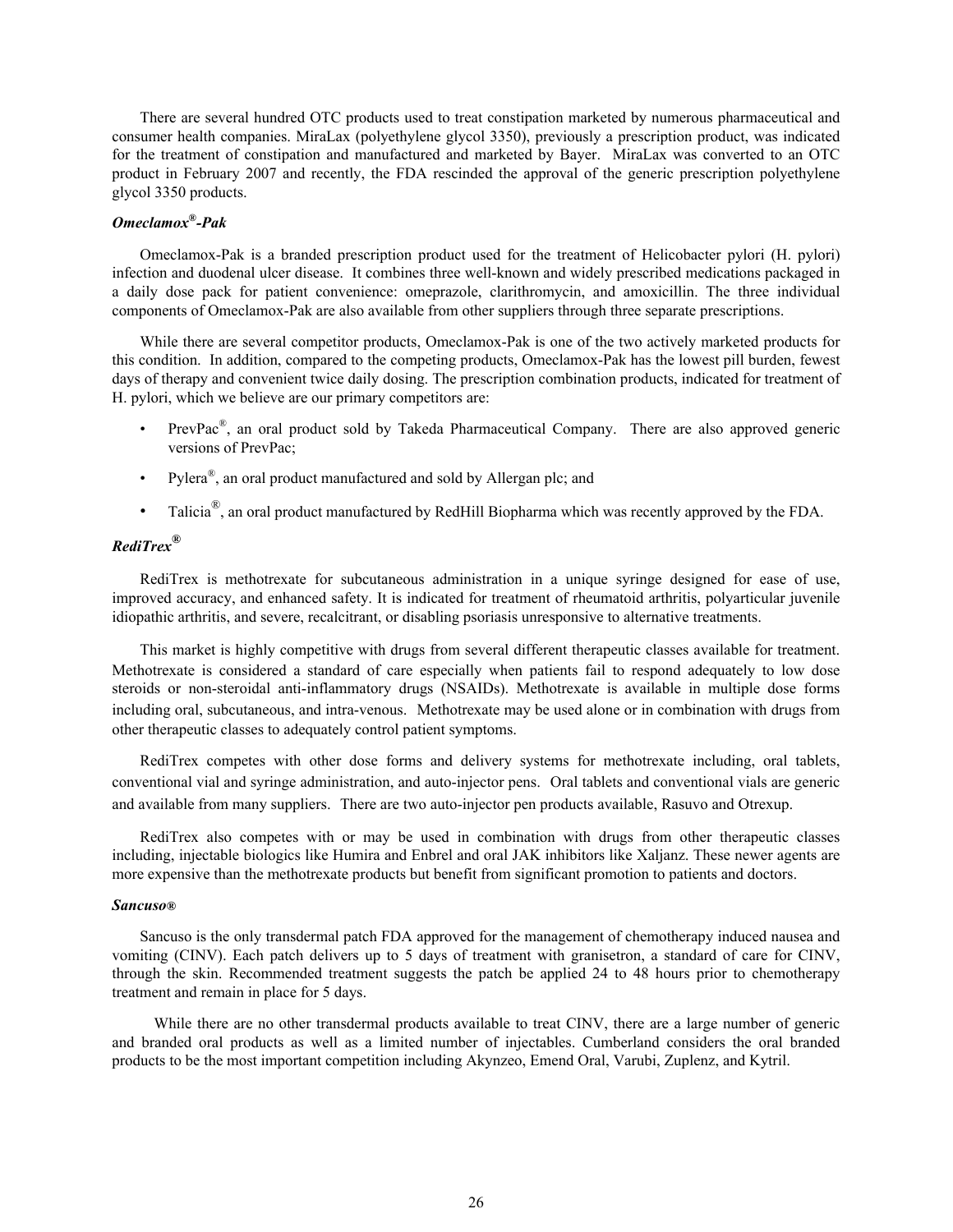There are several hundred OTC products used to treat constipation marketed by numerous pharmaceutical and consumer health companies. MiraLax (polyethylene glycol 3350), previously a prescription product, was indicated for the treatment of constipation and manufactured and marketed by Bayer. MiraLax was converted to an OTC product in February 2007 and recently, the FDA rescinded the approval of the generic prescription polyethylene glycol 3350 products.

### *Omeclamox®-Pak*

Omeclamox-Pak is a branded prescription product used for the treatment of Helicobacter pylori (H. pylori) infection and duodenal ulcer disease. It combines three well-known and widely prescribed medications packaged in a daily dose pack for patient convenience: omeprazole, clarithromycin, and amoxicillin. The three individual components of Omeclamox-Pak are also available from other suppliers through three separate prescriptions.

While there are several competitor products, Omeclamox-Pak is one of the two actively marketed products for this condition. In addition, compared to the competing products, Omeclamox-Pak has the lowest pill burden, fewest days of therapy and convenient twice daily dosing. The prescription combination products, indicated for treatment of H. pylori, which we believe are our primary competitors are:

- PrevPac®, an oral product sold by Takeda Pharmaceutical Company. There are also approved generic versions of PrevPac;
- Pylera®, an oral product manufactured and sold by Allergan plc; and
- Talicia®, an oral product manufactured by RedHill Biopharma which was recently approved by the FDA.

### *RediTrex®*

RediTrex is methotrexate for subcutaneous administration in a unique syringe designed for ease of use, improved accuracy, and enhanced safety. It is indicated for treatment of rheumatoid arthritis, polyarticular juvenile idiopathic arthritis, and severe, recalcitrant, or disabling psoriasis unresponsive to alternative treatments.

This market is highly competitive with drugs from several different therapeutic classes available for treatment. Methotrexate is considered a standard of care especially when patients fail to respond adequately to low dose steroids or non-steroidal anti-inflammatory drugs (NSAIDs). Methotrexate is available in multiple dose forms including oral, subcutaneous, and intra-venous. Methotrexate may be used alone or in combination with drugs from other therapeutic classes to adequately control patient symptoms.

RediTrex competes with other dose forms and delivery systems for methotrexate including, oral tablets, conventional vial and syringe administration, and auto-injector pens. Oral tablets and conventional vials are generic and available from many suppliers. There are two auto-injector pen products available, Rasuvo and Otrexup.

RediTrex also competes with or may be used in combination with drugs from other therapeutic classes including, injectable biologics like Humira and Enbrel and oral JAK inhibitors like Xaljanz. These newer agents are more expensive than the methotrexate products but benefit from significant promotion to patients and doctors.

### *Sancuso®*

Sancuso is the only transdermal patch FDA approved for the management of chemotherapy induced nausea and vomiting (CINV). Each patch delivers up to 5 days of treatment with granisetron, a standard of care for CINV, through the skin. Recommended treatment suggests the patch be applied 24 to 48 hours prior to chemotherapy treatment and remain in place for 5 days.

While there are no other transdermal products available to treat CINV, there are a large number of generic and branded oral products as well as a limited number of injectables. Cumberland considers the oral branded products to be the most important competition including Akynzeo, Emend Oral, Varubi, Zuplenz, and Kytril.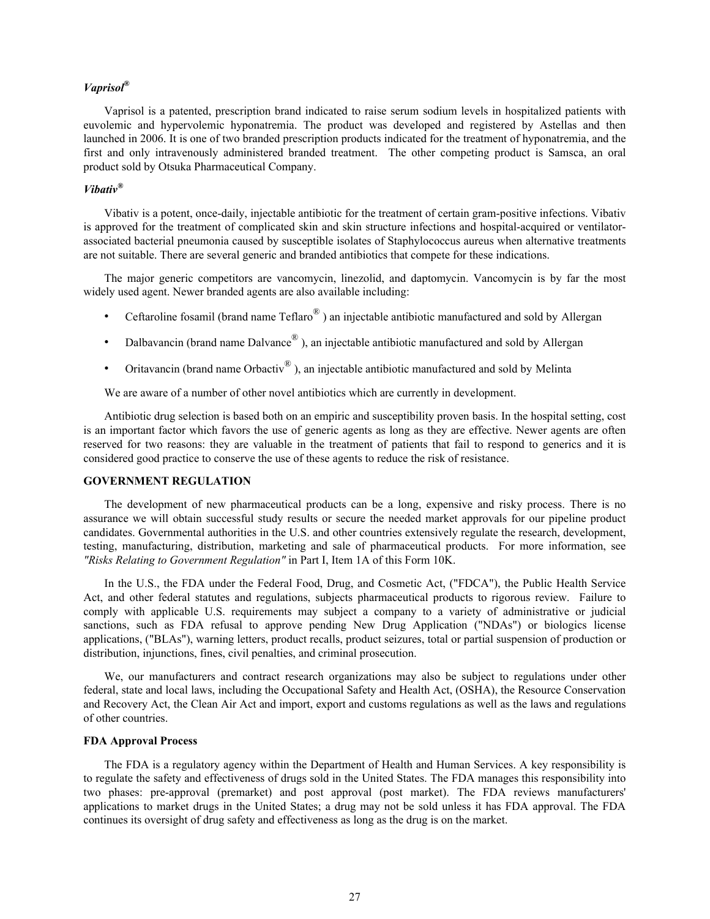### *Vaprisol®*

Vaprisol is a patented, prescription brand indicated to raise serum sodium levels in hospitalized patients with euvolemic and hypervolemic hyponatremia. The product was developed and registered by Astellas and then launched in 2006. It is one of two branded prescription products indicated for the treatment of hyponatremia, and the first and only intravenously administered branded treatment. The other competing product is Samsca, an oral product sold by Otsuka Pharmaceutical Company.

### *Vibativ®*

Vibativ is a potent, once-daily, injectable antibiotic for the treatment of certain gram-positive infections. Vibativ is approved for the treatment of complicated skin and skin structure infections and hospital-acquired or ventilator-associated bacterial pneumonia caused by susceptible isolates of Staphylococcus aureus when alternative treatments are not suitable. There are several generic and branded antibiotics that compete for these indications.

The major generic competitors are vancomycin, linezolid, and daptomycin. Vancomycin is by far the most widely used agent. Newer branded agents are also available including:

- Ceftaroline fosamil (brand name Teflaro® ) an injectable antibiotic manufactured and sold by Allergan
- Dalbavancin (brand name Dalvance® ), an injectable antibiotic manufactured and sold by Allergan
- Oritavancin (brand name Orbactiv® ), an injectable antibiotic manufactured and sold by Melinta

We are aware of a number of other novel antibiotics which are currently in development.

Antibiotic drug selection is based both on an empiric and susceptibility proven basis. In the hospital setting, cost is an important factor which favors the use of generic agents as long as they are effective. Newer agents are often reserved for two reasons: they are valuable in the treatment of patients that fail to respond to generics and it is considered good practice to conserve the use of these agents to reduce the risk of resistance.

## GOVERNMENT REGULATION

The development of new pharmaceutical products can be a long, expensive and risky process. There is no assurance we will obtain successful study results or secure the needed market approvals for our pipeline product candidates. Governmental authorities in the U.S. and other countries extensively regulate the research, development, testing, manufacturing, distribution, marketing and sale of pharmaceutical products. For more information, see *"Risks Relating to Government Regulation"* in Part I, Item 1A of this Form 10K.

In the U.S., the FDA under the Federal Food, Drug, and Cosmetic Act, ("FDCA"), the Public Health Service Act, and other federal statutes and regulations, subjects pharmaceutical products to rigorous review. Failure to comply with applicable U.S. requirements may subject a company to a variety of administrative or judicial sanctions, such as FDA refusal to approve pending New Drug Application ("NDAs") or biologics license applications, ("BLAs"), warning letters, product recalls, product seizures, total or partial suspension of production or distribution, injunctions, fines, civil penalties, and criminal prosecution.

We, our manufacturers and contract research organizations may also be subject to regulations under other federal, state and local laws, including the Occupational Safety and Health Act, (OSHA), the Resource Conservation and Recovery Act, the Clean Air Act and import, export and customs regulations as well as the laws and regulations of other countries.

### FDA Approval Process

The FDA is a regulatory agency within the Department of Health and Human Services. A key responsibility is to regulate the safety and effectiveness of drugs sold in the United States. The FDA manages this responsibility into two phases: pre-approval (premarket) and post approval (post market). The FDA reviews manufacturers' applications to market drugs in the United States; a drug may not be sold unless it has FDA approval. The FDA continues its oversight of drug safety and effectiveness as long as the drug is on the market.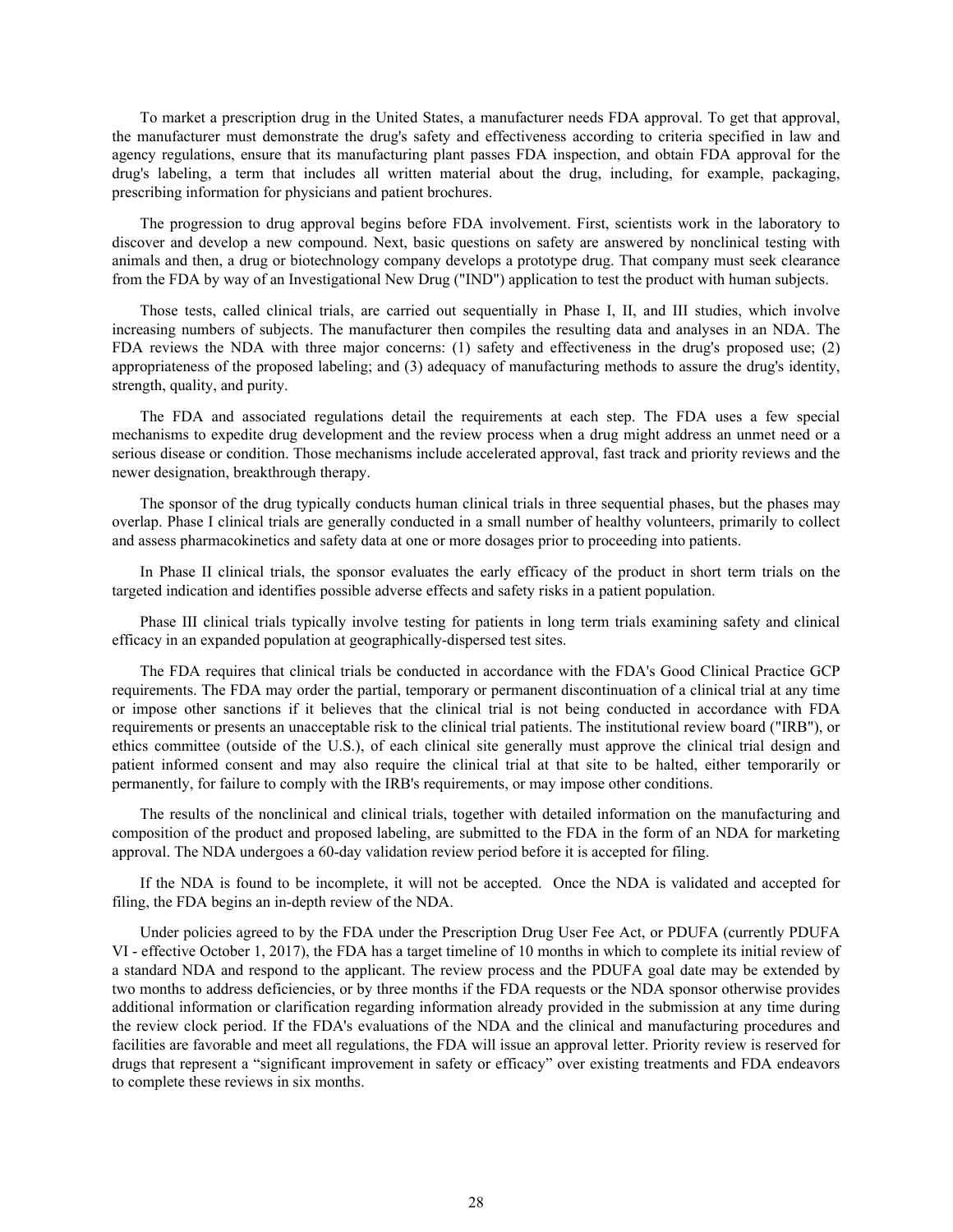To market a prescription drug in the United States, a manufacturer needs FDA approval. To get that approval, the manufacturer must demonstrate the drug's safety and effectiveness according to criteria specified in law and agency regulations, ensure that its manufacturing plant passes FDA inspection, and obtain FDA approval for the drug's labeling, a term that includes all written material about the drug, including, for example, packaging, prescribing information for physicians and patient brochures.

The progression to drug approval begins before FDA involvement. First, scientists work in the laboratory to discover and develop a new compound. Next, basic questions on safety are answered by nonclinical testing with animals and then, a drug or biotechnology company develops a prototype drug. That company must seek clearance from the FDA by way of an Investigational New Drug ("IND") application to test the product with human subjects.

Those tests, called clinical trials, are carried out sequentially in Phase I, II, and III studies, which involve increasing numbers of subjects. The manufacturer then compiles the resulting data and analyses in an NDA. The FDA reviews the NDA with three major concerns: (1) safety and effectiveness in the drug's proposed use; (2) appropriateness of the proposed labeling; and (3) adequacy of manufacturing methods to assure the drug's identity, strength, quality, and purity.

The FDA and associated regulations detail the requirements at each step. The FDA uses a few special mechanisms to expedite drug development and the review process when a drug might address an unmet need or a serious disease or condition. Those mechanisms include accelerated approval, fast track and priority reviews and the newer designation, breakthrough therapy.

The sponsor of the drug typically conducts human clinical trials in three sequential phases, but the phases may overlap. Phase I clinical trials are generally conducted in a small number of healthy volunteers, primarily to collect and assess pharmacokinetics and safety data at one or more dosages prior to proceeding into patients.

In Phase II clinical trials, the sponsor evaluates the early efficacy of the product in short term trials on the targeted indication and identifies possible adverse effects and safety risks in a patient population.

Phase III clinical trials typically involve testing for patients in long term trials examining safety and clinical efficacy in an expanded population at geographically-dispersed test sites.

The FDA requires that clinical trials be conducted in accordance with the FDA's Good Clinical Practice GCP requirements. The FDA may order the partial, temporary or permanent discontinuation of a clinical trial at any time or impose other sanctions if it believes that the clinical trial is not being conducted in accordance with FDA requirements or presents an unacceptable risk to the clinical trial patients. The institutional review board ("IRB"), or ethics committee (outside of the U.S.), of each clinical site generally must approve the clinical trial design and patient informed consent and may also require the clinical trial at that site to be halted, either temporarily or permanently, for failure to comply with the IRB's requirements, or may impose other conditions.

The results of the nonclinical and clinical trials, together with detailed information on the manufacturing and composition of the product and proposed labeling, are submitted to the FDA in the form of an NDA for marketing approval. The NDA undergoes a 60-day validation review period before it is accepted for filing.

If the NDA is found to be incomplete, it will not be accepted. Once the NDA is validated and accepted for filing, the FDA begins an in-depth review of the NDA.

Under policies agreed to by the FDA under the Prescription Drug User Fee Act, or PDUFA (currently PDUFA VI - effective October 1, 2017), the FDA has a target timeline of 10 months in which to complete its initial review of a standard NDA and respond to the applicant. The review process and the PDUFA goal date may be extended by two months to address deficiencies, or by three months if the FDA requests or the NDA sponsor otherwise provides additional information or clarification regarding information already provided in the submission at any time during the review clock period. If the FDA's evaluations of the NDA and the clinical and manufacturing procedures and facilities are favorable and meet all regulations, the FDA will issue an approval letter. Priority review is reserved for drugs that represent a "significant improvement in safety or efficacy" over existing treatments and FDA endeavors to complete these reviews in six months.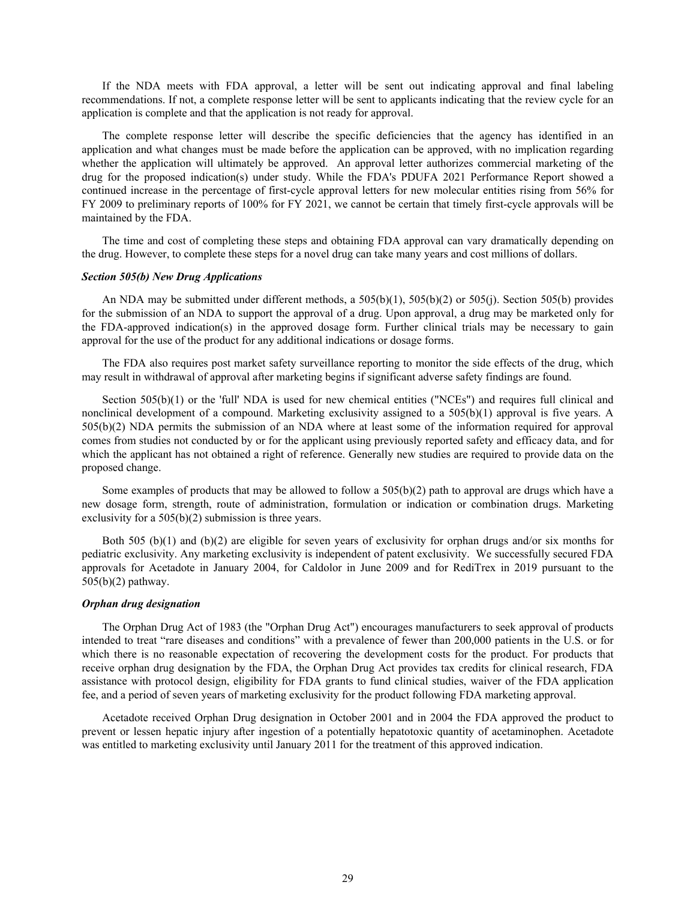If the NDA meets with FDA approval, a letter will be sent out indicating approval and final labeling recommendations. If not, a complete response letter will be sent to applicants indicating that the review cycle for an application is complete and that the application is not ready for approval.

The complete response letter will describe the specific deficiencies that the agency has identified in an application and what changes must be made before the application can be approved, with no implication regarding whether the application will ultimately be approved. An approval letter authorizes commercial marketing of the drug for the proposed indication(s) under study. While the FDA's PDUFA 2021 Performance Report showed a continued increase in the percentage of first-cycle approval letters for new molecular entities rising from 56% for FY 2009 to preliminary reports of 100% for FY 2021, we cannot be certain that timely first-cycle approvals will be maintained by the FDA.

The time and cost of completing these steps and obtaining FDA approval can vary dramatically depending on the drug. However, to complete these steps for a novel drug can take many years and cost millions of dollars.

***Section 505(b) New Drug Applications***

An NDA may be submitted under different methods, a 505(b)(1), 505(b)(2) or 505(j). Section 505(b) provides for the submission of an NDA to support the approval of a drug. Upon approval, a drug may be marketed only for the FDA-approved indication(s) in the approved dosage form. Further clinical trials may be necessary to gain approval for the use of the product for any additional indications or dosage forms.

The FDA also requires post market safety surveillance reporting to monitor the side effects of the drug, which may result in withdrawal of approval after marketing begins if significant adverse safety findings are found.

Section 505(b)(1) or the 'full' NDA is used for new chemical entities ("NCEs") and requires full clinical and nonclinical development of a compound. Marketing exclusivity assigned to a 505(b)(1) approval is five years. A 505(b)(2) NDA permits the submission of an NDA where at least some of the information required for approval comes from studies not conducted by or for the applicant using previously reported safety and efficacy data, and for which the applicant has not obtained a right of reference. Generally new studies are required to provide data on the proposed change.

Some examples of products that may be allowed to follow a 505(b)(2) path to approval are drugs which have a new dosage form, strength, route of administration, formulation or indication or combination drugs. Marketing exclusivity for a 505(b)(2) submission is three years.

Both 505 (b)(1) and (b)(2) are eligible for seven years of exclusivity for orphan drugs and/or six months for pediatric exclusivity. Any marketing exclusivity is independent of patent exclusivity. We successfully secured FDA approvals for Acetadote in January 2004, for Caldolor in June 2009 and for RediTrex in 2019 pursuant to the 505(b)(2) pathway.

***Orphan drug designation***

The Orphan Drug Act of 1983 (the "Orphan Drug Act") encourages manufacturers to seek approval of products intended to treat "rare diseases and conditions" with a prevalence of fewer than 200,000 patients in the U.S. or for which there is no reasonable expectation of recovering the development costs for the product. For products that receive orphan drug designation by the FDA, the Orphan Drug Act provides tax credits for clinical research, FDA assistance with protocol design, eligibility for FDA grants to fund clinical studies, waiver of the FDA application fee, and a period of seven years of marketing exclusivity for the product following FDA marketing approval.

Acetadote received Orphan Drug designation in October 2001 and in 2004 the FDA approved the product to prevent or lessen hepatic injury after ingestion of a potentially hepatotoxic quantity of acetaminophen. Acetadote was entitled to marketing exclusivity until January 2011 for the treatment of this approved indication.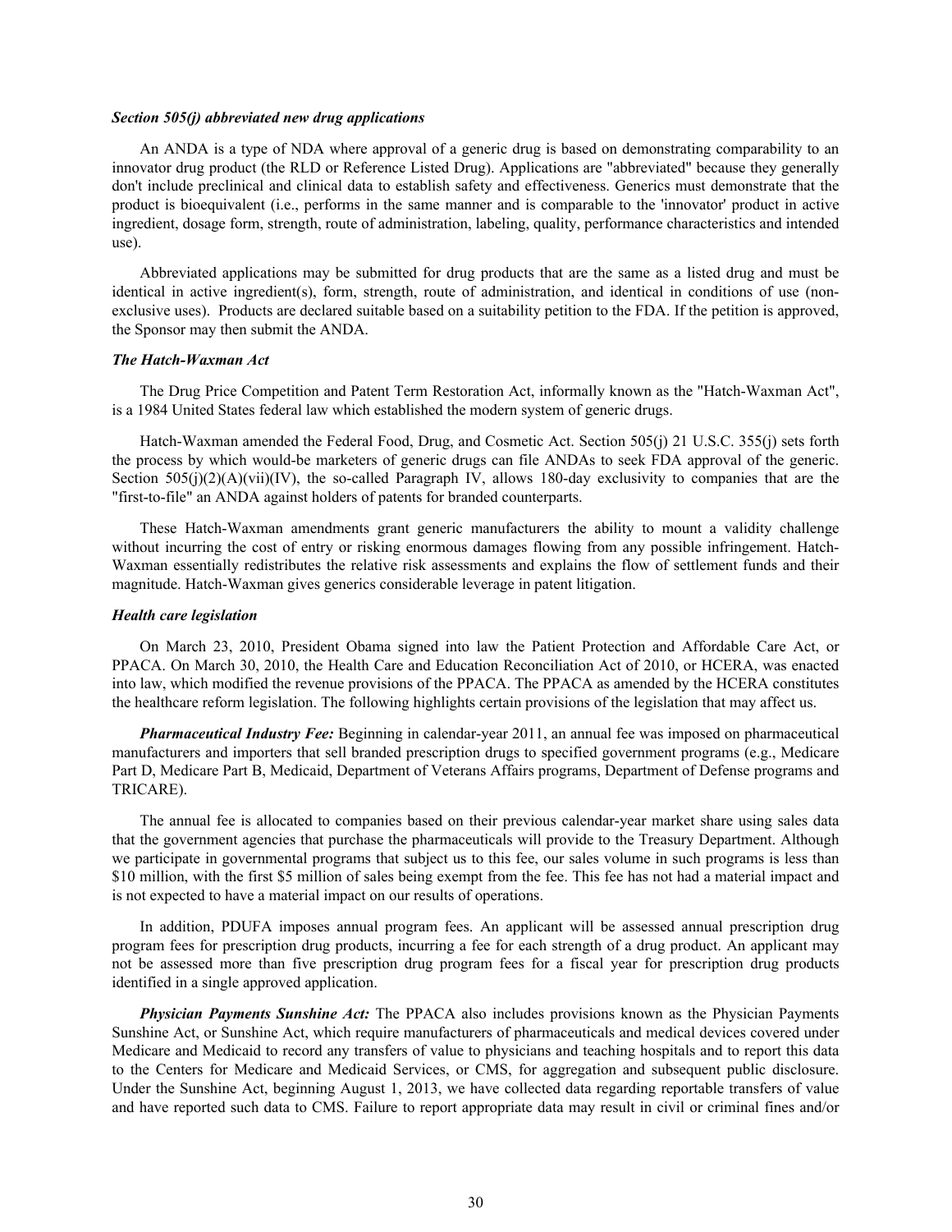***Section 505(j) abbreviated new drug applications***

An ANDA is a type of NDA where approval of a generic drug is based on demonstrating comparability to an innovator drug product (the RLD or Reference Listed Drug). Applications are "abbreviated" because they generally don't include preclinical and clinical data to establish safety and effectiveness. Generics must demonstrate that the product is bioequivalent (i.e., performs in the same manner and is comparable to the 'innovator' product in active ingredient, dosage form, strength, route of administration, labeling, quality, performance characteristics and intended use).

Abbreviated applications may be submitted for drug products that are the same as a listed drug and must be identical in active ingredient(s), form, strength, route of administration, and identical in conditions of use (non-exclusive uses). Products are declared suitable based on a suitability petition to the FDA. If the petition is approved, the Sponsor may then submit the ANDA.

***The Hatch-Waxman Act***

The Drug Price Competition and Patent Term Restoration Act, informally known as the "Hatch-Waxman Act", is a 1984 United States federal law which established the modern system of generic drugs.

Hatch-Waxman amended the Federal Food, Drug, and Cosmetic Act. Section 505(j) 21 U.S.C. 355(j) sets forth the process by which would-be marketers of generic drugs can file ANDAs to seek FDA approval of the generic. Section 505(j)(2)(A)(vii)(IV), the so-called Paragraph IV, allows 180-day exclusivity to companies that are the "first-to-file" an ANDA against holders of patents for branded counterparts.

These Hatch-Waxman amendments grant generic manufacturers the ability to mount a validity challenge without incurring the cost of entry or risking enormous damages flowing from any possible infringement. Hatch-Waxman essentially redistributes the relative risk assessments and explains the flow of settlement funds and their magnitude. Hatch-Waxman gives generics considerable leverage in patent litigation.

***Health care legislation***

On March 23, 2010, President Obama signed into law the Patient Protection and Affordable Care Act, or PPACA. On March 30, 2010, the Health Care and Education Reconciliation Act of 2010, or HCERA, was enacted into law, which modified the revenue provisions of the PPACA. The PPACA as amended by the HCERA constitutes the healthcare reform legislation. The following highlights certain provisions of the legislation that may affect us.

***Pharmaceutical Industry Fee:*** Beginning in calendar-year 2011, an annual fee was imposed on pharmaceutical manufacturers and importers that sell branded prescription drugs to specified government programs (e.g., Medicare Part D, Medicare Part B, Medicaid, Department of Veterans Affairs programs, Department of Defense programs and TRICARE).

The annual fee is allocated to companies based on their previous calendar-year market share using sales data that the government agencies that purchase the pharmaceuticals will provide to the Treasury Department. Although we participate in governmental programs that subject us to this fee, our sales volume in such programs is less than \$10 million, with the first \$5 million of sales being exempt from the fee. This fee has not had a material impact and is not expected to have a material impact on our results of operations.

In addition, PDUFA imposes annual program fees. An applicant will be assessed annual prescription drug program fees for prescription drug products, incurring a fee for each strength of a drug product. An applicant may not be assessed more than five prescription drug program fees for a fiscal year for prescription drug products identified in a single approved application.

***Physician Payments Sunshine Act:*** The PPACA also includes provisions known as the Physician Payments Sunshine Act, or Sunshine Act, which require manufacturers of pharmaceuticals and medical devices covered under Medicare and Medicaid to record any transfers of value to physicians and teaching hospitals and to report this data to the Centers for Medicare and Medicaid Services, or CMS, for aggregation and subsequent public disclosure. Under the Sunshine Act, beginning August 1, 2013, we have collected data regarding reportable transfers of value and have reported such data to CMS. Failure to report appropriate data may result in civil or criminal fines and/or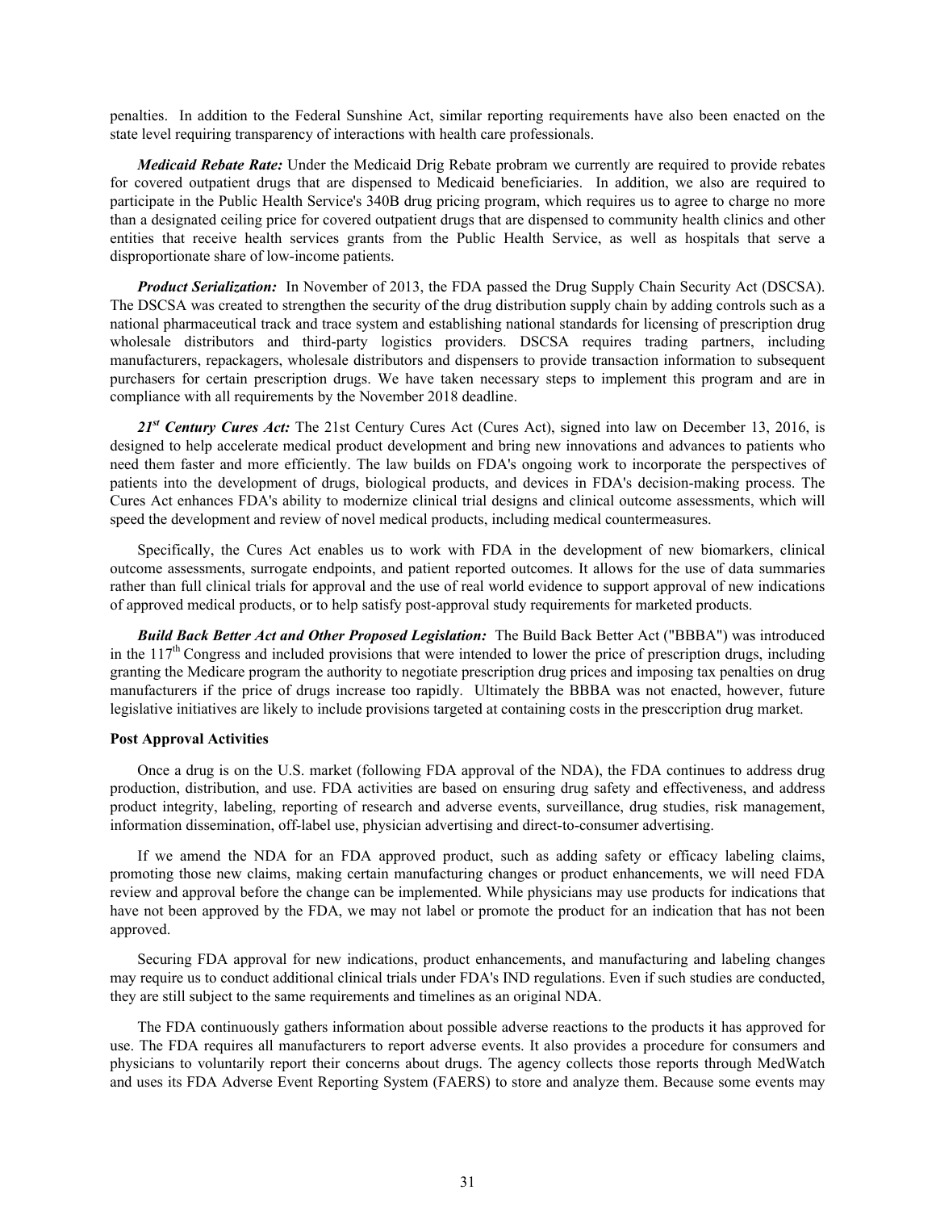penalties. In addition to the Federal Sunshine Act, similar reporting requirements have also been enacted on the state level requiring transparency of interactions with health care professionals.

***Medicaid Rebate Rate:*** Under the Medicaid Drig Rebate probram we currently are required to provide rebates for covered outpatient drugs that are dispensed to Medicaid beneficiaries. In addition, we also are required to participate in the Public Health Service's 340B drug pricing program, which requires us to agree to charge no more than a designated ceiling price for covered outpatient drugs that are dispensed to community health clinics and other entities that receive health services grants from the Public Health Service, as well as hospitals that serve a disproportionate share of low-income patients.

***Product Serialization:*** In November of 2013, the FDA passed the Drug Supply Chain Security Act (DSCSA). The DSCSA was created to strengthen the security of the drug distribution supply chain by adding controls such as a national pharmaceutical track and trace system and establishing national standards for licensing of prescription drug wholesale distributors and third-party logistics providers. DSCSA requires trading partners, including manufacturers, repackagers, wholesale distributors and dispensers to provide transaction information to subsequent purchasers for certain prescription drugs. We have taken necessary steps to implement this program and are in compliance with all requirements by the November 2018 deadline.

***21st Century Cures Act:*** The 21st Century Cures Act (Cures Act), signed into law on December 13, 2016, is designed to help accelerate medical product development and bring new innovations and advances to patients who need them faster and more efficiently. The law builds on FDA's ongoing work to incorporate the perspectives of patients into the development of drugs, biological products, and devices in FDA's decision-making process. The Cures Act enhances FDA's ability to modernize clinical trial designs and clinical outcome assessments, which will speed the development and review of novel medical products, including medical countermeasures.

Specifically, the Cures Act enables us to work with FDA in the development of new biomarkers, clinical outcome assessments, surrogate endpoints, and patient reported outcomes. It allows for the use of data summaries rather than full clinical trials for approval and the use of real world evidence to support approval of new indications of approved medical products, or to help satisfy post-approval study requirements for marketed products.

***Build Back Better Act and Other Proposed Legislation:*** The Build Back Better Act ("BBBA") was introduced in the 117th Congress and included provisions that were intended to lower the price of prescription drugs, including granting the Medicare program the authority to negotiate prescription drug prices and imposing tax penalties on drug manufacturers if the price of drugs increase too rapidly. Ultimately the BBBA was not enacted, however, future legislative initiatives are likely to include provisions targeted at containing costs in the presccription drug market.

**Post Approval Activities**

Once a drug is on the U.S. market (following FDA approval of the NDA), the FDA continues to address drug production, distribution, and use. FDA activities are based on ensuring drug safety and effectiveness, and address product integrity, labeling, reporting of research and adverse events, surveillance, drug studies, risk management, information dissemination, off-label use, physician advertising and direct-to-consumer advertising.

If we amend the NDA for an FDA approved product, such as adding safety or efficacy labeling claims, promoting those new claims, making certain manufacturing changes or product enhancements, we will need FDA review and approval before the change can be implemented. While physicians may use products for indications that have not been approved by the FDA, we may not label or promote the product for an indication that has not been approved.

Securing FDA approval for new indications, product enhancements, and manufacturing and labeling changes may require us to conduct additional clinical trials under FDA's IND regulations. Even if such studies are conducted, they are still subject to the same requirements and timelines as an original NDA.

The FDA continuously gathers information about possible adverse reactions to the products it has approved for use. The FDA requires all manufacturers to report adverse events. It also provides a procedure for consumers and physicians to voluntarily report their concerns about drugs. The agency collects those reports through MedWatch and uses its FDA Adverse Event Reporting System (FAERS) to store and analyze them. Because some events may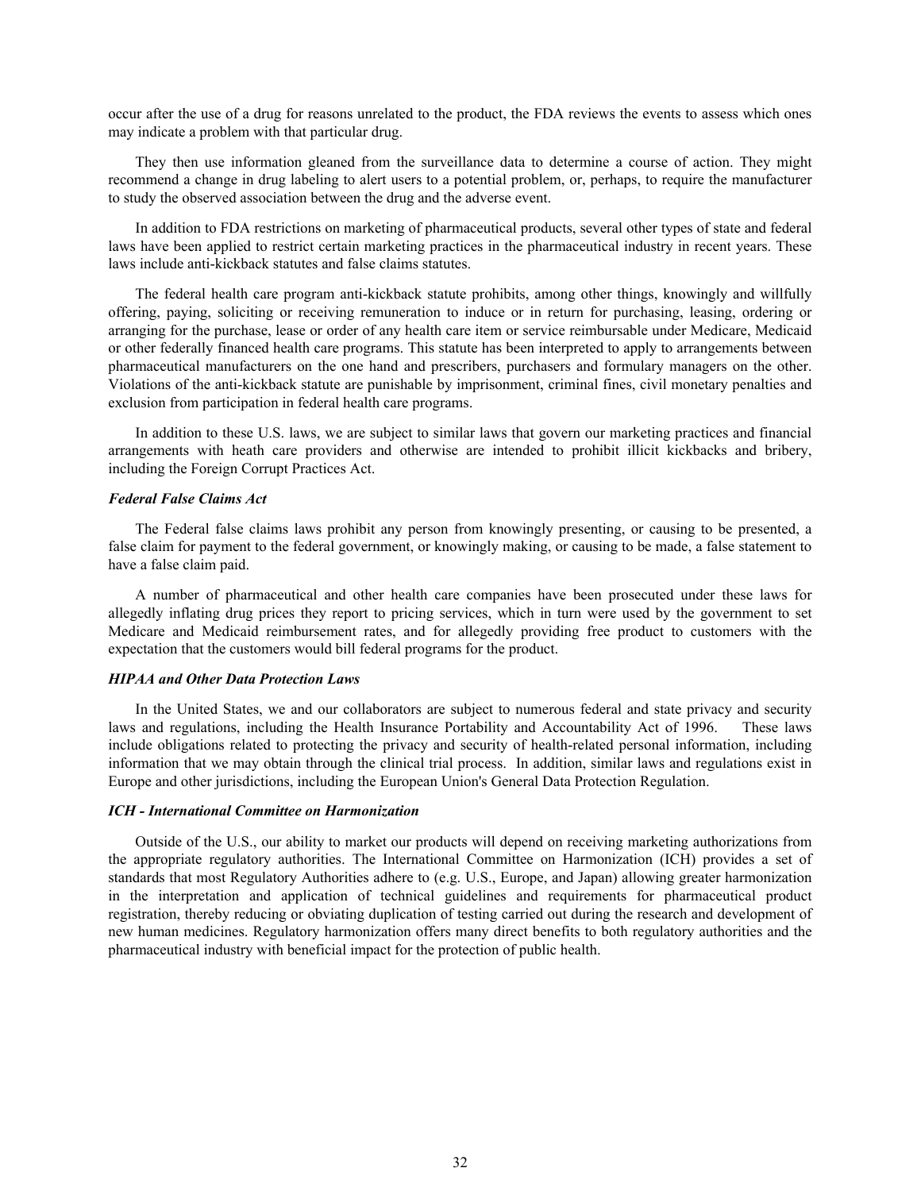occur after the use of a drug for reasons unrelated to the product, the FDA reviews the events to assess which ones may indicate a problem with that particular drug.

They then use information gleaned from the surveillance data to determine a course of action. They might recommend a change in drug labeling to alert users to a potential problem, or, perhaps, to require the manufacturer to study the observed association between the drug and the adverse event.

In addition to FDA restrictions on marketing of pharmaceutical products, several other types of state and federal laws have been applied to restrict certain marketing practices in the pharmaceutical industry in recent years. These laws include anti-kickback statutes and false claims statutes.

The federal health care program anti-kickback statute prohibits, among other things, knowingly and willfully offering, paying, soliciting or receiving remuneration to induce or in return for purchasing, leasing, ordering or arranging for the purchase, lease or order of any health care item or service reimbursable under Medicare, Medicaid or other federally financed health care programs. This statute has been interpreted to apply to arrangements between pharmaceutical manufacturers on the one hand and prescribers, purchasers and formulary managers on the other. Violations of the anti-kickback statute are punishable by imprisonment, criminal fines, civil monetary penalties and exclusion from participation in federal health care programs.

In addition to these U.S. laws, we are subject to similar laws that govern our marketing practices and financial arrangements with heath care providers and otherwise are intended to prohibit illicit kickbacks and bribery, including the Foreign Corrupt Practices Act.

***Federal False Claims Act***

The Federal false claims laws prohibit any person from knowingly presenting, or causing to be presented, a false claim for payment to the federal government, or knowingly making, or causing to be made, a false statement to have a false claim paid.

A number of pharmaceutical and other health care companies have been prosecuted under these laws for allegedly inflating drug prices they report to pricing services, which in turn were used by the government to set Medicare and Medicaid reimbursement rates, and for allegedly providing free product to customers with the expectation that the customers would bill federal programs for the product.

***HIPAA and Other Data Protection Laws***

In the United States, we and our collaborators are subject to numerous federal and state privacy and security laws and regulations, including the Health Insurance Portability and Accountability Act of 1996. These laws include obligations related to protecting the privacy and security of health-related personal information, including information that we may obtain through the clinical trial process. In addition, similar laws and regulations exist in Europe and other jurisdictions, including the European Union's General Data Protection Regulation.

***ICH - International Committee on Harmonization***

Outside of the U.S., our ability to market our products will depend on receiving marketing authorizations from the appropriate regulatory authorities. The International Committee on Harmonization (ICH) provides a set of standards that most Regulatory Authorities adhere to (e.g. U.S., Europe, and Japan) allowing greater harmonization in the interpretation and application of technical guidelines and requirements for pharmaceutical product registration, thereby reducing or obviating duplication of testing carried out during the research and development of new human medicines. Regulatory harmonization offers many direct benefits to both regulatory authorities and the pharmaceutical industry with beneficial impact for the protection of public health.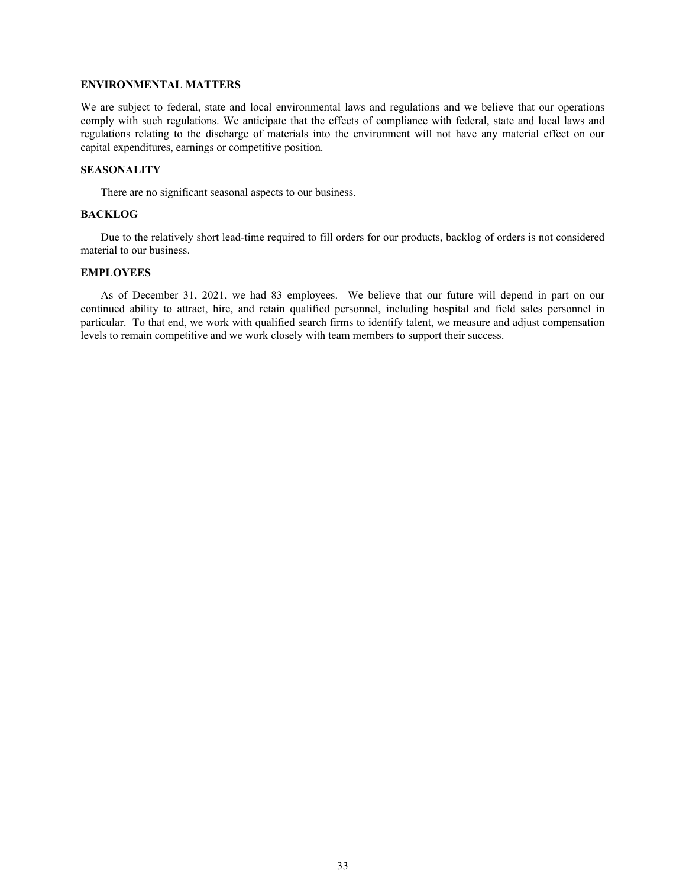**ENVIRONMENTAL MATTERS**

We are subject to federal, state and local environmental laws and regulations and we believe that our operations comply with such regulations. We anticipate that the effects of compliance with federal, state and local laws and regulations relating to the discharge of materials into the environment will not have any material effect on our capital expenditures, earnings or competitive position.

**SEASONALITY**

There are no significant seasonal aspects to our business.

**BACKLOG**

Due to the relatively short lead-time required to fill orders for our products, backlog of orders is not considered material to our business.

**EMPLOYEES**

As of December 31, 2021, we had 83 employees. We believe that our future will depend in part on our continued ability to attract, hire, and retain qualified personnel, including hospital and field sales personnel in particular. To that end, we work with qualified search firms to identify talent, we measure and adjust compensation levels to remain competitive and we work closely with team members to support their success.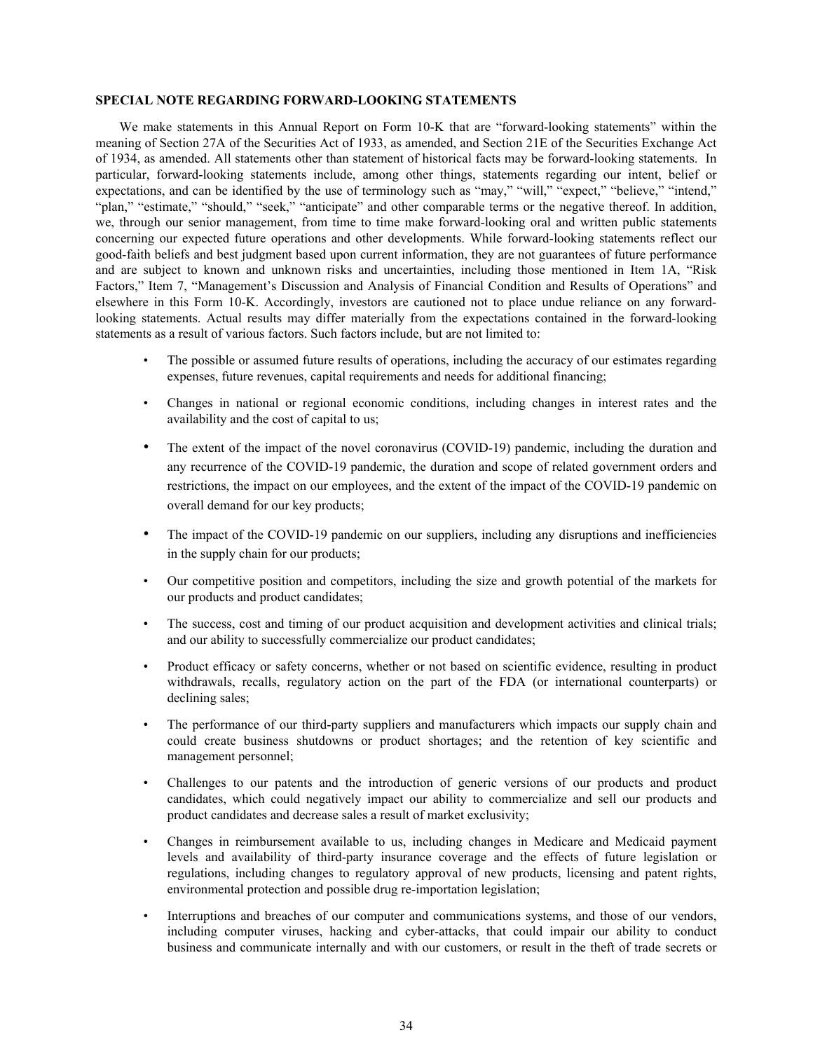## SPECIAL NOTE REGARDING FORWARD-LOOKING STATEMENTS

We make statements in this Annual Report on Form 10-K that are "forward-looking statements" within the meaning of Section 27A of the Securities Act of 1933, as amended, and Section 21E of the Securities Exchange Act of 1934, as amended. All statements other than statement of historical facts may be forward-looking statements. In particular, forward-looking statements include, among other things, statements regarding our intent, belief or expectations, and can be identified by the use of terminology such as "may," "will," "expect," "believe," "intend," "plan," "estimate," "should," "seek," "anticipate" and other comparable terms or the negative thereof. In addition, we, through our senior management, from time to time make forward-looking oral and written public statements concerning our expected future operations and other developments. While forward-looking statements reflect our good-faith beliefs and best judgment based upon current information, they are not guarantees of future performance and are subject to known and unknown risks and uncertainties, including those mentioned in Item 1A, "Risk Factors," Item 7, "Management's Discussion and Analysis of Financial Condition and Results of Operations" and elsewhere in this Form 10-K. Accordingly, investors are cautioned not to place undue reliance on any forward-looking statements. Actual results may differ materially from the expectations contained in the forward-looking statements as a result of various factors. Such factors include, but are not limited to:

- The possible or assumed future results of operations, including the accuracy of our estimates regarding expenses, future revenues, capital requirements and needs for additional financing;
- Changes in national or regional economic conditions, including changes in interest rates and the availability and the cost of capital to us;
- The extent of the impact of the novel coronavirus (COVID-19) pandemic, including the duration and any recurrence of the COVID-19 pandemic, the duration and scope of related government orders and restrictions, the impact on our employees, and the extent of the impact of the COVID-19 pandemic on overall demand for our key products;
- The impact of the COVID-19 pandemic on our suppliers, including any disruptions and inefficiencies in the supply chain for our products;
- Our competitive position and competitors, including the size and growth potential of the markets for our products and product candidates;
- The success, cost and timing of our product acquisition and development activities and clinical trials; and our ability to successfully commercialize our product candidates;
- Product efficacy or safety concerns, whether or not based on scientific evidence, resulting in product withdrawals, recalls, regulatory action on the part of the FDA (or international counterparts) or declining sales;
- The performance of our third-party suppliers and manufacturers which impacts our supply chain and could create business shutdowns or product shortages; and the retention of key scientific and management personnel;
- Challenges to our patents and the introduction of generic versions of our products and product candidates, which could negatively impact our ability to commercialize and sell our products and product candidates and decrease sales a result of market exclusivity;
- Changes in reimbursement available to us, including changes in Medicare and Medicaid payment levels and availability of third-party insurance coverage and the effects of future legislation or regulations, including changes to regulatory approval of new products, licensing and patent rights, environmental protection and possible drug re-importation legislation;
- Interruptions and breaches of our computer and communications systems, and those of our vendors, including computer viruses, hacking and cyber-attacks, that could impair our ability to conduct business and communicate internally and with our customers, or result in the theft of trade secrets or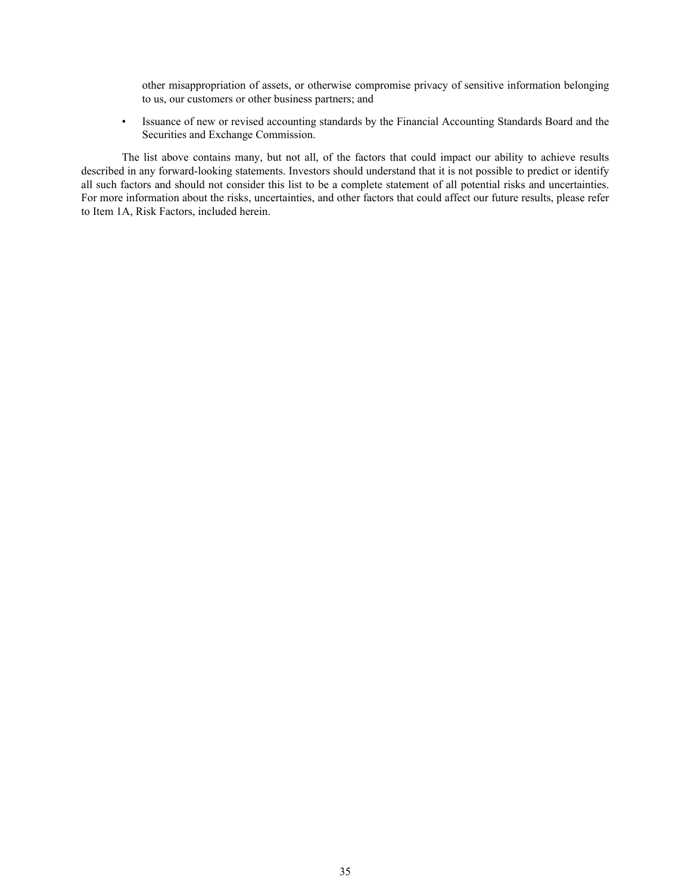other misappropriation of assets, or otherwise compromise privacy of sensitive information belonging to us, our customers or other business partners; and

- Issuance of new or revised accounting standards by the Financial Accounting Standards Board and the Securities and Exchange Commission.

The list above contains many, but not all, of the factors that could impact our ability to achieve results described in any forward-looking statements. Investors should understand that it is not possible to predict or identify all such factors and should not consider this list to be a complete statement of all potential risks and uncertainties. For more information about the risks, uncertainties, and other factors that could affect our future results, please refer to Item 1A, Risk Factors, included herein.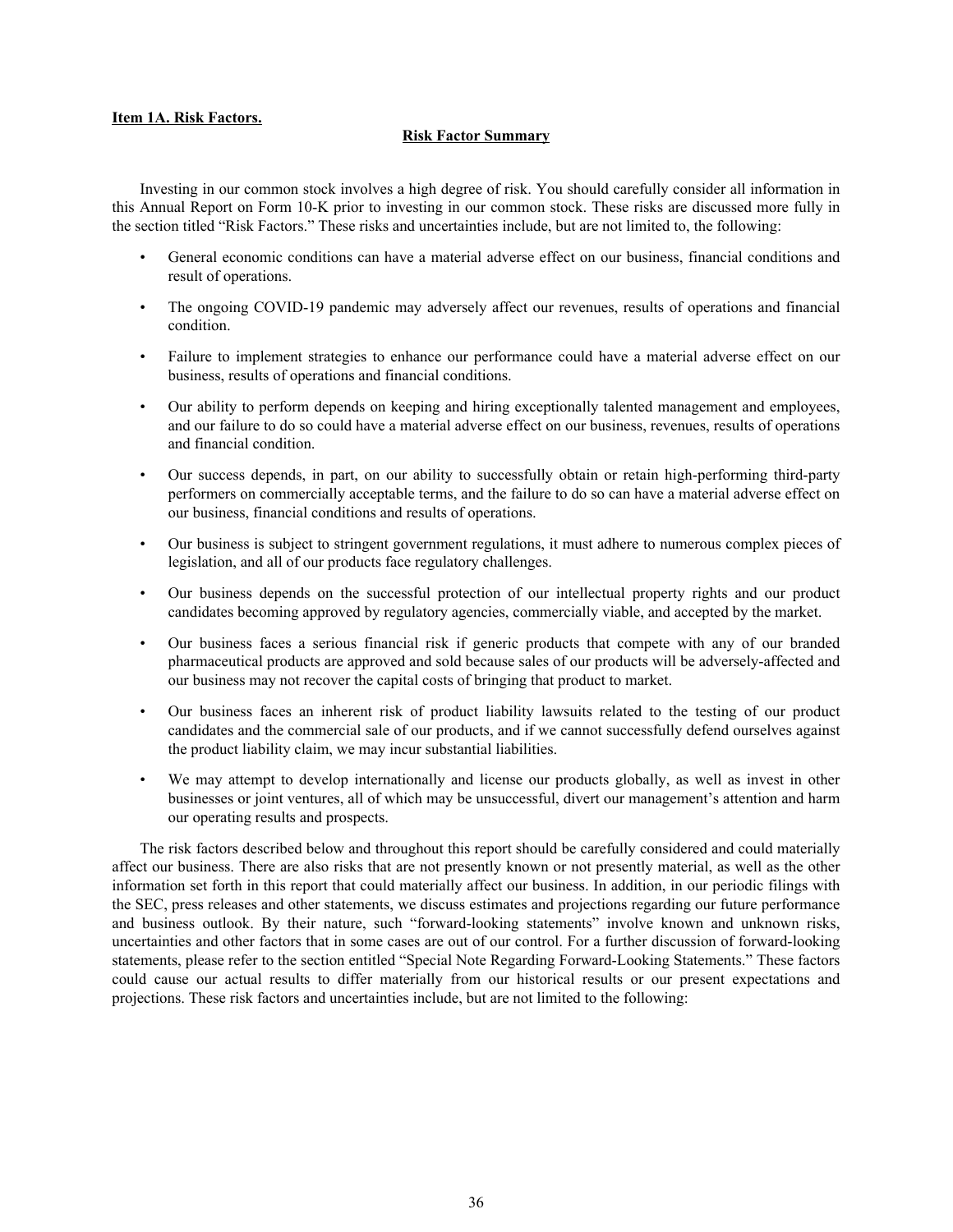**Item 1A. Risk Factors.**

## Risk Factor Summary

Investing in our common stock involves a high degree of risk. You should carefully consider all information in this Annual Report on Form 10-K prior to investing in our common stock. These risks are discussed more fully in the section titled "Risk Factors." These risks and uncertainties include, but are not limited to, the following:

- General economic conditions can have a material adverse effect on our business, financial conditions and result of operations.
- The ongoing COVID-19 pandemic may adversely affect our revenues, results of operations and financial condition.
- Failure to implement strategies to enhance our performance could have a material adverse effect on our business, results of operations and financial conditions.
- Our ability to perform depends on keeping and hiring exceptionally talented management and employees, and our failure to do so could have a material adverse effect on our business, revenues, results of operations and financial condition.
- Our success depends, in part, on our ability to successfully obtain or retain high-performing third-party performers on commercially acceptable terms, and the failure to do so can have a material adverse effect on our business, financial conditions and results of operations.
- Our business is subject to stringent government regulations, it must adhere to numerous complex pieces of legislation, and all of our products face regulatory challenges.
- Our business depends on the successful protection of our intellectual property rights and our product candidates becoming approved by regulatory agencies, commercially viable, and accepted by the market.
- Our business faces a serious financial risk if generic products that compete with any of our branded pharmaceutical products are approved and sold because sales of our products will be adversely-affected and our business may not recover the capital costs of bringing that product to market.
- Our business faces an inherent risk of product liability lawsuits related to the testing of our product candidates and the commercial sale of our products, and if we cannot successfully defend ourselves against the product liability claim, we may incur substantial liabilities.
- We may attempt to develop internationally and license our products globally, as well as invest in other businesses or joint ventures, all of which may be unsuccessful, divert our management's attention and harm our operating results and prospects.

The risk factors described below and throughout this report should be carefully considered and could materially affect our business. There are also risks that are not presently known or not presently material, as well as the other information set forth in this report that could materially affect our business. In addition, in our periodic filings with the SEC, press releases and other statements, we discuss estimates and projections regarding our future performance and business outlook. By their nature, such "forward-looking statements" involve known and unknown risks, uncertainties and other factors that in some cases are out of our control. For a further discussion of forward-looking statements, please refer to the section entitled "Special Note Regarding Forward-Looking Statements." These factors could cause our actual results to differ materially from our historical results or our present expectations and projections. These risk factors and uncertainties include, but are not limited to the following: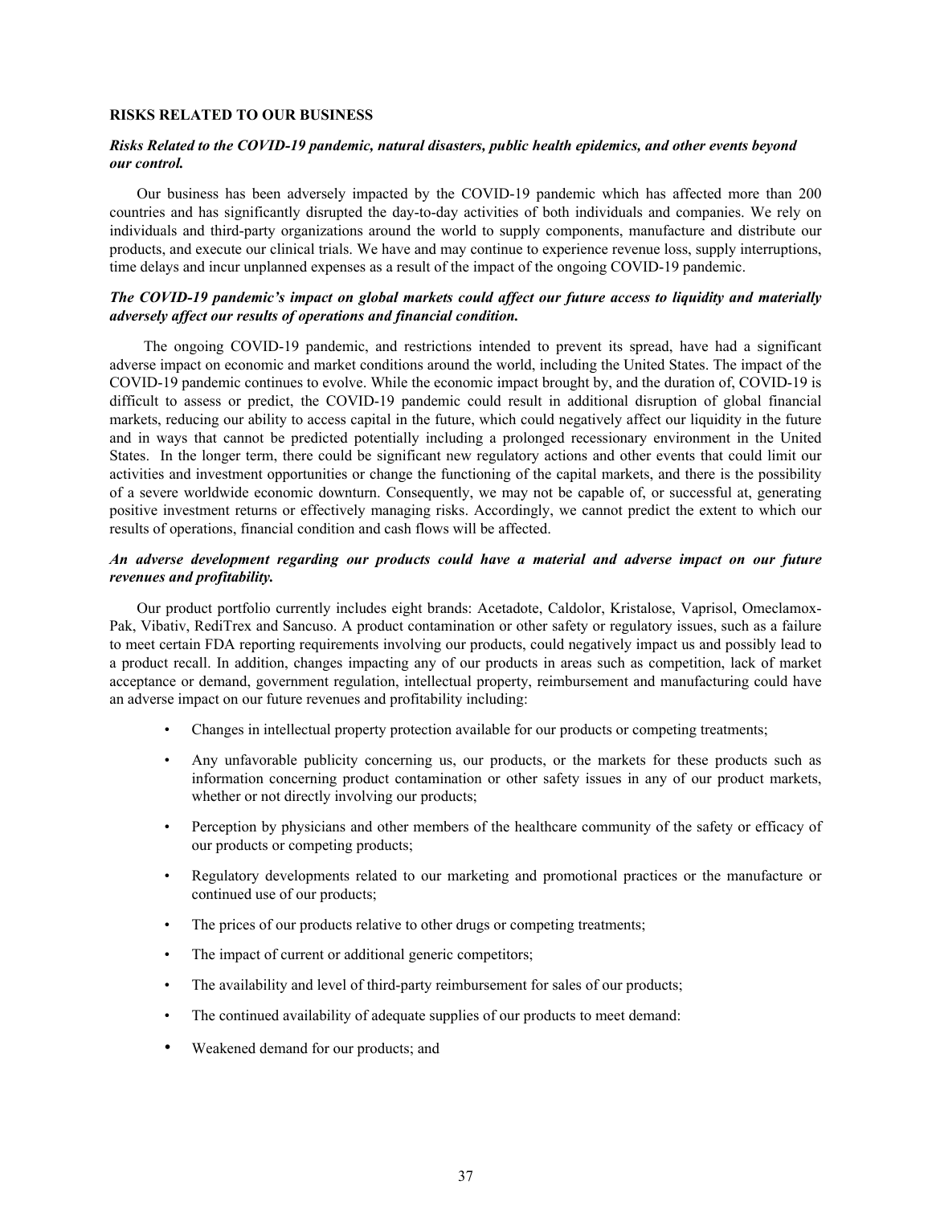**RISKS RELATED TO OUR BUSINESS**

***Risks Related to the COVID-19 pandemic, natural disasters, public health epidemics, and other events beyond our control.***

Our business has been adversely impacted by the COVID-19 pandemic which has affected more than 200 countries and has significantly disrupted the day-to-day activities of both individuals and companies. We rely on individuals and third-party organizations around the world to supply components, manufacture and distribute our products, and execute our clinical trials. We have and may continue to experience revenue loss, supply interruptions, time delays and incur unplanned expenses as a result of the impact of the ongoing COVID-19 pandemic.

***The COVID-19 pandemic's impact on global markets could affect our future access to liquidity and materially adversely affect our results of operations and financial condition.***

The ongoing COVID-19 pandemic, and restrictions intended to prevent its spread, have had a significant adverse impact on economic and market conditions around the world, including the United States. The impact of the COVID-19 pandemic continues to evolve. While the economic impact brought by, and the duration of, COVID-19 is difficult to assess or predict, the COVID-19 pandemic could result in additional disruption of global financial markets, reducing our ability to access capital in the future, which could negatively affect our liquidity in the future and in ways that cannot be predicted potentially including a prolonged recessionary environment in the United States. In the longer term, there could be significant new regulatory actions and other events that could limit our activities and investment opportunities or change the functioning of the capital markets, and there is the possibility of a severe worldwide economic downturn. Consequently, we may not be capable of, or successful at, generating positive investment returns or effectively managing risks. Accordingly, we cannot predict the extent to which our results of operations, financial condition and cash flows will be affected.

***An adverse development regarding our products could have a material and adverse impact on our future revenues and profitability.***

Our product portfolio currently includes eight brands: Acetadote, Caldolor, Kristalose, Vaprisol, Omeclamox-Pak, Vibativ, RediTrex and Sancuso. A product contamination or other safety or regulatory issues, such as a failure to meet certain FDA reporting requirements involving our products, could negatively impact us and possibly lead to a product recall. In addition, changes impacting any of our products in areas such as competition, lack of market acceptance or demand, government regulation, intellectual property, reimbursement and manufacturing could have an adverse impact on our future revenues and profitability including:

- Changes in intellectual property protection available for our products or competing treatments;
- Any unfavorable publicity concerning us, our products, or the markets for these products such as information concerning product contamination or other safety issues in any of our product markets, whether or not directly involving our products;
- Perception by physicians and other members of the healthcare community of the safety or efficacy of our products or competing products;
- Regulatory developments related to our marketing and promotional practices or the manufacture or continued use of our products;
- The prices of our products relative to other drugs or competing treatments;
- The impact of current or additional generic competitors;
- The availability and level of third-party reimbursement for sales of our products;
- The continued availability of adequate supplies of our products to meet demand:
- Weakened demand for our products; and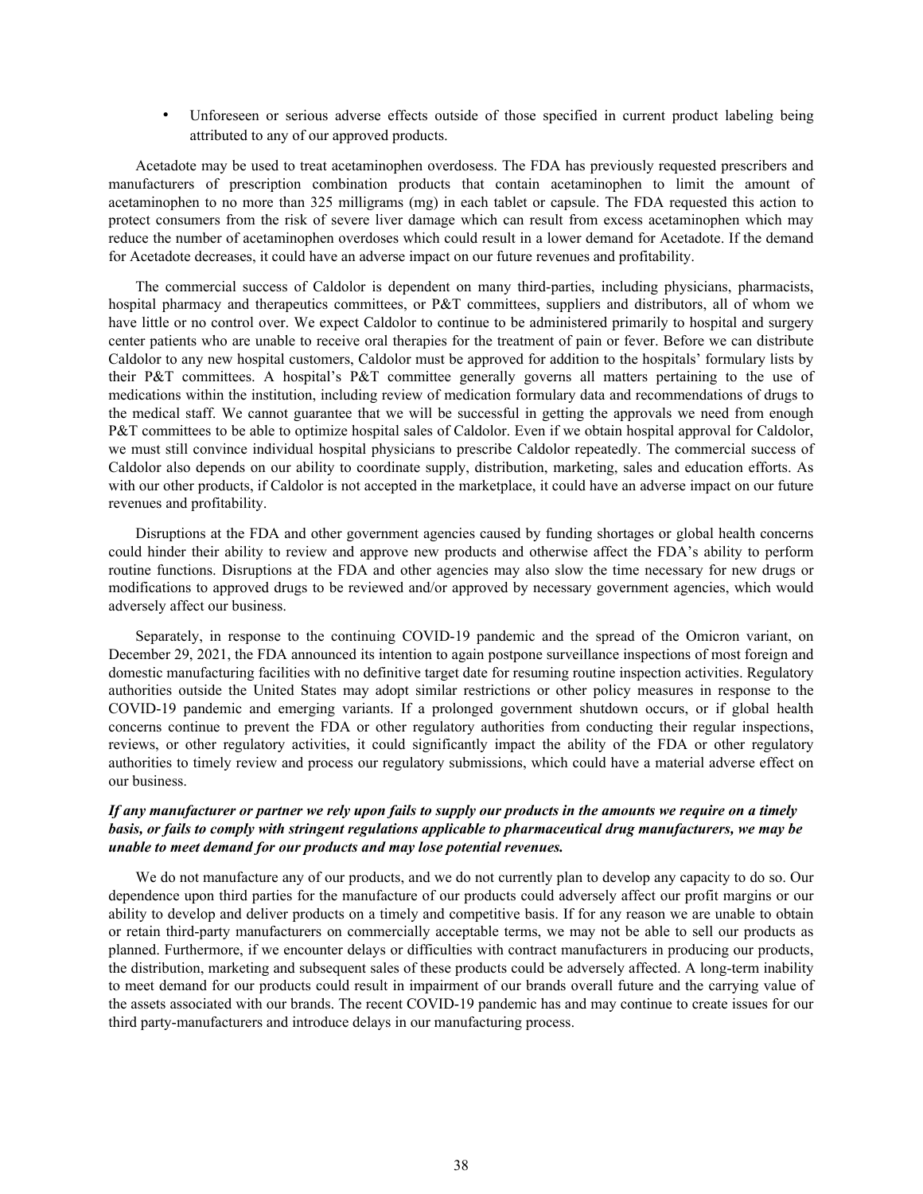- Unforeseen or serious adverse effects outside of those specified in current product labeling being attributed to any of our approved products.

Acetadote may be used to treat acetaminophen overdosess. The FDA has previously requested prescribers and manufacturers of prescription combination products that contain acetaminophen to limit the amount of acetaminophen to no more than 325 milligrams (mg) in each tablet or capsule. The FDA requested this action to protect consumers from the risk of severe liver damage which can result from excess acetaminophen which may reduce the number of acetaminophen overdoses which could result in a lower demand for Acetadote. If the demand for Acetadote decreases, it could have an adverse impact on our future revenues and profitability.

The commercial success of Caldolor is dependent on many third-parties, including physicians, pharmacists, hospital pharmacy and therapeutics committees, or P&T committees, suppliers and distributors, all of whom we have little or no control over. We expect Caldolor to continue to be administered primarily to hospital and surgery center patients who are unable to receive oral therapies for the treatment of pain or fever. Before we can distribute Caldolor to any new hospital customers, Caldolor must be approved for addition to the hospitals' formulary lists by their P&T committees. A hospital's P&T committee generally governs all matters pertaining to the use of medications within the institution, including review of medication formulary data and recommendations of drugs to the medical staff. We cannot guarantee that we will be successful in getting the approvals we need from enough P&T committees to be able to optimize hospital sales of Caldolor. Even if we obtain hospital approval for Caldolor, we must still convince individual hospital physicians to prescribe Caldolor repeatedly. The commercial success of Caldolor also depends on our ability to coordinate supply, distribution, marketing, sales and education efforts. As with our other products, if Caldolor is not accepted in the marketplace, it could have an adverse impact on our future revenues and profitability.

Disruptions at the FDA and other government agencies caused by funding shortages or global health concerns could hinder their ability to review and approve new products and otherwise affect the FDA's ability to perform routine functions. Disruptions at the FDA and other agencies may also slow the time necessary for new drugs or modifications to approved drugs to be reviewed and/or approved by necessary government agencies, which would adversely affect our business.

Separately, in response to the continuing COVID-19 pandemic and the spread of the Omicron variant, on December 29, 2021, the FDA announced its intention to again postpone surveillance inspections of most foreign and domestic manufacturing facilities with no definitive target date for resuming routine inspection activities. Regulatory authorities outside the United States may adopt similar restrictions or other policy measures in response to the COVID-19 pandemic and emerging variants. If a prolonged government shutdown occurs, or if global health concerns continue to prevent the FDA or other regulatory authorities from conducting their regular inspections, reviews, or other regulatory activities, it could significantly impact the ability of the FDA or other regulatory authorities to timely review and process our regulatory submissions, which could have a material adverse effect on our business.

***If any manufacturer or partner we rely upon fails to supply our products in the amounts we require on a timely basis, or fails to comply with stringent regulations applicable to pharmaceutical drug manufacturers, we may be unable to meet demand for our products and may lose potential revenues.***

We do not manufacture any of our products, and we do not currently plan to develop any capacity to do so. Our dependence upon third parties for the manufacture of our products could adversely affect our profit margins or our ability to develop and deliver products on a timely and competitive basis. If for any reason we are unable to obtain or retain third-party manufacturers on commercially acceptable terms, we may not be able to sell our products as planned. Furthermore, if we encounter delays or difficulties with contract manufacturers in producing our products, the distribution, marketing and subsequent sales of these products could be adversely affected. A long-term inability to meet demand for our products could result in impairment of our brands overall future and the carrying value of the assets associated with our brands. The recent COVID-19 pandemic has and may continue to create issues for our third party-manufacturers and introduce delays in our manufacturing process.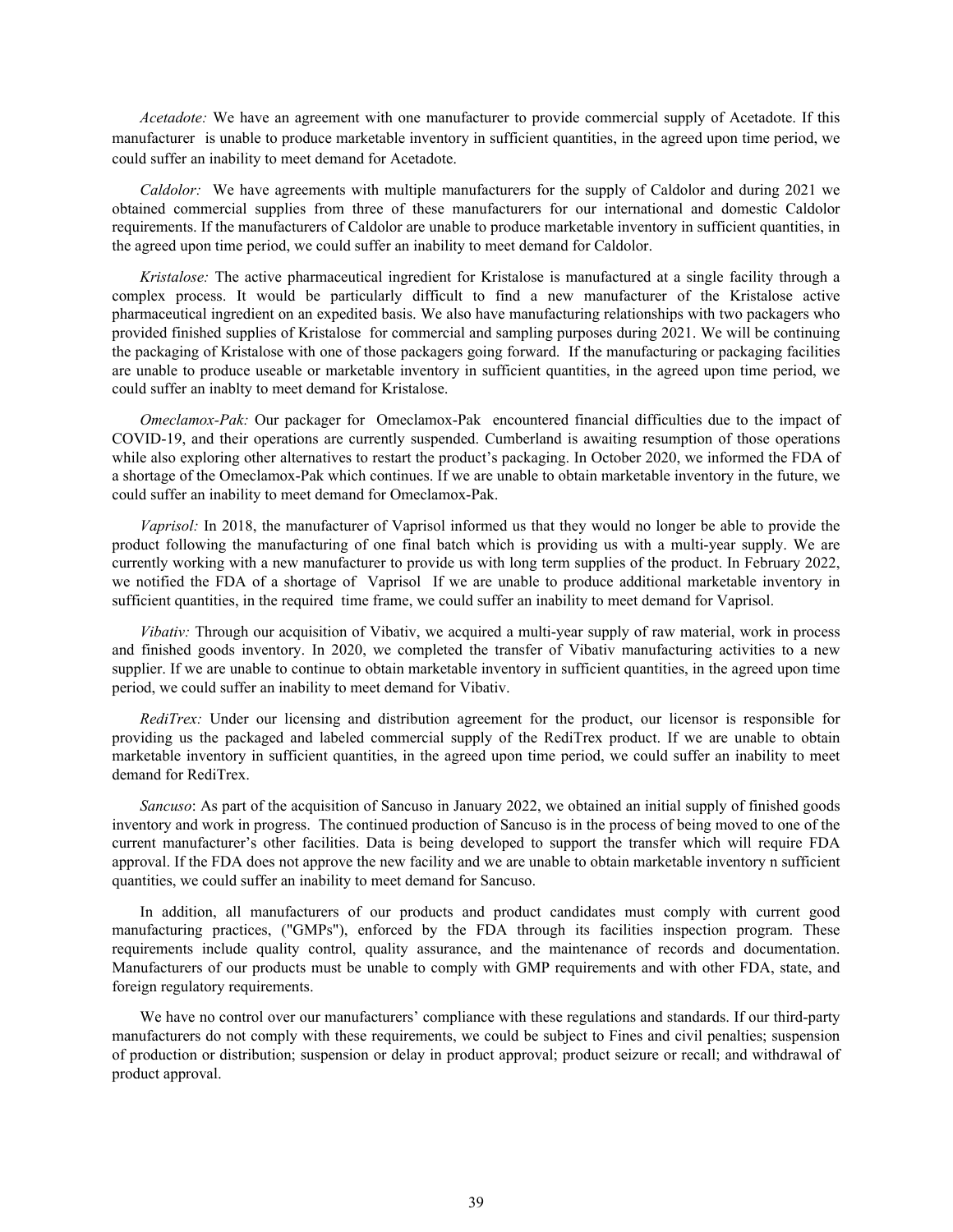*Acetadote:* We have an agreement with one manufacturer to provide commercial supply of Acetadote. If this manufacturer is unable to produce marketable inventory in sufficient quantities, in the agreed upon time period, we could suffer an inability to meet demand for Acetadote.

*Caldolor:* We have agreements with multiple manufacturers for the supply of Caldolor and during 2021 we obtained commercial supplies from three of these manufacturers for our international and domestic Caldolor requirements. If the manufacturers of Caldolor are unable to produce marketable inventory in sufficient quantities, in the agreed upon time period, we could suffer an inability to meet demand for Caldolor.

*Kristalose:* The active pharmaceutical ingredient for Kristalose is manufactured at a single facility through a complex process. It would be particularly difficult to find a new manufacturer of the Kristalose active pharmaceutical ingredient on an expedited basis. We also have manufacturing relationships with two packagers who provided finished supplies of Kristalose for commercial and sampling purposes during 2021. We will be continuing the packaging of Kristalose with one of those packagers going forward. If the manufacturing or packaging facilities are unable to produce useable or marketable inventory in sufficient quantities, in the agreed upon time period, we could suffer an inablty to meet demand for Kristalose.

*Omeclamox-Pak:* Our packager for Omeclamox-Pak encountered financial difficulties due to the impact of COVID-19, and their operations are currently suspended. Cumberland is awaiting resumption of those operations while also exploring other alternatives to restart the product's packaging. In October 2020, we informed the FDA of a shortage of the Omeclamox-Pak which continues. If we are unable to obtain marketable inventory in the future, we could suffer an inability to meet demand for Omeclamox-Pak.

*Vaprisol:* In 2018, the manufacturer of Vaprisol informed us that they would no longer be able to provide the product following the manufacturing of one final batch which is providing us with a multi-year supply. We are currently working with a new manufacturer to provide us with long term supplies of the product. In February 2022, we notified the FDA of a shortage of Vaprisol If we are unable to produce additional marketable inventory in sufficient quantities, in the required time frame, we could suffer an inability to meet demand for Vaprisol.

*Vibativ:* Through our acquisition of Vibativ, we acquired a multi-year supply of raw material, work in process and finished goods inventory. In 2020, we completed the transfer of Vibativ manufacturing activities to a new supplier. If we are unable to continue to obtain marketable inventory in sufficient quantities, in the agreed upon time period, we could suffer an inability to meet demand for Vibativ.

*RediTrex:* Under our licensing and distribution agreement for the product, our licensor is responsible for providing us the packaged and labeled commercial supply of the RediTrex product. If we are unable to obtain marketable inventory in sufficient quantities, in the agreed upon time period, we could suffer an inability to meet demand for RediTrex.

*Sancuso*: As part of the acquisition of Sancuso in January 2022, we obtained an initial supply of finished goods inventory and work in progress. The continued production of Sancuso is in the process of being moved to one of the current manufacturer's other facilities. Data is being developed to support the transfer which will require FDA approval. If the FDA does not approve the new facility and we are unable to obtain marketable inventory n sufficient quantities, we could suffer an inability to meet demand for Sancuso.

In addition, all manufacturers of our products and product candidates must comply with current good manufacturing practices, ("GMPs"), enforced by the FDA through its facilities inspection program. These requirements include quality control, quality assurance, and the maintenance of records and documentation. Manufacturers of our products must be unable to comply with GMP requirements and with other FDA, state, and foreign regulatory requirements.

We have no control over our manufacturers' compliance with these regulations and standards. If our third-party manufacturers do not comply with these requirements, we could be subject to Fines and civil penalties; suspension of production or distribution; suspension or delay in product approval; product seizure or recall; and withdrawal of product approval.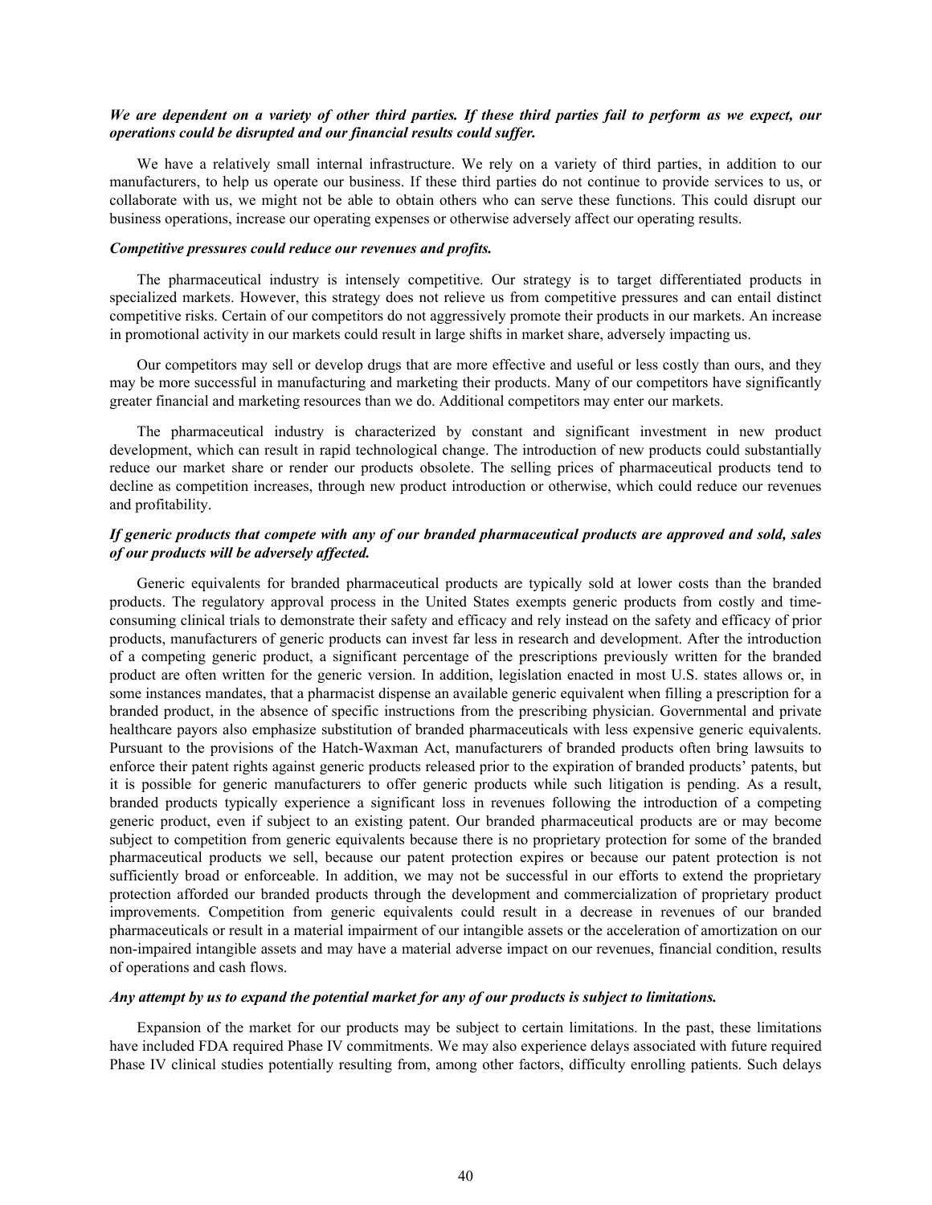***We are dependent on a variety of other third parties. If these third parties fail to perform as we expect, our operations could be disrupted and our financial results could suffer.***

We have a relatively small internal infrastructure. We rely on a variety of third parties, in addition to our manufacturers, to help us operate our business. If these third parties do not continue to provide services to us, or collaborate with us, we might not be able to obtain others who can serve these functions. This could disrupt our business operations, increase our operating expenses or otherwise adversely affect our operating results.

***Competitive pressures could reduce our revenues and profits.***

The pharmaceutical industry is intensely competitive. Our strategy is to target differentiated products in specialized markets. However, this strategy does not relieve us from competitive pressures and can entail distinct competitive risks. Certain of our competitors do not aggressively promote their products in our markets. An increase in promotional activity in our markets could result in large shifts in market share, adversely impacting us.

Our competitors may sell or develop drugs that are more effective and useful or less costly than ours, and they may be more successful in manufacturing and marketing their products. Many of our competitors have significantly greater financial and marketing resources than we do. Additional competitors may enter our markets.

The pharmaceutical industry is characterized by constant and significant investment in new product development, which can result in rapid technological change. The introduction of new products could substantially reduce our market share or render our products obsolete. The selling prices of pharmaceutical products tend to decline as competition increases, through new product introduction or otherwise, which could reduce our revenues and profitability.

***If generic products that compete with any of our branded pharmaceutical products are approved and sold, sales of our products will be adversely affected.***

Generic equivalents for branded pharmaceutical products are typically sold at lower costs than the branded products. The regulatory approval process in the United States exempts generic products from costly and time-consuming clinical trials to demonstrate their safety and efficacy and rely instead on the safety and efficacy of prior products, manufacturers of generic products can invest far less in research and development. After the introduction of a competing generic product, a significant percentage of the prescriptions previously written for the branded product are often written for the generic version. In addition, legislation enacted in most U.S. states allows or, in some instances mandates, that a pharmacist dispense an available generic equivalent when filling a prescription for a branded product, in the absence of specific instructions from the prescribing physician. Governmental and private healthcare payors also emphasize substitution of branded pharmaceuticals with less expensive generic equivalents. Pursuant to the provisions of the Hatch-Waxman Act, manufacturers of branded products often bring lawsuits to enforce their patent rights against generic products released prior to the expiration of branded products' patents, but it is possible for generic manufacturers to offer generic products while such litigation is pending. As a result, branded products typically experience a significant loss in revenues following the introduction of a competing generic product, even if subject to an existing patent. Our branded pharmaceutical products are or may become subject to competition from generic equivalents because there is no proprietary protection for some of the branded pharmaceutical products we sell, because our patent protection expires or because our patent protection is not sufficiently broad or enforceable. In addition, we may not be successful in our efforts to extend the proprietary protection afforded our branded products through the development and commercialization of proprietary product improvements. Competition from generic equivalents could result in a decrease in revenues of our branded pharmaceuticals or result in a material impairment of our intangible assets or the acceleration of amortization on our non-impaired intangible assets and may have a material adverse impact on our revenues, financial condition, results of operations and cash flows.

***Any attempt by us to expand the potential market for any of our products is subject to limitations.***

Expansion of the market for our products may be subject to certain limitations. In the past, these limitations have included FDA required Phase IV commitments. We may also experience delays associated with future required Phase IV clinical studies potentially resulting from, among other factors, difficulty enrolling patients. Such delays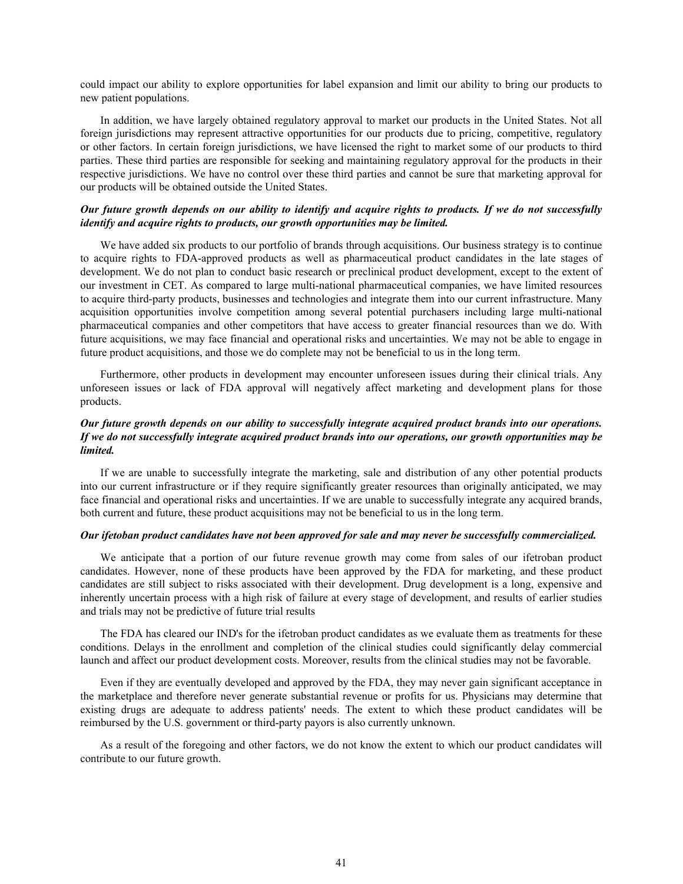could impact our ability to explore opportunities for label expansion and limit our ability to bring our products to new patient populations.

In addition, we have largely obtained regulatory approval to market our products in the United States. Not all foreign jurisdictions may represent attractive opportunities for our products due to pricing, competitive, regulatory or other factors. In certain foreign jurisdictions, we have licensed the right to market some of our products to third parties. These third parties are responsible for seeking and maintaining regulatory approval for the products in their respective jurisdictions. We have no control over these third parties and cannot be sure that marketing approval for our products will be obtained outside the United States.

***Our future growth depends on our ability to identify and acquire rights to products. If we do not successfully identify and acquire rights to products, our growth opportunities may be limited.***

We have added six products to our portfolio of brands through acquisitions. Our business strategy is to continue to acquire rights to FDA-approved products as well as pharmaceutical product candidates in the late stages of development. We do not plan to conduct basic research or preclinical product development, except to the extent of our investment in CET. As compared to large multi-national pharmaceutical companies, we have limited resources to acquire third-party products, businesses and technologies and integrate them into our current infrastructure. Many acquisition opportunities involve competition among several potential purchasers including large multi-national pharmaceutical companies and other competitors that have access to greater financial resources than we do. With future acquisitions, we may face financial and operational risks and uncertainties. We may not be able to engage in future product acquisitions, and those we do complete may not be beneficial to us in the long term.

Furthermore, other products in development may encounter unforeseen issues during their clinical trials. Any unforeseen issues or lack of FDA approval will negatively affect marketing and development plans for those products.

***Our future growth depends on our ability to successfully integrate acquired product brands into our operations. If we do not successfully integrate acquired product brands into our operations, our growth opportunities may be limited.***

If we are unable to successfully integrate the marketing, sale and distribution of any other potential products into our current infrastructure or if they require significantly greater resources than originally anticipated, we may face financial and operational risks and uncertainties. If we are unable to successfully integrate any acquired brands, both current and future, these product acquisitions may not be beneficial to us in the long term.

***Our ifetoban product candidates have not been approved for sale and may never be successfully commercialized.***

We anticipate that a portion of our future revenue growth may come from sales of our ifetroban product candidates. However, none of these products have been approved by the FDA for marketing, and these product candidates are still subject to risks associated with their development. Drug development is a long, expensive and inherently uncertain process with a high risk of failure at every stage of development, and results of earlier studies and trials may not be predictive of future trial results

The FDA has cleared our IND's for the ifetroban product candidates as we evaluate them as treatments for these conditions. Delays in the enrollment and completion of the clinical studies could significantly delay commercial launch and affect our product development costs. Moreover, results from the clinical studies may not be favorable.

Even if they are eventually developed and approved by the FDA, they may never gain significant acceptance in the marketplace and therefore never generate substantial revenue or profits for us. Physicians may determine that existing drugs are adequate to address patients' needs. The extent to which these product candidates will be reimbursed by the U.S. government or third-party payors is also currently unknown.

As a result of the foregoing and other factors, we do not know the extent to which our product candidates will contribute to our future growth.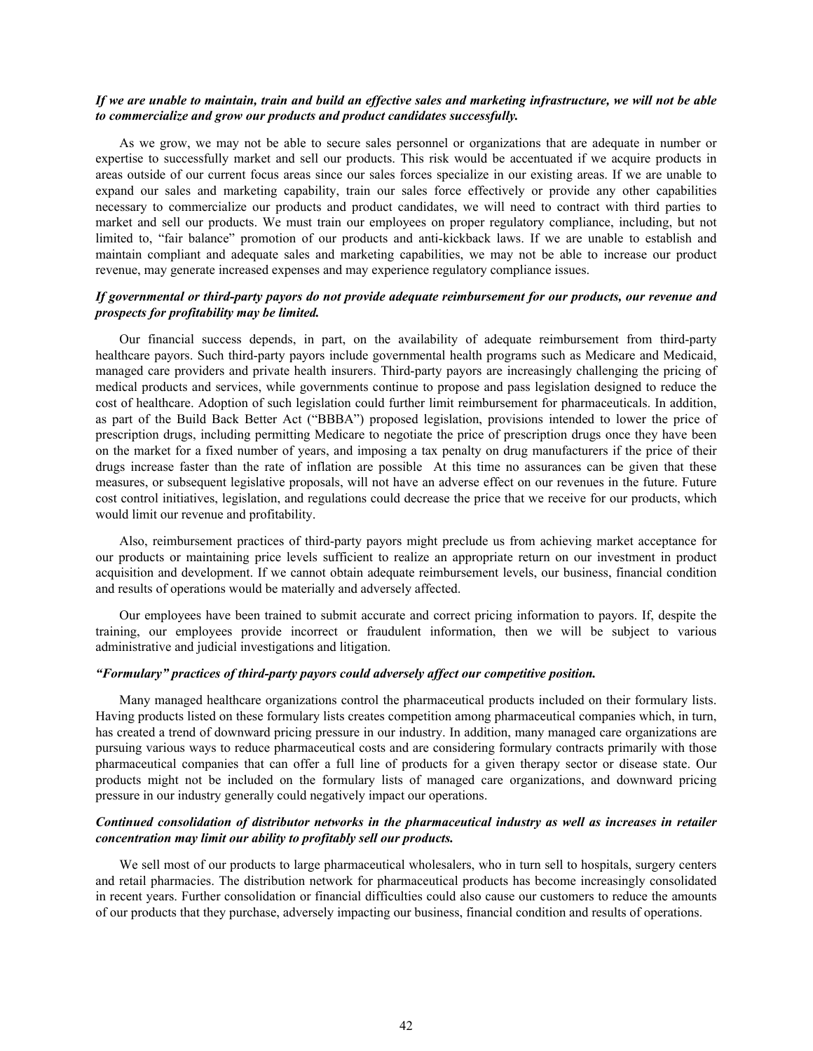***If we are unable to maintain, train and build an effective sales and marketing infrastructure, we will not be able to commercialize and grow our products and product candidates successfully.***

As we grow, we may not be able to secure sales personnel or organizations that are adequate in number or expertise to successfully market and sell our products. This risk would be accentuated if we acquire products in areas outside of our current focus areas since our sales forces specialize in our existing areas. If we are unable to expand our sales and marketing capability, train our sales force effectively or provide any other capabilities necessary to commercialize our products and product candidates, we will need to contract with third parties to market and sell our products. We must train our employees on proper regulatory compliance, including, but not limited to, "fair balance" promotion of our products and anti-kickback laws. If we are unable to establish and maintain compliant and adequate sales and marketing capabilities, we may not be able to increase our product revenue, may generate increased expenses and may experience regulatory compliance issues.

***If governmental or third-party payors do not provide adequate reimbursement for our products, our revenue and prospects for profitability may be limited.***

Our financial success depends, in part, on the availability of adequate reimbursement from third-party healthcare payors. Such third-party payors include governmental health programs such as Medicare and Medicaid, managed care providers and private health insurers. Third-party payors are increasingly challenging the pricing of medical products and services, while governments continue to propose and pass legislation designed to reduce the cost of healthcare. Adoption of such legislation could further limit reimbursement for pharmaceuticals. In addition, as part of the Build Back Better Act ("BBBA") proposed legislation, provisions intended to lower the price of prescription drugs, including permitting Medicare to negotiate the price of prescription drugs once they have been on the market for a fixed number of years, and imposing a tax penalty on drug manufacturers if the price of their drugs increase faster than the rate of inflation are possible At this time no assurances can be given that these measures, or subsequent legislative proposals, will not have an adverse effect on our revenues in the future. Future cost control initiatives, legislation, and regulations could decrease the price that we receive for our products, which would limit our revenue and profitability.

Also, reimbursement practices of third-party payors might preclude us from achieving market acceptance for our products or maintaining price levels sufficient to realize an appropriate return on our investment in product acquisition and development. If we cannot obtain adequate reimbursement levels, our business, financial condition and results of operations would be materially and adversely affected.

Our employees have been trained to submit accurate and correct pricing information to payors. If, despite the training, our employees provide incorrect or fraudulent information, then we will be subject to various administrative and judicial investigations and litigation.

***"Formulary" practices of third-party payors could adversely affect our competitive position.***

Many managed healthcare organizations control the pharmaceutical products included on their formulary lists. Having products listed on these formulary lists creates competition among pharmaceutical companies which, in turn, has created a trend of downward pricing pressure in our industry. In addition, many managed care organizations are pursuing various ways to reduce pharmaceutical costs and are considering formulary contracts primarily with those pharmaceutical companies that can offer a full line of products for a given therapy sector or disease state. Our products might not be included on the formulary lists of managed care organizations, and downward pricing pressure in our industry generally could negatively impact our operations.

***Continued consolidation of distributor networks in the pharmaceutical industry as well as increases in retailer concentration may limit our ability to profitably sell our products.***

We sell most of our products to large pharmaceutical wholesalers, who in turn sell to hospitals, surgery centers and retail pharmacies. The distribution network for pharmaceutical products has become increasingly consolidated in recent years. Further consolidation or financial difficulties could also cause our customers to reduce the amounts of our products that they purchase, adversely impacting our business, financial condition and results of operations.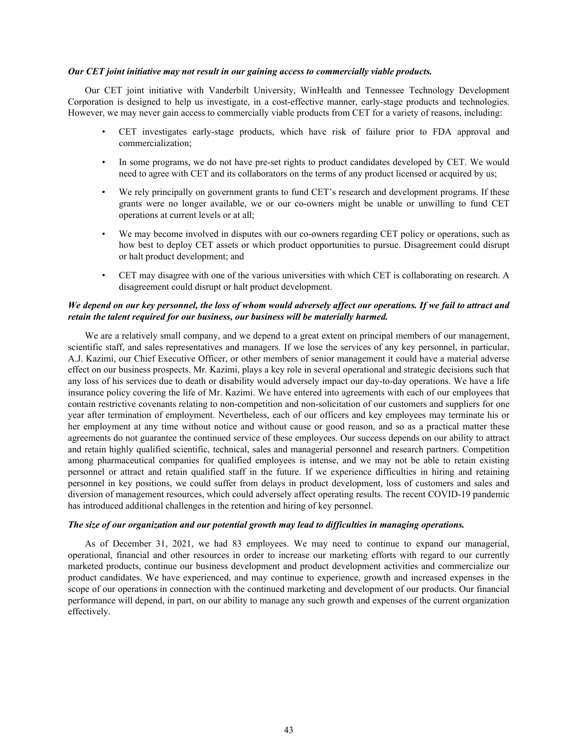***Our CET joint initiative may not result in our gaining access to commercially viable products.***

Our CET joint initiative with Vanderbilt University, WinHealth and Tennessee Technology Development Corporation is designed to help us investigate, in a cost-effective manner, early-stage products and technologies. However, we may never gain access to commercially viable products from CET for a variety of reasons, including:

- CET investigates early-stage products, which have risk of failure prior to FDA approval and commercialization;
- In some programs, we do not have pre-set rights to product candidates developed by CET. We would need to agree with CET and its collaborators on the terms of any product licensed or acquired by us;
- We rely principally on government grants to fund CET's research and development programs. If these grants were no longer available, we or our co-owners might be unable or unwilling to fund CET operations at current levels or at all;
- We may become involved in disputes with our co-owners regarding CET policy or operations, such as how best to deploy CET assets or which product opportunities to pursue. Disagreement could disrupt or halt product development; and
- CET may disagree with one of the various universities with which CET is collaborating on research. A disagreement could disrupt or halt product development.

***We depend on our key personnel, the loss of whom would adversely affect our operations. If we fail to attract and retain the talent required for our business, our business will be materially harmed.***

We are a relatively small company, and we depend to a great extent on principal members of our management, scientific staff, and sales representatives and managers. If we lose the services of any key personnel, in particular, A.J. Kazimi, our Chief Executive Officer, or other members of senior management it could have a material adverse effect on our business prospects. Mr. Kazimi, plays a key role in several operational and strategic decisions such that any loss of his services due to death or disability would adversely impact our day-to-day operations. We have a life insurance policy covering the life of Mr. Kazimi. We have entered into agreements with each of our employees that contain restrictive covenants relating to non-competition and non-solicitation of our customers and suppliers for one year after termination of employment. Nevertheless, each of our officers and key employees may terminate his or her employment at any time without notice and without cause or good reason, and so as a practical matter these agreements do not guarantee the continued service of these employees. Our success depends on our ability to attract and retain highly qualified scientific, technical, sales and managerial personnel and research partners. Competition among pharmaceutical companies for qualified employees is intense, and we may not be able to retain existing personnel or attract and retain qualified staff in the future. If we experience difficulties in hiring and retaining personnel in key positions, we could suffer from delays in product development, loss of customers and sales and diversion of management resources, which could adversely affect operating results. The recent COVID-19 pandemic has introduced additional challenges in the retention and hiring of key personnel.

***The size of our organization and our potential growth may lead to difficulties in managing operations.***

As of December 31, 2021, we had 83 employees. We may need to continue to expand our managerial, operational, financial and other resources in order to increase our marketing efforts with regard to our currently marketed products, continue our business development and product development activities and commercialize our product candidates. We have experienced, and may continue to experience, growth and increased expenses in the scope of our operations in connection with the continued marketing and development of our products. Our financial performance will depend, in part, on our ability to manage any such growth and expenses of the current organization effectively.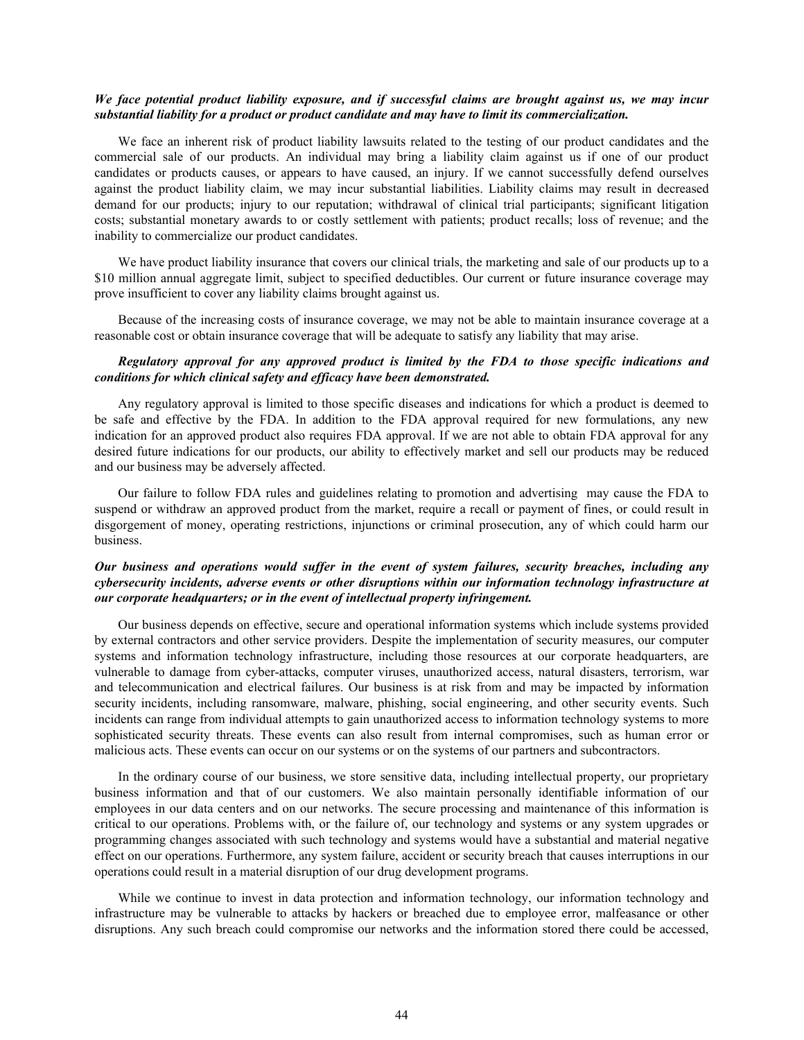***We face potential product liability exposure, and if successful claims are brought against us, we may incur substantial liability for a product or product candidate and may have to limit its commercialization.***

We face an inherent risk of product liability lawsuits related to the testing of our product candidates and the commercial sale of our products. An individual may bring a liability claim against us if one of our product candidates or products causes, or appears to have caused, an injury. If we cannot successfully defend ourselves against the product liability claim, we may incur substantial liabilities. Liability claims may result in decreased demand for our products; injury to our reputation; withdrawal of clinical trial participants; significant litigation costs; substantial monetary awards to or costly settlement with patients; product recalls; loss of revenue; and the inability to commercialize our product candidates.

We have product liability insurance that covers our clinical trials, the marketing and sale of our products up to a $10 million annual aggregate limit, subject to specified deductibles. Our current or future insurance coverage may prove insufficient to cover any liability claims brought against us.

Because of the increasing costs of insurance coverage, we may not be able to maintain insurance coverage at a reasonable cost or obtain insurance coverage that will be adequate to satisfy any liability that may arise.

***Regulatory approval for any approved product is limited by the FDA to those specific indications and conditions for which clinical safety and efficacy have been demonstrated.***

Any regulatory approval is limited to those specific diseases and indications for which a product is deemed to be safe and effective by the FDA. In addition to the FDA approval required for new formulations, any new indication for an approved product also requires FDA approval. If we are not able to obtain FDA approval for any desired future indications for our products, our ability to effectively market and sell our products may be reduced and our business may be adversely affected.

Our failure to follow FDA rules and guidelines relating to promotion and advertising may cause the FDA to suspend or withdraw an approved product from the market, require a recall or payment of fines, or could result in disgorgement of money, operating restrictions, injunctions or criminal prosecution, any of which could harm our business.

***Our business and operations would suffer in the event of system failures, security breaches, including any cybersecurity incidents, adverse events or other disruptions within our information technology infrastructure at our corporate headquarters; or in the event of intellectual property infringement.***

Our business depends on effective, secure and operational information systems which include systems provided by external contractors and other service providers. Despite the implementation of security measures, our computer systems and information technology infrastructure, including those resources at our corporate headquarters, are vulnerable to damage from cyber-attacks, computer viruses, unauthorized access, natural disasters, terrorism, war and telecommunication and electrical failures. Our business is at risk from and may be impacted by information security incidents, including ransomware, malware, phishing, social engineering, and other security events. Such incidents can range from individual attempts to gain unauthorized access to information technology systems to more sophisticated security threats. These events can also result from internal compromises, such as human error or malicious acts. These events can occur on our systems or on the systems of our partners and subcontractors.

In the ordinary course of our business, we store sensitive data, including intellectual property, our proprietary business information and that of our customers. We also maintain personally identifiable information of our employees in our data centers and on our networks. The secure processing and maintenance of this information is critical to our operations. Problems with, or the failure of, our technology and systems or any system upgrades or programming changes associated with such technology and systems would have a substantial and material negative effect on our operations. Furthermore, any system failure, accident or security breach that causes interruptions in our operations could result in a material disruption of our drug development programs.

While we continue to invest in data protection and information technology, our information technology and infrastructure may be vulnerable to attacks by hackers or breached due to employee error, malfeasance or other disruptions. Any such breach could compromise our networks and the information stored there could be accessed,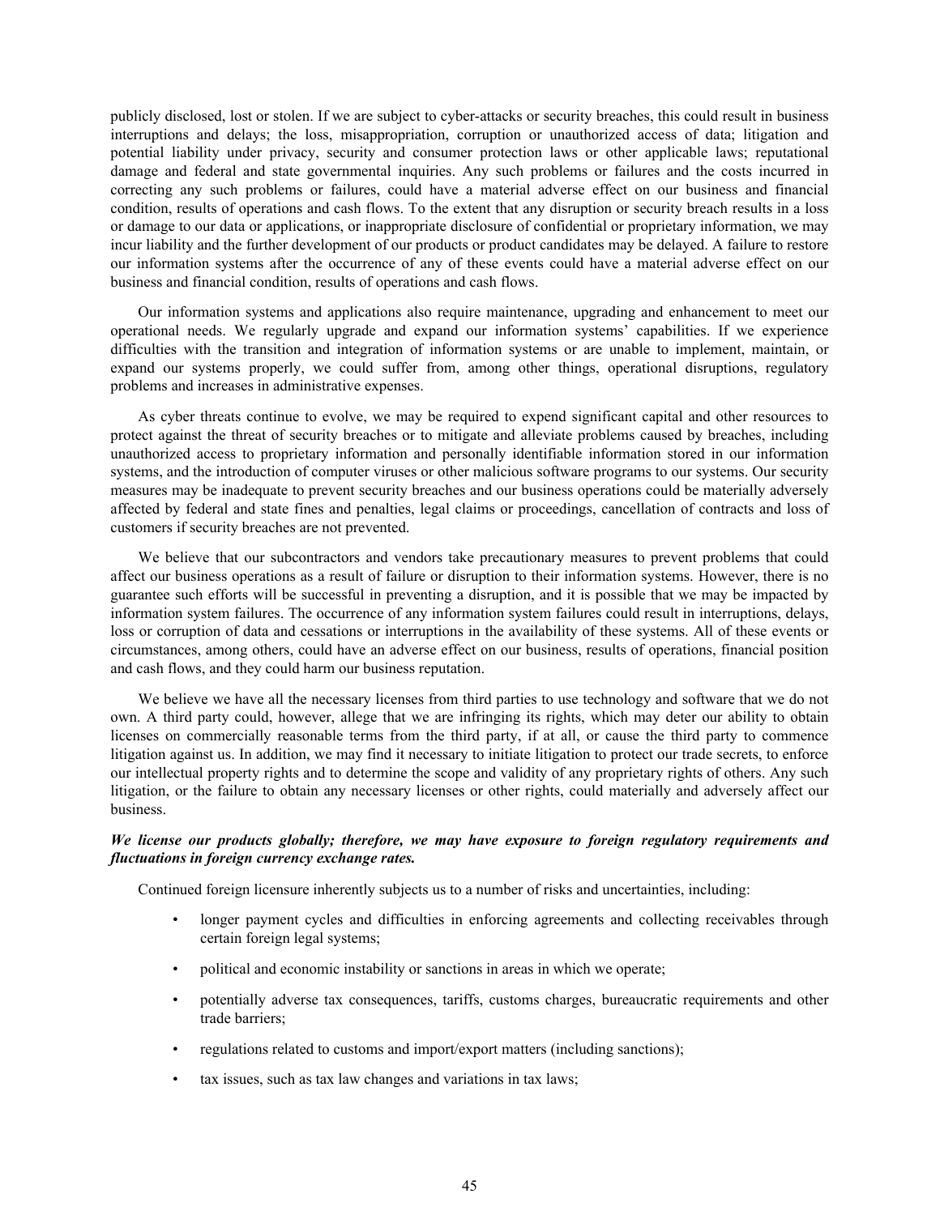publicly disclosed, lost or stolen. If we are subject to cyber-attacks or security breaches, this could result in business interruptions and delays; the loss, misappropriation, corruption or unauthorized access of data; litigation and potential liability under privacy, security and consumer protection laws or other applicable laws; reputational damage and federal and state governmental inquiries. Any such problems or failures and the costs incurred in correcting any such problems or failures, could have a material adverse effect on our business and financial condition, results of operations and cash flows. To the extent that any disruption or security breach results in a loss or damage to our data or applications, or inappropriate disclosure of confidential or proprietary information, we may incur liability and the further development of our products or product candidates may be delayed. A failure to restore our information systems after the occurrence of any of these events could have a material adverse effect on our business and financial condition, results of operations and cash flows.

Our information systems and applications also require maintenance, upgrading and enhancement to meet our operational needs. We regularly upgrade and expand our information systems' capabilities. If we experience difficulties with the transition and integration of information systems or are unable to implement, maintain, or expand our systems properly, we could suffer from, among other things, operational disruptions, regulatory problems and increases in administrative expenses.

As cyber threats continue to evolve, we may be required to expend significant capital and other resources to protect against the threat of security breaches or to mitigate and alleviate problems caused by breaches, including unauthorized access to proprietary information and personally identifiable information stored in our information systems, and the introduction of computer viruses or other malicious software programs to our systems. Our security measures may be inadequate to prevent security breaches and our business operations could be materially adversely affected by federal and state fines and penalties, legal claims or proceedings, cancellation of contracts and loss of customers if security breaches are not prevented.

We believe that our subcontractors and vendors take precautionary measures to prevent problems that could affect our business operations as a result of failure or disruption to their information systems. However, there is no guarantee such efforts will be successful in preventing a disruption, and it is possible that we may be impacted by information system failures. The occurrence of any information system failures could result in interruptions, delays, loss or corruption of data and cessations or interruptions in the availability of these systems. All of these events or circumstances, among others, could have an adverse effect on our business, results of operations, financial position and cash flows, and they could harm our business reputation.

We believe we have all the necessary licenses from third parties to use technology and software that we do not own. A third party could, however, allege that we are infringing its rights, which may deter our ability to obtain licenses on commercially reasonable terms from the third party, if at all, or cause the third party to commence litigation against us. In addition, we may find it necessary to initiate litigation to protect our trade secrets, to enforce our intellectual property rights and to determine the scope and validity of any proprietary rights of others. Any such litigation, or the failure to obtain any necessary licenses or other rights, could materially and adversely affect our business.

***We license our products globally; therefore, we may have exposure to foreign regulatory requirements and fluctuations in foreign currency exchange rates.***

Continued foreign licensure inherently subjects us to a number of risks and uncertainties, including:

- longer payment cycles and difficulties in enforcing agreements and collecting receivables through certain foreign legal systems;
- political and economic instability or sanctions in areas in which we operate;
- potentially adverse tax consequences, tariffs, customs charges, bureaucratic requirements and other trade barriers;
- regulations related to customs and import/export matters (including sanctions);
- tax issues, such as tax law changes and variations in tax laws;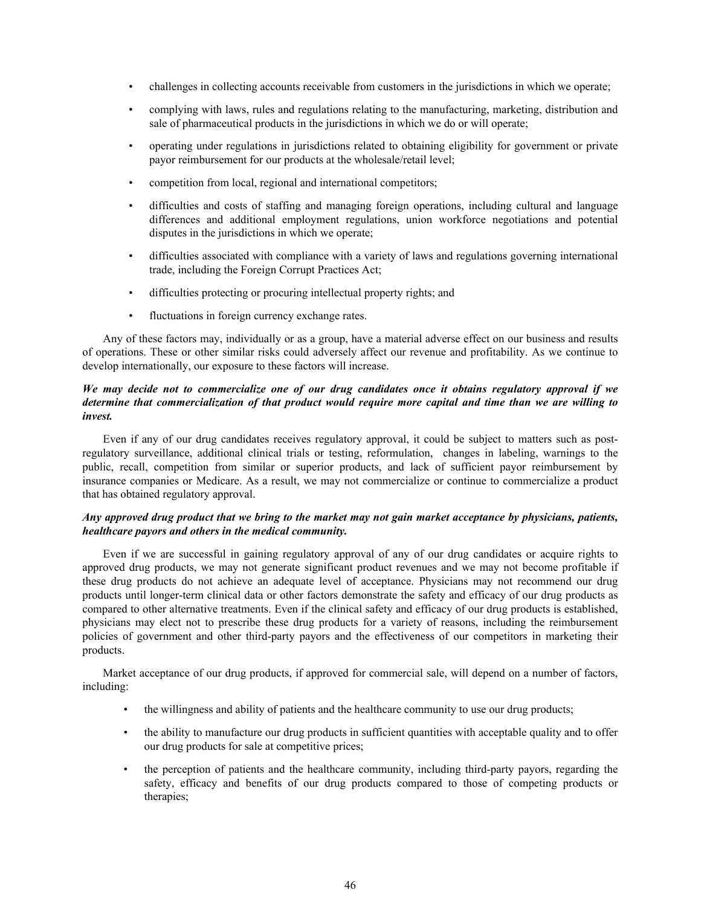- challenges in collecting accounts receivable from customers in the jurisdictions in which we operate;
- complying with laws, rules and regulations relating to the manufacturing, marketing, distribution and sale of pharmaceutical products in the jurisdictions in which we do or will operate;
- operating under regulations in jurisdictions related to obtaining eligibility for government or private payor reimbursement for our products at the wholesale/retail level;
- competition from local, regional and international competitors;
- difficulties and costs of staffing and managing foreign operations, including cultural and language differences and additional employment regulations, union workforce negotiations and potential disputes in the jurisdictions in which we operate;
- difficulties associated with compliance with a variety of laws and regulations governing international trade, including the Foreign Corrupt Practices Act;
- difficulties protecting or procuring intellectual property rights; and
- fluctuations in foreign currency exchange rates.

Any of these factors may, individually or as a group, have a material adverse effect on our business and results of operations. These or other similar risks could adversely affect our revenue and profitability. As we continue to develop internationally, our exposure to these factors will increase.

***We may decide not to commercialize one of our drug candidates once it obtains regulatory approval if we determine that commercialization of that product would require more capital and time than we are willing to invest.***

Even if any of our drug candidates receives regulatory approval, it could be subject to matters such as post-regulatory surveillance, additional clinical trials or testing, reformulation, changes in labeling, warnings to the public, recall, competition from similar or superior products, and lack of sufficient payor reimbursement by insurance companies or Medicare. As a result, we may not commercialize or continue to commercialize a product that has obtained regulatory approval.

***Any approved drug product that we bring to the market may not gain market acceptance by physicians, patients, healthcare payors and others in the medical community.***

Even if we are successful in gaining regulatory approval of any of our drug candidates or acquire rights to approved drug products, we may not generate significant product revenues and we may not become profitable if these drug products do not achieve an adequate level of acceptance. Physicians may not recommend our drug products until longer-term clinical data or other factors demonstrate the safety and efficacy of our drug products as compared to other alternative treatments. Even if the clinical safety and efficacy of our drug products is established, physicians may elect not to prescribe these drug products for a variety of reasons, including the reimbursement policies of government and other third-party payors and the effectiveness of our competitors in marketing their products.

Market acceptance of our drug products, if approved for commercial sale, will depend on a number of factors, including:

- the willingness and ability of patients and the healthcare community to use our drug products;
- the ability to manufacture our drug products in sufficient quantities with acceptable quality and to offer our drug products for sale at competitive prices;
- the perception of patients and the healthcare community, including third-party payors, regarding the safety, efficacy and benefits of our drug products compared to those of competing products or therapies;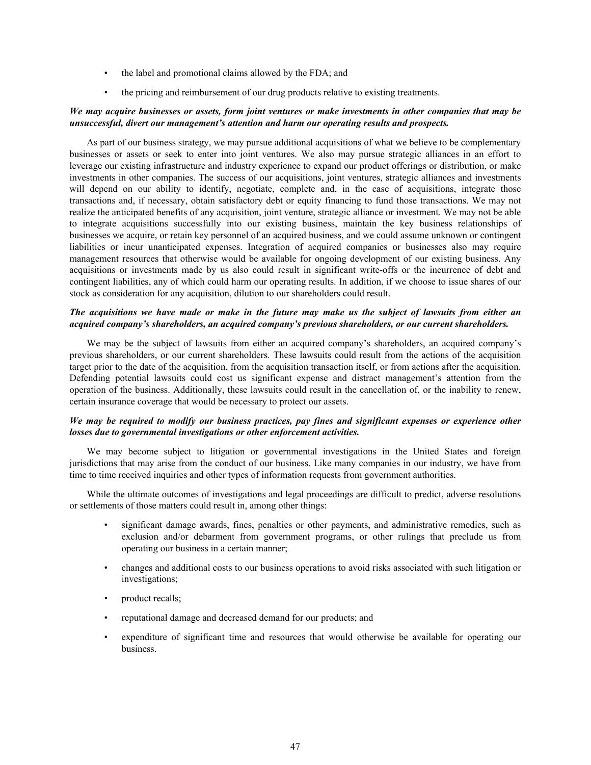- the label and promotional claims allowed by the FDA; and
- the pricing and reimbursement of our drug products relative to existing treatments.

***We may acquire businesses or assets, form joint ventures or make investments in other companies that may be unsuccessful, divert our management's attention and harm our operating results and prospects.***

As part of our business strategy, we may pursue additional acquisitions of what we believe to be complementary businesses or assets or seek to enter into joint ventures. We also may pursue strategic alliances in an effort to leverage our existing infrastructure and industry experience to expand our product offerings or distribution, or make investments in other companies. The success of our acquisitions, joint ventures, strategic alliances and investments will depend on our ability to identify, negotiate, complete and, in the case of acquisitions, integrate those transactions and, if necessary, obtain satisfactory debt or equity financing to fund those transactions. We may not realize the anticipated benefits of any acquisition, joint venture, strategic alliance or investment. We may not be able to integrate acquisitions successfully into our existing business, maintain the key business relationships of businesses we acquire, or retain key personnel of an acquired business, and we could assume unknown or contingent liabilities or incur unanticipated expenses. Integration of acquired companies or businesses also may require management resources that otherwise would be available for ongoing development of our existing business. Any acquisitions or investments made by us also could result in significant write-offs or the incurrence of debt and contingent liabilities, any of which could harm our operating results. In addition, if we choose to issue shares of our stock as consideration for any acquisition, dilution to our shareholders could result.

***The acquisitions we have made or make in the future may make us the subject of lawsuits from either an acquired company's shareholders, an acquired company's previous shareholders, or our current shareholders.***

We may be the subject of lawsuits from either an acquired company's shareholders, an acquired company's previous shareholders, or our current shareholders. These lawsuits could result from the actions of the acquisition target prior to the date of the acquisition, from the acquisition transaction itself, or from actions after the acquisition. Defending potential lawsuits could cost us significant expense and distract management's attention from the operation of the business. Additionally, these lawsuits could result in the cancellation of, or the inability to renew, certain insurance coverage that would be necessary to protect our assets.

***We may be required to modify our business practices, pay fines and significant expenses or experience other losses due to governmental investigations or other enforcement activities.***

We may become subject to litigation or governmental investigations in the United States and foreign jurisdictions that may arise from the conduct of our business. Like many companies in our industry, we have from time to time received inquiries and other types of information requests from government authorities.

While the ultimate outcomes of investigations and legal proceedings are difficult to predict, adverse resolutions or settlements of those matters could result in, among other things:

- significant damage awards, fines, penalties or other payments, and administrative remedies, such as exclusion and/or debarment from government programs, or other rulings that preclude us from operating our business in a certain manner;
- changes and additional costs to our business operations to avoid risks associated with such litigation or investigations;
- product recalls;
- reputational damage and decreased demand for our products; and
- expenditure of significant time and resources that would otherwise be available for operating our business.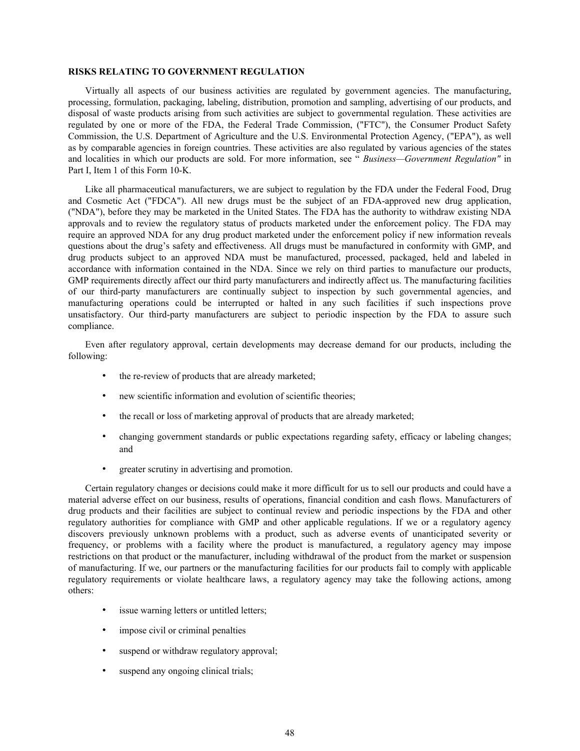**RISKS RELATING TO GOVERNMENT REGULATION**

Virtually all aspects of our business activities are regulated by government agencies. The manufacturing, processing, formulation, packaging, labeling, distribution, promotion and sampling, advertising of our products, and disposal of waste products arising from such activities are subject to governmental regulation. These activities are regulated by one or more of the FDA, the Federal Trade Commission, ("FTC"), the Consumer Product Safety Commission, the U.S. Department of Agriculture and the U.S. Environmental Protection Agency, ("EPA"), as well as by comparable agencies in foreign countries. These activities are also regulated by various agencies of the states and localities in which our products are sold. For more information, see " *Business—Government Regulation"* in Part I, Item 1 of this Form 10-K.

Like all pharmaceutical manufacturers, we are subject to regulation by the FDA under the Federal Food, Drug and Cosmetic Act ("FDCA"). All new drugs must be the subject of an FDA-approved new drug application, ("NDA"), before they may be marketed in the United States. The FDA has the authority to withdraw existing NDA approvals and to review the regulatory status of products marketed under the enforcement policy. The FDA may require an approved NDA for any drug product marketed under the enforcement policy if new information reveals questions about the drug's safety and effectiveness. All drugs must be manufactured in conformity with GMP, and drug products subject to an approved NDA must be manufactured, processed, packaged, held and labeled in accordance with information contained in the NDA. Since we rely on third parties to manufacture our products, GMP requirements directly affect our third party manufacturers and indirectly affect us. The manufacturing facilities of our third-party manufacturers are continually subject to inspection by such governmental agencies, and manufacturing operations could be interrupted or halted in any such facilities if such inspections prove unsatisfactory. Our third-party manufacturers are subject to periodic inspection by the FDA to assure such compliance.

Even after regulatory approval, certain developments may decrease demand for our products, including the following:

- the re-review of products that are already marketed;
- new scientific information and evolution of scientific theories;
- the recall or loss of marketing approval of products that are already marketed;
- changing government standards or public expectations regarding safety, efficacy or labeling changes; and
- greater scrutiny in advertising and promotion.

Certain regulatory changes or decisions could make it more difficult for us to sell our products and could have a material adverse effect on our business, results of operations, financial condition and cash flows. Manufacturers of drug products and their facilities are subject to continual review and periodic inspections by the FDA and other regulatory authorities for compliance with GMP and other applicable regulations. If we or a regulatory agency discovers previously unknown problems with a product, such as adverse events of unanticipated severity or frequency, or problems with a facility where the product is manufactured, a regulatory agency may impose restrictions on that product or the manufacturer, including withdrawal of the product from the market or suspension of manufacturing. If we, our partners or the manufacturing facilities for our products fail to comply with applicable regulatory requirements or violate healthcare laws, a regulatory agency may take the following actions, among others:

- issue warning letters or untitled letters;
- impose civil or criminal penalties
- suspend or withdraw regulatory approval;
- suspend any ongoing clinical trials;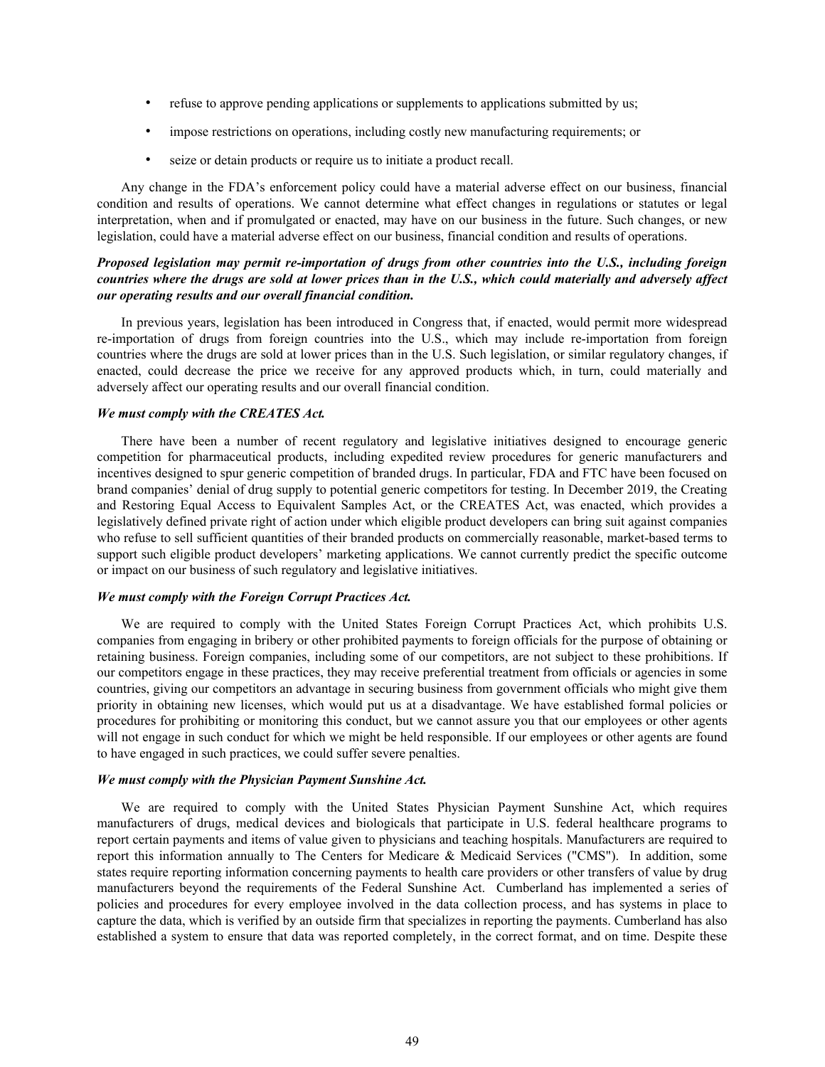- refuse to approve pending applications or supplements to applications submitted by us;
- impose restrictions on operations, including costly new manufacturing requirements; or
- seize or detain products or require us to initiate a product recall.

Any change in the FDA's enforcement policy could have a material adverse effect on our business, financial condition and results of operations. We cannot determine what effect changes in regulations or statutes or legal interpretation, when and if promulgated or enacted, may have on our business in the future. Such changes, or new legislation, could have a material adverse effect on our business, financial condition and results of operations.

***Proposed legislation may permit re-importation of drugs from other countries into the U.S., including foreign countries where the drugs are sold at lower prices than in the U.S., which could materially and adversely affect our operating results and our overall financial condition.***

In previous years, legislation has been introduced in Congress that, if enacted, would permit more widespread re-importation of drugs from foreign countries into the U.S., which may include re-importation from foreign countries where the drugs are sold at lower prices than in the U.S. Such legislation, or similar regulatory changes, if enacted, could decrease the price we receive for any approved products which, in turn, could materially and adversely affect our operating results and our overall financial condition.

***We must comply with the CREATES Act.***

There have been a number of recent regulatory and legislative initiatives designed to encourage generic competition for pharmaceutical products, including expedited review procedures for generic manufacturers and incentives designed to spur generic competition of branded drugs. In particular, FDA and FTC have been focused on brand companies' denial of drug supply to potential generic competitors for testing. In December 2019, the Creating and Restoring Equal Access to Equivalent Samples Act, or the CREATES Act, was enacted, which provides a legislatively defined private right of action under which eligible product developers can bring suit against companies who refuse to sell sufficient quantities of their branded products on commercially reasonable, market-based terms to support such eligible product developers' marketing applications. We cannot currently predict the specific outcome or impact on our business of such regulatory and legislative initiatives.

***We must comply with the Foreign Corrupt Practices Act.***

We are required to comply with the United States Foreign Corrupt Practices Act, which prohibits U.S. companies from engaging in bribery or other prohibited payments to foreign officials for the purpose of obtaining or retaining business. Foreign companies, including some of our competitors, are not subject to these prohibitions. If our competitors engage in these practices, they may receive preferential treatment from officials or agencies in some countries, giving our competitors an advantage in securing business from government officials who might give them priority in obtaining new licenses, which would put us at a disadvantage. We have established formal policies or procedures for prohibiting or monitoring this conduct, but we cannot assure you that our employees or other agents will not engage in such conduct for which we might be held responsible. If our employees or other agents are found to have engaged in such practices, we could suffer severe penalties.

***We must comply with the Physician Payment Sunshine Act.***

We are required to comply with the United States Physician Payment Sunshine Act, which requires manufacturers of drugs, medical devices and biologicals that participate in U.S. federal healthcare programs to report certain payments and items of value given to physicians and teaching hospitals. Manufacturers are required to report this information annually to The Centers for Medicare & Medicaid Services ("CMS"). In addition, some states require reporting information concerning payments to health care providers or other transfers of value by drug manufacturers beyond the requirements of the Federal Sunshine Act. Cumberland has implemented a series of policies and procedures for every employee involved in the data collection process, and has systems in place to capture the data, which is verified by an outside firm that specializes in reporting the payments. Cumberland has also established a system to ensure that data was reported completely, in the correct format, and on time. Despite these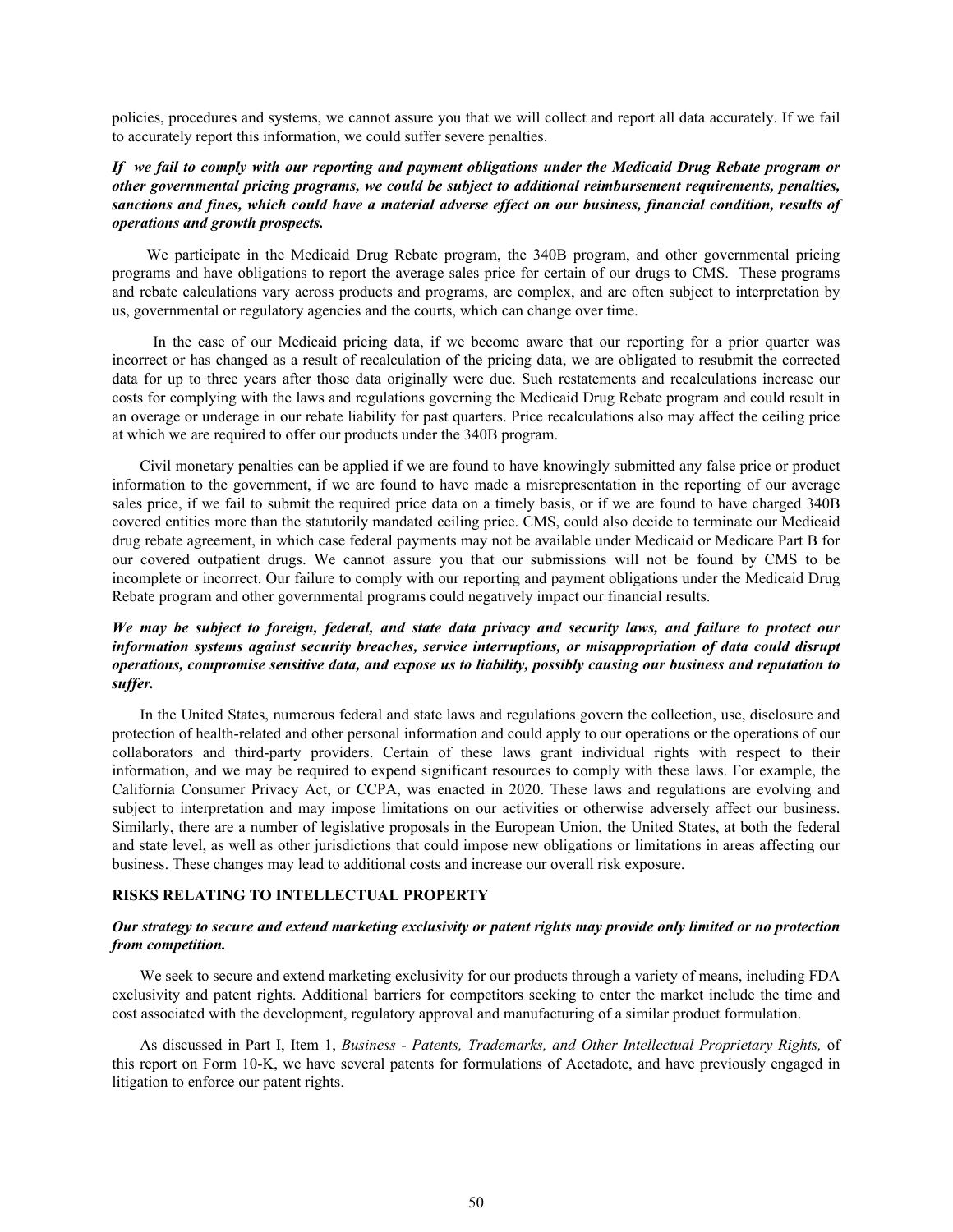policies, procedures and systems, we cannot assure you that we will collect and report all data accurately. If we fail to accurately report this information, we could suffer severe penalties.

***If we fail to comply with our reporting and payment obligations under the Medicaid Drug Rebate program or other governmental pricing programs, we could be subject to additional reimbursement requirements, penalties, sanctions and fines, which could have a material adverse effect on our business, financial condition, results of operations and growth prospects.***

We participate in the Medicaid Drug Rebate program, the 340B program, and other governmental pricing programs and have obligations to report the average sales price for certain of our drugs to CMS. These programs and rebate calculations vary across products and programs, are complex, and are often subject to interpretation by us, governmental or regulatory agencies and the courts, which can change over time.

In the case of our Medicaid pricing data, if we become aware that our reporting for a prior quarter was incorrect or has changed as a result of recalculation of the pricing data, we are obligated to resubmit the corrected data for up to three years after those data originally were due. Such restatements and recalculations increase our costs for complying with the laws and regulations governing the Medicaid Drug Rebate program and could result in an overage or underage in our rebate liability for past quarters. Price recalculations also may affect the ceiling price at which we are required to offer our products under the 340B program.

Civil monetary penalties can be applied if we are found to have knowingly submitted any false price or product information to the government, if we are found to have made a misrepresentation in the reporting of our average sales price, if we fail to submit the required price data on a timely basis, or if we are found to have charged 340B covered entities more than the statutorily mandated ceiling price. CMS, could also decide to terminate our Medicaid drug rebate agreement, in which case federal payments may not be available under Medicaid or Medicare Part B for our covered outpatient drugs. We cannot assure you that our submissions will not be found by CMS to be incomplete or incorrect. Our failure to comply with our reporting and payment obligations under the Medicaid Drug Rebate program and other governmental programs could negatively impact our financial results.

***We may be subject to foreign, federal, and state data privacy and security laws, and failure to protect our information systems against security breaches, service interruptions, or misappropriation of data could disrupt operations, compromise sensitive data, and expose us to liability, possibly causing our business and reputation to suffer.***

In the United States, numerous federal and state laws and regulations govern the collection, use, disclosure and protection of health-related and other personal information and could apply to our operations or the operations of our collaborators and third-party providers. Certain of these laws grant individual rights with respect to their information, and we may be required to expend significant resources to comply with these laws. For example, the California Consumer Privacy Act, or CCPA, was enacted in 2020. These laws and regulations are evolving and subject to interpretation and may impose limitations on our activities or otherwise adversely affect our business. Similarly, there are a number of legislative proposals in the European Union, the United States, at both the federal and state level, as well as other jurisdictions that could impose new obligations or limitations in areas affecting our business. These changes may lead to additional costs and increase our overall risk exposure.

**RISKS RELATING TO INTELLECTUAL PROPERTY**

***Our strategy to secure and extend marketing exclusivity or patent rights may provide only limited or no protection from competition.***

We seek to secure and extend marketing exclusivity for our products through a variety of means, including FDA exclusivity and patent rights. Additional barriers for competitors seeking to enter the market include the time and cost associated with the development, regulatory approval and manufacturing of a similar product formulation.

As discussed in Part I, Item 1, *Business - Patents, Trademarks, and Other Intellectual Proprietary Rights,* of this report on Form 10-K, we have several patents for formulations of Acetadote, and have previously engaged in litigation to enforce our patent rights.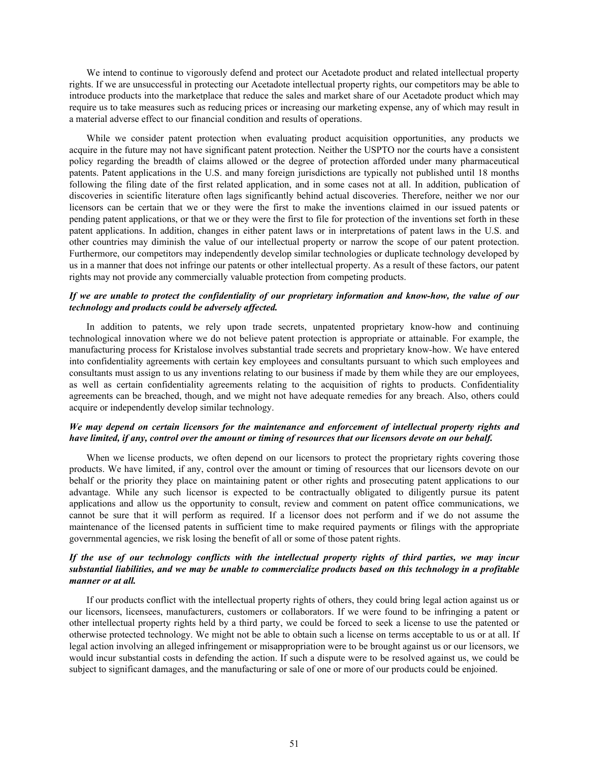We intend to continue to vigorously defend and protect our Acetadote product and related intellectual property rights. If we are unsuccessful in protecting our Acetadote intellectual property rights, our competitors may be able to introduce products into the marketplace that reduce the sales and market share of our Acetadote product which may require us to take measures such as reducing prices or increasing our marketing expense, any of which may result in a material adverse effect to our financial condition and results of operations.

While we consider patent protection when evaluating product acquisition opportunities, any products we acquire in the future may not have significant patent protection. Neither the USPTO nor the courts have a consistent policy regarding the breadth of claims allowed or the degree of protection afforded under many pharmaceutical patents. Patent applications in the U.S. and many foreign jurisdictions are typically not published until 18 months following the filing date of the first related application, and in some cases not at all. In addition, publication of discoveries in scientific literature often lags significantly behind actual discoveries. Therefore, neither we nor our licensors can be certain that we or they were the first to make the inventions claimed in our issued patents or pending patent applications, or that we or they were the first to file for protection of the inventions set forth in these patent applications. In addition, changes in either patent laws or in interpretations of patent laws in the U.S. and other countries may diminish the value of our intellectual property or narrow the scope of our patent protection. Furthermore, our competitors may independently develop similar technologies or duplicate technology developed by us in a manner that does not infringe our patents or other intellectual property. As a result of these factors, our patent rights may not provide any commercially valuable protection from competing products.

***If we are unable to protect the confidentiality of our proprietary information and know-how, the value of our technology and products could be adversely affected.***

In addition to patents, we rely upon trade secrets, unpatented proprietary know-how and continuing technological innovation where we do not believe patent protection is appropriate or attainable. For example, the manufacturing process for Kristalose involves substantial trade secrets and proprietary know-how. We have entered into confidentiality agreements with certain key employees and consultants pursuant to which such employees and consultants must assign to us any inventions relating to our business if made by them while they are our employees, as well as certain confidentiality agreements relating to the acquisition of rights to products. Confidentiality agreements can be breached, though, and we might not have adequate remedies for any breach. Also, others could acquire or independently develop similar technology.

***We may depend on certain licensors for the maintenance and enforcement of intellectual property rights and have limited, if any, control over the amount or timing of resources that our licensors devote on our behalf.***

When we license products, we often depend on our licensors to protect the proprietary rights covering those products. We have limited, if any, control over the amount or timing of resources that our licensors devote on our behalf or the priority they place on maintaining patent or other rights and prosecuting patent applications to our advantage. While any such licensor is expected to be contractually obligated to diligently pursue its patent applications and allow us the opportunity to consult, review and comment on patent office communications, we cannot be sure that it will perform as required. If a licensor does not perform and if we do not assume the maintenance of the licensed patents in sufficient time to make required payments or filings with the appropriate governmental agencies, we risk losing the benefit of all or some of those patent rights.

***If the use of our technology conflicts with the intellectual property rights of third parties, we may incur substantial liabilities, and we may be unable to commercialize products based on this technology in a profitable manner or at all.***

If our products conflict with the intellectual property rights of others, they could bring legal action against us or our licensors, licensees, manufacturers, customers or collaborators. If we were found to be infringing a patent or other intellectual property rights held by a third party, we could be forced to seek a license to use the patented or otherwise protected technology. We might not be able to obtain such a license on terms acceptable to us or at all. If legal action involving an alleged infringement or misappropriation were to be brought against us or our licensors, we would incur substantial costs in defending the action. If such a dispute were to be resolved against us, we could be subject to significant damages, and the manufacturing or sale of one or more of our products could be enjoined.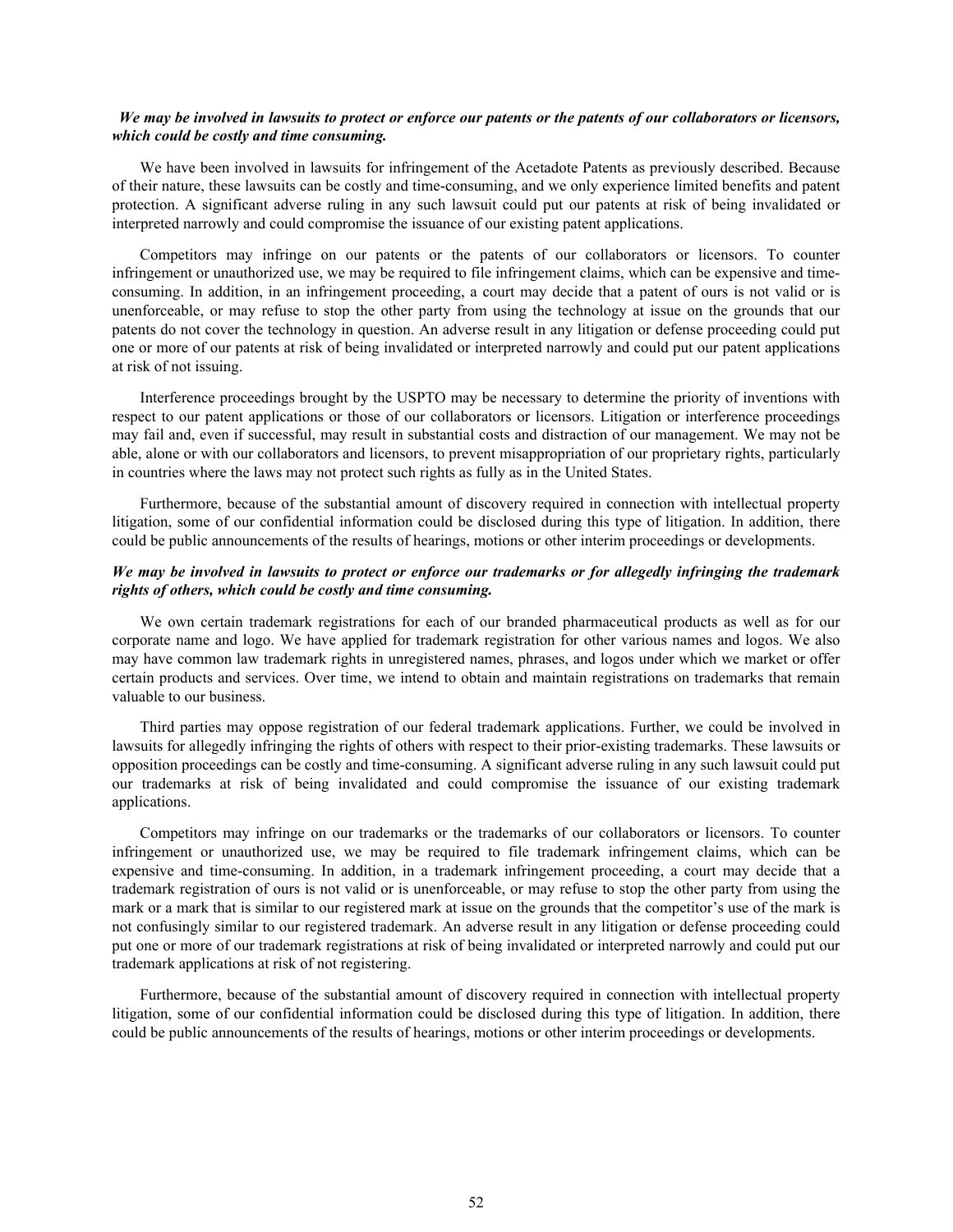***We may be involved in lawsuits to protect or enforce our patents or the patents of our collaborators or licensors, which could be costly and time consuming.***

We have been involved in lawsuits for infringement of the Acetadote Patents as previously described. Because of their nature, these lawsuits can be costly and time-consuming, and we only experience limited benefits and patent protection. A significant adverse ruling in any such lawsuit could put our patents at risk of being invalidated or interpreted narrowly and could compromise the issuance of our existing patent applications.

Competitors may infringe on our patents or the patents of our collaborators or licensors. To counter infringement or unauthorized use, we may be required to file infringement claims, which can be expensive and time-consuming. In addition, in an infringement proceeding, a court may decide that a patent of ours is not valid or is unenforceable, or may refuse to stop the other party from using the technology at issue on the grounds that our patents do not cover the technology in question. An adverse result in any litigation or defense proceeding could put one or more of our patents at risk of being invalidated or interpreted narrowly and could put our patent applications at risk of not issuing.

Interference proceedings brought by the USPTO may be necessary to determine the priority of inventions with respect to our patent applications or those of our collaborators or licensors. Litigation or interference proceedings may fail and, even if successful, may result in substantial costs and distraction of our management. We may not be able, alone or with our collaborators and licensors, to prevent misappropriation of our proprietary rights, particularly in countries where the laws may not protect such rights as fully as in the United States.

Furthermore, because of the substantial amount of discovery required in connection with intellectual property litigation, some of our confidential information could be disclosed during this type of litigation. In addition, there could be public announcements of the results of hearings, motions or other interim proceedings or developments.

***We may be involved in lawsuits to protect or enforce our trademarks or for allegedly infringing the trademark rights of others, which could be costly and time consuming.***

We own certain trademark registrations for each of our branded pharmaceutical products as well as for our corporate name and logo. We have applied for trademark registration for other various names and logos. We also may have common law trademark rights in unregistered names, phrases, and logos under which we market or offer certain products and services. Over time, we intend to obtain and maintain registrations on trademarks that remain valuable to our business.

Third parties may oppose registration of our federal trademark applications. Further, we could be involved in lawsuits for allegedly infringing the rights of others with respect to their prior-existing trademarks. These lawsuits or opposition proceedings can be costly and time-consuming. A significant adverse ruling in any such lawsuit could put our trademarks at risk of being invalidated and could compromise the issuance of our existing trademark applications.

Competitors may infringe on our trademarks or the trademarks of our collaborators or licensors. To counter infringement or unauthorized use, we may be required to file trademark infringement claims, which can be expensive and time-consuming. In addition, in a trademark infringement proceeding, a court may decide that a trademark registration of ours is not valid or is unenforceable, or may refuse to stop the other party from using the mark or a mark that is similar to our registered mark at issue on the grounds that the competitor's use of the mark is not confusingly similar to our registered trademark. An adverse result in any litigation or defense proceeding could put one or more of our trademark registrations at risk of being invalidated or interpreted narrowly and could put our trademark applications at risk of not registering.

Furthermore, because of the substantial amount of discovery required in connection with intellectual property litigation, some of our confidential information could be disclosed during this type of litigation. In addition, there could be public announcements of the results of hearings, motions or other interim proceedings or developments.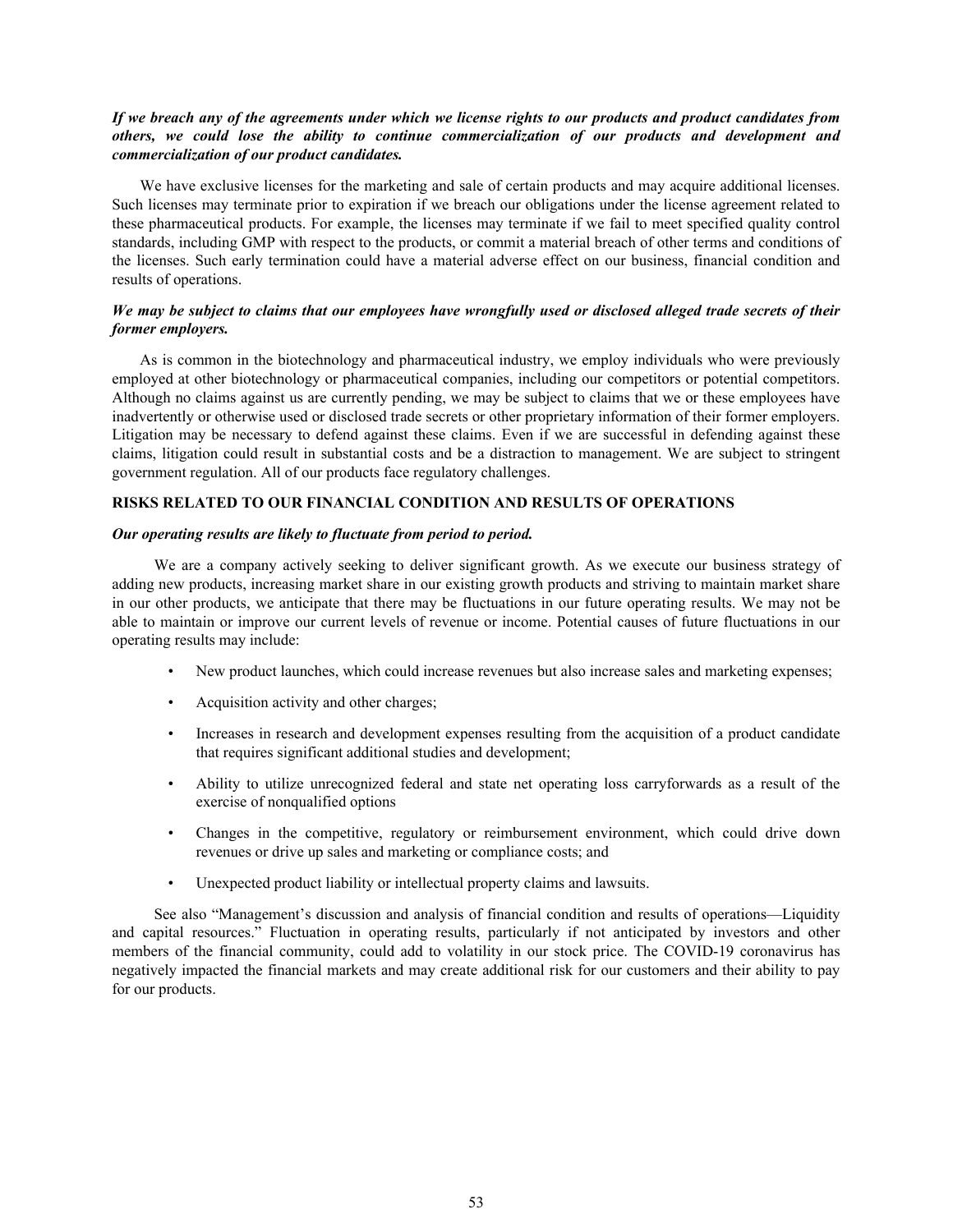***If we breach any of the agreements under which we license rights to our products and product candidates from others, we could lose the ability to continue commercialization of our products and development and commercialization of our product candidates.***

We have exclusive licenses for the marketing and sale of certain products and may acquire additional licenses. Such licenses may terminate prior to expiration if we breach our obligations under the license agreement related to these pharmaceutical products. For example, the licenses may terminate if we fail to meet specified quality control standards, including GMP with respect to the products, or commit a material breach of other terms and conditions of the licenses. Such early termination could have a material adverse effect on our business, financial condition and results of operations.

***We may be subject to claims that our employees have wrongfully used or disclosed alleged trade secrets of their former employers.***

As is common in the biotechnology and pharmaceutical industry, we employ individuals who were previously employed at other biotechnology or pharmaceutical companies, including our competitors or potential competitors. Although no claims against us are currently pending, we may be subject to claims that we or these employees have inadvertently or otherwise used or disclosed trade secrets or other proprietary information of their former employers. Litigation may be necessary to defend against these claims. Even if we are successful in defending against these claims, litigation could result in substantial costs and be a distraction to management. We are subject to stringent government regulation. All of our products face regulatory challenges.

**RISKS RELATED TO OUR FINANCIAL CONDITION AND RESULTS OF OPERATIONS**

***Our operating results are likely to fluctuate from period to period.***

We are a company actively seeking to deliver significant growth. As we execute our business strategy of adding new products, increasing market share in our existing growth products and striving to maintain market share in our other products, we anticipate that there may be fluctuations in our future operating results. We may not be able to maintain or improve our current levels of revenue or income. Potential causes of future fluctuations in our operating results may include:

- New product launches, which could increase revenues but also increase sales and marketing expenses;
- Acquisition activity and other charges;
- Increases in research and development expenses resulting from the acquisition of a product candidate that requires significant additional studies and development;
- Ability to utilize unrecognized federal and state net operating loss carryforwards as a result of the exercise of nonqualified options
- Changes in the competitive, regulatory or reimbursement environment, which could drive down revenues or drive up sales and marketing or compliance costs; and
- Unexpected product liability or intellectual property claims and lawsuits.

See also "Management's discussion and analysis of financial condition and results of operations—Liquidity and capital resources." Fluctuation in operating results, particularly if not anticipated by investors and other members of the financial community, could add to volatility in our stock price. The COVID-19 coronavirus has negatively impacted the financial markets and may create additional risk for our customers and their ability to pay for our products.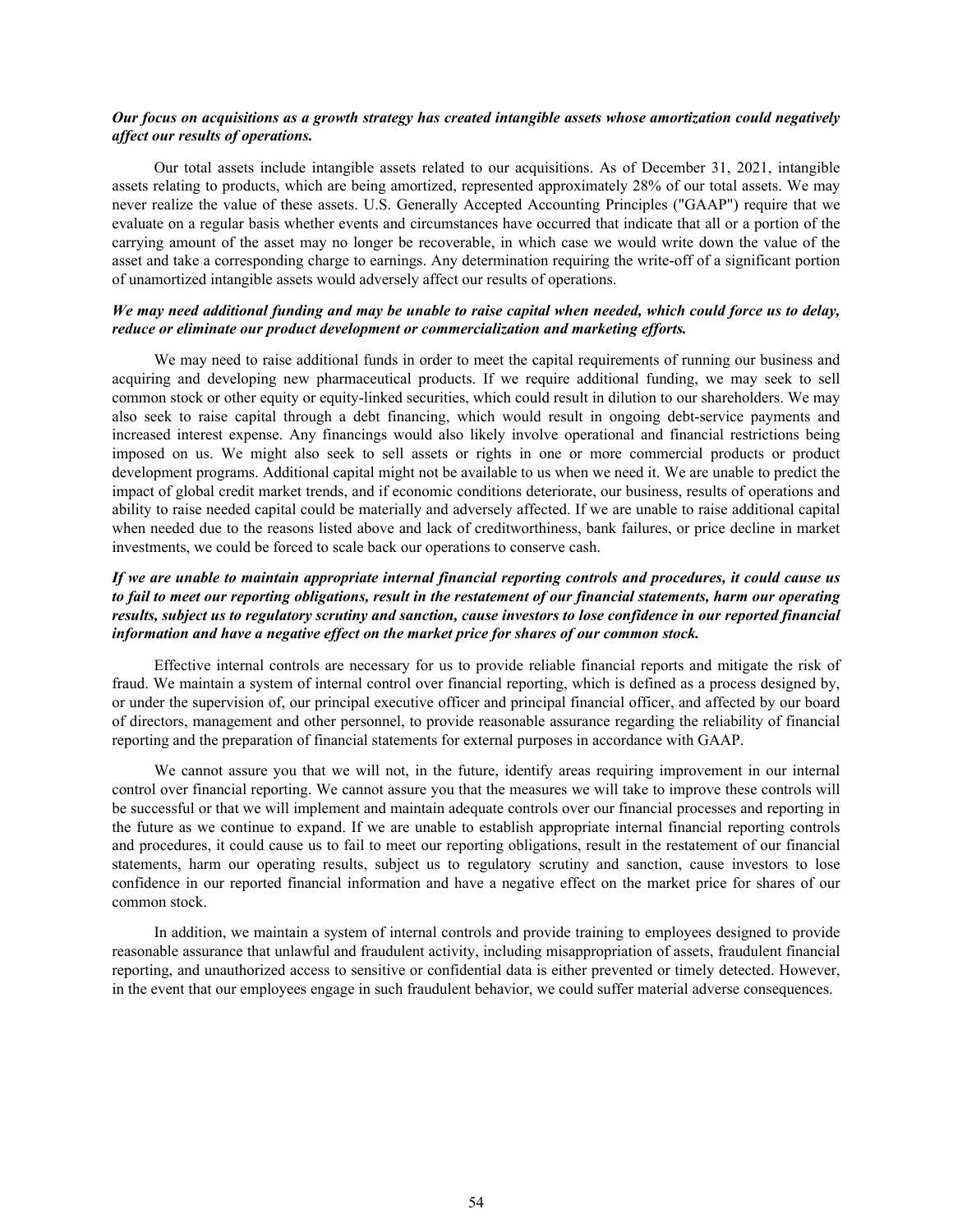***Our focus on acquisitions as a growth strategy has created intangible assets whose amortization could negatively affect our results of operations.***

Our total assets include intangible assets related to our acquisitions. As of December 31, 2021, intangible assets relating to products, which are being amortized, represented approximately 28% of our total assets. We may never realize the value of these assets. U.S. Generally Accepted Accounting Principles ("GAAP") require that we evaluate on a regular basis whether events and circumstances have occurred that indicate that all or a portion of the carrying amount of the asset may no longer be recoverable, in which case we would write down the value of the asset and take a corresponding charge to earnings. Any determination requiring the write-off of a significant portion of unamortized intangible assets would adversely affect our results of operations.

***We may need additional funding and may be unable to raise capital when needed, which could force us to delay, reduce or eliminate our product development or commercialization and marketing efforts.***

We may need to raise additional funds in order to meet the capital requirements of running our business and acquiring and developing new pharmaceutical products. If we require additional funding, we may seek to sell common stock or other equity or equity-linked securities, which could result in dilution to our shareholders. We may also seek to raise capital through a debt financing, which would result in ongoing debt-service payments and increased interest expense. Any financings would also likely involve operational and financial restrictions being imposed on us. We might also seek to sell assets or rights in one or more commercial products or product development programs. Additional capital might not be available to us when we need it. We are unable to predict the impact of global credit market trends, and if economic conditions deteriorate, our business, results of operations and ability to raise needed capital could be materially and adversely affected. If we are unable to raise additional capital when needed due to the reasons listed above and lack of creditworthiness, bank failures, or price decline in market investments, we could be forced to scale back our operations to conserve cash.

***If we are unable to maintain appropriate internal financial reporting controls and procedures, it could cause us to fail to meet our reporting obligations, result in the restatement of our financial statements, harm our operating results, subject us to regulatory scrutiny and sanction, cause investors to lose confidence in our reported financial information and have a negative effect on the market price for shares of our common stock.***

Effective internal controls are necessary for us to provide reliable financial reports and mitigate the risk of fraud. We maintain a system of internal control over financial reporting, which is defined as a process designed by, or under the supervision of, our principal executive officer and principal financial officer, and affected by our board of directors, management and other personnel, to provide reasonable assurance regarding the reliability of financial reporting and the preparation of financial statements for external purposes in accordance with GAAP.

We cannot assure you that we will not, in the future, identify areas requiring improvement in our internal control over financial reporting. We cannot assure you that the measures we will take to improve these controls will be successful or that we will implement and maintain adequate controls over our financial processes and reporting in the future as we continue to expand. If we are unable to establish appropriate internal financial reporting controls and procedures, it could cause us to fail to meet our reporting obligations, result in the restatement of our financial statements, harm our operating results, subject us to regulatory scrutiny and sanction, cause investors to lose confidence in our reported financial information and have a negative effect on the market price for shares of our common stock.

In addition, we maintain a system of internal controls and provide training to employees designed to provide reasonable assurance that unlawful and fraudulent activity, including misappropriation of assets, fraudulent financial reporting, and unauthorized access to sensitive or confidential data is either prevented or timely detected. However, in the event that our employees engage in such fraudulent behavior, we could suffer material adverse consequences.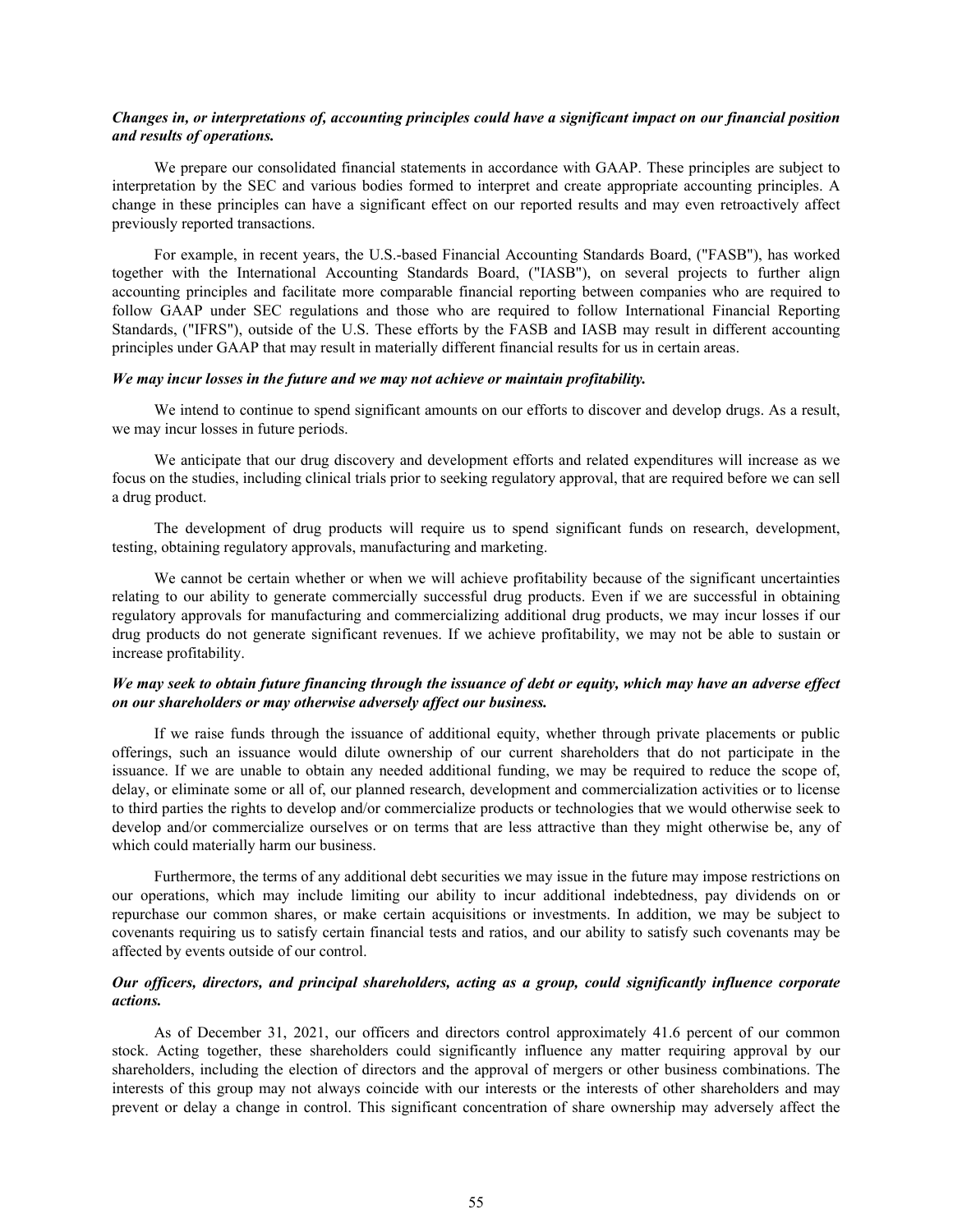***Changes in, or interpretations of, accounting principles could have a significant impact on our financial position and results of operations.***

We prepare our consolidated financial statements in accordance with GAAP. These principles are subject to interpretation by the SEC and various bodies formed to interpret and create appropriate accounting principles. A change in these principles can have a significant effect on our reported results and may even retroactively affect previously reported transactions.

For example, in recent years, the U.S.-based Financial Accounting Standards Board, ("FASB"), has worked together with the International Accounting Standards Board, ("IASB"), on several projects to further align accounting principles and facilitate more comparable financial reporting between companies who are required to follow GAAP under SEC regulations and those who are required to follow International Financial Reporting Standards, ("IFRS"), outside of the U.S. These efforts by the FASB and IASB may result in different accounting principles under GAAP that may result in materially different financial results for us in certain areas.

***We may incur losses in the future and we may not achieve or maintain profitability.***

We intend to continue to spend significant amounts on our efforts to discover and develop drugs. As a result, we may incur losses in future periods.

We anticipate that our drug discovery and development efforts and related expenditures will increase as we focus on the studies, including clinical trials prior to seeking regulatory approval, that are required before we can sell a drug product.

The development of drug products will require us to spend significant funds on research, development, testing, obtaining regulatory approvals, manufacturing and marketing.

We cannot be certain whether or when we will achieve profitability because of the significant uncertainties relating to our ability to generate commercially successful drug products. Even if we are successful in obtaining regulatory approvals for manufacturing and commercializing additional drug products, we may incur losses if our drug products do not generate significant revenues. If we achieve profitability, we may not be able to sustain or increase profitability.

***We may seek to obtain future financing through the issuance of debt or equity, which may have an adverse effect on our shareholders or may otherwise adversely affect our business.***

If we raise funds through the issuance of additional equity, whether through private placements or public offerings, such an issuance would dilute ownership of our current shareholders that do not participate in the issuance. If we are unable to obtain any needed additional funding, we may be required to reduce the scope of, delay, or eliminate some or all of, our planned research, development and commercialization activities or to license to third parties the rights to develop and/or commercialize products or technologies that we would otherwise seek to develop and/or commercialize ourselves or on terms that are less attractive than they might otherwise be, any of which could materially harm our business.

Furthermore, the terms of any additional debt securities we may issue in the future may impose restrictions on our operations, which may include limiting our ability to incur additional indebtedness, pay dividends on or repurchase our common shares, or make certain acquisitions or investments. In addition, we may be subject to covenants requiring us to satisfy certain financial tests and ratios, and our ability to satisfy such covenants may be affected by events outside of our control.

***Our officers, directors, and principal shareholders, acting as a group, could significantly influence corporate actions.***

As of December 31, 2021, our officers and directors control approximately 41.6 percent of our common stock. Acting together, these shareholders could significantly influence any matter requiring approval by our shareholders, including the election of directors and the approval of mergers or other business combinations. The interests of this group may not always coincide with our interests or the interests of other shareholders and may prevent or delay a change in control. This significant concentration of share ownership may adversely affect the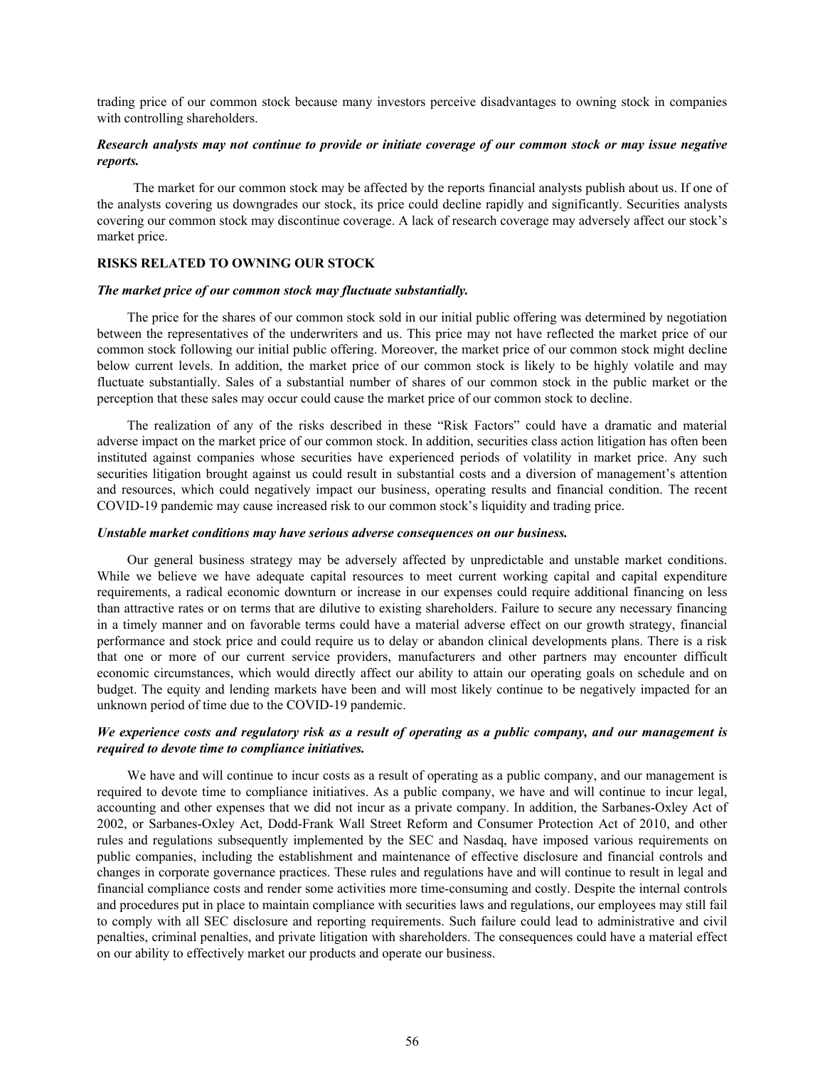trading price of our common stock because many investors perceive disadvantages to owning stock in companies with controlling shareholders.

***Research analysts may not continue to provide or initiate coverage of our common stock or may issue negative reports.***

The market for our common stock may be affected by the reports financial analysts publish about us. If one of the analysts covering us downgrades our stock, its price could decline rapidly and significantly. Securities analysts covering our common stock may discontinue coverage. A lack of research coverage may adversely affect our stock's market price.

**RISKS RELATED TO OWNING OUR STOCK**

***The market price of our common stock may fluctuate substantially.***

The price for the shares of our common stock sold in our initial public offering was determined by negotiation between the representatives of the underwriters and us. This price may not have reflected the market price of our common stock following our initial public offering. Moreover, the market price of our common stock might decline below current levels. In addition, the market price of our common stock is likely to be highly volatile and may fluctuate substantially. Sales of a substantial number of shares of our common stock in the public market or the perception that these sales may occur could cause the market price of our common stock to decline.

The realization of any of the risks described in these "Risk Factors" could have a dramatic and material adverse impact on the market price of our common stock. In addition, securities class action litigation has often been instituted against companies whose securities have experienced periods of volatility in market price. Any such securities litigation brought against us could result in substantial costs and a diversion of management's attention and resources, which could negatively impact our business, operating results and financial condition. The recent COVID-19 pandemic may cause increased risk to our common stock's liquidity and trading price.

***Unstable market conditions may have serious adverse consequences on our business.***

Our general business strategy may be adversely affected by unpredictable and unstable market conditions. While we believe we have adequate capital resources to meet current working capital and capital expenditure requirements, a radical economic downturn or increase in our expenses could require additional financing on less than attractive rates or on terms that are dilutive to existing shareholders. Failure to secure any necessary financing in a timely manner and on favorable terms could have a material adverse effect on our growth strategy, financial performance and stock price and could require us to delay or abandon clinical developments plans. There is a risk that one or more of our current service providers, manufacturers and other partners may encounter difficult economic circumstances, which would directly affect our ability to attain our operating goals on schedule and on budget. The equity and lending markets have been and will most likely continue to be negatively impacted for an unknown period of time due to the COVID-19 pandemic.

***We experience costs and regulatory risk as a result of operating as a public company, and our management is required to devote time to compliance initiatives.***

We have and will continue to incur costs as a result of operating as a public company, and our management is required to devote time to compliance initiatives. As a public company, we have and will continue to incur legal, accounting and other expenses that we did not incur as a private company. In addition, the Sarbanes-Oxley Act of 2002, or Sarbanes-Oxley Act, Dodd-Frank Wall Street Reform and Consumer Protection Act of 2010, and other rules and regulations subsequently implemented by the SEC and Nasdaq, have imposed various requirements on public companies, including the establishment and maintenance of effective disclosure and financial controls and changes in corporate governance practices. These rules and regulations have and will continue to result in legal and financial compliance costs and render some activities more time-consuming and costly. Despite the internal controls and procedures put in place to maintain compliance with securities laws and regulations, our employees may still fail to comply with all SEC disclosure and reporting requirements. Such failure could lead to administrative and civil penalties, criminal penalties, and private litigation with shareholders. The consequences could have a material effect on our ability to effectively market our products and operate our business.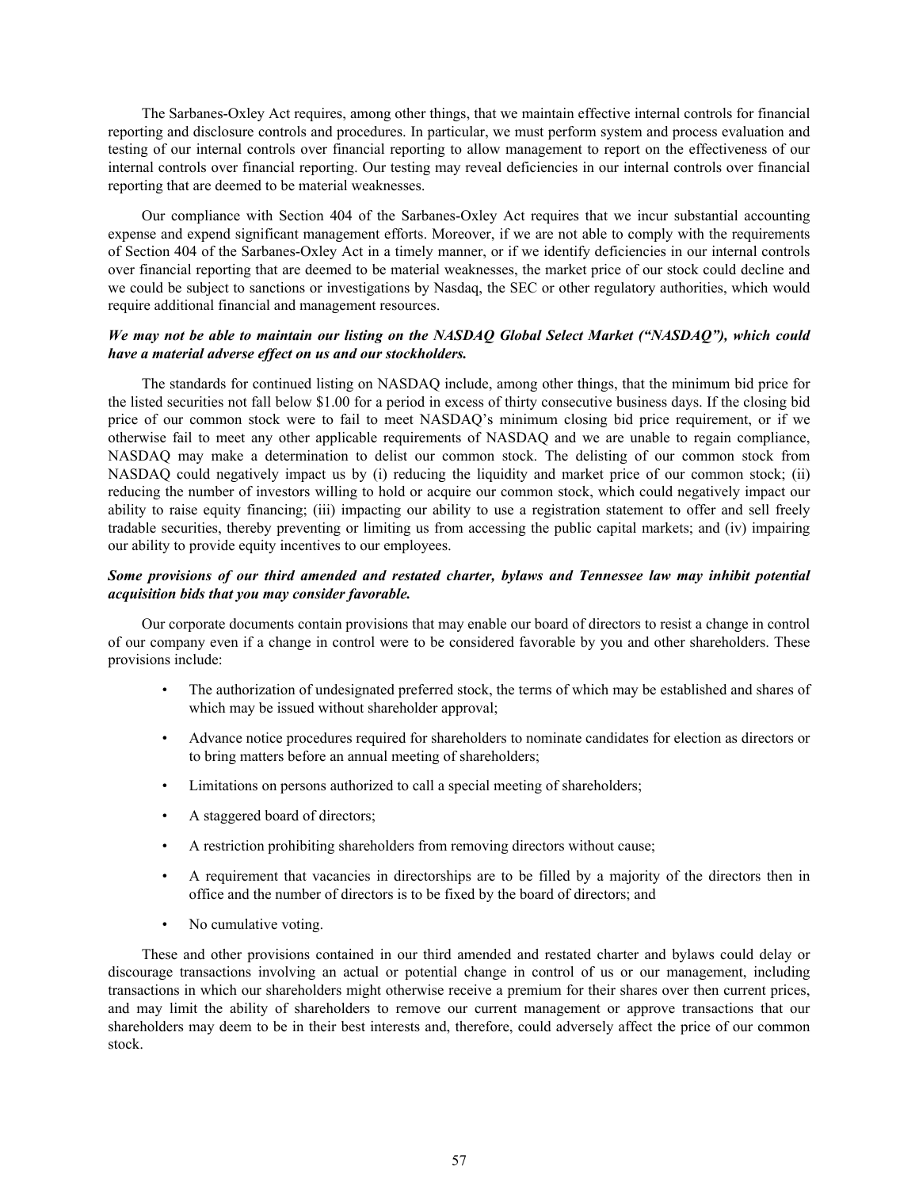The Sarbanes-Oxley Act requires, among other things, that we maintain effective internal controls for financial reporting and disclosure controls and procedures. In particular, we must perform system and process evaluation and testing of our internal controls over financial reporting to allow management to report on the effectiveness of our internal controls over financial reporting. Our testing may reveal deficiencies in our internal controls over financial reporting that are deemed to be material weaknesses.

Our compliance with Section 404 of the Sarbanes-Oxley Act requires that we incur substantial accounting expense and expend significant management efforts. Moreover, if we are not able to comply with the requirements of Section 404 of the Sarbanes-Oxley Act in a timely manner, or if we identify deficiencies in our internal controls over financial reporting that are deemed to be material weaknesses, the market price of our stock could decline and we could be subject to sanctions or investigations by Nasdaq, the SEC or other regulatory authorities, which would require additional financial and management resources.

***We may not be able to maintain our listing on the NASDAQ Global Select Market ("NASDAQ"), which could have a material adverse effect on us and our stockholders.***

The standards for continued listing on NASDAQ include, among other things, that the minimum bid price for the listed securities not fall below $1.00 for a period in excess of thirty consecutive business days. If the closing bid price of our common stock were to fail to meet NASDAQ's minimum closing bid price requirement, or if we otherwise fail to meet any other applicable requirements of NASDAQ and we are unable to regain compliance, NASDAQ may make a determination to delist our common stock. The delisting of our common stock from NASDAQ could negatively impact us by (i) reducing the liquidity and market price of our common stock; (ii) reducing the number of investors willing to hold or acquire our common stock, which could negatively impact our ability to raise equity financing; (iii) impacting our ability to use a registration statement to offer and sell freely tradable securities, thereby preventing or limiting us from accessing the public capital markets; and (iv) impairing our ability to provide equity incentives to our employees.

***Some provisions of our third amended and restated charter, bylaws and Tennessee law may inhibit potential acquisition bids that you may consider favorable.***

Our corporate documents contain provisions that may enable our board of directors to resist a change in control of our company even if a change in control were to be considered favorable by you and other shareholders. These provisions include:

- The authorization of undesignated preferred stock, the terms of which may be established and shares of which may be issued without shareholder approval;
- Advance notice procedures required for shareholders to nominate candidates for election as directors or to bring matters before an annual meeting of shareholders;
- Limitations on persons authorized to call a special meeting of shareholders;
- A staggered board of directors;
- A restriction prohibiting shareholders from removing directors without cause;
- A requirement that vacancies in directorships are to be filled by a majority of the directors then in office and the number of directors is to be fixed by the board of directors; and
- No cumulative voting.

These and other provisions contained in our third amended and restated charter and bylaws could delay or discourage transactions involving an actual or potential change in control of us or our management, including transactions in which our shareholders might otherwise receive a premium for their shares over then current prices, and may limit the ability of shareholders to remove our current management or approve transactions that our shareholders may deem to be in their best interests and, therefore, could adversely affect the price of our common stock.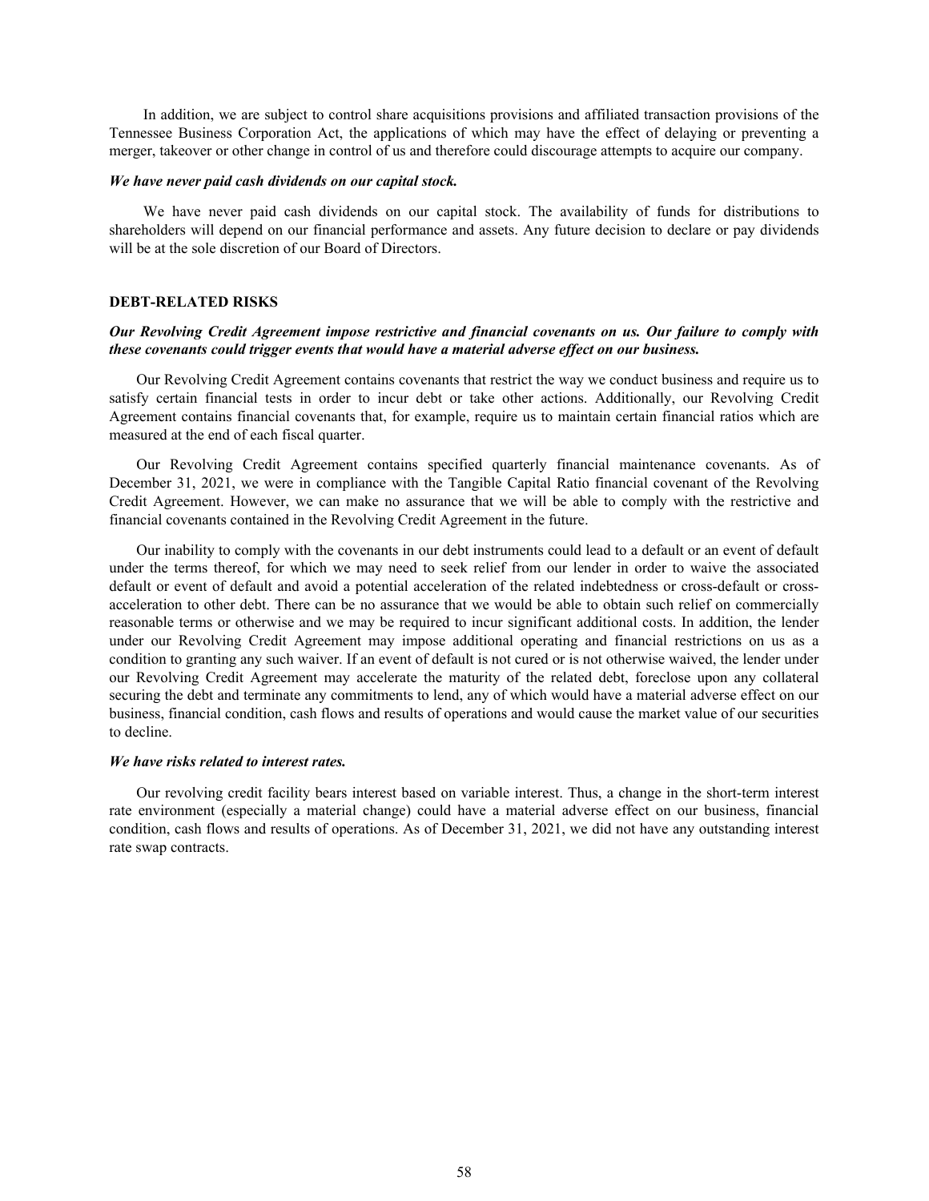In addition, we are subject to control share acquisitions provisions and affiliated transaction provisions of the Tennessee Business Corporation Act, the applications of which may have the effect of delaying or preventing a merger, takeover or other change in control of us and therefore could discourage attempts to acquire our company.

***We have never paid cash dividends on our capital stock.***

We have never paid cash dividends on our capital stock. The availability of funds for distributions to shareholders will depend on our financial performance and assets. Any future decision to declare or pay dividends will be at the sole discretion of our Board of Directors.

## DEBT-RELATED RISKS

***Our Revolving Credit Agreement impose restrictive and financial covenants on us. Our failure to comply with these covenants could trigger events that would have a material adverse effect on our business.***

Our Revolving Credit Agreement contains covenants that restrict the way we conduct business and require us to satisfy certain financial tests in order to incur debt or take other actions. Additionally, our Revolving Credit Agreement contains financial covenants that, for example, require us to maintain certain financial ratios which are measured at the end of each fiscal quarter.

Our Revolving Credit Agreement contains specified quarterly financial maintenance covenants. As of December 31, 2021, we were in compliance with the Tangible Capital Ratio financial covenant of the Revolving Credit Agreement. However, we can make no assurance that we will be able to comply with the restrictive and financial covenants contained in the Revolving Credit Agreement in the future.

Our inability to comply with the covenants in our debt instruments could lead to a default or an event of default under the terms thereof, for which we may need to seek relief from our lender in order to waive the associated default or event of default and avoid a potential acceleration of the related indebtedness or cross-default or cross-acceleration to other debt. There can be no assurance that we would be able to obtain such relief on commercially reasonable terms or otherwise and we may be required to incur significant additional costs. In addition, the lender under our Revolving Credit Agreement may impose additional operating and financial restrictions on us as a condition to granting any such waiver. If an event of default is not cured or is not otherwise waived, the lender under our Revolving Credit Agreement may accelerate the maturity of the related debt, foreclose upon any collateral securing the debt and terminate any commitments to lend, any of which would have a material adverse effect on our business, financial condition, cash flows and results of operations and would cause the market value of our securities to decline.

***We have risks related to interest rates.***

Our revolving credit facility bears interest based on variable interest. Thus, a change in the short-term interest rate environment (especially a material change) could have a material adverse effect on our business, financial condition, cash flows and results of operations. As of December 31, 2021, we did not have any outstanding interest rate swap contracts.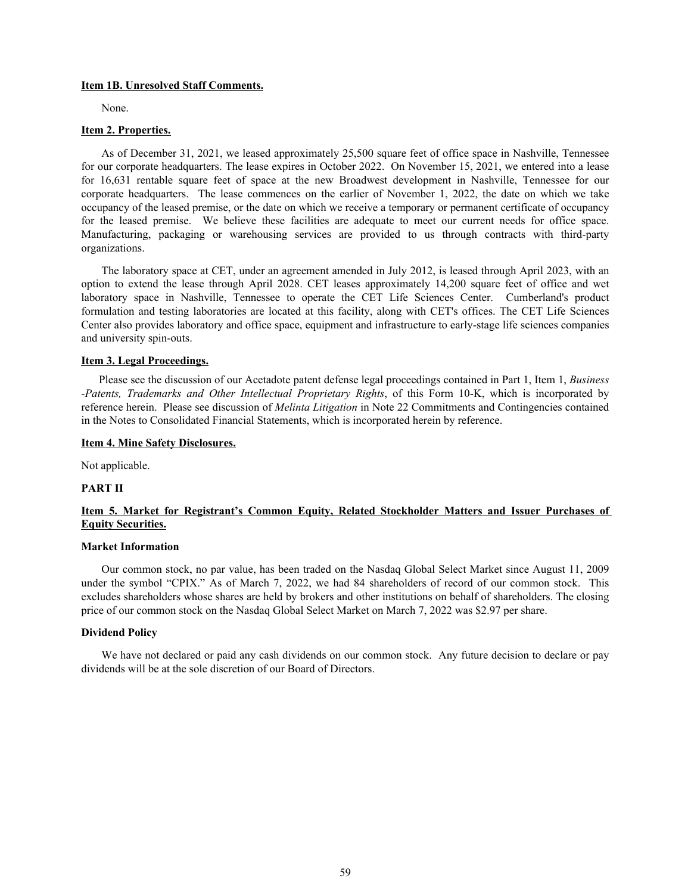**Item 1B. Unresolved Staff Comments.**

None.

**Item 2. Properties.**

As of December 31, 2021, we leased approximately 25,500 square feet of office space in Nashville, Tennessee for our corporate headquarters. The lease expires in October 2022. On November 15, 2021, we entered into a lease for 16,631 rentable square feet of space at the new Broadwest development in Nashville, Tennessee for our corporate headquarters. The lease commences on the earlier of November 1, 2022, the date on which we take occupancy of the leased premise, or the date on which we receive a temporary or permanent certificate of occupancy for the leased premise. We believe these facilities are adequate to meet our current needs for office space. Manufacturing, packaging or warehousing services are provided to us through contracts with third-party organizations.

The laboratory space at CET, under an agreement amended in July 2012, is leased through April 2023, with an option to extend the lease through April 2028. CET leases approximately 14,200 square feet of office and wet laboratory space in Nashville, Tennessee to operate the CET Life Sciences Center. Cumberland's product formulation and testing laboratories are located at this facility, along with CET's offices. The CET Life Sciences Center also provides laboratory and office space, equipment and infrastructure to early-stage life sciences companies and university spin-outs.

**Item 3. Legal Proceedings.**

Please see the discussion of our Acetadote patent defense legal proceedings contained in Part 1, Item 1, *Business -Patents, Trademarks and Other Intellectual Proprietary Rights*, of this Form 10-K, which is incorporated by reference herein. Please see discussion of *Melinta Litigation* in Note 22 Commitments and Contingencies contained in the Notes to Consolidated Financial Statements, which is incorporated herein by reference.

**Item 4. Mine Safety Disclosures.**

Not applicable.

**PART II**

**Item 5. Market for Registrant's Common Equity, Related Stockholder Matters and Issuer Purchases of Equity Securities.**

**Market Information**

Our common stock, no par value, has been traded on the Nasdaq Global Select Market since August 11, 2009 under the symbol "CPIX." As of March 7, 2022, we had 84 shareholders of record of our common stock. This excludes shareholders whose shares are held by brokers and other institutions on behalf of shareholders. The closing price of our common stock on the Nasdaq Global Select Market on March 7, 2022 was $2.97 per share.

**Dividend Policy**

We have not declared or paid any cash dividends on our common stock. Any future decision to declare or pay dividends will be at the sole discretion of our Board of Directors.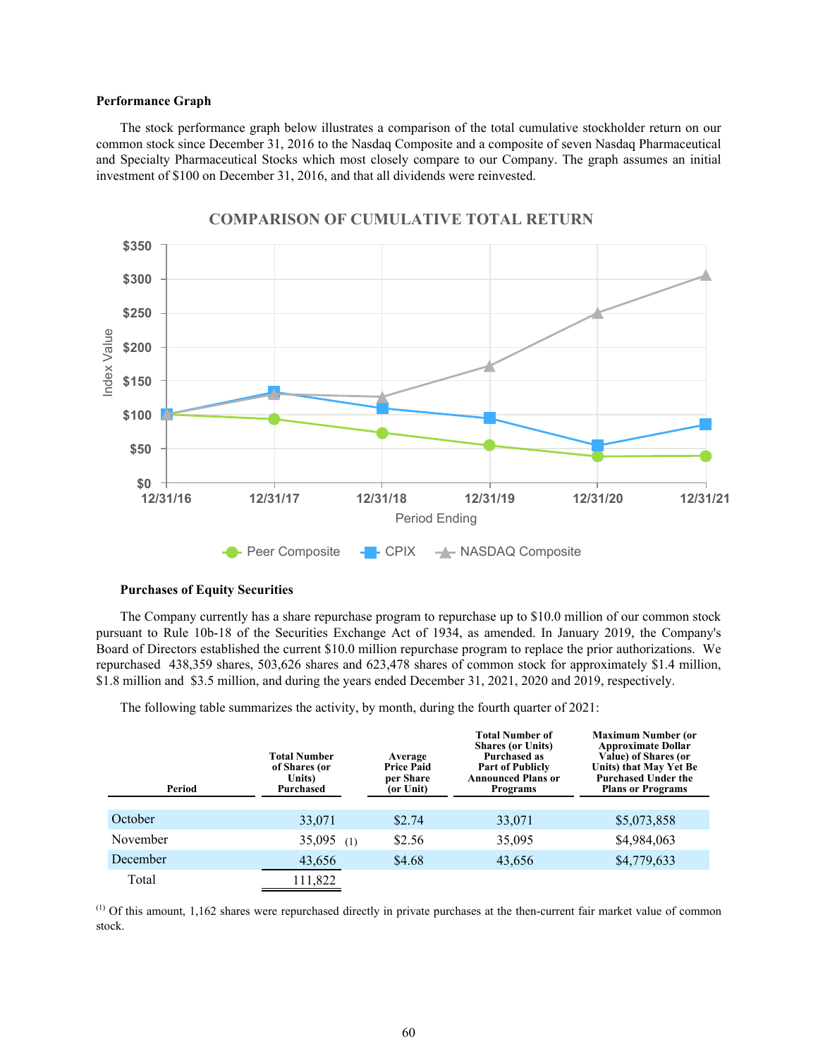**Performance Graph**

The stock performance graph below illustrates a comparison of the total cumulative stockholder return on our common stock since December 31, 2016 to the Nasdaq Composite and a composite of seven Nasdaq Pharmaceutical and Specialty Pharmaceutical Stocks which most closely compare to our Company. The graph assumes an initial investment of $100 on December 31, 2016, and that all dividends were reinvested.

**COMPARISON OF CUMULATIVE TOTAL RETURN**

**Purchases of Equity Securities**

The Company currently has a share repurchase program to repurchase up to $10.0 million of our common stock pursuant to Rule 10b-18 of the Securities Exchange Act of 1934, as amended. In January 2019, the Company's Board of Directors established the current $10.0 million repurchase program to replace the prior authorizations. We repurchased 438,359 shares, 503,626 shares and 623,478 shares of common stock for approximately $1.4 million, $1.8 million and $3.5 million, and during the years ended December 31, 2021, 2020 and 2019, respectively.

The following table summarizes the activity, by month, during the fourth quarter of 2021:

| Period | Total Number of Shares (or Units) Purchased | Average Price Paid per Share (or Unit) | Total Number of Shares (or Units) Purchased as Part of Publicly Announced Plans or Programs | Maximum Number (or Approximate Dollar Value) of Shares (or Units) that May Yet Be Purchased Under the Plans or Programs |
|---|---|---|---|---|
| October | 33,071 | $2.74 | 33,071 | $5,073,858 |
| November | 35,095 (1) | $2.56 | 35,095 | $4,984,063 |
| December | 43,656 | $4.68 | 43,656 | $4,779,633 |
| Total | 111,822 | | | |

(1) Of this amount, 1,162 shares were repurchased directly in private purchases at the then-current fair market value of common stock.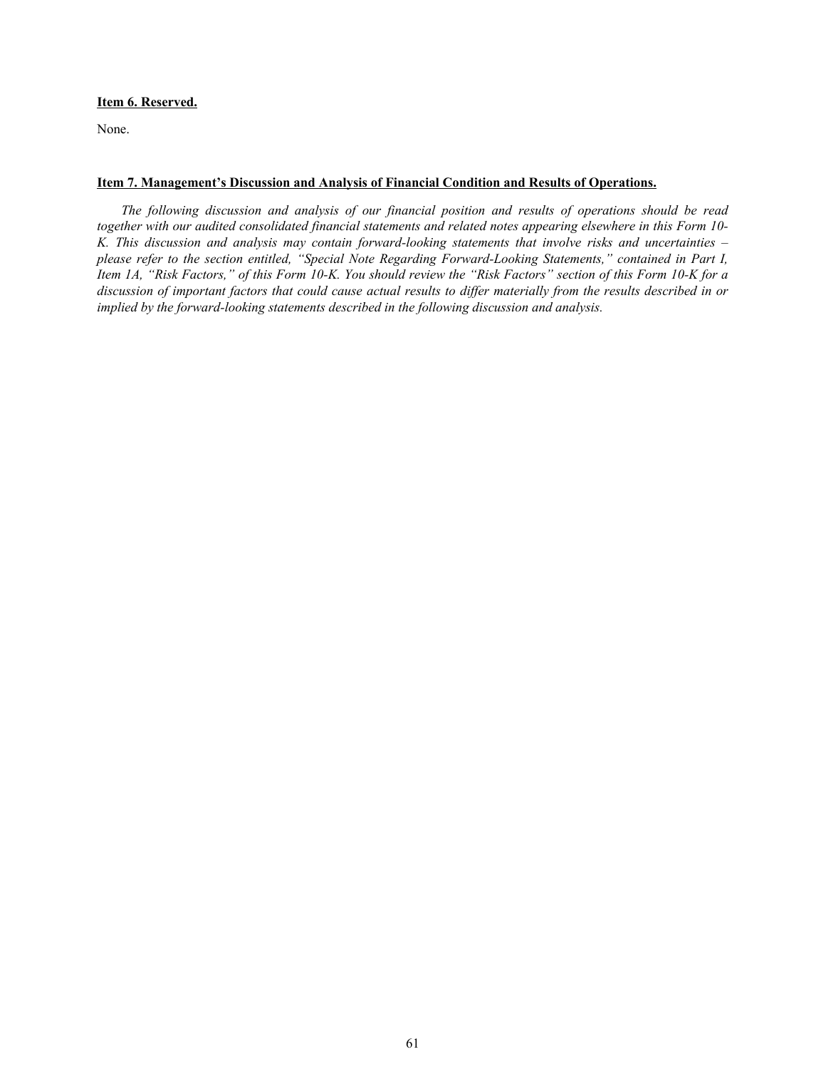**Item 6. Reserved.**

None.

**Item 7. Management's Discussion and Analysis of Financial Condition and Results of Operations.**

*The following discussion and analysis of our financial position and results of operations should be read together with our audited consolidated financial statements and related notes appearing elsewhere in this Form 10-K. This discussion and analysis may contain forward-looking statements that involve risks and uncertainties – please refer to the section entitled, "Special Note Regarding Forward-Looking Statements," contained in Part I, Item 1A, "Risk Factors," of this Form 10-K. You should review the "Risk Factors" section of this Form 10-K for a discussion of important factors that could cause actual results to differ materially from the results described in or implied by the forward-looking statements described in the following discussion and analysis.*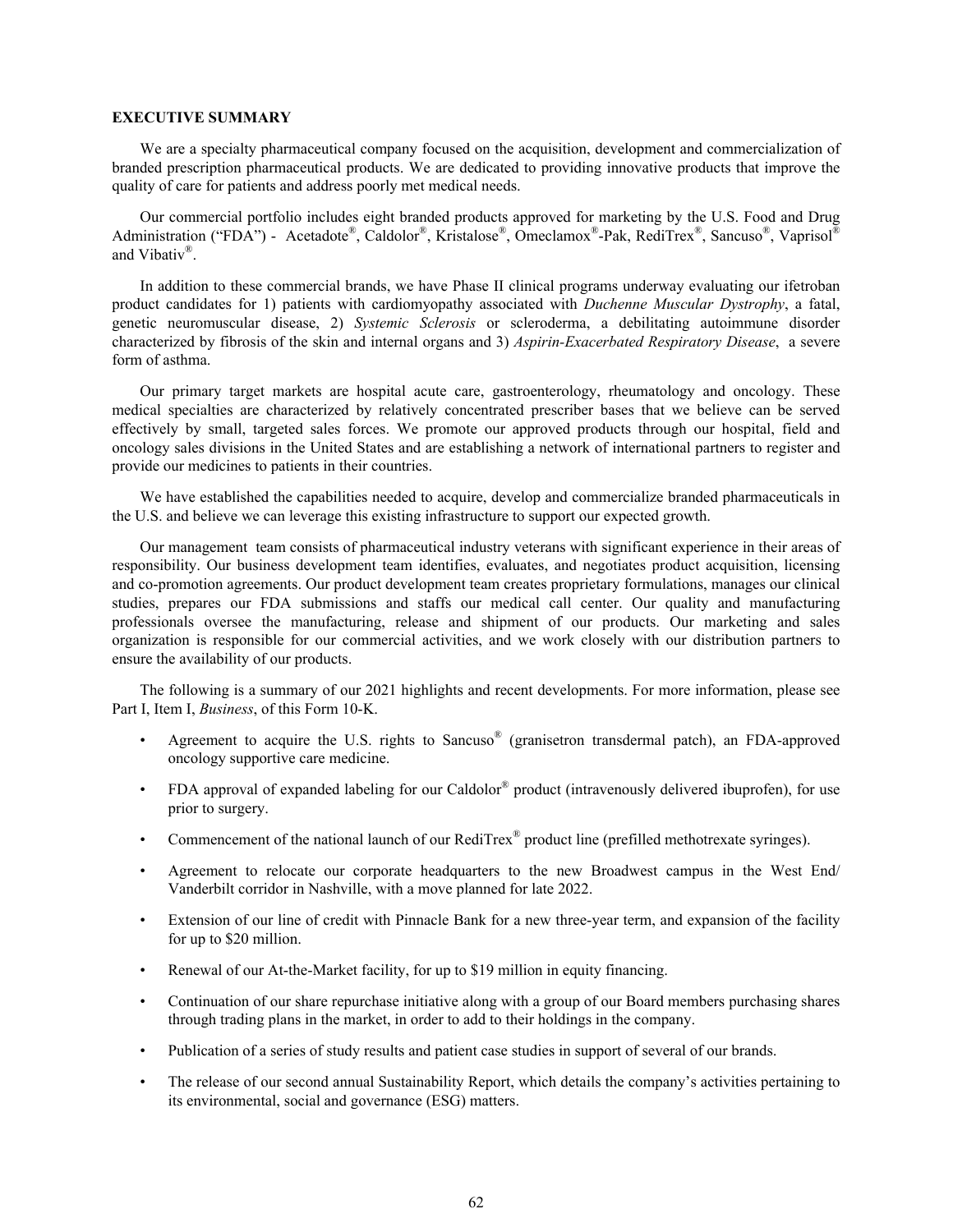## EXECUTIVE SUMMARY

We are a specialty pharmaceutical company focused on the acquisition, development and commercialization of branded prescription pharmaceutical products. We are dedicated to providing innovative products that improve the quality of care for patients and address poorly met medical needs.

Our commercial portfolio includes eight branded products approved for marketing by the U.S. Food and Drug Administration ("FDA") - Acetadote®, Caldolor®, Kristalose®, Omeclamox®-Pak, RediTrex®, Sancuso®, Vaprisol® and Vibativ®.

In addition to these commercial brands, we have Phase II clinical programs underway evaluating our ifetroban product candidates for 1) patients with cardiomyopathy associated with *Duchenne Muscular Dystrophy*, a fatal, genetic neuromuscular disease, 2) *Systemic Sclerosis* or scleroderma, a debilitating autoimmune disorder characterized by fibrosis of the skin and internal organs and 3) *Aspirin-Exacerbated Respiratory Disease*, a severe form of asthma.

Our primary target markets are hospital acute care, gastroenterology, rheumatology and oncology. These medical specialties are characterized by relatively concentrated prescriber bases that we believe can be served effectively by small, targeted sales forces. We promote our approved products through our hospital, field and oncology sales divisions in the United States and are establishing a network of international partners to register and provide our medicines to patients in their countries.

We have established the capabilities needed to acquire, develop and commercialize branded pharmaceuticals in the U.S. and believe we can leverage this existing infrastructure to support our expected growth.

Our management team consists of pharmaceutical industry veterans with significant experience in their areas of responsibility. Our business development team identifies, evaluates, and negotiates product acquisition, licensing and co-promotion agreements. Our product development team creates proprietary formulations, manages our clinical studies, prepares our FDA submissions and staffs our medical call center. Our quality and manufacturing professionals oversee the manufacturing, release and shipment of our products. Our marketing and sales organization is responsible for our commercial activities, and we work closely with our distribution partners to ensure the availability of our products.

The following is a summary of our 2021 highlights and recent developments. For more information, please see Part I, Item I, *Business*, of this Form 10-K.

- Agreement to acquire the U.S. rights to Sancuso® (granisetron transdermal patch), an FDA-approved oncology supportive care medicine.
- FDA approval of expanded labeling for our Caldolor® product (intravenously delivered ibuprofen), for use prior to surgery.
- Commencement of the national launch of our RediTrex® product line (prefilled methotrexate syringes).
- Agreement to relocate our corporate headquarters to the new Broadwest campus in the West End/ Vanderbilt corridor in Nashville, with a move planned for late 2022.
- Extension of our line of credit with Pinnacle Bank for a new three-year term, and expansion of the facility for up to $20 million.
- Renewal of our At-the-Market facility, for up to $19 million in equity financing.
- Continuation of our share repurchase initiative along with a group of our Board members purchasing shares through trading plans in the market, in order to add to their holdings in the company.
- Publication of a series of study results and patient case studies in support of several of our brands.
- The release of our second annual Sustainability Report, which details the company's activities pertaining to its environmental, social and governance (ESG) matters.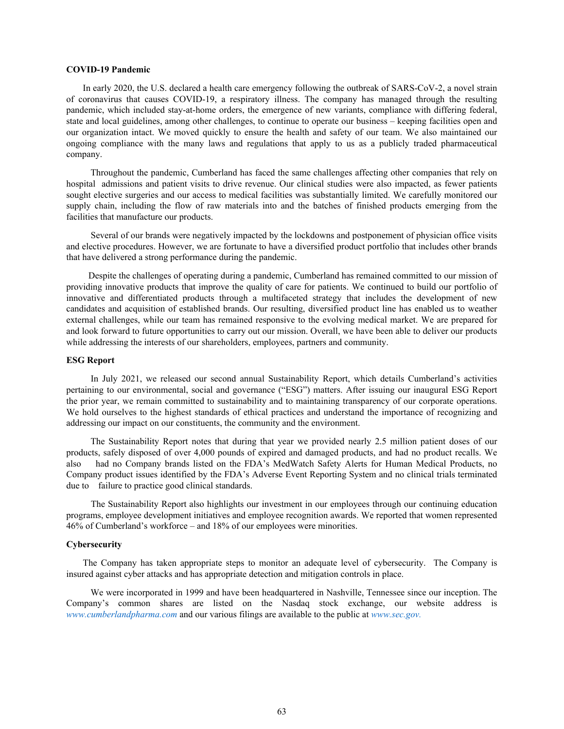**COVID-19 Pandemic**

In early 2020, the U.S. declared a health care emergency following the outbreak of SARS-CoV-2, a novel strain of coronavirus that causes COVID-19, a respiratory illness. The company has managed through the resulting pandemic, which included stay-at-home orders, the emergence of new variants, compliance with differing federal, state and local guidelines, among other challenges, to continue to operate our business – keeping facilities open and our organization intact. We moved quickly to ensure the health and safety of our team. We also maintained our ongoing compliance with the many laws and regulations that apply to us as a publicly traded pharmaceutical company.

Throughout the pandemic, Cumberland has faced the same challenges affecting other companies that rely on hospital admissions and patient visits to drive revenue. Our clinical studies were also impacted, as fewer patients sought elective surgeries and our access to medical facilities was substantially limited. We carefully monitored our supply chain, including the flow of raw materials into and the batches of finished products emerging from the facilities that manufacture our products.

Several of our brands were negatively impacted by the lockdowns and postponement of physician office visits and elective procedures. However, we are fortunate to have a diversified product portfolio that includes other brands that have delivered a strong performance during the pandemic.

Despite the challenges of operating during a pandemic, Cumberland has remained committed to our mission of providing innovative products that improve the quality of care for patients. We continued to build our portfolio of innovative and differentiated products through a multifaceted strategy that includes the development of new candidates and acquisition of established brands. Our resulting, diversified product line has enabled us to weather external challenges, while our team has remained responsive to the evolving medical market. We are prepared for and look forward to future opportunities to carry out our mission. Overall, we have been able to deliver our products while addressing the interests of our shareholders, employees, partners and community.

**ESG Report**

In July 2021, we released our second annual Sustainability Report, which details Cumberland's activities pertaining to our environmental, social and governance ("ESG") matters. After issuing our inaugural ESG Report the prior year, we remain committed to sustainability and to maintaining transparency of our corporate operations. We hold ourselves to the highest standards of ethical practices and understand the importance of recognizing and addressing our impact on our constituents, the community and the environment.

The Sustainability Report notes that during that year we provided nearly 2.5 million patient doses of our products, safely disposed of over 4,000 pounds of expired and damaged products, and had no product recalls. We also had no Company brands listed on the FDA's MedWatch Safety Alerts for Human Medical Products, no Company product issues identified by the FDA's Adverse Event Reporting System and no clinical trials terminated due to failure to practice good clinical standards.

The Sustainability Report also highlights our investment in our employees through our continuing education programs, employee development initiatives and employee recognition awards. We reported that women represented 46% of Cumberland's workforce – and 18% of our employees were minorities.

**Cybersecurity**

The Company has taken appropriate steps to monitor an adequate level of cybersecurity. The Company is insured against cyber attacks and has appropriate detection and mitigation controls in place.

We were incorporated in 1999 and have been headquartered in Nashville, Tennessee since our inception. The Company's common shares are listed on the Nasdaq stock exchange, our website address is *www.cumberlandpharma.com* and our various filings are available to the public at *www.sec.gov.*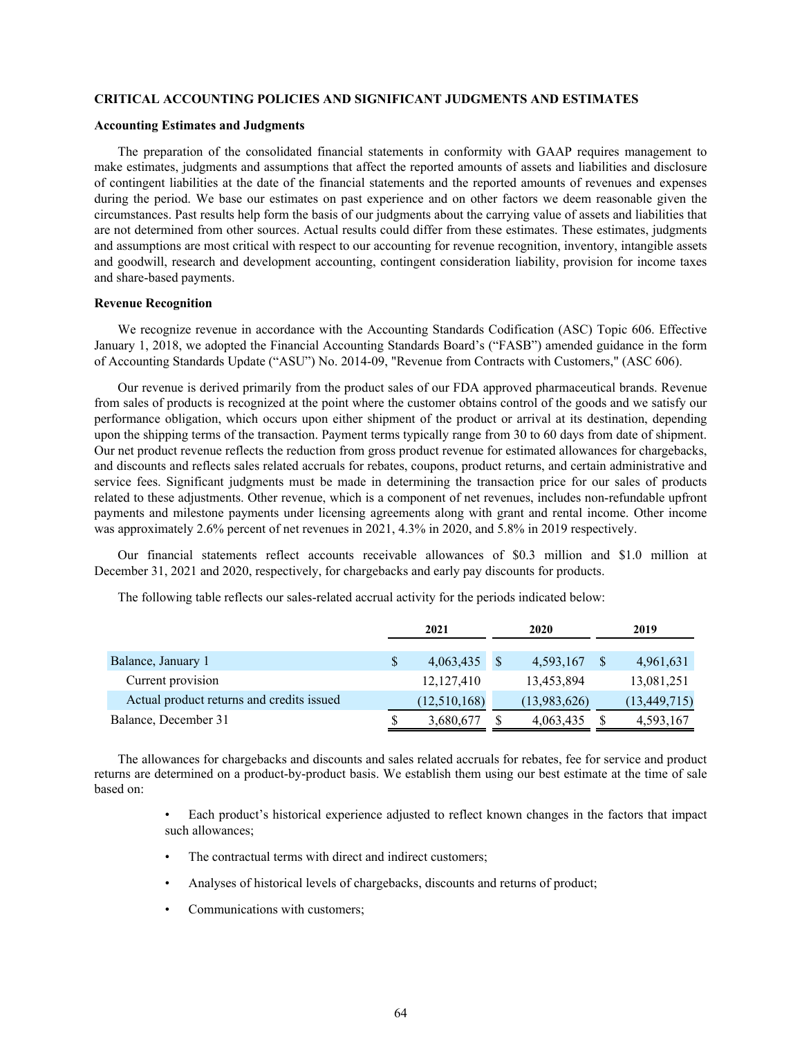## CRITICAL ACCOUNTING POLICIES AND SIGNIFICANT JUDGMENTS AND ESTIMATES

### Accounting Estimates and Judgments

The preparation of the consolidated financial statements in conformity with GAAP requires management to make estimates, judgments and assumptions that affect the reported amounts of assets and liabilities and disclosure of contingent liabilities at the date of the financial statements and the reported amounts of revenues and expenses during the period. We base our estimates on past experience and on other factors we deem reasonable given the circumstances. Past results help form the basis of our judgments about the carrying value of assets and liabilities that are not determined from other sources. Actual results could differ from these estimates. These estimates, judgments and assumptions are most critical with respect to our accounting for revenue recognition, inventory, intangible assets and goodwill, research and development accounting, contingent consideration liability, provision for income taxes and share-based payments.

### Revenue Recognition

We recognize revenue in accordance with the Accounting Standards Codification (ASC) Topic 606. Effective January 1, 2018, we adopted the Financial Accounting Standards Board's ("FASB") amended guidance in the form of Accounting Standards Update ("ASU") No. 2014-09, "Revenue from Contracts with Customers," (ASC 606).

Our revenue is derived primarily from the product sales of our FDA approved pharmaceutical brands. Revenue from sales of products is recognized at the point where the customer obtains control of the goods and we satisfy our performance obligation, which occurs upon either shipment of the product or arrival at its destination, depending upon the shipping terms of the transaction. Payment terms typically range from 30 to 60 days from date of shipment. Our net product revenue reflects the reduction from gross product revenue for estimated allowances for chargebacks, and discounts and reflects sales related accruals for rebates, coupons, product returns, and certain administrative and service fees. Significant judgments must be made in determining the transaction price for our sales of products related to these adjustments. Other revenue, which is a component of net revenues, includes non-refundable upfront payments and milestone payments under licensing agreements along with grant and rental income. Other income was approximately 2.6% percent of net revenues in 2021, 4.3% in 2020, and 5.8% in 2019 respectively.

Our financial statements reflect accounts receivable allowances of $0.3 million and $1.0 million at December 31, 2021 and 2020, respectively, for chargebacks and early pay discounts for products.

The following table reflects our sales-related accrual activity for the periods indicated below:

| | 2021 | 2020 | 2019 |
|---|---|---|---|
| Balance, January 1 | $ 4,063,435 | $ 4,593,167 | $ 4,961,631 |
| Current provision | 12,127,410 | 13,453,894 | 13,081,251 |
| Actual product returns and credits issued | (12,510,168) | (13,983,626) | (13,449,715) |
| Balance, December 31 | $ 3,680,677 | $ 4,063,435 | $ 4,593,167 |

The allowances for chargebacks and discounts and sales related accruals for rebates, fee for service and product returns are determined on a product-by-product basis. We establish them using our best estimate at the time of sale based on:

- Each product's historical experience adjusted to reflect known changes in the factors that impact such allowances;
- The contractual terms with direct and indirect customers;
- Analyses of historical levels of chargebacks, discounts and returns of product;
- Communications with customers;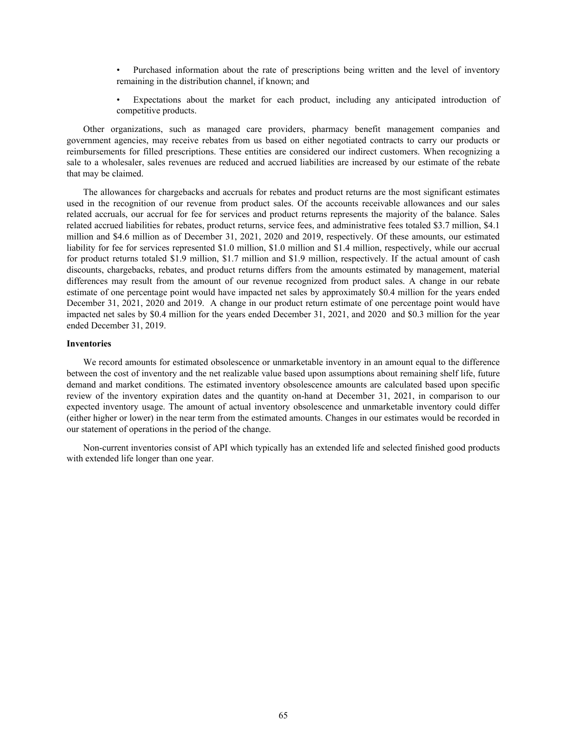- Purchased information about the rate of prescriptions being written and the level of inventory remaining in the distribution channel, if known; and
- Expectations about the market for each product, including any anticipated introduction of competitive products.

Other organizations, such as managed care providers, pharmacy benefit management companies and government agencies, may receive rebates from us based on either negotiated contracts to carry our products or reimbursements for filled prescriptions. These entities are considered our indirect customers. When recognizing a sale to a wholesaler, sales revenues are reduced and accrued liabilities are increased by our estimate of the rebate that may be claimed.

The allowances for chargebacks and accruals for rebates and product returns are the most significant estimates used in the recognition of our revenue from product sales. Of the accounts receivable allowances and our sales related accruals, our accrual for fee for services and product returns represents the majority of the balance. Sales related accrued liabilities for rebates, product returns, service fees, and administrative fees totaled $3.7 million, $4.1 million and $4.6 million as of December 31, 2021, 2020 and 2019, respectively. Of these amounts, our estimated liability for fee for services represented $1.0 million, $1.0 million and $1.4 million, respectively, while our accrual for product returns totaled $1.9 million, $1.7 million and $1.9 million, respectively. If the actual amount of cash discounts, chargebacks, rebates, and product returns differs from the amounts estimated by management, material differences may result from the amount of our revenue recognized from product sales. A change in our rebate estimate of one percentage point would have impacted net sales by approximately $0.4 million for the years ended December 31, 2021, 2020 and 2019. A change in our product return estimate of one percentage point would have impacted net sales by $0.4 million for the years ended December 31, 2021, and 2020 and $0.3 million for the year ended December 31, 2019.

**Inventories**

We record amounts for estimated obsolescence or unmarketable inventory in an amount equal to the difference between the cost of inventory and the net realizable value based upon assumptions about remaining shelf life, future demand and market conditions. The estimated inventory obsolescence amounts are calculated based upon specific review of the inventory expiration dates and the quantity on-hand at December 31, 2021, in comparison to our expected inventory usage. The amount of actual inventory obsolescence and unmarketable inventory could differ (either higher or lower) in the near term from the estimated amounts. Changes in our estimates would be recorded in our statement of operations in the period of the change.

Non-current inventories consist of API which typically has an extended life and selected finished good products with extended life longer than one year.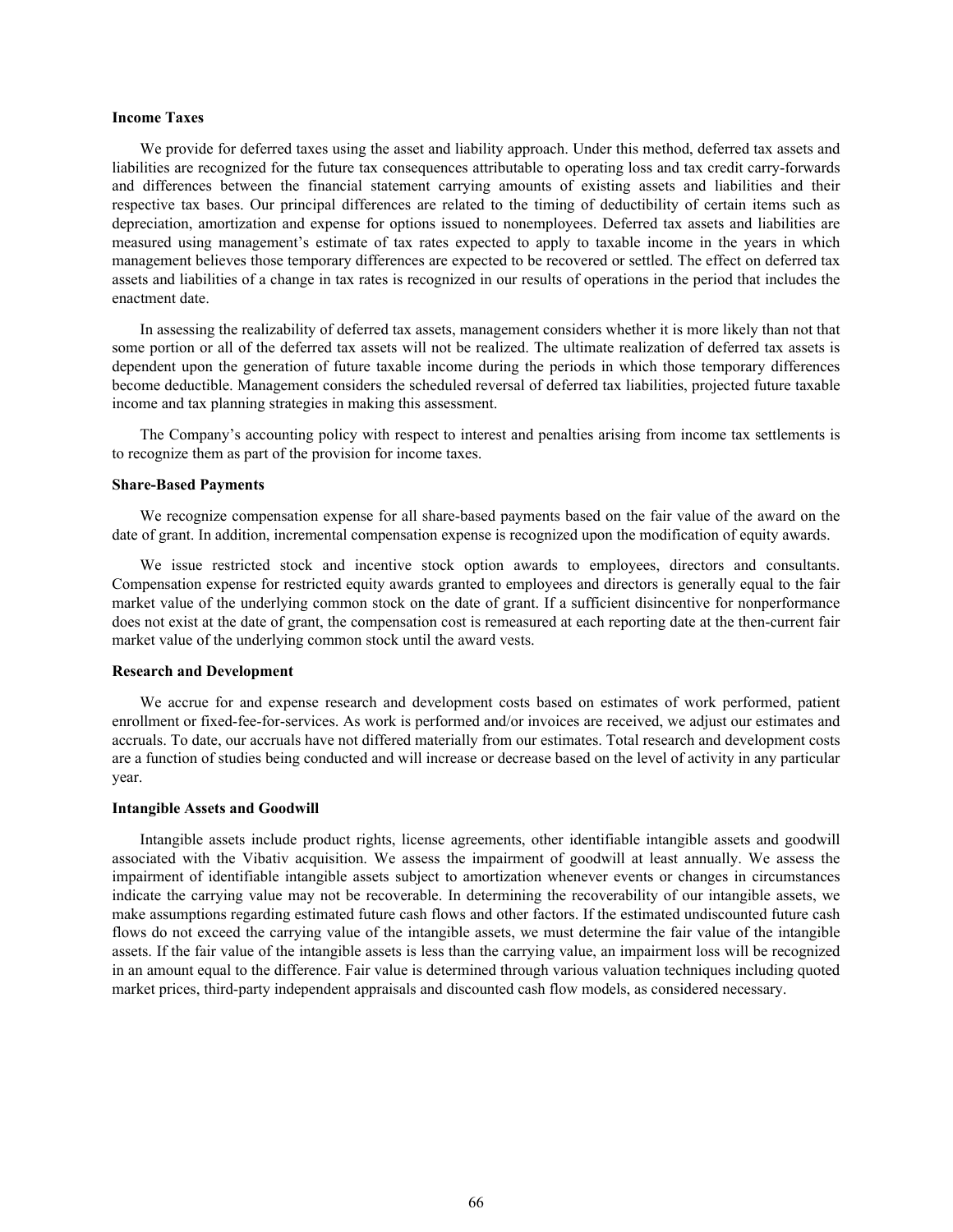**Income Taxes**

We provide for deferred taxes using the asset and liability approach. Under this method, deferred tax assets and liabilities are recognized for the future tax consequences attributable to operating loss and tax credit carry-forwards and differences between the financial statement carrying amounts of existing assets and liabilities and their respective tax bases. Our principal differences are related to the timing of deductibility of certain items such as depreciation, amortization and expense for options issued to nonemployees. Deferred tax assets and liabilities are measured using management's estimate of tax rates expected to apply to taxable income in the years in which management believes those temporary differences are expected to be recovered or settled. The effect on deferred tax assets and liabilities of a change in tax rates is recognized in our results of operations in the period that includes the enactment date.

In assessing the realizability of deferred tax assets, management considers whether it is more likely than not that some portion or all of the deferred tax assets will not be realized. The ultimate realization of deferred tax assets is dependent upon the generation of future taxable income during the periods in which those temporary differences become deductible. Management considers the scheduled reversal of deferred tax liabilities, projected future taxable income and tax planning strategies in making this assessment.

The Company's accounting policy with respect to interest and penalties arising from income tax settlements is to recognize them as part of the provision for income taxes.

**Share-Based Payments**

We recognize compensation expense for all share-based payments based on the fair value of the award on the date of grant. In addition, incremental compensation expense is recognized upon the modification of equity awards.

We issue restricted stock and incentive stock option awards to employees, directors and consultants. Compensation expense for restricted equity awards granted to employees and directors is generally equal to the fair market value of the underlying common stock on the date of grant. If a sufficient disincentive for nonperformance does not exist at the date of grant, the compensation cost is remeasured at each reporting date at the then-current fair market value of the underlying common stock until the award vests.

**Research and Development**

We accrue for and expense research and development costs based on estimates of work performed, patient enrollment or fixed-fee-for-services. As work is performed and/or invoices are received, we adjust our estimates and accruals. To date, our accruals have not differed materially from our estimates. Total research and development costs are a function of studies being conducted and will increase or decrease based on the level of activity in any particular year.

**Intangible Assets and Goodwill**

Intangible assets include product rights, license agreements, other identifiable intangible assets and goodwill associated with the Vibativ acquisition. We assess the impairment of goodwill at least annually. We assess the impairment of identifiable intangible assets subject to amortization whenever events or changes in circumstances indicate the carrying value may not be recoverable. In determining the recoverability of our intangible assets, we make assumptions regarding estimated future cash flows and other factors. If the estimated undiscounted future cash flows do not exceed the carrying value of the intangible assets, we must determine the fair value of the intangible assets. If the fair value of the intangible assets is less than the carrying value, an impairment loss will be recognized in an amount equal to the difference. Fair value is determined through various valuation techniques including quoted market prices, third-party independent appraisals and discounted cash flow models, as considered necessary.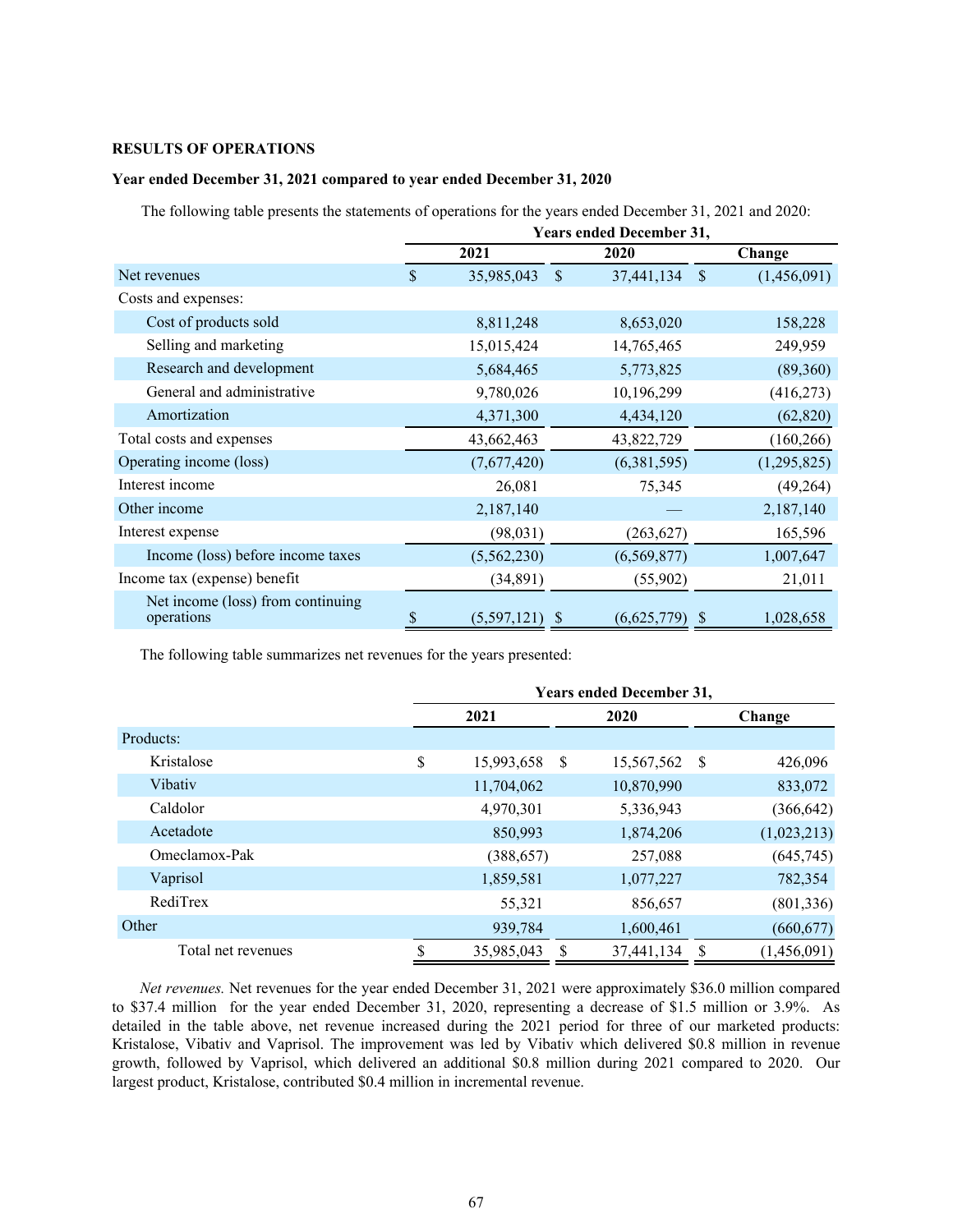**RESULTS OF OPERATIONS**

**Year ended December 31, 2021 compared to year ended December 31, 2020**

The following table presents the statements of operations for the years ended December 31, 2021 and 2020:

| | Years ended December 31, | | |
|---|---|---|---|
| | 2021 | 2020 | Change |
| Net revenues | $ 35,985,043 | $ 37,441,134 | $ (1,456,091) |
| Costs and expenses: | | | |
| Cost of products sold | 8,811,248 | 8,653,020 | 158,228 |
| Selling and marketing | 15,015,424 | 14,765,465 | 249,959 |
| Research and development | 5,684,465 | 5,773,825 | (89,360) |
| General and administrative | 9,780,026 | 10,196,299 | (416,273) |
| Amortization | 4,371,300 | 4,434,120 | (62,820) |
| Total costs and expenses | 43,662,463 | 43,822,729 | (160,266) |
| Operating income (loss) | (7,677,420) | (6,381,595) | (1,295,825) |
| Interest income | 26,081 | 75,345 | (49,264) |
| Other income | 2,187,140 | — | 2,187,140 |
| Interest expense | (98,031) | (263,627) | 165,596 |
| Income (loss) before income taxes | (5,562,230) | (6,569,877) | 1,007,647 |
| Income tax (expense) benefit | (34,891) | (55,902) | 21,011 |
| Net income (loss) from continuing operations | $ (5,597,121) | $ (6,625,779) | $ 1,028,658 |

The following table summarizes net revenues for the years presented:

| | Years ended December 31, | | |
|---|---|---|---|
| | 2021 | 2020 | Change |
| Products: | | | |
| Kristalose | $ 15,993,658 | $ 15,567,562 | $ 426,096 |
| Vibativ | 11,704,062 | 10,870,990 | 833,072 |
| Caldolor | 4,970,301 | 5,336,943 | (366,642) |
| Acetadote | 850,993 | 1,874,206 | (1,023,213) |
| Omeclamox-Pak | (388,657) | 257,088 | (645,745) |
| Vaprisol | 1,859,581 | 1,077,227 | 782,354 |
| RediTrex | 55,321 | 856,657 | (801,336) |
| Other | 939,784 | 1,600,461 | (660,677) |
| Total net revenues | $ 35,985,043 | $ 37,441,134 | $ (1,456,091) |

*Net revenues.* Net revenues for the year ended December 31, 2021 were approximately $36.0 million compared to $37.4 million for the year ended December 31, 2020, representing a decrease of $1.5 million or 3.9%. As detailed in the table above, net revenue increased during the 2021 period for three of our marketed products: Kristalose, Vibativ and Vaprisol. The improvement was led by Vibativ which delivered $0.8 million in revenue growth, followed by Vaprisol, which delivered an additional $0.8 million during 2021 compared to 2020. Our largest product, Kristalose, contributed $0.4 million in incremental revenue.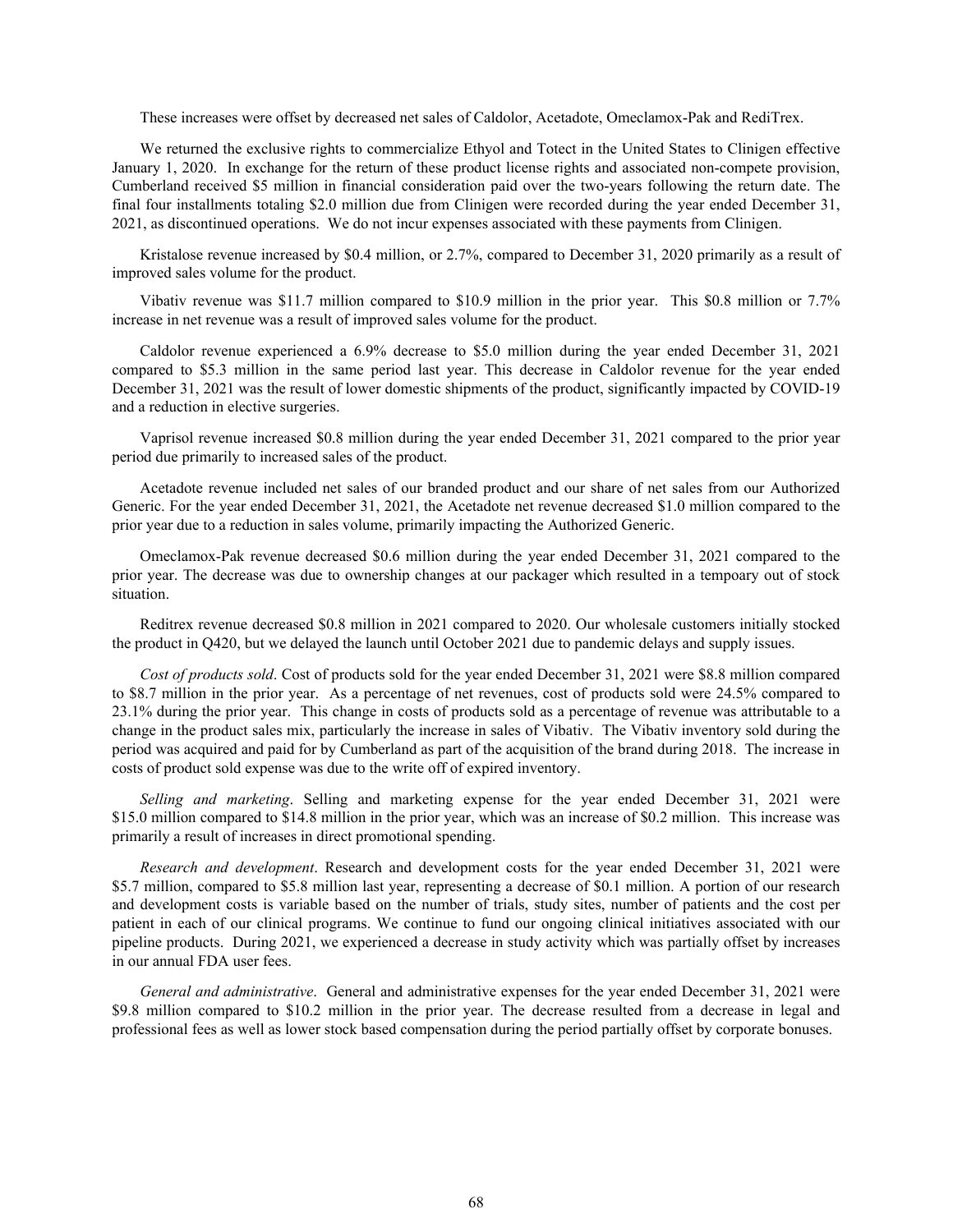These increases were offset by decreased net sales of Caldolor, Acetadote, Omeclamox-Pak and RediTrex.

We returned the exclusive rights to commercialize Ethyol and Totect in the United States to Clinigen effective January 1, 2020. In exchange for the return of these product license rights and associated non-compete provision, Cumberland received $5 million in financial consideration paid over the two-years following the return date. The final four installments totaling $2.0 million due from Clinigen were recorded during the year ended December 31, 2021, as discontinued operations. We do not incur expenses associated with these payments from Clinigen.

Kristalose revenue increased by $0.4 million, or 2.7%, compared to December 31, 2020 primarily as a result of improved sales volume for the product.

Vibativ revenue was $11.7 million compared to $10.9 million in the prior year. This $0.8 million or 7.7% increase in net revenue was a result of improved sales volume for the product.

Caldolor revenue experienced a 6.9% decrease to $5.0 million during the year ended December 31, 2021 compared to $5.3 million in the same period last year. This decrease in Caldolor revenue for the year ended December 31, 2021 was the result of lower domestic shipments of the product, significantly impacted by COVID-19 and a reduction in elective surgeries.

Vaprisol revenue increased $0.8 million during the year ended December 31, 2021 compared to the prior year period due primarily to increased sales of the product.

Acetadote revenue included net sales of our branded product and our share of net sales from our Authorized Generic. For the year ended December 31, 2021, the Acetadote net revenue decreased $1.0 million compared to the prior year due to a reduction in sales volume, primarily impacting the Authorized Generic.

Omeclamox-Pak revenue decreased $0.6 million during the year ended December 31, 2021 compared to the prior year. The decrease was due to ownership changes at our packager which resulted in a tempoary out of stock situation.

Reditrex revenue decreased $0.8 million in 2021 compared to 2020. Our wholesale customers initially stocked the product in Q420, but we delayed the launch until October 2021 due to pandemic delays and supply issues.

*Cost of products sold*. Cost of products sold for the year ended December 31, 2021 were $8.8 million compared to $8.7 million in the prior year. As a percentage of net revenues, cost of products sold were 24.5% compared to 23.1% during the prior year. This change in costs of products sold as a percentage of revenue was attributable to a change in the product sales mix, particularly the increase in sales of Vibativ. The Vibativ inventory sold during the period was acquired and paid for by Cumberland as part of the acquisition of the brand during 2018. The increase in costs of product sold expense was due to the write off of expired inventory.

*Selling and marketing*. Selling and marketing expense for the year ended December 31, 2021 were $15.0 million compared to $14.8 million in the prior year, which was an increase of $0.2 million. This increase was primarily a result of increases in direct promotional spending.

*Research and development*. Research and development costs for the year ended December 31, 2021 were $5.7 million, compared to $5.8 million last year, representing a decrease of $0.1 million. A portion of our research and development costs is variable based on the number of trials, study sites, number of patients and the cost per patient in each of our clinical programs. We continue to fund our ongoing clinical initiatives associated with our pipeline products. During 2021, we experienced a decrease in study activity which was partially offset by increases in our annual FDA user fees.

*General and administrative*. General and administrative expenses for the year ended December 31, 2021 were $9.8 million compared to $10.2 million in the prior year. The decrease resulted from a decrease in legal and professional fees as well as lower stock based compensation during the period partially offset by corporate bonuses.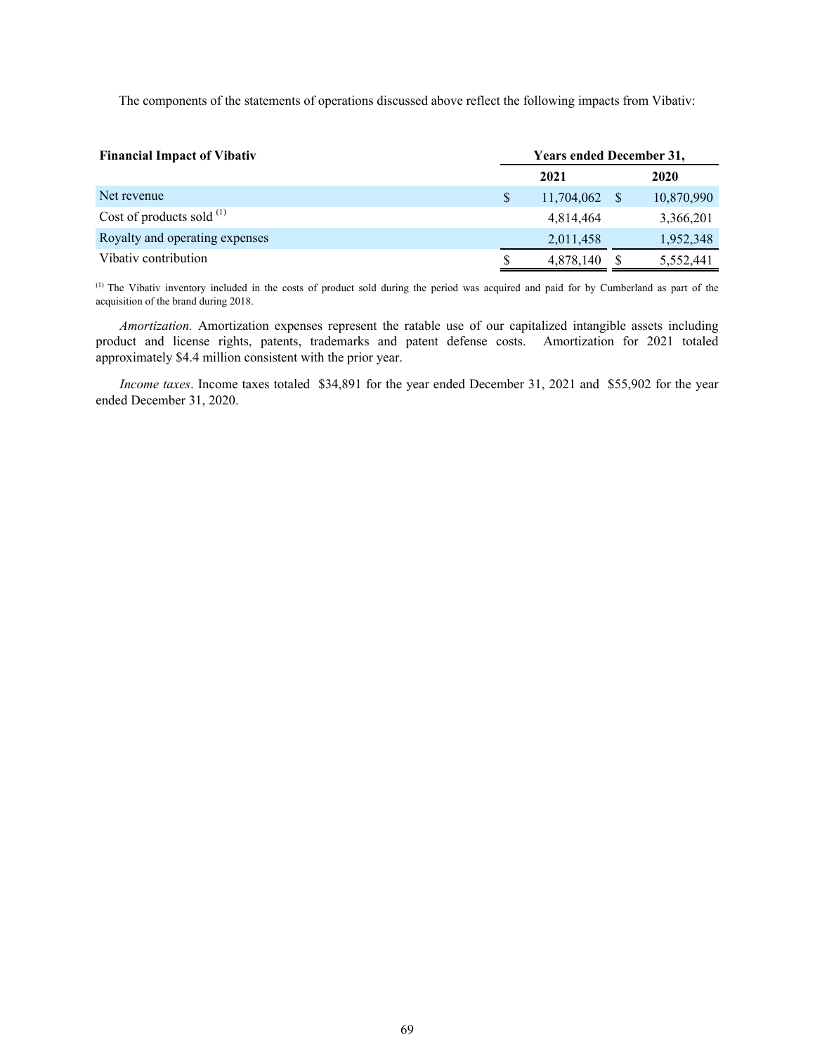The components of the statements of operations discussed above reflect the following impacts from Vibativ:

| **Financial Impact of Vibativ** | **Years ended December 31,** | |
|---|---|---|
| | **2021** | **2020** |
| Net revenue | $ 11,704,062 | $ 10,870,990 |
| Cost of products sold [(1)] | 4,814,464 | 3,366,201 |
| Royalty and operating expenses | 2,011,458 | 1,952,348 |
| Vibativ contribution | $ 4,878,140 | $ 5,552,441 |

[(1)] The Vibativ inventory included in the costs of product sold during the period was acquired and paid for by Cumberland as part of the acquisition of the brand during 2018.

*Amortization.* Amortization expenses represent the ratable use of our capitalized intangible assets including product and license rights, patents, trademarks and patent defense costs. Amortization for 2021 totaled approximately $4.4 million consistent with the prior year.

*Income taxes*. Income taxes totaled $34,891 for the year ended December 31, 2021 and $55,902 for the year ended December 31, 2020.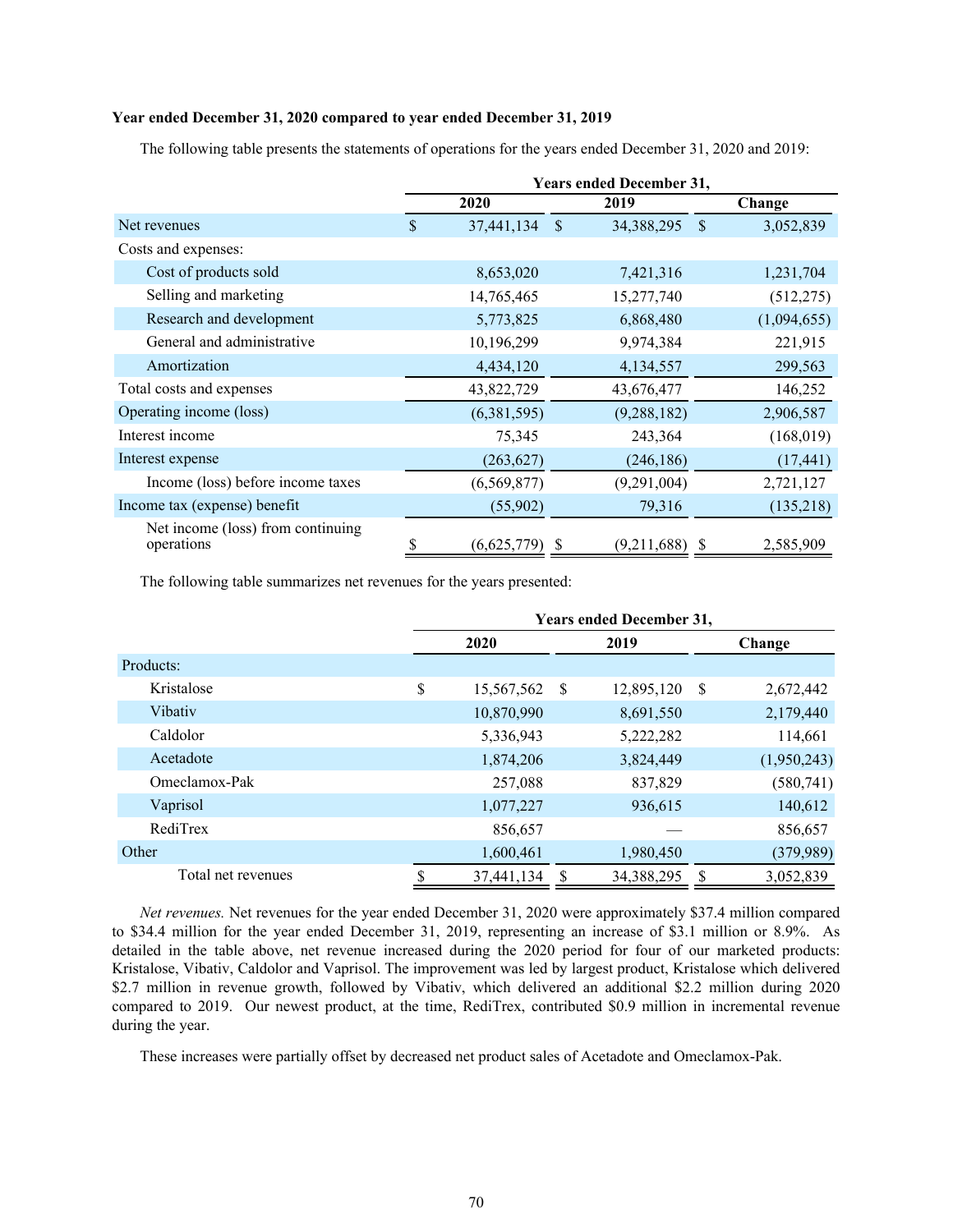**Year ended December 31, 2020 compared to year ended December 31, 2019**

The following table presents the statements of operations for the years ended December 31, 2020 and 2019:

| | Years ended December 31, | | |
|---|---|---|---|
| | 2020 | 2019 | Change |
| Net revenues | $ 37,441,134 | $ 34,388,295 | $ 3,052,839 |
| Costs and expenses: | | | |
| Cost of products sold | 8,653,020 | 7,421,316 | 1,231,704 |
| Selling and marketing | 14,765,465 | 15,277,740 | (512,275) |
| Research and development | 5,773,825 | 6,868,480 | (1,094,655) |
| General and administrative | 10,196,299 | 9,974,384 | 221,915 |
| Amortization | 4,434,120 | 4,134,557 | 299,563 |
| Total costs and expenses | 43,822,729 | 43,676,477 | 146,252 |
| Operating income (loss) | (6,381,595) | (9,288,182) | 2,906,587 |
| Interest income | 75,345 | 243,364 | (168,019) |
| Interest expense | (263,627) | (246,186) | (17,441) |
| Income (loss) before income taxes | (6,569,877) | (9,291,004) | 2,721,127 |
| Income tax (expense) benefit | (55,902) | 79,316 | (135,218) |
| Net income (loss) from continuing operations | $ (6,625,779) | $ (9,211,688) | $ 2,585,909 |

The following table summarizes net revenues for the years presented:

| | Years ended December 31, | | |
|---|---|---|---|
| | 2020 | 2019 | Change |
| Products: | | | |
| Kristalose | $ 15,567,562 | $ 12,895,120 | $ 2,672,442 |
| Vibativ | 10,870,990 | 8,691,550 | 2,179,440 |
| Caldolor | 5,336,943 | 5,222,282 | 114,661 |
| Acetadote | 1,874,206 | 3,824,449 | (1,950,243) |
| Omeclamox-Pak | 257,088 | 837,829 | (580,741) |
| Vaprisol | 1,077,227 | 936,615 | 140,612 |
| RediTrex | 856,657 | — | 856,657 |
| Other | 1,600,461 | 1,980,450 | (379,989) |
| Total net revenues | $ 37,441,134 | $ 34,388,295 | $ 3,052,839 |

*Net revenues.* Net revenues for the year ended December 31, 2020 were approximately $37.4 million compared to $34.4 million for the year ended December 31, 2019, representing an increase of $3.1 million or 8.9%. As detailed in the table above, net revenue increased during the 2020 period for four of our marketed products: Kristalose, Vibativ, Caldolor and Vaprisol. The improvement was led by largest product, Kristalose which delivered $2.7 million in revenue growth, followed by Vibativ, which delivered an additional $2.2 million during 2020 compared to 2019. Our newest product, at the time, RediTrex, contributed $0.9 million in incremental revenue during the year.

These increases were partially offset by decreased net product sales of Acetadote and Omeclamox-Pak.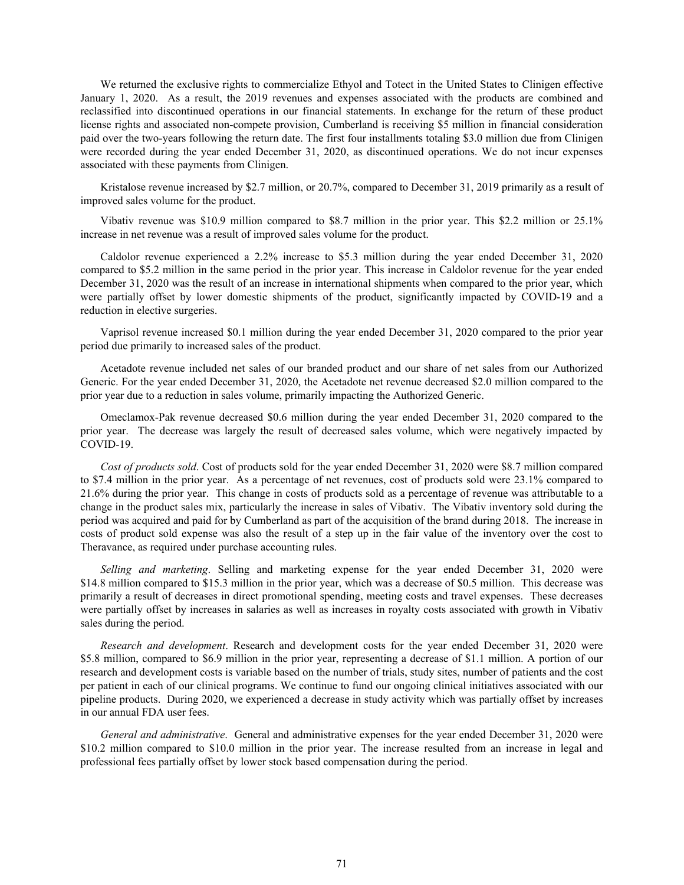We returned the exclusive rights to commercialize Ethyol and Totect in the United States to Clinigen effective January 1, 2020. As a result, the 2019 revenues and expenses associated with the products are combined and reclassified into discontinued operations in our financial statements. In exchange for the return of these product license rights and associated non-compete provision, Cumberland is receiving $5 million in financial consideration paid over the two-years following the return date. The first four installments totaling $3.0 million due from Clinigen were recorded during the year ended December 31, 2020, as discontinued operations. We do not incur expenses associated with these payments from Clinigen.

Kristalose revenue increased by $2.7 million, or 20.7%, compared to December 31, 2019 primarily as a result of improved sales volume for the product.

Vibativ revenue was $10.9 million compared to $8.7 million in the prior year. This $2.2 million or 25.1% increase in net revenue was a result of improved sales volume for the product.

Caldolor revenue experienced a 2.2% increase to $5.3 million during the year ended December 31, 2020 compared to $5.2 million in the same period in the prior year. This increase in Caldolor revenue for the year ended December 31, 2020 was the result of an increase in international shipments when compared to the prior year, which were partially offset by lower domestic shipments of the product, significantly impacted by COVID-19 and a reduction in elective surgeries.

Vaprisol revenue increased $0.1 million during the year ended December 31, 2020 compared to the prior year period due primarily to increased sales of the product.

Acetadote revenue included net sales of our branded product and our share of net sales from our Authorized Generic. For the year ended December 31, 2020, the Acetadote net revenue decreased $2.0 million compared to the prior year due to a reduction in sales volume, primarily impacting the Authorized Generic.

Omeclamox-Pak revenue decreased $0.6 million during the year ended December 31, 2020 compared to the prior year. The decrease was largely the result of decreased sales volume, which were negatively impacted by COVID-19.

*Cost of products sold*. Cost of products sold for the year ended December 31, 2020 were $8.7 million compared to $7.4 million in the prior year. As a percentage of net revenues, cost of products sold were 23.1% compared to 21.6% during the prior year. This change in costs of products sold as a percentage of revenue was attributable to a change in the product sales mix, particularly the increase in sales of Vibativ. The Vibativ inventory sold during the period was acquired and paid for by Cumberland as part of the acquisition of the brand during 2018. The increase in costs of product sold expense was also the result of a step up in the fair value of the inventory over the cost to Theravance, as required under purchase accounting rules.

*Selling and marketing*. Selling and marketing expense for the year ended December 31, 2020 were $14.8 million compared to $15.3 million in the prior year, which was a decrease of $0.5 million. This decrease was primarily a result of decreases in direct promotional spending, meeting costs and travel expenses. These decreases were partially offset by increases in salaries as well as increases in royalty costs associated with growth in Vibativ sales during the period.

*Research and development*. Research and development costs for the year ended December 31, 2020 were $5.8 million, compared to $6.9 million in the prior year, representing a decrease of $1.1 million. A portion of our research and development costs is variable based on the number of trials, study sites, number of patients and the cost per patient in each of our clinical programs. We continue to fund our ongoing clinical initiatives associated with our pipeline products. During 2020, we experienced a decrease in study activity which was partially offset by increases in our annual FDA user fees.

*General and administrative*. General and administrative expenses for the year ended December 31, 2020 were $10.2 million compared to $10.0 million in the prior year. The increase resulted from an increase in legal and professional fees partially offset by lower stock based compensation during the period.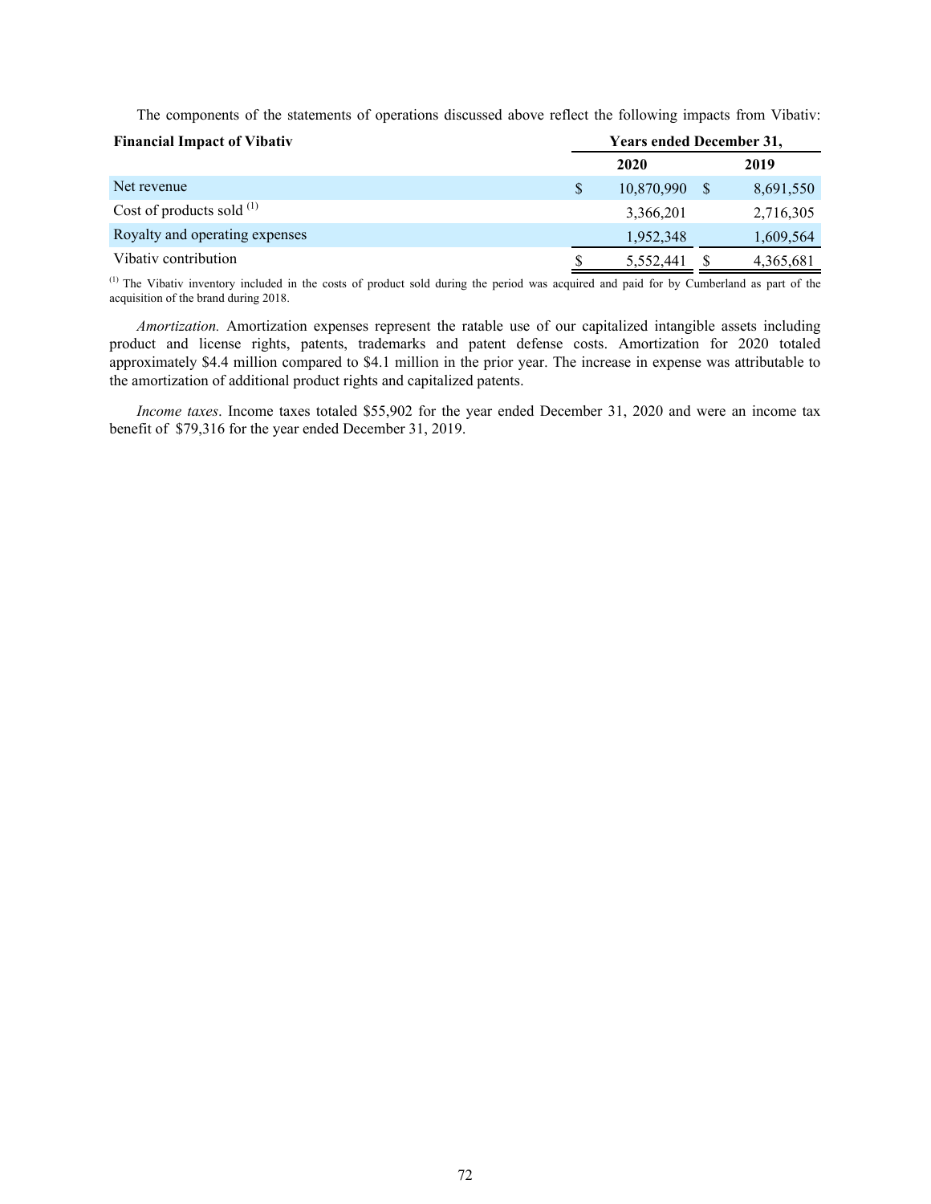The components of the statements of operations discussed above reflect the following impacts from Vibativ:

| Financial Impact of Vibativ | Years ended December 31, | |
|---|---|---|
| | 2020 | 2019 |
| Net revenue | $ 10,870,990 | $ 8,691,550 |
| Cost of products sold [(1)] | 3,366,201 | 2,716,305 |
| Royalty and operating expenses | 1,952,348 | 1,609,564 |
| Vibativ contribution | $ 5,552,441 | $ 4,365,681 |

(1) The Vibativ inventory included in the costs of product sold during the period was acquired and paid for by Cumberland as part of the acquisition of the brand during 2018.

*Amortization.* Amortization expenses represent the ratable use of our capitalized intangible assets including product and license rights, patents, trademarks and patent defense costs. Amortization for 2020 totaled approximately $4.4 million compared to $4.1 million in the prior year. The increase in expense was attributable to the amortization of additional product rights and capitalized patents.

*Income taxes*. Income taxes totaled $55,902 for the year ended December 31, 2020 and were an income tax benefit of $79,316 for the year ended December 31, 2019.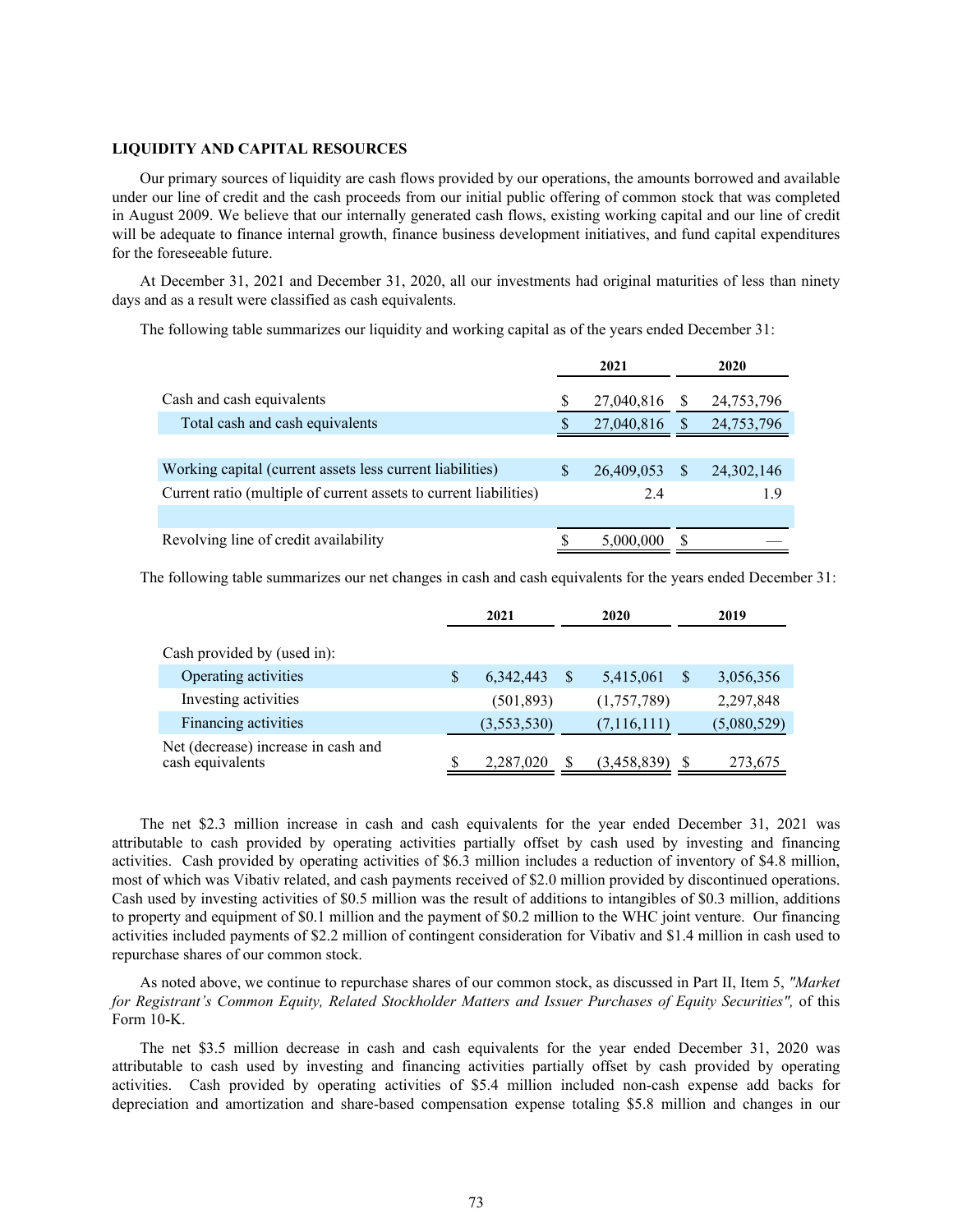### LIQUIDITY AND CAPITAL RESOURCES

Our primary sources of liquidity are cash flows provided by our operations, the amounts borrowed and available under our line of credit and the cash proceeds from our initial public offering of common stock that was completed in August 2009. We believe that our internally generated cash flows, existing working capital and our line of credit will be adequate to finance internal growth, finance business development initiatives, and fund capital expenditures for the foreseeable future.

At December 31, 2021 and December 31, 2020, all our investments had original maturities of less than ninety days and as a result were classified as cash equivalents.

The following table summarizes our liquidity and working capital as of the years ended December 31:

| | 2021 | 2020 |
|---|---|---|
| Cash and cash equivalents | $ 27,040,816 | $ 24,753,796 |
| Total cash and cash equivalents | $ 27,040,816 | $ 24,753,796 |
| | | |
| Working capital (current assets less current liabilities) | $ 26,409,053 | $ 24,302,146 |
| Current ratio (multiple of current assets to current liabilities) | 2.4 | 1.9 |
| | | |
| Revolving line of credit availability | $ 5,000,000 | $ — |

The following table summarizes our net changes in cash and cash equivalents for the years ended December 31:

| | 2021 | 2020 | 2019 |
|---|---|---|---|
| Cash provided by (used in): | | | |
| Operating activities | $ 6,342,443 | $ 5,415,061 | $ 3,056,356 |
| Investing activities | (501,893) | (1,757,789) | 2,297,848 |
| Financing activities | (3,553,530) | (7,116,111) | (5,080,529) |
| Net (decrease) increase in cash and cash equivalents | $ 2,287,020 | $ (3,458,839) | $ 273,675 |

The net $2.3 million increase in cash and cash equivalents for the year ended December 31, 2021 was attributable to cash provided by operating activities partially offset by cash used by investing and financing activities. Cash provided by operating activities of $6.3 million includes a reduction of inventory of $4.8 million, most of which was Vibativ related, and cash payments received of $2.0 million provided by discontinued operations. Cash used by investing activities of $0.5 million was the result of additions to intangibles of $0.3 million, additions to property and equipment of $0.1 million and the payment of $0.2 million to the WHC joint venture. Our financing activities included payments of $2.2 million of contingent consideration for Vibativ and $1.4 million in cash used to repurchase shares of our common stock.

As noted above, we continue to repurchase shares of our common stock, as discussed in Part II, Item 5, *"Market for Registrant's Common Equity, Related Stockholder Matters and Issuer Purchases of Equity Securities",* of this Form 10-K.

The net $3.5 million decrease in cash and cash equivalents for the year ended December 31, 2020 was attributable to cash used by investing and financing activities partially offset by cash provided by operating activities. Cash provided by operating activities of $5.4 million included non-cash expense add backs for depreciation and amortization and share-based compensation expense totaling $5.8 million and changes in our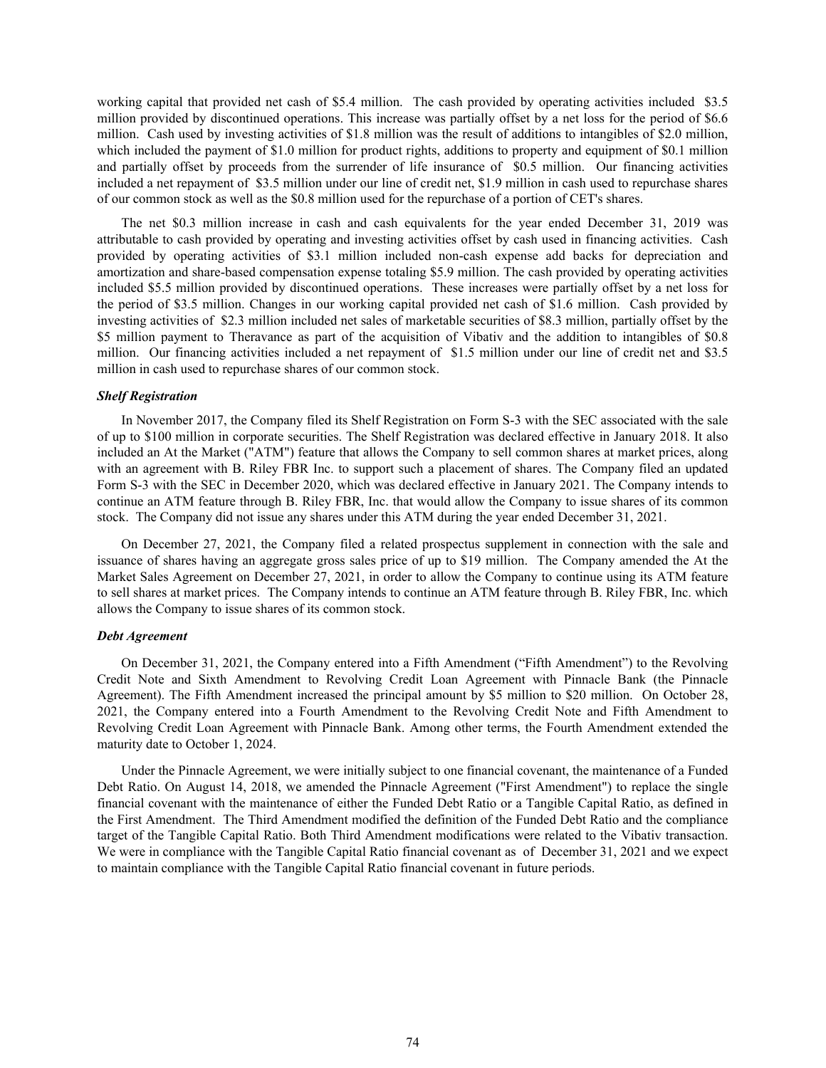working capital that provided net cash of $5.4 million. The cash provided by operating activities included $3.5 million provided by discontinued operations. This increase was partially offset by a net loss for the period of $6.6 million. Cash used by investing activities of $1.8 million was the result of additions to intangibles of $2.0 million, which included the payment of $1.0 million for product rights, additions to property and equipment of $0.1 million and partially offset by proceeds from the surrender of life insurance of $0.5 million. Our financing activities included a net repayment of $3.5 million under our line of credit net, $1.9 million in cash used to repurchase shares of our common stock as well as the $0.8 million used for the repurchase of a portion of CET's shares.

The net $0.3 million increase in cash and cash equivalents for the year ended December 31, 2019 was attributable to cash provided by operating and investing activities offset by cash used in financing activities. Cash provided by operating activities of $3.1 million included non-cash expense add backs for depreciation and amortization and share-based compensation expense totaling $5.9 million. The cash provided by operating activities included $5.5 million provided by discontinued operations. These increases were partially offset by a net loss for the period of $3.5 million. Changes in our working capital provided net cash of $1.6 million. Cash provided by investing activities of $2.3 million included net sales of marketable securities of $8.3 million, partially offset by the $5 million payment to Theravance as part of the acquisition of Vibativ and the addition to intangibles of $0.8 million. Our financing activities included a net repayment of $1.5 million under our line of credit net and $3.5 million in cash used to repurchase shares of our common stock.

***Shelf Registration***

In November 2017, the Company filed its Shelf Registration on Form S-3 with the SEC associated with the sale of up to $100 million in corporate securities. The Shelf Registration was declared effective in January 2018. It also included an At the Market ("ATM") feature that allows the Company to sell common shares at market prices, along with an agreement with B. Riley FBR Inc. to support such a placement of shares. The Company filed an updated Form S-3 with the SEC in December 2020, which was declared effective in January 2021. The Company intends to continue an ATM feature through B. Riley FBR, Inc. that would allow the Company to issue shares of its common stock. The Company did not issue any shares under this ATM during the year ended December 31, 2021.

On December 27, 2021, the Company filed a related prospectus supplement in connection with the sale and issuance of shares having an aggregate gross sales price of up to $19 million. The Company amended the At the Market Sales Agreement on December 27, 2021, in order to allow the Company to continue using its ATM feature to sell shares at market prices. The Company intends to continue an ATM feature through B. Riley FBR, Inc. which allows the Company to issue shares of its common stock.

***Debt Agreement***

On December 31, 2021, the Company entered into a Fifth Amendment ("Fifth Amendment") to the Revolving Credit Note and Sixth Amendment to Revolving Credit Loan Agreement with Pinnacle Bank (the Pinnacle Agreement). The Fifth Amendment increased the principal amount by $5 million to $20 million. On October 28, 2021, the Company entered into a Fourth Amendment to the Revolving Credit Note and Fifth Amendment to Revolving Credit Loan Agreement with Pinnacle Bank. Among other terms, the Fourth Amendment extended the maturity date to October 1, 2024.

Under the Pinnacle Agreement, we were initially subject to one financial covenant, the maintenance of a Funded Debt Ratio. On August 14, 2018, we amended the Pinnacle Agreement ("First Amendment") to replace the single financial covenant with the maintenance of either the Funded Debt Ratio or a Tangible Capital Ratio, as defined in the First Amendment. The Third Amendment modified the definition of the Funded Debt Ratio and the compliance target of the Tangible Capital Ratio. Both Third Amendment modifications were related to the Vibativ transaction. We were in compliance with the Tangible Capital Ratio financial covenant as of December 31, 2021 and we expect to maintain compliance with the Tangible Capital Ratio financial covenant in future periods.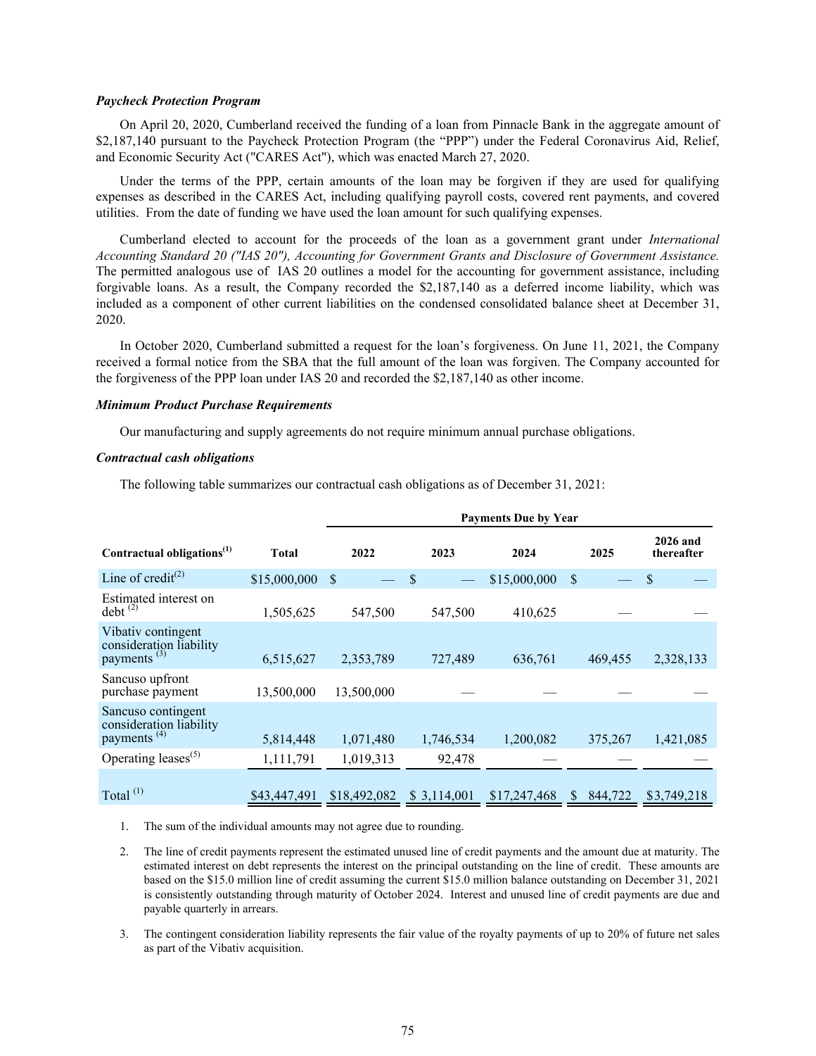***Paycheck Protection Program***

On April 20, 2020, Cumberland received the funding of a loan from Pinnacle Bank in the aggregate amount of $2,187,140 pursuant to the Paycheck Protection Program (the "PPP") under the Federal Coronavirus Aid, Relief, and Economic Security Act ("CARES Act"), which was enacted March 27, 2020.

Under the terms of the PPP, certain amounts of the loan may be forgiven if they are used for qualifying expenses as described in the CARES Act, including qualifying payroll costs, covered rent payments, and covered utilities. From the date of funding we have used the loan amount for such qualifying expenses.

Cumberland elected to account for the proceeds of the loan as a government grant under *International Accounting Standard 20 ("IAS 20"), Accounting for Government Grants and Disclosure of Government Assistance.* The permitted analogous use of IAS 20 outlines a model for the accounting for government assistance, including forgivable loans. As a result, the Company recorded the $2,187,140 as a deferred income liability, which was included as a component of other current liabilities on the condensed consolidated balance sheet at December 31, 2020.

In October 2020, Cumberland submitted a request for the loan's forgiveness. On June 11, 2021, the Company received a formal notice from the SBA that the full amount of the loan was forgiven. The Company accounted for the forgiveness of the PPP loan under IAS 20 and recorded the $2,187,140 as other income.

***Minimum Product Purchase Requirements***

Our manufacturing and supply agreements do not require minimum annual purchase obligations.

***Contractual cash obligations***

The following table summarizes our contractual cash obligations as of December 31, 2021:

| | | Payments Due by Year | | | | |
|---|---|---|---|---|---|---|
| **Contractual obligations**[1] | **Total** | **2022** | **2023** | **2024** | **2025** | **2026 and thereafter** |
| Line of credit[2] | $15,000,000 | $ — | $ — | $15,000,000 | $ — | $ — |
| Estimated interest on debt [2] | 1,505,625 | 547,500 | 547,500 | 410,625 | — | — |
| Vibativ contingent consideration liability payments [3] | 6,515,627 | 2,353,789 | 727,489 | 636,761 | 469,455 | 2,328,133 |
| Sancuso upfront purchase payment | 13,500,000 | 13,500,000 | — | — | — | — |
| Sancuso contingent consideration liability payments [4] | 5,814,448 | 1,071,480 | 1,746,534 | 1,200,082 | 375,267 | 1,421,085 |
| Operating leases[5] | 1,111,791 | 1,019,313 | 92,478 | — | — | — |
| Total [1] | $43,447,491 | $18,492,082 | $ 3,114,001 | $17,247,468 | $ 844,722 | $3,749,218 |

1. The sum of the individual amounts may not agree due to rounding.
2. The line of credit payments represent the estimated unused line of credit payments and the amount due at maturity. The estimated interest on debt represents the interest on the principal outstanding on the line of credit. These amounts are based on the $15.0 million line of credit assuming the current $15.0 million balance outstanding on December 31, 2021 is consistently outstanding through maturity of October 2024. Interest and unused line of credit payments are due and payable quarterly in arrears.
3. The contingent consideration liability represents the fair value of the royalty payments of up to 20% of future net sales as part of the Vibativ acquisition.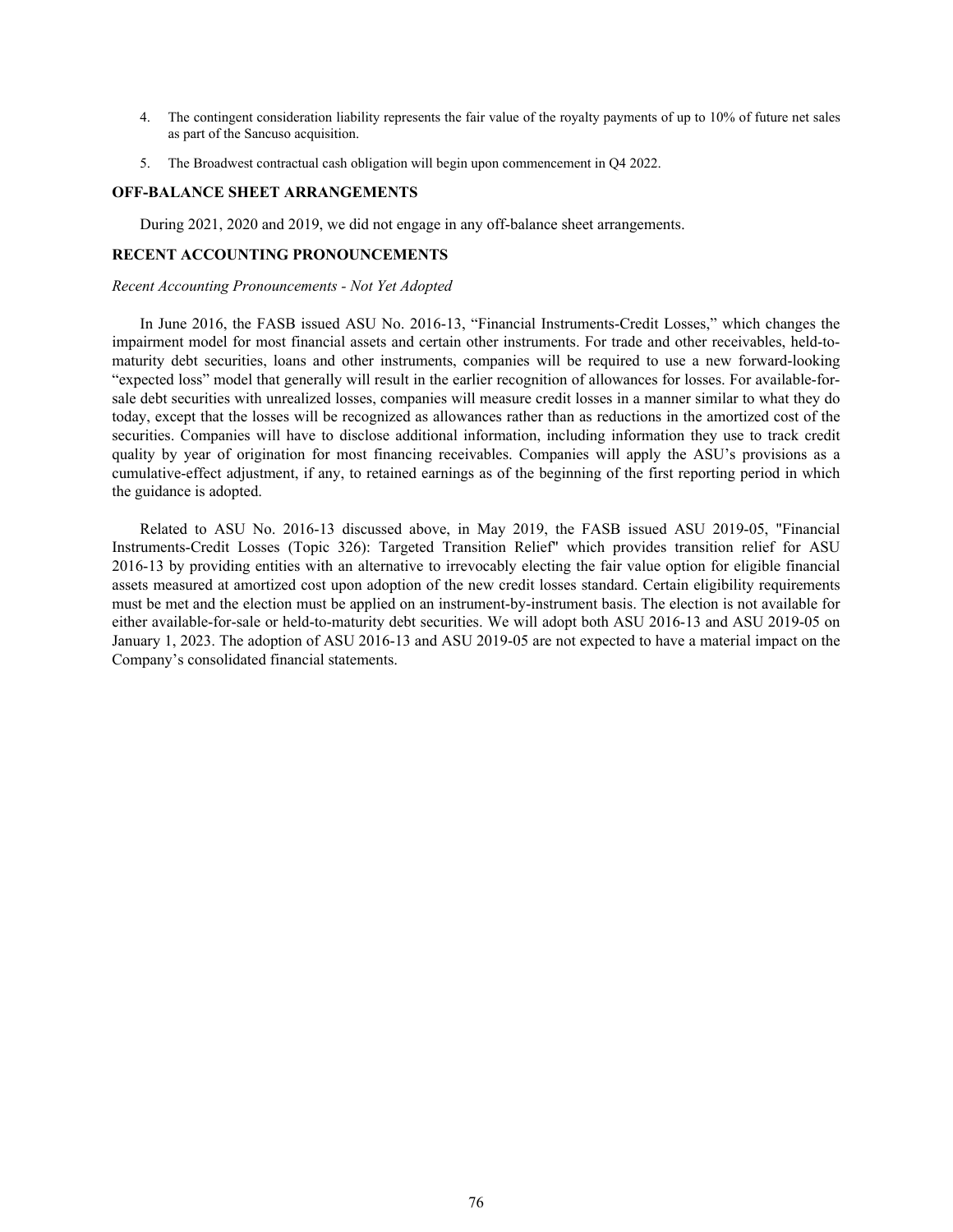4. The contingent consideration liability represents the fair value of the royalty payments of up to 10% of future net sales as part of the Sancuso acquisition.
5. The Broadwest contractual cash obligation will begin upon commencement in Q4 2022.

## OFF-BALANCE SHEET ARRANGEMENTS

During 2021, 2020 and 2019, we did not engage in any off-balance sheet arrangements.

## RECENT ACCOUNTING PRONOUNCEMENTS

*Recent Accounting Pronouncements - Not Yet Adopted*

In June 2016, the FASB issued ASU No. 2016-13, "Financial Instruments-Credit Losses," which changes the impairment model for most financial assets and certain other instruments. For trade and other receivables, held-to-maturity debt securities, loans and other instruments, companies will be required to use a new forward-looking "expected loss" model that generally will result in the earlier recognition of allowances for losses. For available-for-sale debt securities with unrealized losses, companies will measure credit losses in a manner similar to what they do today, except that the losses will be recognized as allowances rather than as reductions in the amortized cost of the securities. Companies will have to disclose additional information, including information they use to track credit quality by year of origination for most financing receivables. Companies will apply the ASU's provisions as a cumulative-effect adjustment, if any, to retained earnings as of the beginning of the first reporting period in which the guidance is adopted.

Related to ASU No. 2016-13 discussed above, in May 2019, the FASB issued ASU 2019-05, "Financial Instruments-Credit Losses (Topic 326): Targeted Transition Relief" which provides transition relief for ASU 2016-13 by providing entities with an alternative to irrevocably electing the fair value option for eligible financial assets measured at amortized cost upon adoption of the new credit losses standard. Certain eligibility requirements must be met and the election must be applied on an instrument-by-instrument basis. The election is not available for either available-for-sale or held-to-maturity debt securities. We will adopt both ASU 2016-13 and ASU 2019-05 on January 1, 2023. The adoption of ASU 2016-13 and ASU 2019-05 are not expected to have a material impact on the Company's consolidated financial statements.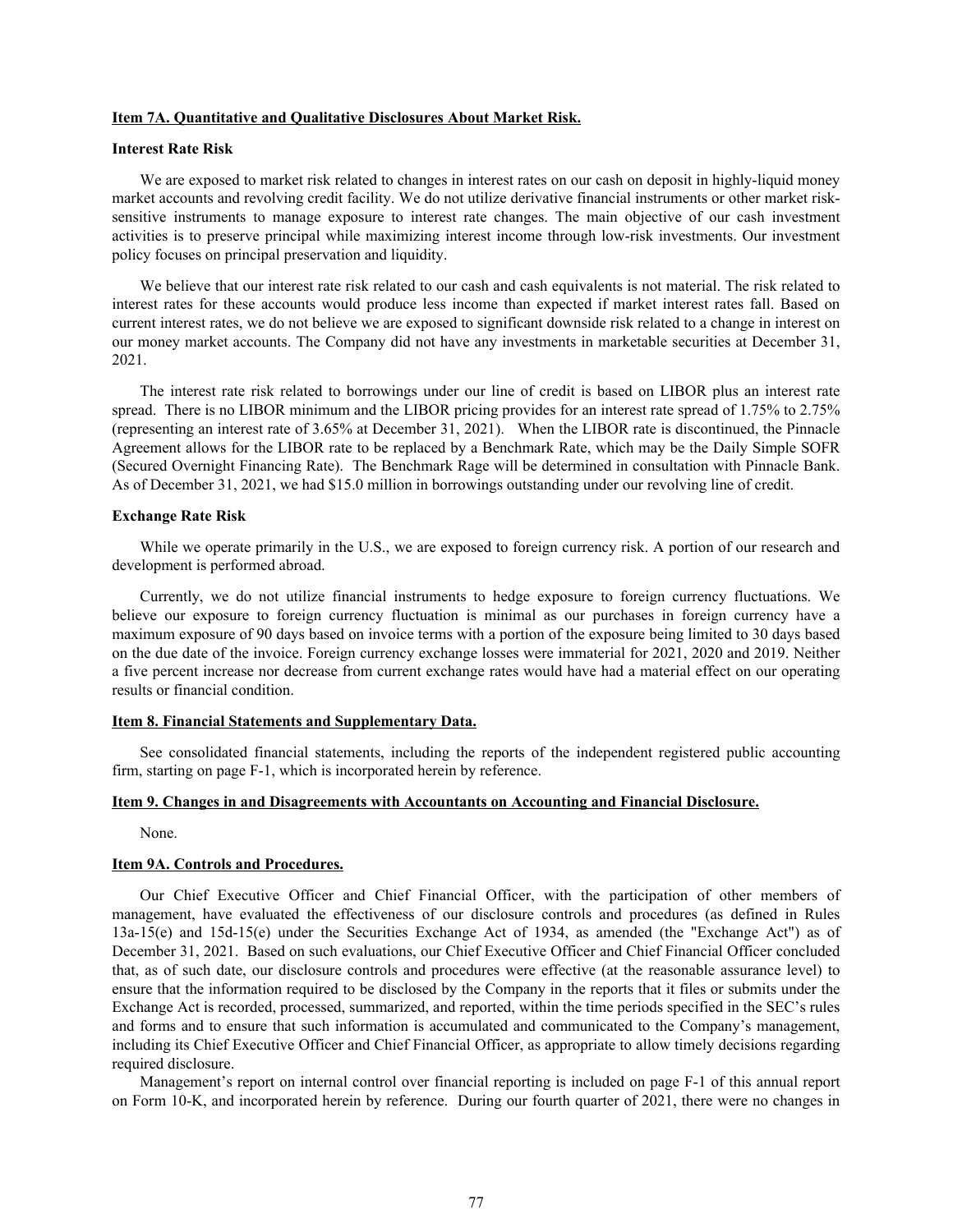## Item 7A. Quantitative and Qualitative Disclosures About Market Risk.

**Interest Rate Risk**

We are exposed to market risk related to changes in interest rates on our cash on deposit in highly-liquid money market accounts and revolving credit facility. We do not utilize derivative financial instruments or other market risk-sensitive instruments to manage exposure to interest rate changes. The main objective of our cash investment activities is to preserve principal while maximizing interest income through low-risk investments. Our investment policy focuses on principal preservation and liquidity.

We believe that our interest rate risk related to our cash and cash equivalents is not material. The risk related to interest rates for these accounts would produce less income than expected if market interest rates fall. Based on current interest rates, we do not believe we are exposed to significant downside risk related to a change in interest on our money market accounts. The Company did not have any investments in marketable securities at December 31, 2021.

The interest rate risk related to borrowings under our line of credit is based on LIBOR plus an interest rate spread. There is no LIBOR minimum and the LIBOR pricing provides for an interest rate spread of 1.75% to 2.75% (representing an interest rate of 3.65% at December 31, 2021). When the LIBOR rate is discontinued, the Pinnacle Agreement allows for the LIBOR rate to be replaced by a Benchmark Rate, which may be the Daily Simple SOFR (Secured Overnight Financing Rate). The Benchmark Rage will be determined in consultation with Pinnacle Bank. As of December 31, 2021, we had $15.0 million in borrowings outstanding under our revolving line of credit.

**Exchange Rate Risk**

While we operate primarily in the U.S., we are exposed to foreign currency risk. A portion of our research and development is performed abroad.

Currently, we do not utilize financial instruments to hedge exposure to foreign currency fluctuations. We believe our exposure to foreign currency fluctuation is minimal as our purchases in foreign currency have a maximum exposure of 90 days based on invoice terms with a portion of the exposure being limited to 30 days based on the due date of the invoice. Foreign currency exchange losses were immaterial for 2021, 2020 and 2019. Neither a five percent increase nor decrease from current exchange rates would have had a material effect on our operating results or financial condition.

## Item 8. Financial Statements and Supplementary Data.

See consolidated financial statements, including the reports of the independent registered public accounting firm, starting on page F-1, which is incorporated herein by reference.

## Item 9. Changes in and Disagreements with Accountants on Accounting and Financial Disclosure.

None.

## Item 9A. Controls and Procedures.

Our Chief Executive Officer and Chief Financial Officer, with the participation of other members of management, have evaluated the effectiveness of our disclosure controls and procedures (as defined in Rules 13a-15(e) and 15d-15(e) under the Securities Exchange Act of 1934, as amended (the "Exchange Act") as of December 31, 2021. Based on such evaluations, our Chief Executive Officer and Chief Financial Officer concluded that, as of such date, our disclosure controls and procedures were effective (at the reasonable assurance level) to ensure that the information required to be disclosed by the Company in the reports that it files or submits under the Exchange Act is recorded, processed, summarized, and reported, within the time periods specified in the SEC's rules and forms and to ensure that such information is accumulated and communicated to the Company's management, including its Chief Executive Officer and Chief Financial Officer, as appropriate to allow timely decisions regarding required disclosure.

Management's report on internal control over financial reporting is included on page F-1 of this annual report on Form 10-K, and incorporated herein by reference. During our fourth quarter of 2021, there were no changes in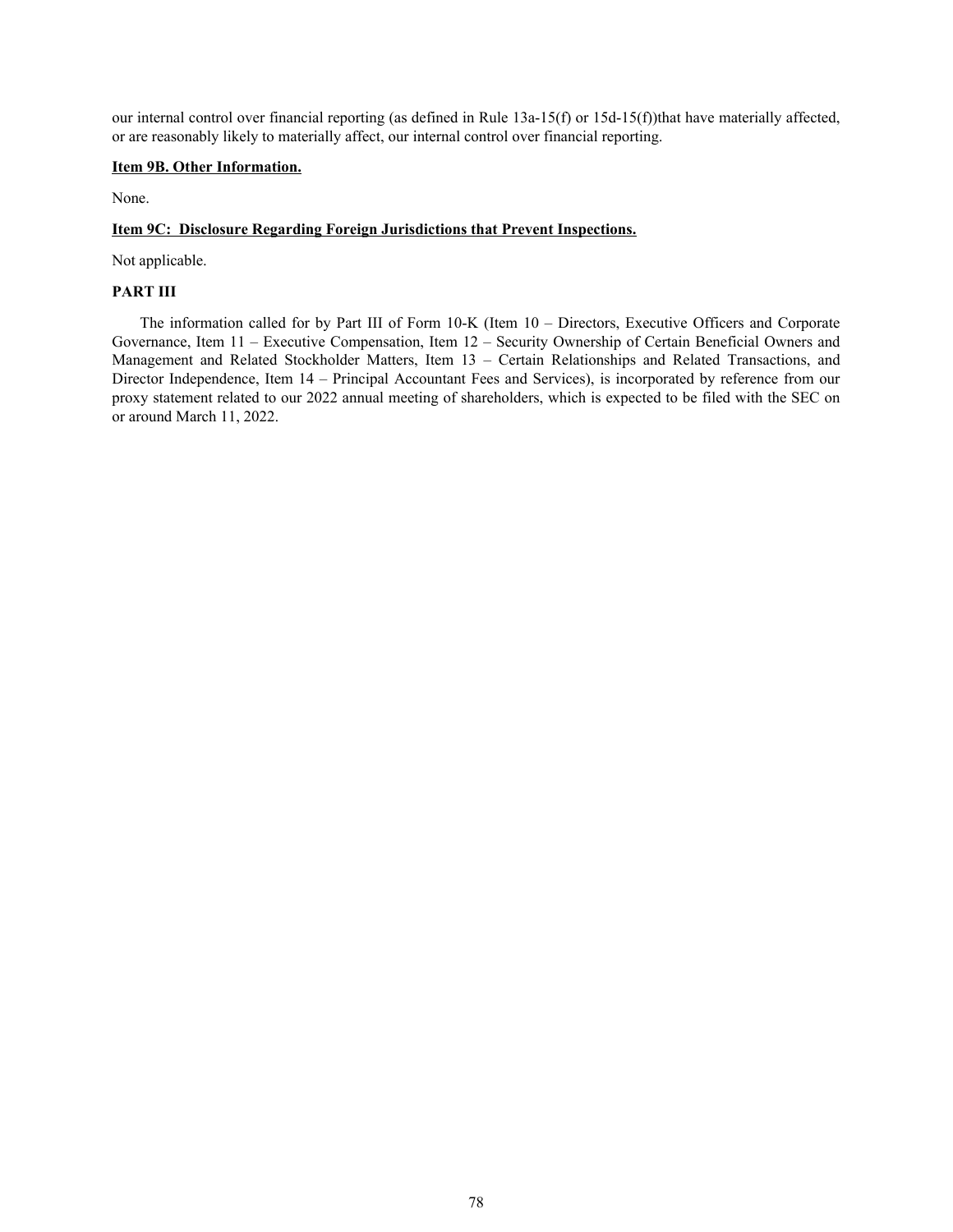our internal control over financial reporting (as defined in Rule 13a-15(f) or 15d-15(f))that have materially affected, or are reasonably likely to materially affect, our internal control over financial reporting.

**Item 9B. Other Information.**

None.

**Item 9C: Disclosure Regarding Foreign Jurisdictions that Prevent Inspections.**

Not applicable.

**PART III**

The information called for by Part III of Form 10-K (Item 10 – Directors, Executive Officers and Corporate Governance, Item 11 – Executive Compensation, Item 12 – Security Ownership of Certain Beneficial Owners and Management and Related Stockholder Matters, Item 13 – Certain Relationships and Related Transactions, and Director Independence, Item 14 – Principal Accountant Fees and Services), is incorporated by reference from our proxy statement related to our 2022 annual meeting of shareholders, which is expected to be filed with the SEC on or around March 11, 2022.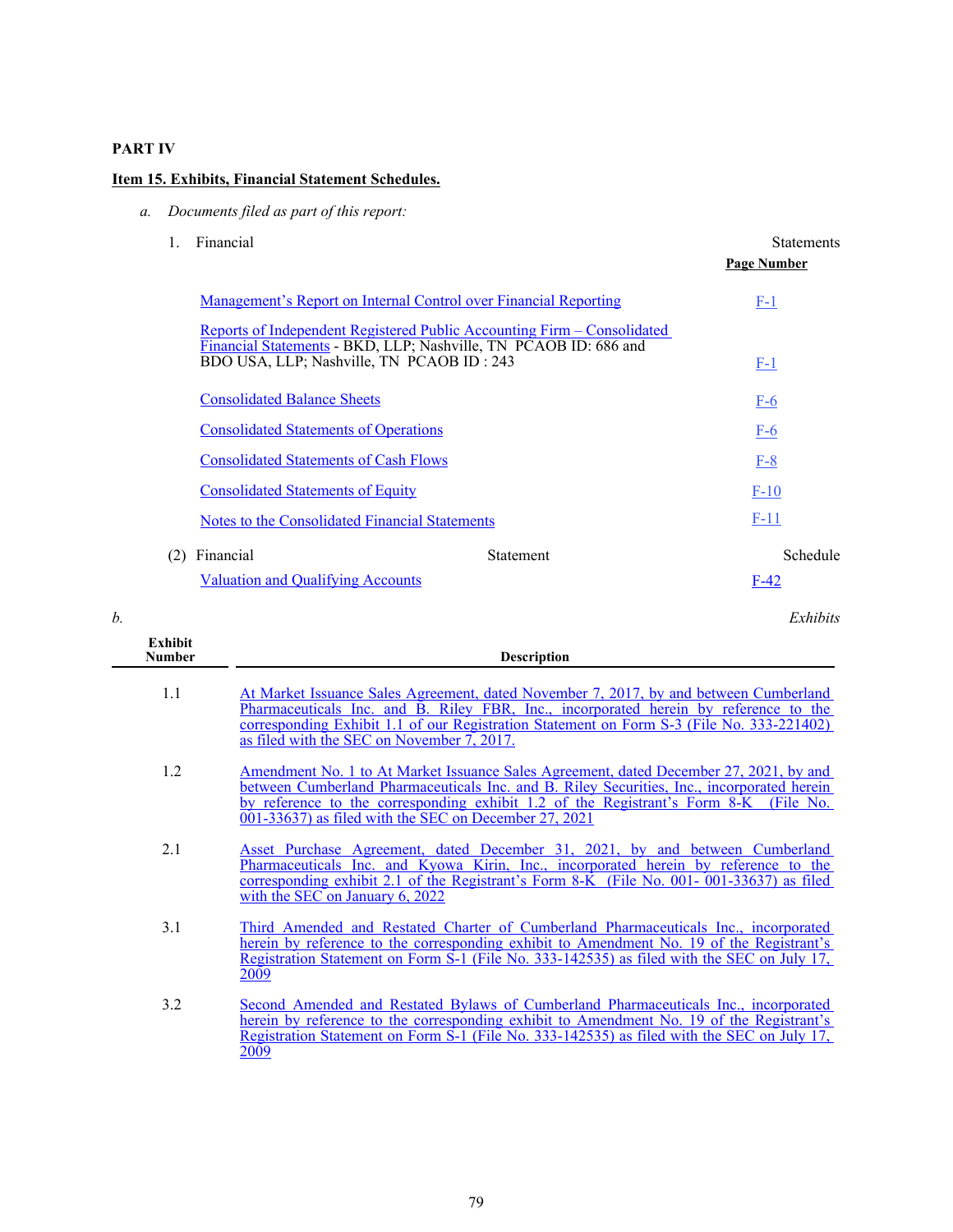**PART IV**

**Item 15. Exhibits, Financial Statement Schedules.**

*a. Documents filed as part of this report:*

1. Financial Statements

| | Page Number |
|---|---|
| Management's Report on Internal Control over Financial Reporting | F-1 |
| Reports of Independent Registered Public Accounting Firm – Consolidated Financial Statements - BKD, LLP; Nashville, TN PCAOB ID: 686 and BDO USA, LLP; Nashville, TN PCAOB ID : 243 | F-1 |
| Consolidated Balance Sheets | F-6 |
| Consolidated Statements of Operations | F-6 |
| Consolidated Statements of Cash Flows | F-8 |
| Consolidated Statements of Equity | F-10 |
| Notes to the Consolidated Financial Statements | F-11 |

(2) Financial Statement Schedule

| | |
|---|---|
| Valuation and Qualifying Accounts | F-42 |

*b. Exhibits*

| Exhibit Number | Description |
|---|---|
| 1.1 | At Market Issuance Sales Agreement, dated November 7, 2017, by and between Cumberland Pharmaceuticals Inc. and B. Riley FBR, Inc., incorporated herein by reference to the corresponding Exhibit 1.1 of our Registration Statement on Form S-3 (File No. 333-221402) as filed with the SEC on November 7, 2017. |
| 1.2 | Amendment No. 1 to At Market Issuance Sales Agreement, dated December 27, 2021, by and between Cumberland Pharmaceuticals Inc. and B. Riley Securities, Inc., incorporated herein by reference to the corresponding exhibit 1.2 of the Registrant's Form 8-K (File No. 001-33637) as filed with the SEC on December 27, 2021 |
| 2.1 | Asset Purchase Agreement, dated December 31, 2021, by and between Cumberland Pharmaceuticals Inc. and Kyowa Kirin, Inc., incorporated herein by reference to the corresponding exhibit 2.1 of the Registrant's Form 8-K (File No. 001- 001-33637) as filed with the SEC on January 6, 2022 |
| 3.1 | Third Amended and Restated Charter of Cumberland Pharmaceuticals Inc., incorporated herein by reference to the corresponding exhibit to Amendment No. 19 of the Registrant's Registration Statement on Form S-1 (File No. 333-142535) as filed with the SEC on July 17, 2009 |
| 3.2 | Second Amended and Restated Bylaws of Cumberland Pharmaceuticals Inc., incorporated herein by reference to the corresponding exhibit to Amendment No. 19 of the Registrant's Registration Statement on Form S-1 (File No. 333-142535) as filed with the SEC on July 17, 2009 |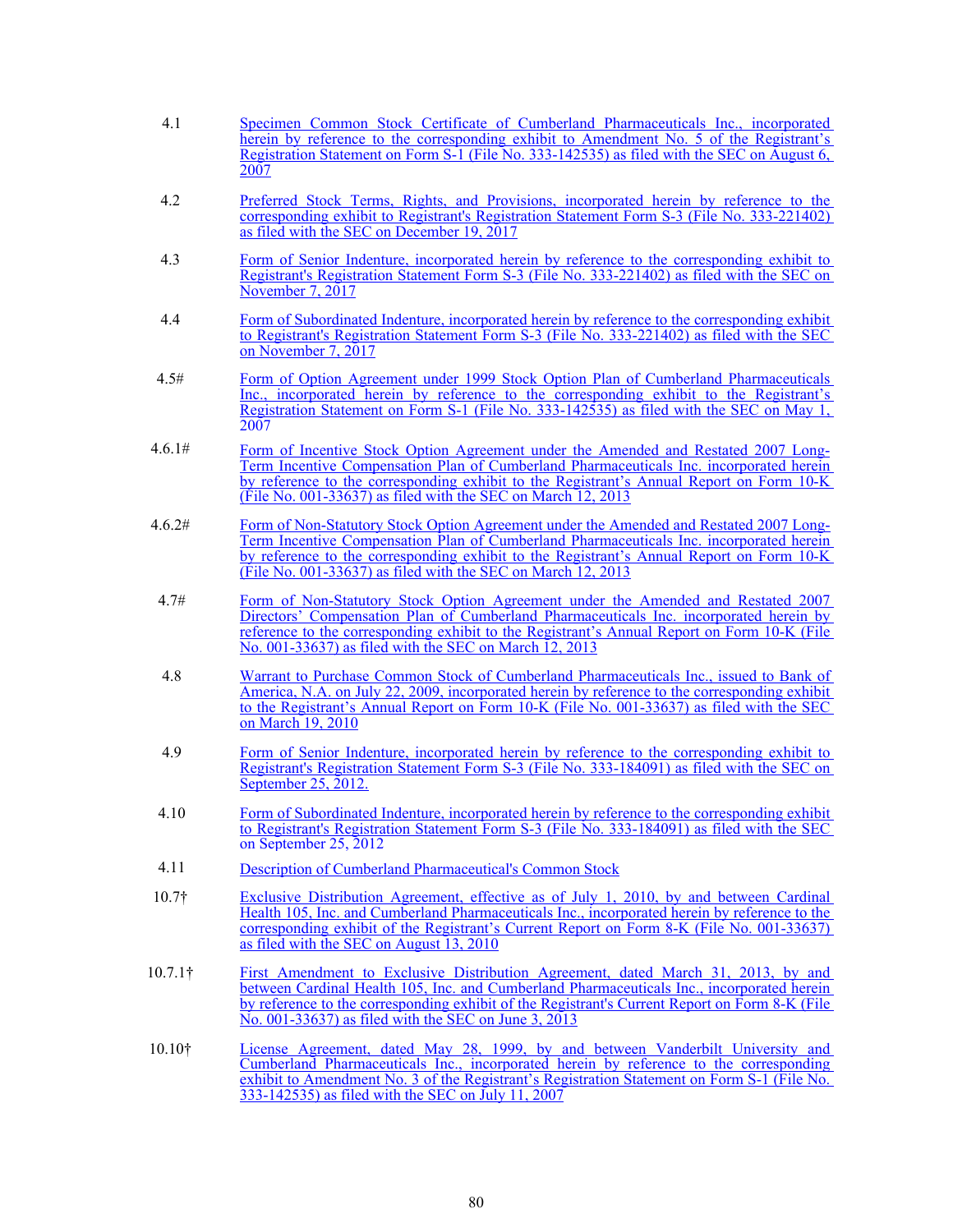| | |
|---|---|
| 4.1 | Specimen Common Stock Certificate of Cumberland Pharmaceuticals Inc., incorporated herein by reference to the corresponding exhibit to Amendment No. 5 of the Registrant's Registration Statement on Form S-1 (File No. 333-142535) as filed with the SEC on August 6, 2007 |
| 4.2 | Preferred Stock Terms, Rights, and Provisions, incorporated herein by reference to the corresponding exhibit to Registrant's Registration Statement Form S-3 (File No. 333-221402) as filed with the SEC on December 19, 2017 |
| 4.3 | Form of Senior Indenture, incorporated herein by reference to the corresponding exhibit to Registrant's Registration Statement Form S-3 (File No. 333-221402) as filed with the SEC on November 7, 2017 |
| 4.4 | Form of Subordinated Indenture, incorporated herein by reference to the corresponding exhibit to Registrant's Registration Statement Form S-3 (File No. 333-221402) as filed with the SEC on November 7, 2017 |
| 4.5# | Form of Option Agreement under 1999 Stock Option Plan of Cumberland Pharmaceuticals Inc., incorporated herein by reference to the corresponding exhibit to the Registrant's Registration Statement on Form S-1 (File No. 333-142535) as filed with the SEC on May 1, 2007 |
| 4.6.1# | Form of Incentive Stock Option Agreement under the Amended and Restated 2007 Long-Term Incentive Compensation Plan of Cumberland Pharmaceuticals Inc. incorporated herein by reference to the corresponding exhibit to the Registrant's Annual Report on Form 10-K (File No. 001-33637) as filed with the SEC on March 12, 2013 |
| 4.6.2# | Form of Non-Statutory Stock Option Agreement under the Amended and Restated 2007 Long-Term Incentive Compensation Plan of Cumberland Pharmaceuticals Inc. incorporated herein by reference to the corresponding exhibit to the Registrant's Annual Report on Form 10-K (File No. 001-33637) as filed with the SEC on March 12, 2013 |
| 4.7# | Form of Non-Statutory Stock Option Agreement under the Amended and Restated 2007 Directors' Compensation Plan of Cumberland Pharmaceuticals Inc. incorporated herein by reference to the corresponding exhibit to the Registrant's Annual Report on Form 10-K (File No. 001-33637) as filed with the SEC on March 12, 2013 |
| 4.8 | Warrant to Purchase Common Stock of Cumberland Pharmaceuticals Inc., issued to Bank of America, N.A. on July 22, 2009, incorporated herein by reference to the corresponding exhibit to the Registrant's Annual Report on Form 10-K (File No. 001-33637) as filed with the SEC on March 19, 2010 |
| 4.9 | Form of Senior Indenture, incorporated herein by reference to the corresponding exhibit to Registrant's Registration Statement Form S-3 (File No. 333-184091) as filed with the SEC on September 25, 2012. |
| 4.10 | Form of Subordinated Indenture, incorporated herein by reference to the corresponding exhibit to Registrant's Registration Statement Form S-3 (File No. 333-184091) as filed with the SEC on September 25, 2012 |
| 4.11 | Description of Cumberland Pharmaceutical's Common Stock |
| 10.7† | Exclusive Distribution Agreement, effective as of July 1, 2010, by and between Cardinal Health 105, Inc. and Cumberland Pharmaceuticals Inc., incorporated herein by reference to the corresponding exhibit of the Registrant's Current Report on Form 8-K (File No. 001-33637) as filed with the SEC on August 13, 2010 |
| 10.7.1† | First Amendment to Exclusive Distribution Agreement, dated March 31, 2013, by and between Cardinal Health 105, Inc. and Cumberland Pharmaceuticals Inc., incorporated herein by reference to the corresponding exhibit of the Registrant's Current Report on Form 8-K (File No. 001-33637) as filed with the SEC on June 3, 2013 |
| 10.10† | License Agreement, dated May 28, 1999, by and between Vanderbilt University and Cumberland Pharmaceuticals Inc., incorporated herein by reference to the corresponding exhibit to Amendment No. 3 of the Registrant's Registration Statement on Form S-1 (File No. 333-142535) as filed with the SEC on July 11, 2007 |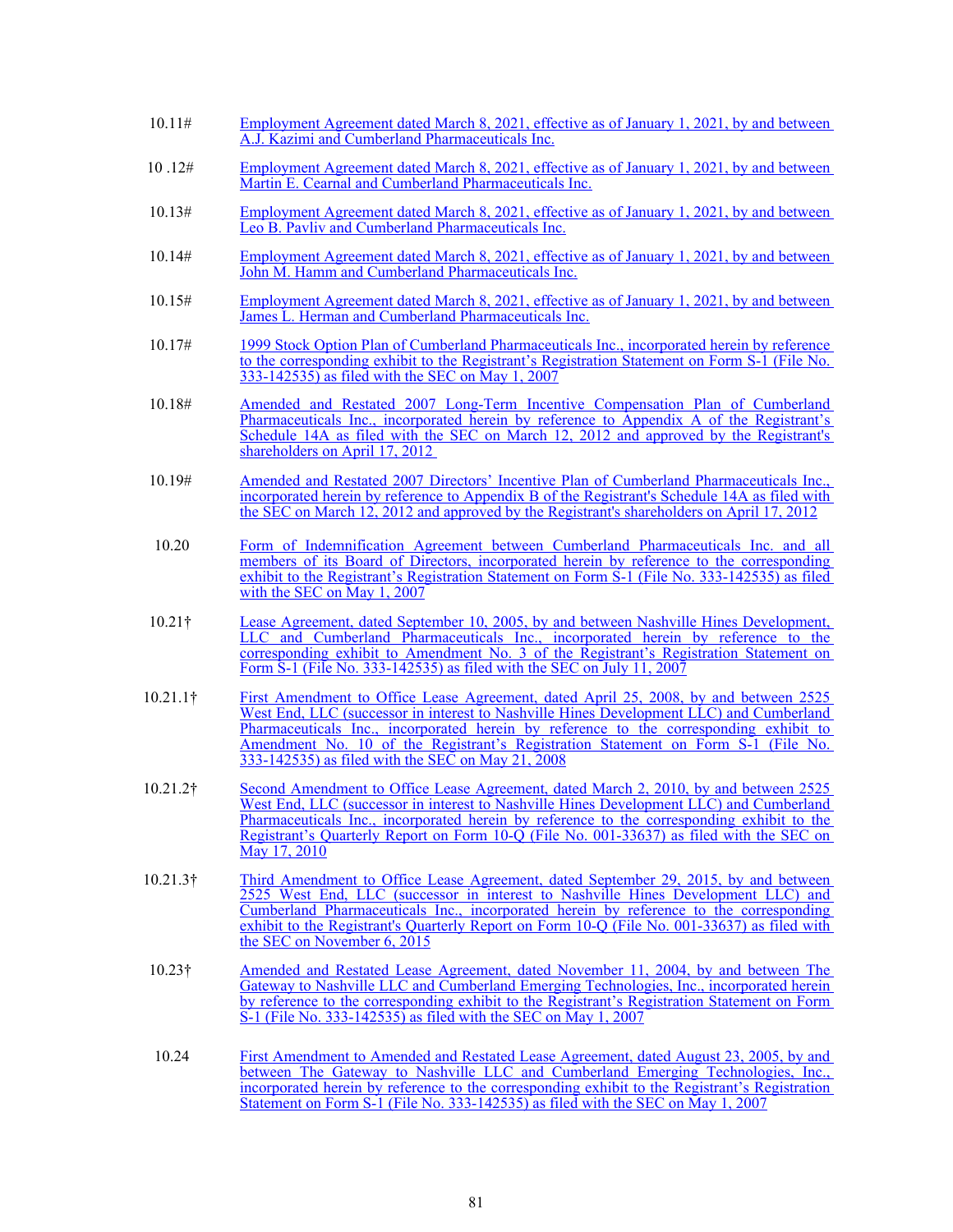| | |
|---|---|
| 10.11# | Employment Agreement dated March 8, 2021, effective as of January 1, 2021, by and between A.J. Kazimi and Cumberland Pharmaceuticals Inc. |
| 10 .12# | Employment Agreement dated March 8, 2021, effective as of January 1, 2021, by and between Martin E. Cearnal and Cumberland Pharmaceuticals Inc. |
| 10.13# | Employment Agreement dated March 8, 2021, effective as of January 1, 2021, by and between Leo B. Pavliv and Cumberland Pharmaceuticals Inc. |
| 10.14# | Employment Agreement dated March 8, 2021, effective as of January 1, 2021, by and between John M. Hamm and Cumberland Pharmaceuticals Inc. |
| 10.15# | Employment Agreement dated March 8, 2021, effective as of January 1, 2021, by and between James L. Herman and Cumberland Pharmaceuticals Inc. |
| 10.17# | 1999 Stock Option Plan of Cumberland Pharmaceuticals Inc., incorporated herein by reference to the corresponding exhibit to the Registrant's Registration Statement on Form S-1 (File No. 333-142535) as filed with the SEC on May 1, 2007 |
| 10.18# | Amended and Restated 2007 Long-Term Incentive Compensation Plan of Cumberland Pharmaceuticals Inc., incorporated herein by reference to Appendix A of the Registrant's Schedule 14A as filed with the SEC on March 12, 2012 and approved by the Registrant's shareholders on April 17, 2012 |
| 10.19# | Amended and Restated 2007 Directors' Incentive Plan of Cumberland Pharmaceuticals Inc., incorporated herein by reference to Appendix B of the Registrant's Schedule 14A as filed with the SEC on March 12, 2012 and approved by the Registrant's shareholders on April 17, 2012 |
| 10.20 | Form of Indemnification Agreement between Cumberland Pharmaceuticals Inc. and all members of its Board of Directors, incorporated herein by reference to the corresponding exhibit to the Registrant's Registration Statement on Form S-1 (File No. 333-142535) as filed with the SEC on May 1, 2007 |
| 10.21† | Lease Agreement, dated September 10, 2005, by and between Nashville Hines Development, LLC and Cumberland Pharmaceuticals Inc., incorporated herein by reference to the corresponding exhibit to Amendment No. 3 of the Registrant's Registration Statement on Form S-1 (File No. 333-142535) as filed with the SEC on July 11, 2007 |
| 10.21.1† | First Amendment to Office Lease Agreement, dated April 25, 2008, by and between 2525 West End, LLC (successor in interest to Nashville Hines Development LLC) and Cumberland Pharmaceuticals Inc., incorporated herein by reference to the corresponding exhibit to Amendment No. 10 of the Registrant's Registration Statement on Form S-1 (File No. 333-142535) as filed with the SEC on May 21, 2008 |
| 10.21.2† | Second Amendment to Office Lease Agreement, dated March 2, 2010, by and between 2525 West End, LLC (successor in interest to Nashville Hines Development LLC) and Cumberland Pharmaceuticals Inc., incorporated herein by reference to the corresponding exhibit to the Registrant's Quarterly Report on Form 10-Q (File No. 001-33637) as filed with the SEC on May 17, 2010 |
| 10.21.3† | Third Amendment to Office Lease Agreement, dated September 29, 2015, by and between 2525 West End, LLC (successor in interest to Nashville Hines Development LLC) and Cumberland Pharmaceuticals Inc., incorporated herein by reference to the corresponding exhibit to the Registrant's Quarterly Report on Form 10-Q (File No. 001-33637) as filed with the SEC on November 6, 2015 |
| 10.23† | Amended and Restated Lease Agreement, dated November 11, 2004, by and between The Gateway to Nashville LLC and Cumberland Emerging Technologies, Inc., incorporated herein by reference to the corresponding exhibit to the Registrant's Registration Statement on Form S-1 (File No. 333-142535) as filed with the SEC on May 1, 2007 |
| 10.24 | First Amendment to Amended and Restated Lease Agreement, dated August 23, 2005, by and between The Gateway to Nashville LLC and Cumberland Emerging Technologies, Inc., incorporated herein by reference to the corresponding exhibit to the Registrant's Registration Statement on Form S-1 (File No. 333-142535) as filed with the SEC on May 1, 2007 |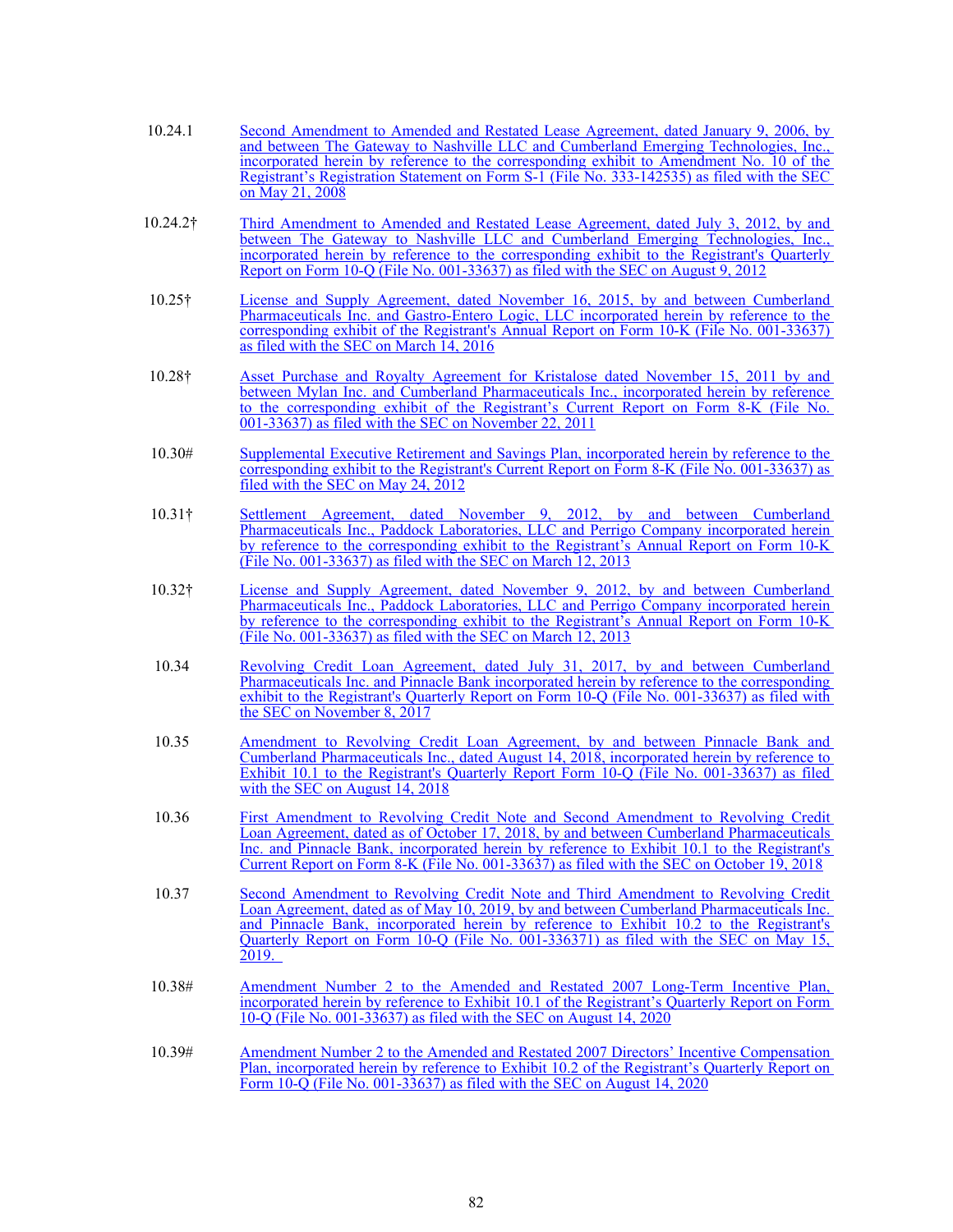| | |
|---|---|
| 10.24.1 | Second Amendment to Amended and Restated Lease Agreement, dated January 9, 2006, by and between The Gateway to Nashville LLC and Cumberland Emerging Technologies, Inc., incorporated herein by reference to the corresponding exhibit to Amendment No. 10 of the Registrant's Registration Statement on Form S-1 (File No. 333-142535) as filed with the SEC on May 21, 2008 |
| 10.24.2† | Third Amendment to Amended and Restated Lease Agreement, dated July 3, 2012, by and between The Gateway to Nashville LLC and Cumberland Emerging Technologies, Inc., incorporated herein by reference to the corresponding exhibit to the Registrant's Quarterly Report on Form 10-Q (File No. 001-33637) as filed with the SEC on August 9, 2012 |
| 10.25† | License and Supply Agreement, dated November 16, 2015, by and between Cumberland Pharmaceuticals Inc. and Gastro-Entero Logic, LLC incorporated herein by reference to the corresponding exhibit of the Registrant's Annual Report on Form 10-K (File No. 001-33637) as filed with the SEC on March 14, 2016 |
| 10.28† | Asset Purchase and Royalty Agreement for Kristalose dated November 15, 2011 by and between Mylan Inc. and Cumberland Pharmaceuticals Inc., incorporated herein by reference to the corresponding exhibit of the Registrant's Current Report on Form 8-K (File No. 001-33637) as filed with the SEC on November 22, 2011 |
| 10.30# | Supplemental Executive Retirement and Savings Plan, incorporated herein by reference to the corresponding exhibit to the Registrant's Current Report on Form 8-K (File No. 001-33637) as filed with the SEC on May 24, 2012 |
| 10.31† | Settlement Agreement, dated November 9, 2012, by and between Cumberland Pharmaceuticals Inc., Paddock Laboratories, LLC and Perrigo Company incorporated herein by reference to the corresponding exhibit to the Registrant's Annual Report on Form 10-K (File No. 001-33637) as filed with the SEC on March 12, 2013 |
| 10.32† | License and Supply Agreement, dated November 9, 2012, by and between Cumberland Pharmaceuticals Inc., Paddock Laboratories, LLC and Perrigo Company incorporated herein by reference to the corresponding exhibit to the Registrant's Annual Report on Form 10-K (File No. 001-33637) as filed with the SEC on March 12, 2013 |
| 10.34 | Revolving Credit Loan Agreement, dated July 31, 2017, by and between Cumberland Pharmaceuticals Inc. and Pinnacle Bank incorporated herein by reference to the corresponding exhibit to the Registrant's Quarterly Report on Form 10-Q (File No. 001-33637) as filed with the SEC on November 8, 2017 |
| 10.35 | Amendment to Revolving Credit Loan Agreement, by and between Pinnacle Bank and Cumberland Pharmaceuticals Inc., dated August 14, 2018, incorporated herein by reference to Exhibit 10.1 to the Registrant's Quarterly Report Form 10-Q (File No. 001-33637) as filed with the SEC on August 14, 2018 |
| 10.36 | First Amendment to Revolving Credit Note and Second Amendment to Revolving Credit Loan Agreement, dated as of October 17, 2018, by and between Cumberland Pharmaceuticals Inc. and Pinnacle Bank, incorporated herein by reference to Exhibit 10.1 to the Registrant's Current Report on Form 8-K (File No. 001-33637) as filed with the SEC on October 19, 2018 |
| 10.37 | Second Amendment to Revolving Credit Note and Third Amendment to Revolving Credit Loan Agreement, dated as of May 10, 2019, by and between Cumberland Pharmaceuticals Inc. and Pinnacle Bank, incorporated herein by reference to Exhibit 10.2 to the Registrant's Quarterly Report on Form 10-Q (File No. 001-336371) as filed with the SEC on May 15, 2019. |
| 10.38# | Amendment Number 2 to the Amended and Restated 2007 Long-Term Incentive Plan, incorporated herein by reference to Exhibit 10.1 of the Registrant's Quarterly Report on Form 10-Q (File No. 001-33637) as filed with the SEC on August 14, 2020 |
| 10.39# | Amendment Number 2 to the Amended and Restated 2007 Directors' Incentive Compensation Plan, incorporated herein by reference to Exhibit 10.2 of the Registrant's Quarterly Report on Form 10-Q (File No. 001-33637) as filed with the SEC on August 14, 2020 |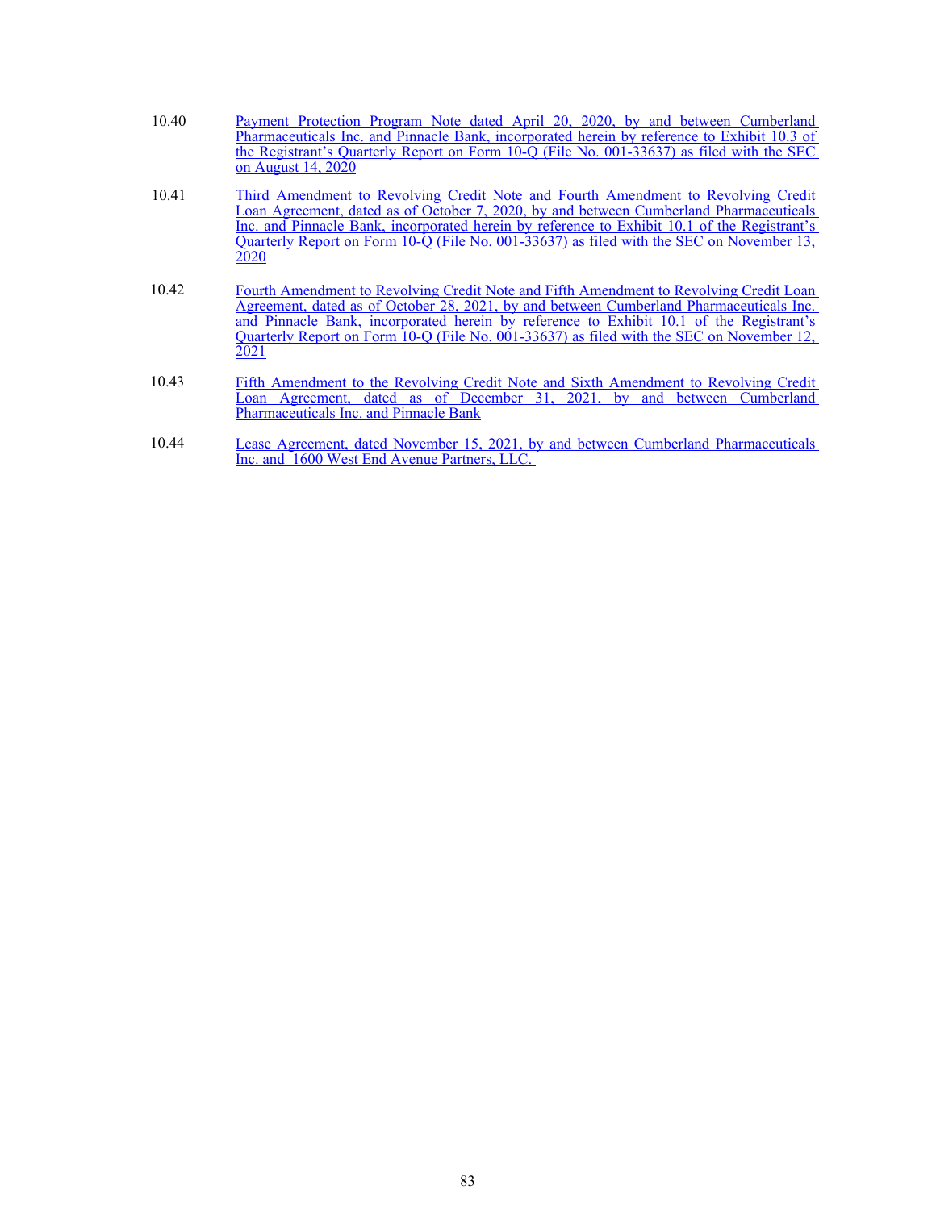| | |
|---|---|
| 10.40 | Payment Protection Program Note dated April 20, 2020, by and between Cumberland Pharmaceuticals Inc. and Pinnacle Bank, incorporated herein by reference to Exhibit 10.3 of the Registrant's Quarterly Report on Form 10-Q (File No. 001-33637) as filed with the SEC on August 14, 2020 |
| 10.41 | Third Amendment to Revolving Credit Note and Fourth Amendment to Revolving Credit Loan Agreement, dated as of October 7, 2020, by and between Cumberland Pharmaceuticals Inc. and Pinnacle Bank, incorporated herein by reference to Exhibit 10.1 of the Registrant's Quarterly Report on Form 10-Q (File No. 001-33637) as filed with the SEC on November 13, 2020 |
| 10.42 | Fourth Amendment to Revolving Credit Note and Fifth Amendment to Revolving Credit Loan Agreement, dated as of October 28, 2021, by and between Cumberland Pharmaceuticals Inc. and Pinnacle Bank, incorporated herein by reference to Exhibit 10.1 of the Registrant's Quarterly Report on Form 10-Q (File No. 001-33637) as filed with the SEC on November 12, 2021 |
| 10.43 | Fifth Amendment to the Revolving Credit Note and Sixth Amendment to Revolving Credit Loan Agreement, dated as of December 31, 2021, by and between Cumberland Pharmaceuticals Inc. and Pinnacle Bank |
| 10.44 | Lease Agreement, dated November 15, 2021, by and between Cumberland Pharmaceuticals Inc. and 1600 West End Avenue Partners, LLC. |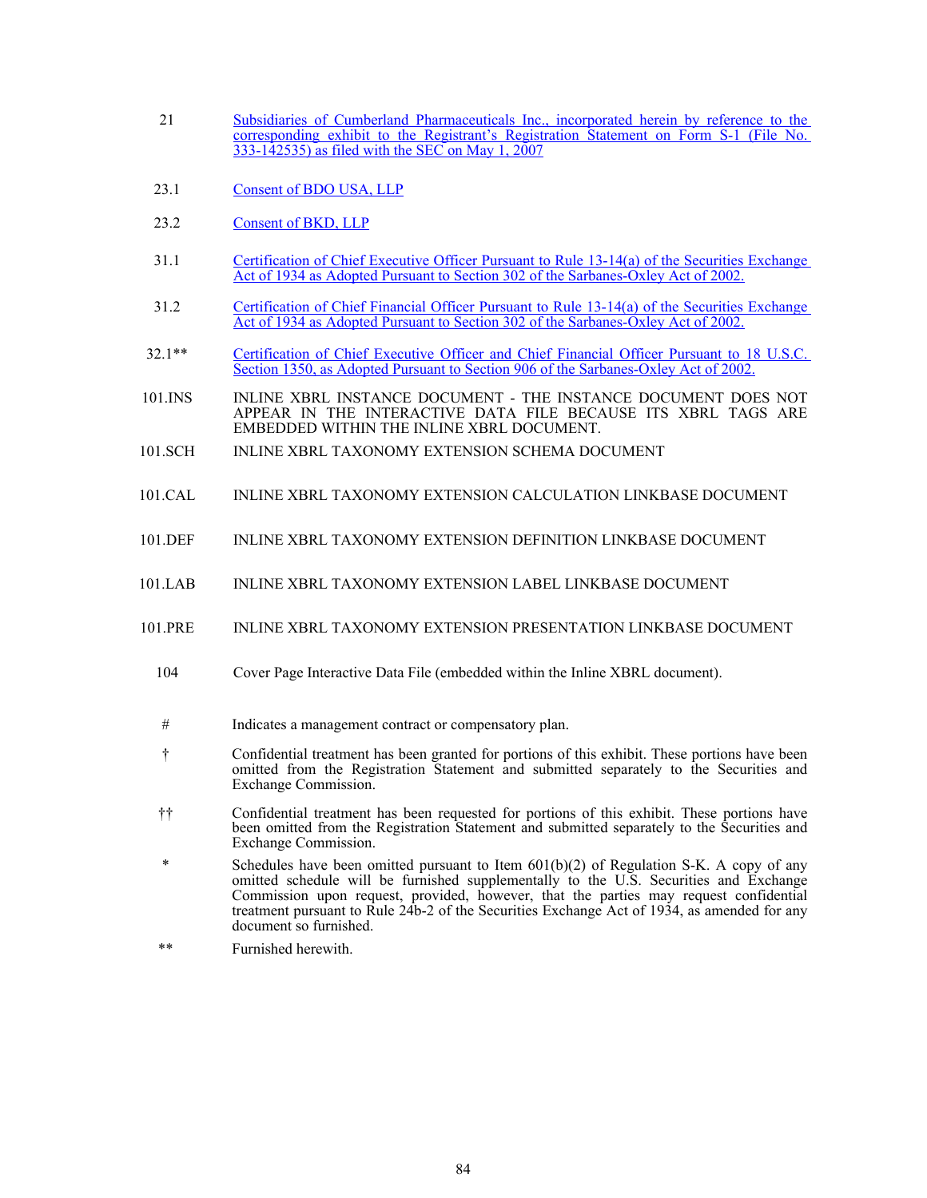| | |
|---|---|
| 21 | Subsidiaries of Cumberland Pharmaceuticals Inc., incorporated herein by reference to the corresponding exhibit to the Registrant's Registration Statement on Form S-1 (File No. 333-142535) as filed with the SEC on May 1, 2007 |
| 23.1 | Consent of BDO USA, LLP |
| 23.2 | Consent of BKD, LLP |
| 31.1 | Certification of Chief Executive Officer Pursuant to Rule 13-14(a) of the Securities Exchange Act of 1934 as Adopted Pursuant to Section 302 of the Sarbanes-Oxley Act of 2002. |
| 31.2 | Certification of Chief Financial Officer Pursuant to Rule 13-14(a) of the Securities Exchange Act of 1934 as Adopted Pursuant to Section 302 of the Sarbanes-Oxley Act of 2002. |
| 32.1** | Certification of Chief Executive Officer and Chief Financial Officer Pursuant to 18 U.S.C. Section 1350, as Adopted Pursuant to Section 906 of the Sarbanes-Oxley Act of 2002. |
| 101.INS | INLINE XBRL INSTANCE DOCUMENT - THE INSTANCE DOCUMENT DOES NOT APPEAR IN THE INTERACTIVE DATA FILE BECAUSE ITS XBRL TAGS ARE EMBEDDED WITHIN THE INLINE XBRL DOCUMENT. |
| 101.SCH | INLINE XBRL TAXONOMY EXTENSION SCHEMA DOCUMENT |
| 101.CAL | INLINE XBRL TAXONOMY EXTENSION CALCULATION LINKBASE DOCUMENT |
| 101.DEF | INLINE XBRL TAXONOMY EXTENSION DEFINITION LINKBASE DOCUMENT |
| 101.LAB | INLINE XBRL TAXONOMY EXTENSION LABEL LINKBASE DOCUMENT |
| 101.PRE | INLINE XBRL TAXONOMY EXTENSION PRESENTATION LINKBASE DOCUMENT |
| 104 | Cover Page Interactive Data File (embedded within the Inline XBRL document). |

| | |
|---|---|
| # | Indicates a management contract or compensatory plan. |
| † | Confidential treatment has been granted for portions of this exhibit. These portions have been omitted from the Registration Statement and submitted separately to the Securities and Exchange Commission. |
| †† | Confidential treatment has been requested for portions of this exhibit. These portions have been omitted from the Registration Statement and submitted separately to the Securities and Exchange Commission. |
| * | Schedules have been omitted pursuant to Item 601(b)(2) of Regulation S-K. A copy of any omitted schedule will be furnished supplementally to the U.S. Securities and Exchange Commission upon request, provided, however, that the parties may request confidential treatment pursuant to Rule 24b-2 of the Securities Exchange Act of 1934, as amended for any document so furnished. |
| ** | Furnished herewith. |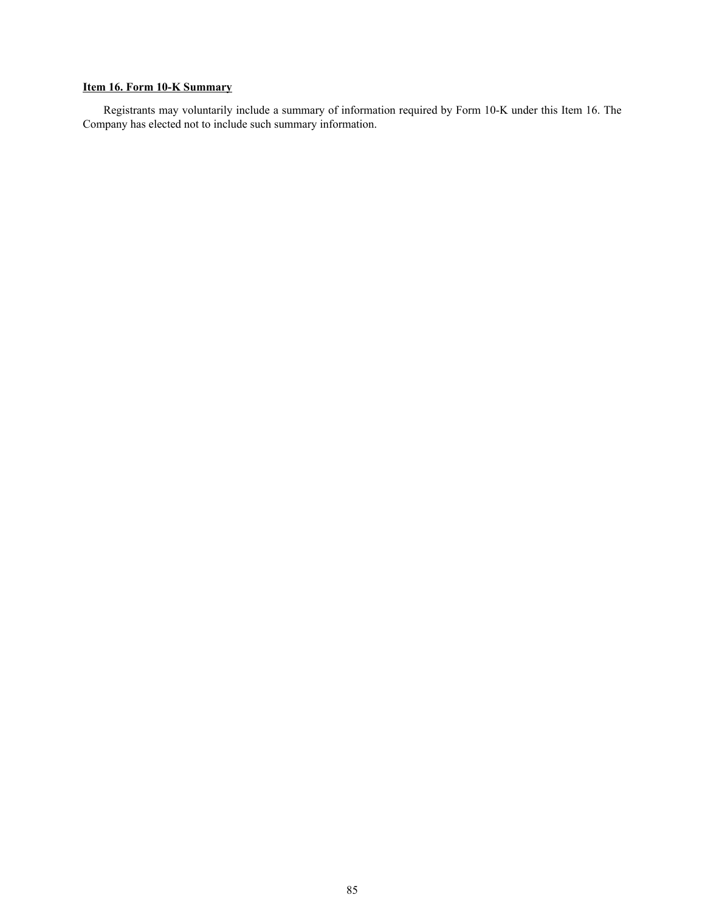## Item 16. Form 10-K Summary

Registrants may voluntarily include a summary of information required by Form 10-K under this Item 16. The Company has elected not to include such summary information.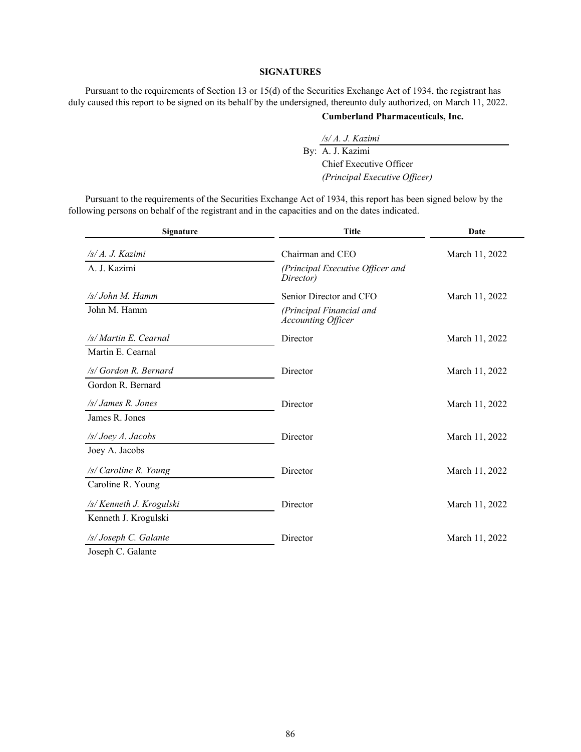## SIGNATURES

Pursuant to the requirements of Section 13 or 15(d) of the Securities Exchange Act of 1934, the registrant has duly caused this report to be signed on its behalf by the undersigned, thereunto duly authorized, on March 11, 2022.

**Cumberland Pharmaceuticals, Inc.**

*/s/ A. J. Kazimi*
By: A. J. Kazimi
Chief Executive Officer
*(Principal Executive Officer)*

Pursuant to the requirements of the Securities Exchange Act of 1934, this report has been signed below by the following persons on behalf of the registrant and in the capacities and on the dates indicated.

| Signature | Title | Date |
|---|---|---|
| */s/ A. J. Kazimi*<br>A. J. Kazimi | Chairman and CEO<br>*(Principal Executive Officer and Director)* | March 11, 2022 |
| */s/ John M. Hamm*<br>John M. Hamm | Senior Director and CFO<br>*(Principal Financial and Accounting Officer* | March 11, 2022 |
| */s/ Martin E. Cearnal*<br>Martin E. Cearnal | Director | March 11, 2022 |
| */s/ Gordon R. Bernard*<br>Gordon R. Bernard | Director | March 11, 2022 |
| */s/ James R. Jones*<br>James R. Jones | Director | March 11, 2022 |
| */s/ Joey A. Jacobs*<br>Joey A. Jacobs | Director | March 11, 2022 |
| */s/ Caroline R. Young*<br>Caroline R. Young | Director | March 11, 2022 |
| */s/ Kenneth J. Krogulski*<br>Kenneth J. Krogulski | Director | March 11, 2022 |
| */s/ Joseph C. Galante*<br>Joseph C. Galante | Director | March 11, 2022 |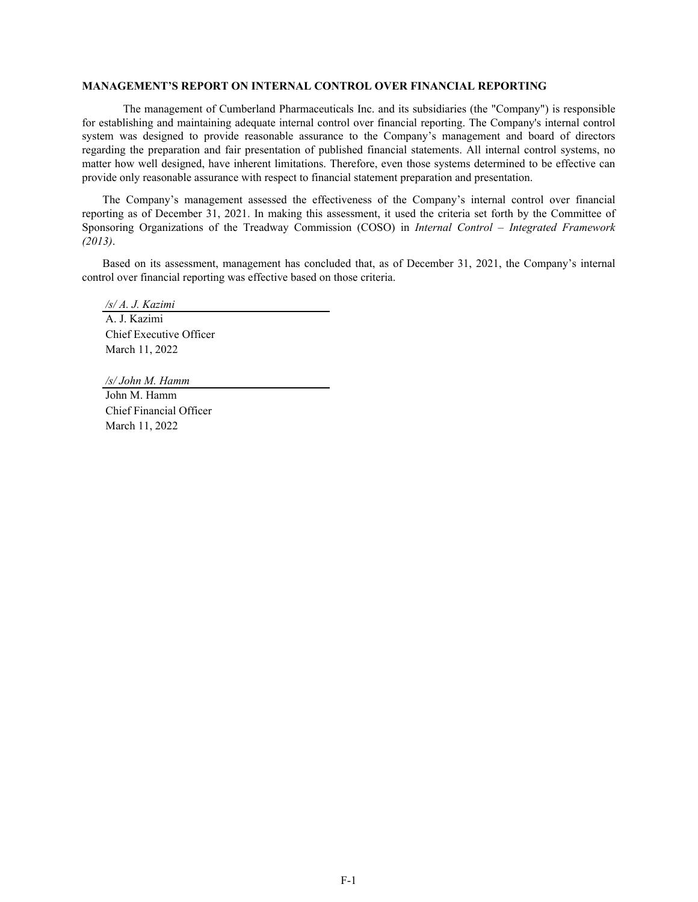## MANAGEMENT'S REPORT ON INTERNAL CONTROL OVER FINANCIAL REPORTING

The management of Cumberland Pharmaceuticals Inc. and its subsidiaries (the "Company") is responsible for establishing and maintaining adequate internal control over financial reporting. The Company's internal control system was designed to provide reasonable assurance to the Company's management and board of directors regarding the preparation and fair presentation of published financial statements. All internal control systems, no matter how well designed, have inherent limitations. Therefore, even those systems determined to be effective can provide only reasonable assurance with respect to financial statement preparation and presentation.

The Company's management assessed the effectiveness of the Company's internal control over financial reporting as of December 31, 2021. In making this assessment, it used the criteria set forth by the Committee of Sponsoring Organizations of the Treadway Commission (COSO) in *Internal Control – Integrated Framework (2013)*.

Based on its assessment, management has concluded that, as of December 31, 2021, the Company's internal control over financial reporting was effective based on those criteria.

*/s/ A. J. Kazimi*

A. J. Kazimi
Chief Executive Officer
March 11, 2022

*/s/ John M. Hamm*

John M. Hamm
Chief Financial Officer
March 11, 2022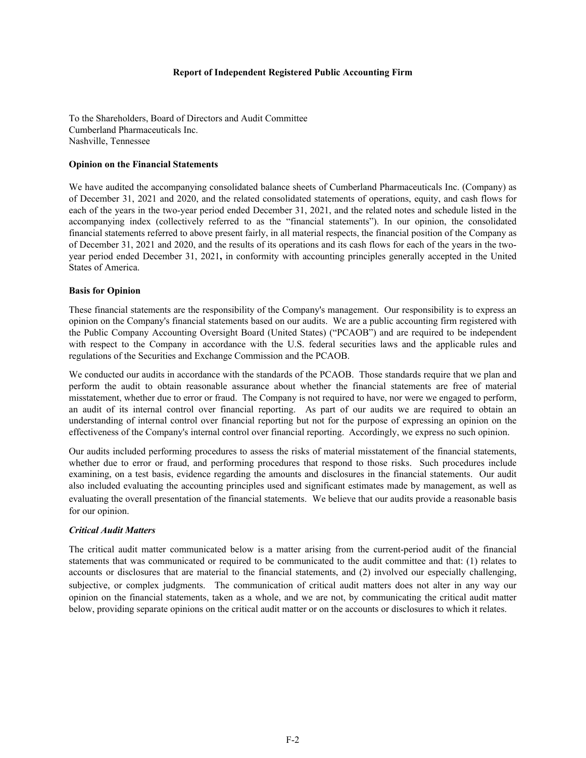**Report of Independent Registered Public Accounting Firm**

To the Shareholders, Board of Directors and Audit Committee
Cumberland Pharmaceuticals Inc.
Nashville, Tennessee

**Opinion on the Financial Statements**

We have audited the accompanying consolidated balance sheets of Cumberland Pharmaceuticals Inc. (Company) as of December 31, 2021 and 2020, and the related consolidated statements of operations, equity, and cash flows for each of the years in the two-year period ended December 31, 2021, and the related notes and schedule listed in the accompanying index (collectively referred to as the "financial statements"). In our opinion, the consolidated financial statements referred to above present fairly, in all material respects, the financial position of the Company as of December 31, 2021 and 2020, and the results of its operations and its cash flows for each of the years in the two-year period ended December 31, 2021**,** in conformity with accounting principles generally accepted in the United States of America.

**Basis for Opinion**

These financial statements are the responsibility of the Company's management. Our responsibility is to express an opinion on the Company's financial statements based on our audits. We are a public accounting firm registered with the Public Company Accounting Oversight Board (United States) ("PCAOB") and are required to be independent with respect to the Company in accordance with the U.S. federal securities laws and the applicable rules and regulations of the Securities and Exchange Commission and the PCAOB.

We conducted our audits in accordance with the standards of the PCAOB. Those standards require that we plan and perform the audit to obtain reasonable assurance about whether the financial statements are free of material misstatement, whether due to error or fraud. The Company is not required to have, nor were we engaged to perform, an audit of its internal control over financial reporting. As part of our audits we are required to obtain an understanding of internal control over financial reporting but not for the purpose of expressing an opinion on the effectiveness of the Company's internal control over financial reporting. Accordingly, we express no such opinion.

Our audits included performing procedures to assess the risks of material misstatement of the financial statements, whether due to error or fraud, and performing procedures that respond to those risks. Such procedures include examining, on a test basis, evidence regarding the amounts and disclosures in the financial statements. Our audit also included evaluating the accounting principles used and significant estimates made by management, as well as evaluating the overall presentation of the financial statements. We believe that our audits provide a reasonable basis for our opinion.

***Critical Audit Matters***

The critical audit matter communicated below is a matter arising from the current-period audit of the financial statements that was communicated or required to be communicated to the audit committee and that: (1) relates to accounts or disclosures that are material to the financial statements, and (2) involved our especially challenging, subjective, or complex judgments. The communication of critical audit matters does not alter in any way our opinion on the financial statements, taken as a whole, and we are not, by communicating the critical audit matter below, providing separate opinions on the critical audit matter or on the accounts or disclosures to which it relates.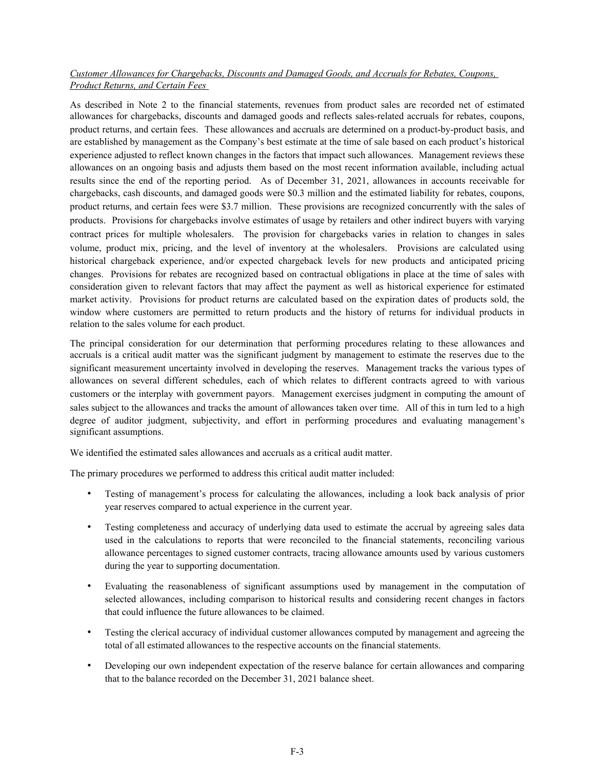*Customer Allowances for Chargebacks, Discounts and Damaged Goods, and Accruals for Rebates, Coupons, Product Returns, and Certain Fees*

As described in Note 2 to the financial statements, revenues from product sales are recorded net of estimated allowances for chargebacks, discounts and damaged goods and reflects sales-related accruals for rebates, coupons, product returns, and certain fees. These allowances and accruals are determined on a product-by-product basis, and are established by management as the Company's best estimate at the time of sale based on each product's historical experience adjusted to reflect known changes in the factors that impact such allowances. Management reviews these allowances on an ongoing basis and adjusts them based on the most recent information available, including actual results since the end of the reporting period. As of December 31, 2021, allowances in accounts receivable for chargebacks, cash discounts, and damaged goods were \$0.3 million and the estimated liability for rebates, coupons, product returns, and certain fees were \$3.7 million. These provisions are recognized concurrently with the sales of products. Provisions for chargebacks involve estimates of usage by retailers and other indirect buyers with varying contract prices for multiple wholesalers. The provision for chargebacks varies in relation to changes in sales volume, product mix, pricing, and the level of inventory at the wholesalers. Provisions are calculated using historical chargeback experience, and/or expected chargeback levels for new products and anticipated pricing changes. Provisions for rebates are recognized based on contractual obligations in place at the time of sales with consideration given to relevant factors that may affect the payment as well as historical experience for estimated market activity. Provisions for product returns are calculated based on the expiration dates of products sold, the window where customers are permitted to return products and the history of returns for individual products in relation to the sales volume for each product.

The principal consideration for our determination that performing procedures relating to these allowances and accruals is a critical audit matter was the significant judgment by management to estimate the reserves due to the significant measurement uncertainty involved in developing the reserves. Management tracks the various types of allowances on several different schedules, each of which relates to different contracts agreed to with various customers or the interplay with government payors. Management exercises judgment in computing the amount of sales subject to the allowances and tracks the amount of allowances taken over time. All of this in turn led to a high degree of auditor judgment, subjectivity, and effort in performing procedures and evaluating management's significant assumptions.

We identified the estimated sales allowances and accruals as a critical audit matter.

The primary procedures we performed to address this critical audit matter included:

- Testing of management's process for calculating the allowances, including a look back analysis of prior year reserves compared to actual experience in the current year.
- Testing completeness and accuracy of underlying data used to estimate the accrual by agreeing sales data used in the calculations to reports that were reconciled to the financial statements, reconciling various allowance percentages to signed customer contracts, tracing allowance amounts used by various customers during the year to supporting documentation.
- Evaluating the reasonableness of significant assumptions used by management in the computation of selected allowances, including comparison to historical results and considering recent changes in factors that could influence the future allowances to be claimed.
- Testing the clerical accuracy of individual customer allowances computed by management and agreeing the total of all estimated allowances to the respective accounts on the financial statements.
- Developing our own independent expectation of the reserve balance for certain allowances and comparing that to the balance recorded on the December 31, 2021 balance sheet.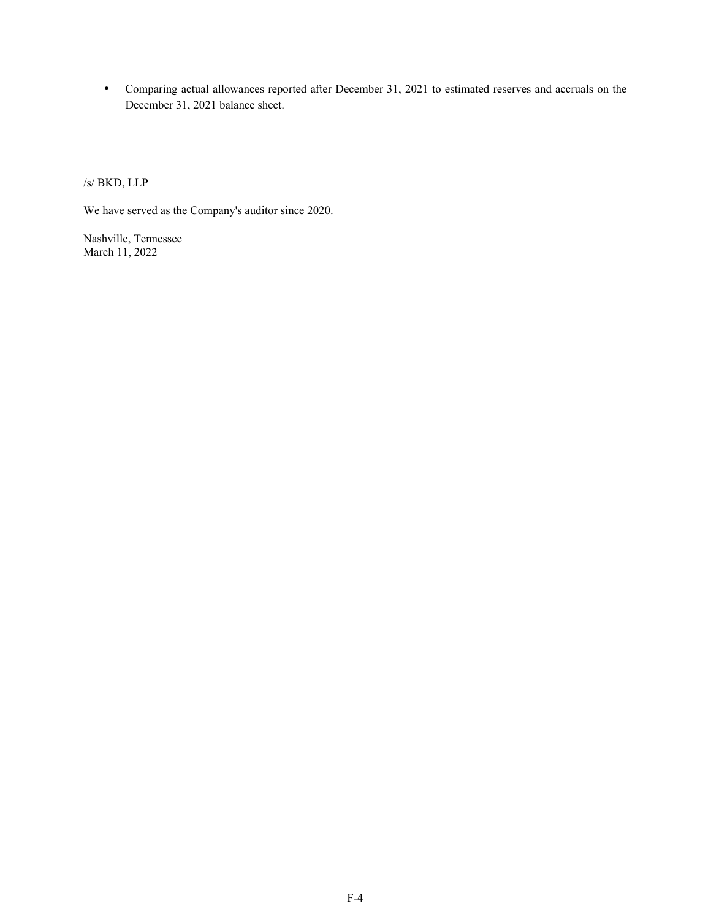- Comparing actual allowances reported after December 31, 2021 to estimated reserves and accruals on the December 31, 2021 balance sheet.

/s/ BKD, LLP

We have served as the Company's auditor since 2020.

Nashville, Tennessee
March 11, 2022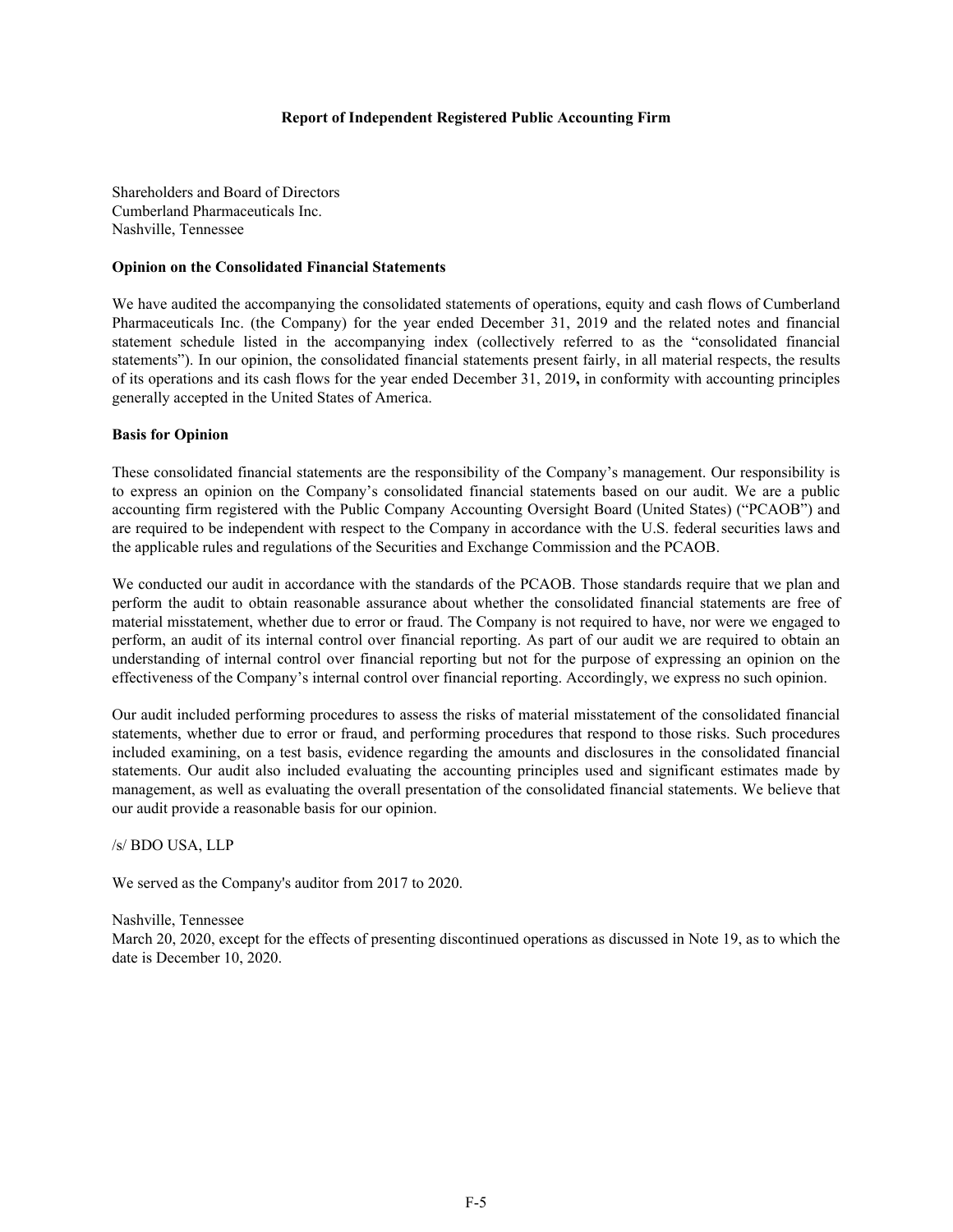**Report of Independent Registered Public Accounting Firm**

Shareholders and Board of Directors
Cumberland Pharmaceuticals Inc.
Nashville, Tennessee

**Opinion on the Consolidated Financial Statements**

We have audited the accompanying the consolidated statements of operations, equity and cash flows of Cumberland Pharmaceuticals Inc. (the Company) for the year ended December 31, 2019 and the related notes and financial statement schedule listed in the accompanying index (collectively referred to as the "consolidated financial statements"). In our opinion, the consolidated financial statements present fairly, in all material respects, the results of its operations and its cash flows for the year ended December 31, 2019**,** in conformity with accounting principles generally accepted in the United States of America.

**Basis for Opinion**

These consolidated financial statements are the responsibility of the Company's management. Our responsibility is to express an opinion on the Company's consolidated financial statements based on our audit. We are a public accounting firm registered with the Public Company Accounting Oversight Board (United States) ("PCAOB") and are required to be independent with respect to the Company in accordance with the U.S. federal securities laws and the applicable rules and regulations of the Securities and Exchange Commission and the PCAOB.

We conducted our audit in accordance with the standards of the PCAOB. Those standards require that we plan and perform the audit to obtain reasonable assurance about whether the consolidated financial statements are free of material misstatement, whether due to error or fraud. The Company is not required to have, nor were we engaged to perform, an audit of its internal control over financial reporting. As part of our audit we are required to obtain an understanding of internal control over financial reporting but not for the purpose of expressing an opinion on the effectiveness of the Company's internal control over financial reporting. Accordingly, we express no such opinion.

Our audit included performing procedures to assess the risks of material misstatement of the consolidated financial statements, whether due to error or fraud, and performing procedures that respond to those risks. Such procedures included examining, on a test basis, evidence regarding the amounts and disclosures in the consolidated financial statements. Our audit also included evaluating the accounting principles used and significant estimates made by management, as well as evaluating the overall presentation of the consolidated financial statements. We believe that our audit provide a reasonable basis for our opinion.

/s/ BDO USA, LLP

We served as the Company's auditor from 2017 to 2020.

Nashville, Tennessee
March 20, 2020, except for the effects of presenting discontinued operations as discussed in Note 19, as to which the date is December 10, 2020.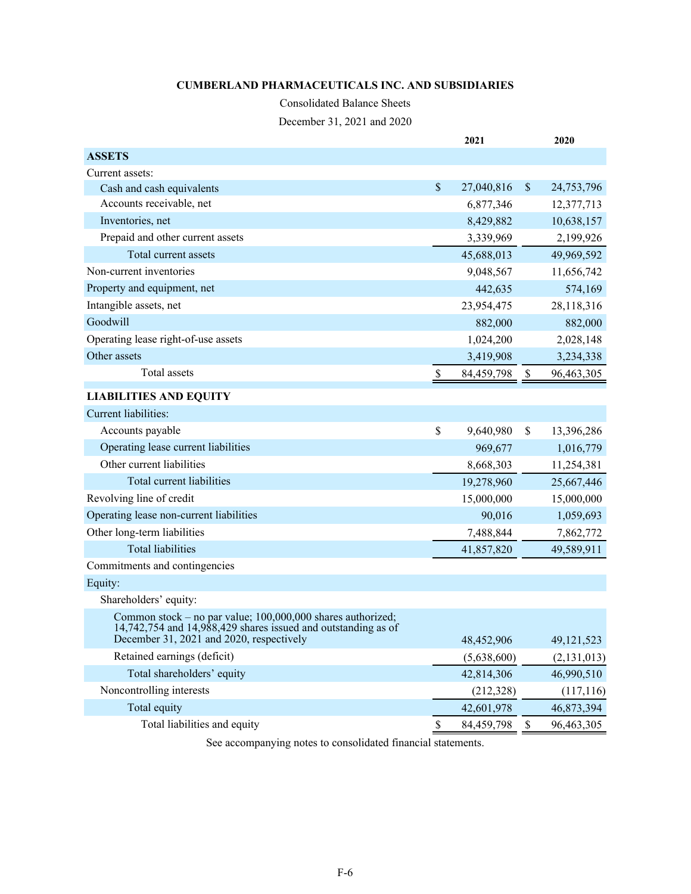**CUMBERLAND PHARMACEUTICALS INC. AND SUBSIDIARIES**

Consolidated Balance Sheets

December 31, 2021 and 2020

| | 2021 | 2020 |
|---|---|---|
| **ASSETS** | | |
| Current assets: | | |
| Cash and cash equivalents | $ 27,040,816 | $ 24,753,796 |
| Accounts receivable, net | 6,877,346 | 12,377,713 |
| Inventories, net | 8,429,882 | 10,638,157 |
| Prepaid and other current assets | 3,339,969 | 2,199,926 |
| Total current assets | 45,688,013 | 49,969,592 |
| Non-current inventories | 9,048,567 | 11,656,742 |
| Property and equipment, net | 442,635 | 574,169 |
| Intangible assets, net | 23,954,475 | 28,118,316 |
| Goodwill | 882,000 | 882,000 |
| Operating lease right-of-use assets | 1,024,200 | 2,028,148 |
| Other assets | 3,419,908 | 3,234,338 |
| Total assets | $ 84,459,798 | $ 96,463,305 |
| **LIABILITIES AND EQUITY** | | |
| Current liabilities: | | |
| Accounts payable | $ 9,640,980 | $ 13,396,286 |
| Operating lease current liabilities | 969,677 | 1,016,779 |
| Other current liabilities | 8,668,303 | 11,254,381 |
| Total current liabilities | 19,278,960 | 25,667,446 |
| Revolving line of credit | 15,000,000 | 15,000,000 |
| Operating lease non-current liabilities | 90,016 | 1,059,693 |
| Other long-term liabilities | 7,488,844 | 7,862,772 |
| Total liabilities | 41,857,820 | 49,589,911 |
| Commitments and contingencies | | |
| Equity: | | |
| Shareholders' equity: | | |
| Common stock – no par value; 100,000,000 shares authorized; 14,742,754 and 14,988,429 shares issued and outstanding as of December 31, 2021 and 2020, respectively | 48,452,906 | 49,121,523 |
| Retained earnings (deficit) | (5,638,600) | (2,131,013) |
| Total shareholders' equity | 42,814,306 | 46,990,510 |
| Noncontrolling interests | (212,328) | (117,116) |
| Total equity | 42,601,978 | 46,873,394 |
| Total liabilities and equity | $ 84,459,798 | $ 96,463,305 |

See accompanying notes to consolidated financial statements.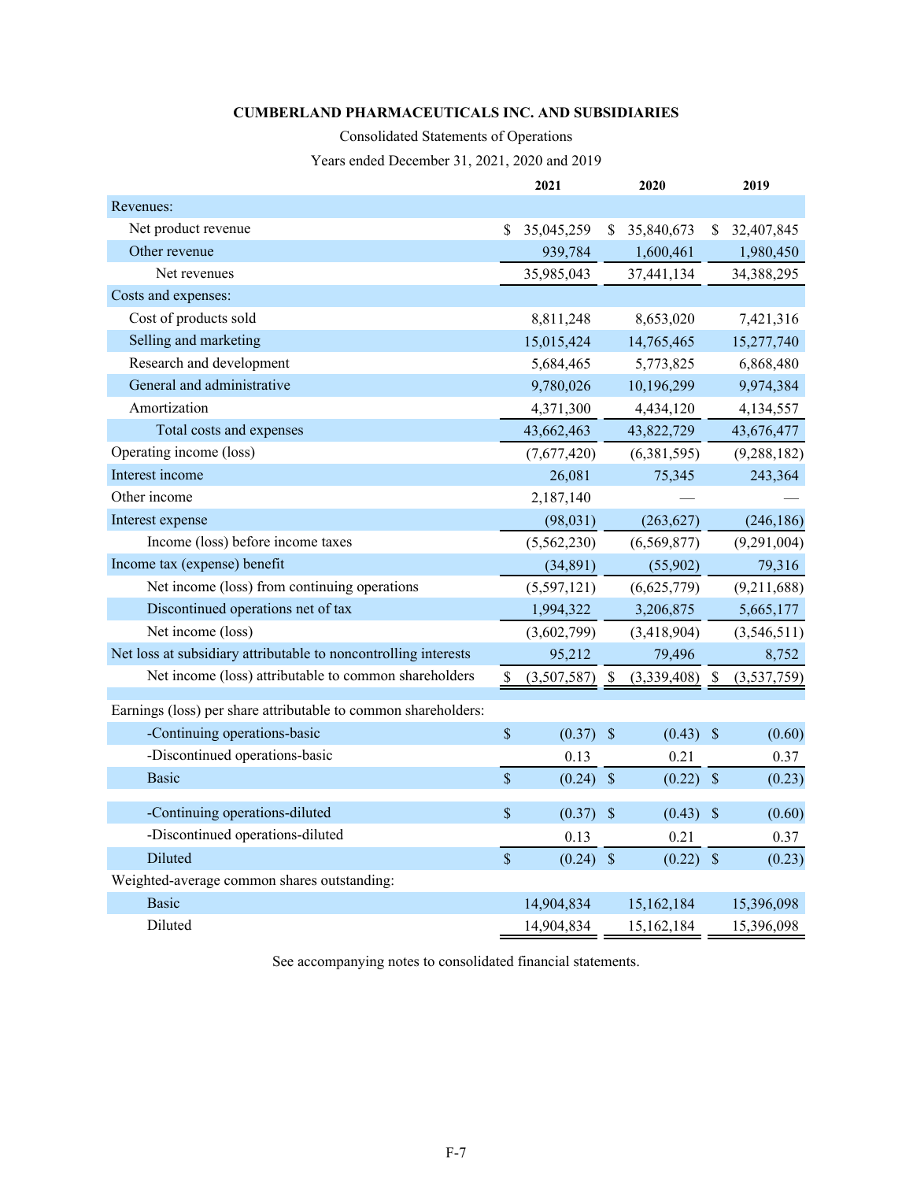**CUMBERLAND PHARMACEUTICALS INC. AND SUBSIDIARIES**

Consolidated Statements of Operations

Years ended December 31, 2021, 2020 and 2019

| | 2021 | 2020 | 2019 |
|---|---|---|---|
| Revenues: | | | |
| Net product revenue | $ 35,045,259 | $ 35,840,673 | $ 32,407,845 |
| Other revenue | 939,784 | 1,600,461 | 1,980,450 |
| Net revenues | 35,985,043 | 37,441,134 | 34,388,295 |
| Costs and expenses: | | | |
| Cost of products sold | 8,811,248 | 8,653,020 | 7,421,316 |
| Selling and marketing | 15,015,424 | 14,765,465 | 15,277,740 |
| Research and development | 5,684,465 | 5,773,825 | 6,868,480 |
| General and administrative | 9,780,026 | 10,196,299 | 9,974,384 |
| Amortization | 4,371,300 | 4,434,120 | 4,134,557 |
| Total costs and expenses | 43,662,463 | 43,822,729 | 43,676,477 |
| Operating income (loss) | (7,677,420) | (6,381,595) | (9,288,182) |
| Interest income | 26,081 | 75,345 | 243,364 |
| Other income | 2,187,140 | — | — |
| Interest expense | (98,031) | (263,627) | (246,186) |
| Income (loss) before income taxes | (5,562,230) | (6,569,877) | (9,291,004) |
| Income tax (expense) benefit | (34,891) | (55,902) | 79,316 |
| Net income (loss) from continuing operations | (5,597,121) | (6,625,779) | (9,211,688) |
| Discontinued operations net of tax | 1,994,322 | 3,206,875 | 5,665,177 |
| Net income (loss) | (3,602,799) | (3,418,904) | (3,546,511) |
| Net loss at subsidiary attributable to noncontrolling interests | 95,212 | 79,496 | 8,752 |
| Net income (loss) attributable to common shareholders | $ (3,507,587) | $ (3,339,408) | $ (3,537,759) |
| | | | |
| Earnings (loss) per share attributable to common shareholders: | | | |
| -Continuing operations-basic | $ (0.37) | $ (0.43) | $ (0.60) |
| -Discontinued operations-basic | 0.13 | 0.21 | 0.37 |
| Basic | $ (0.24) | $ (0.22) | $ (0.23) |
| | | | |
| -Continuing operations-diluted | $ (0.37) | $ (0.43) | $ (0.60) |
| -Discontinued operations-diluted | 0.13 | 0.21 | 0.37 |
| Diluted | $ (0.24) | $ (0.22) | $ (0.23) |
| Weighted-average common shares outstanding: | | | |
| Basic | 14,904,834 | 15,162,184 | 15,396,098 |
| Diluted | 14,904,834 | 15,162,184 | 15,396,098 |

See accompanying notes to consolidated financial statements.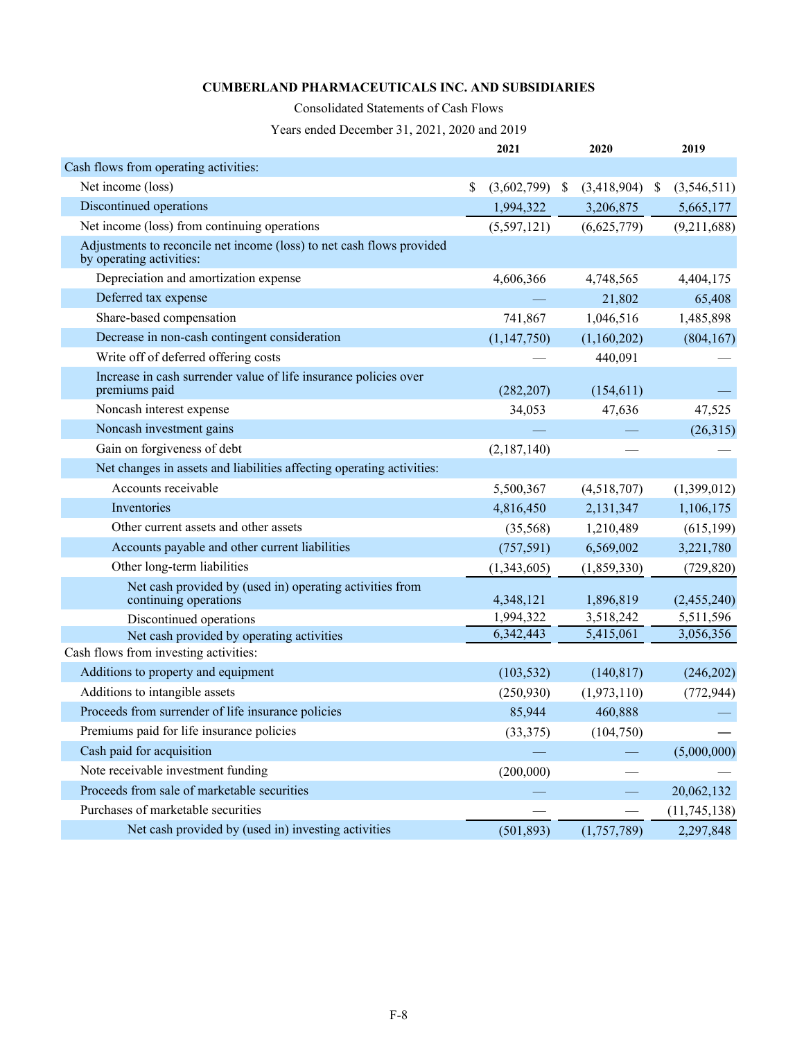**CUMBERLAND PHARMACEUTICALS INC. AND SUBSIDIARIES**

Consolidated Statements of Cash Flows

Years ended December 31, 2021, 2020 and 2019

| | 2021 | 2020 | 2019 |
|---|---|---|---|
| Cash flows from operating activities: | | | |
| Net income (loss) | $ (3,602,799) | $ (3,418,904) | $ (3,546,511) |
| Discontinued operations | 1,994,322 | 3,206,875 | 5,665,177 |
| Net income (loss) from continuing operations | (5,597,121) | (6,625,779) | (9,211,688) |
| Adjustments to reconcile net income (loss) to net cash flows provided by operating activities: | | | |
| Depreciation and amortization expense | 4,606,366 | 4,748,565 | 4,404,175 |
| Deferred tax expense | — | 21,802 | 65,408 |
| Share-based compensation | 741,867 | 1,046,516 | 1,485,898 |
| Decrease in non-cash contingent consideration | (1,147,750) | (1,160,202) | (804,167) |
| Write off of deferred offering costs | — | 440,091 | — |
| Increase in cash surrender value of life insurance policies over premiums paid | (282,207) | (154,611) | — |
| Noncash interest expense | 34,053 | 47,636 | 47,525 |
| Noncash investment gains | — | — | (26,315) |
| Gain on forgiveness of debt | (2,187,140) | — | — |
| Net changes in assets and liabilities affecting operating activities: | | | |
| Accounts receivable | 5,500,367 | (4,518,707) | (1,399,012) |
| Inventories | 4,816,450 | 2,131,347 | 1,106,175 |
| Other current assets and other assets | (35,568) | 1,210,489 | (615,199) |
| Accounts payable and other current liabilities | (757,591) | 6,569,002 | 3,221,780 |
| Other long-term liabilities | (1,343,605) | (1,859,330) | (729,820) |
| Net cash provided by (used in) operating activities from continuing operations | 4,348,121 | 1,896,819 | (2,455,240) |
| Discontinued operations | 1,994,322 | 3,518,242 | 5,511,596 |
| Net cash provided by operating activities | 6,342,443 | 5,415,061 | 3,056,356 |
| Cash flows from investing activities: | | | |
| Additions to property and equipment | (103,532) | (140,817) | (246,202) |
| Additions to intangible assets | (250,930) | (1,973,110) | (772,944) |
| Proceeds from surrender of life insurance policies | 85,944 | 460,888 | — |
| Premiums paid for life insurance policies | (33,375) | (104,750) | — |
| Cash paid for acquisition | — | — | (5,000,000) |
| Note receivable investment funding | (200,000) | — | — |
| Proceeds from sale of marketable securities | — | — | 20,062,132 |
| Purchases of marketable securities | — | — | (11,745,138) |
| Net cash provided by (used in) investing activities | (501,893) | (1,757,789) | 2,297,848 |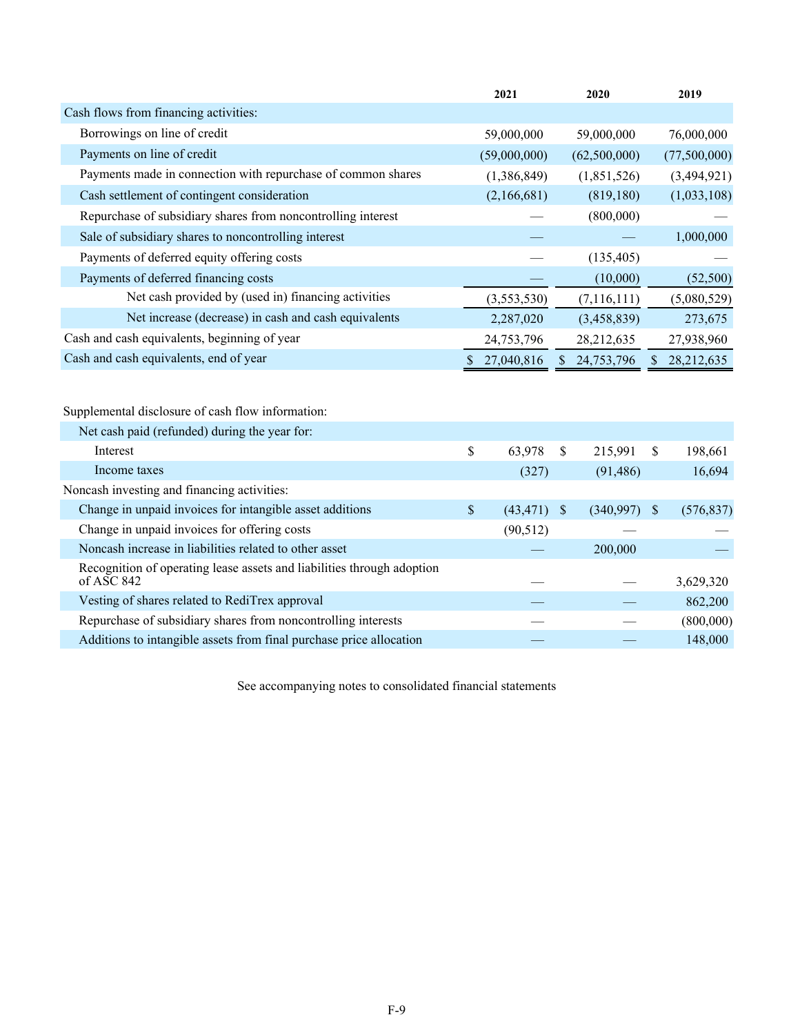| | 2021 | 2020 | 2019 |
|---|---|---|---|
| Cash flows from financing activities: | | | |
| Borrowings on line of credit | 59,000,000 | 59,000,000 | 76,000,000 |
| Payments on line of credit | (59,000,000) | (62,500,000) | (77,500,000) |
| Payments made in connection with repurchase of common shares | (1,386,849) | (1,851,526) | (3,494,921) |
| Cash settlement of contingent consideration | (2,166,681) | (819,180) | (1,033,108) |
| Repurchase of subsidiary shares from noncontrolling interest | — | (800,000) | — |
| Sale of subsidiary shares to noncontrolling interest | — | — | 1,000,000 |
| Payments of deferred equity offering costs | — | (135,405) | — |
| Payments of deferred financing costs | — | (10,000) | (52,500) |
| Net cash provided by (used in) financing activities | (3,553,530) | (7,116,111) | (5,080,529) |
| Net increase (decrease) in cash and cash equivalents | 2,287,020 | (3,458,839) | 273,675 |
| Cash and cash equivalents, beginning of year | 24,753,796 | 28,212,635 | 27,938,960 |
| Cash and cash equivalents, end of year | $ 27,040,816 | $ 24,753,796 | $ 28,212,635 |

| | 2021 | 2020 | 2019 |
|---|---|---|---|
| Supplemental disclosure of cash flow information: | | | |
| Net cash paid (refunded) during the year for: | | | |
| Interest | $ 63,978 | $ 215,991 | $ 198,661 |
| Income taxes | (327) | (91,486) | 16,694 |
| Noncash investing and financing activities: | | | |
| Change in unpaid invoices for intangible asset additions | $ (43,471) | $ (340,997) | $ (576,837) |
| Change in unpaid invoices for offering costs | (90,512) | — | — |
| Noncash increase in liabilities related to other asset | — | 200,000 | — |
| Recognition of operating lease assets and liabilities through adoption of ASC 842 | — | — | 3,629,320 |
| Vesting of shares related to RediTrex approval | — | — | 862,200 |
| Repurchase of subsidiary shares from noncontrolling interests | — | — | (800,000) |
| Additions to intangible assets from final purchase price allocation | — | — | 148,000 |

See accompanying notes to consolidated financial statements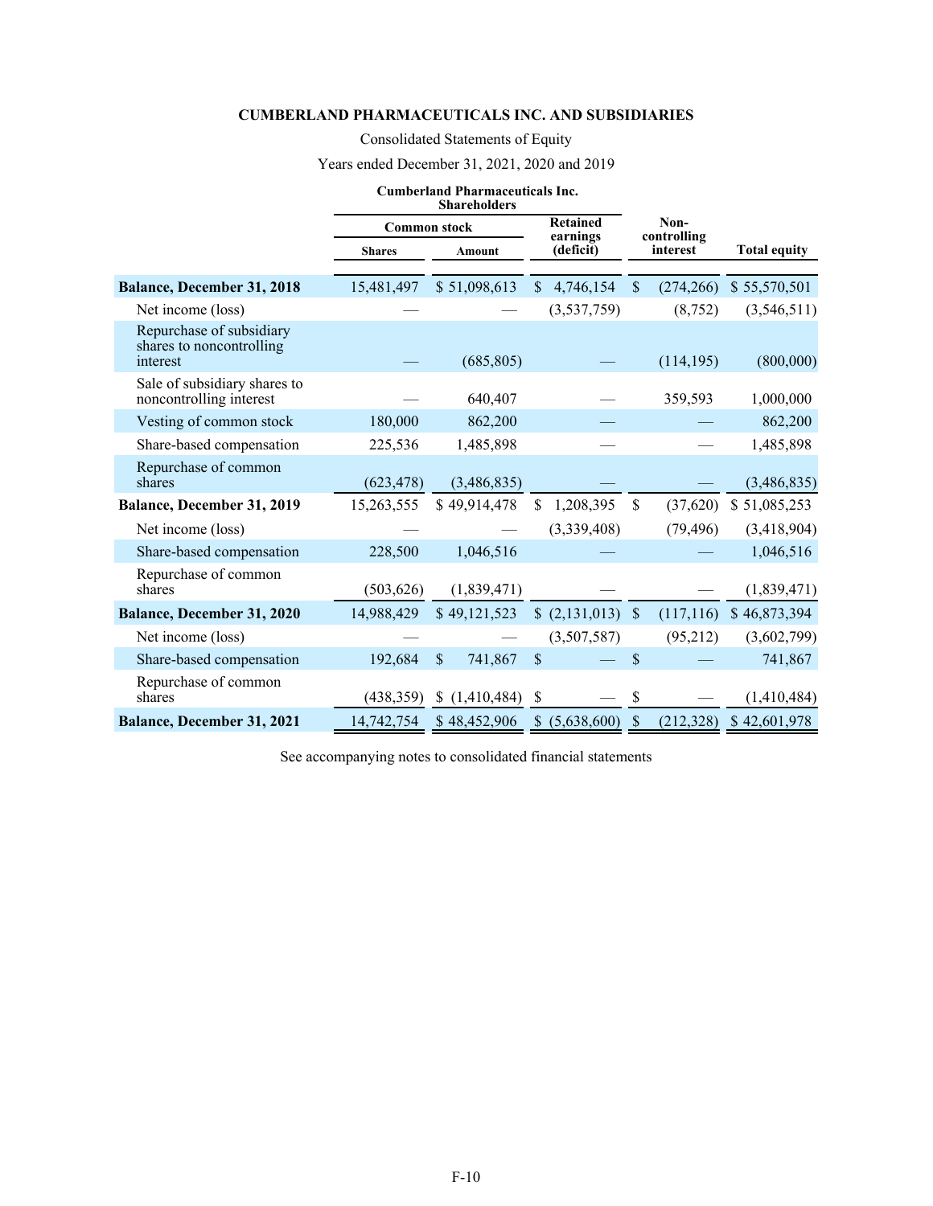**CUMBERLAND PHARMACEUTICALS INC. AND SUBSIDIARIES**

Consolidated Statements of Equity

Years ended December 31, 2021, 2020 and 2019

| | Cumberland Pharmaceuticals Inc. Shareholders | | | | |
|---|---|---|---|---|---|
| | Common stock | | Retained earnings (deficit) | Non-controlling interest | Total equity |
| | Shares | Amount | | | |
| **Balance, December 31, 2018** | 15,481,497 | $ 51,098,613 | $ 4,746,154 | $ (274,266) | $ 55,570,501 |
| Net income (loss) | — | — | (3,537,759) | (8,752) | (3,546,511) |
| Repurchase of subsidiary shares to noncontrolling interest | — | (685,805) | — | (114,195) | (800,000) |
| Sale of subsidiary shares to noncontrolling interest | — | 640,407 | — | 359,593 | 1,000,000 |
| Vesting of common stock | 180,000 | 862,200 | — | — | 862,200 |
| Share-based compensation | 225,536 | 1,485,898 | — | — | 1,485,898 |
| Repurchase of common shares | (623,478) | (3,486,835) | — | — | (3,486,835) |
| **Balance, December 31, 2019** | 15,263,555 | $ 49,914,478 | $ 1,208,395 | $ (37,620) | $ 51,085,253 |
| Net income (loss) | — | — | (3,339,408) | (79,496) | (3,418,904) |
| Share-based compensation | 228,500 | 1,046,516 | — | — | 1,046,516 |
| Repurchase of common shares | (503,626) | (1,839,471) | — | — | (1,839,471) |
| **Balance, December 31, 2020** | 14,988,429 | $ 49,121,523 | $ (2,131,013) | $ (117,116) | $ 46,873,394 |
| Net income (loss) | — | — | (3,507,587) | (95,212) | (3,602,799) |
| Share-based compensation | 192,684 | $ 741,867 | $ — | $ — | 741,867 |
| Repurchase of common shares | (438,359) | $ (1,410,484) | $ — | $ — | (1,410,484) |
| **Balance, December 31, 2021** | 14,742,754 | $ 48,452,906 | $ (5,638,600) | $ (212,328) | $ 42,601,978 |

See accompanying notes to consolidated financial statements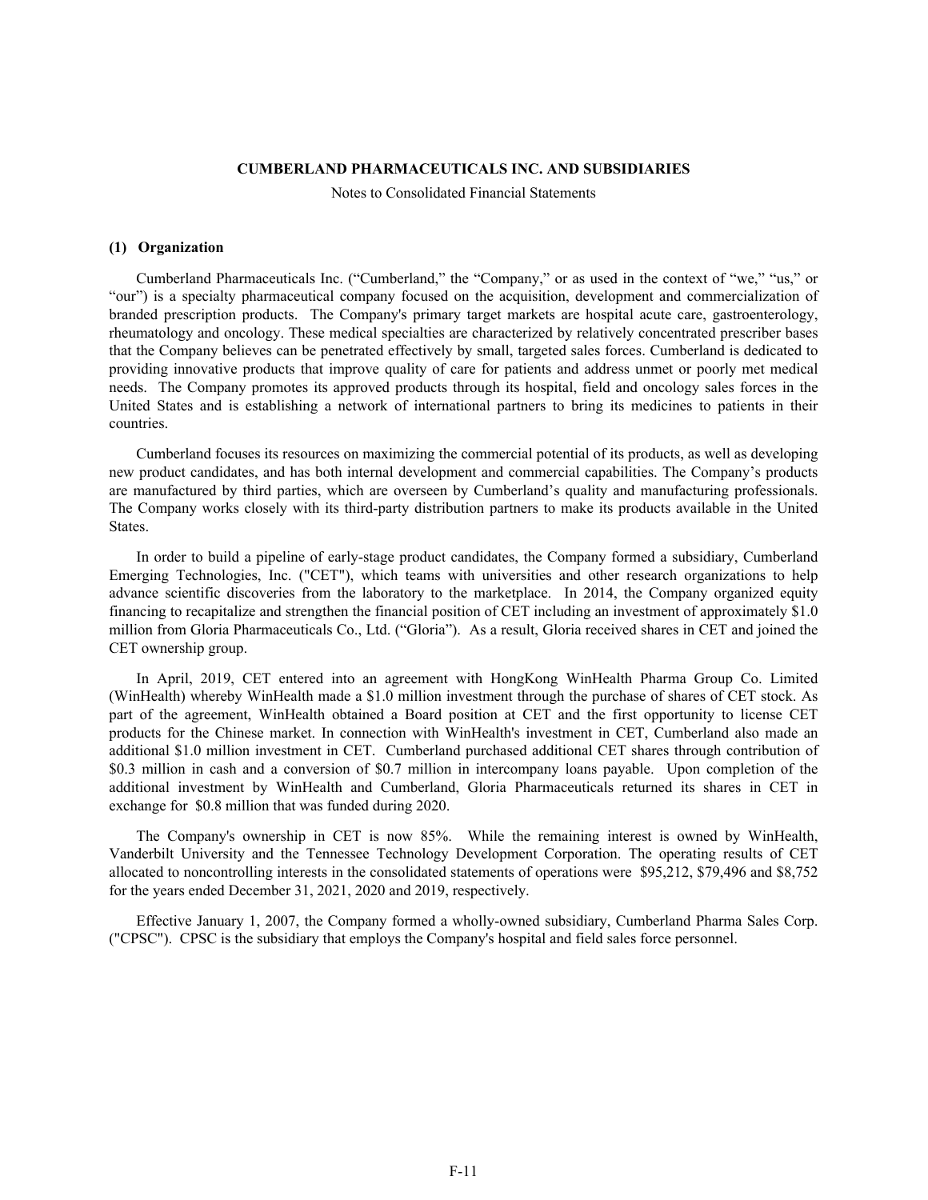**CUMBERLAND PHARMACEUTICALS INC. AND SUBSIDIARIES**

Notes to Consolidated Financial Statements

### (1) Organization

Cumberland Pharmaceuticals Inc. ("Cumberland," the "Company," or as used in the context of "we," "us," or "our") is a specialty pharmaceutical company focused on the acquisition, development and commercialization of branded prescription products. The Company's primary target markets are hospital acute care, gastroenterology, rheumatology and oncology. These medical specialties are characterized by relatively concentrated prescriber bases that the Company believes can be penetrated effectively by small, targeted sales forces. Cumberland is dedicated to providing innovative products that improve quality of care for patients and address unmet or poorly met medical needs. The Company promotes its approved products through its hospital, field and oncology sales forces in the United States and is establishing a network of international partners to bring its medicines to patients in their countries.

Cumberland focuses its resources on maximizing the commercial potential of its products, as well as developing new product candidates, and has both internal development and commercial capabilities. The Company's products are manufactured by third parties, which are overseen by Cumberland's quality and manufacturing professionals. The Company works closely with its third-party distribution partners to make its products available in the United States.

In order to build a pipeline of early-stage product candidates, the Company formed a subsidiary, Cumberland Emerging Technologies, Inc. ("CET"), which teams with universities and other research organizations to help advance scientific discoveries from the laboratory to the marketplace. In 2014, the Company organized equity financing to recapitalize and strengthen the financial position of CET including an investment of approximately $1.0 million from Gloria Pharmaceuticals Co., Ltd. ("Gloria"). As a result, Gloria received shares in CET and joined the CET ownership group.

In April, 2019, CET entered into an agreement with HongKong WinHealth Pharma Group Co. Limited (WinHealth) whereby WinHealth made a $1.0 million investment through the purchase of shares of CET stock. As part of the agreement, WinHealth obtained a Board position at CET and the first opportunity to license CET products for the Chinese market. In connection with WinHealth's investment in CET, Cumberland also made an additional $1.0 million investment in CET. Cumberland purchased additional CET shares through contribution of $0.3 million in cash and a conversion of $0.7 million in intercompany loans payable. Upon completion of the additional investment by WinHealth and Cumberland, Gloria Pharmaceuticals returned its shares in CET in exchange for $0.8 million that was funded during 2020.

The Company's ownership in CET is now 85%. While the remaining interest is owned by WinHealth, Vanderbilt University and the Tennessee Technology Development Corporation. The operating results of CET allocated to noncontrolling interests in the consolidated statements of operations were $95,212, $79,496 and $8,752 for the years ended December 31, 2021, 2020 and 2019, respectively.

Effective January 1, 2007, the Company formed a wholly-owned subsidiary, Cumberland Pharma Sales Corp. ("CPSC"). CPSC is the subsidiary that employs the Company's hospital and field sales force personnel.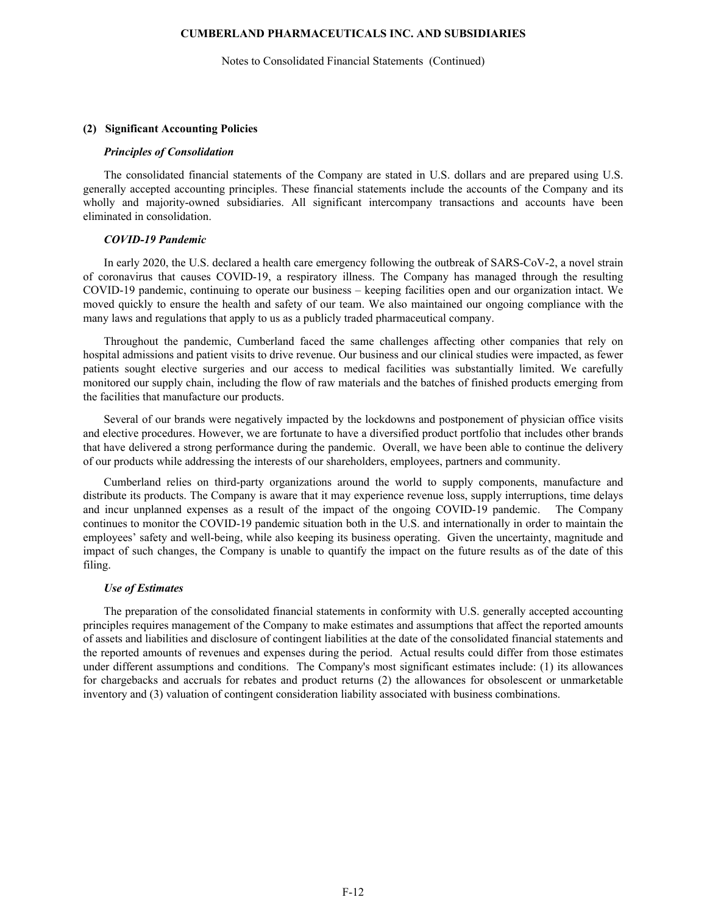## (2) Significant Accounting Policies

### *Principles of Consolidation*

The consolidated financial statements of the Company are stated in U.S. dollars and are prepared using U.S. generally accepted accounting principles. These financial statements include the accounts of the Company and its wholly and majority-owned subsidiaries. All significant intercompany transactions and accounts have been eliminated in consolidation.

### *COVID-19 Pandemic*

In early 2020, the U.S. declared a health care emergency following the outbreak of SARS-CoV-2, a novel strain of coronavirus that causes COVID-19, a respiratory illness. The Company has managed through the resulting COVID-19 pandemic, continuing to operate our business – keeping facilities open and our organization intact. We moved quickly to ensure the health and safety of our team. We also maintained our ongoing compliance with the many laws and regulations that apply to us as a publicly traded pharmaceutical company.

Throughout the pandemic, Cumberland faced the same challenges affecting other companies that rely on hospital admissions and patient visits to drive revenue. Our business and our clinical studies were impacted, as fewer patients sought elective surgeries and our access to medical facilities was substantially limited. We carefully monitored our supply chain, including the flow of raw materials and the batches of finished products emerging from the facilities that manufacture our products.

Several of our brands were negatively impacted by the lockdowns and postponement of physician office visits and elective procedures. However, we are fortunate to have a diversified product portfolio that includes other brands that have delivered a strong performance during the pandemic. Overall, we have been able to continue the delivery of our products while addressing the interests of our shareholders, employees, partners and community.

Cumberland relies on third-party organizations around the world to supply components, manufacture and distribute its products. The Company is aware that it may experience revenue loss, supply interruptions, time delays and incur unplanned expenses as a result of the impact of the ongoing COVID-19 pandemic. The Company continues to monitor the COVID-19 pandemic situation both in the U.S. and internationally in order to maintain the employees' safety and well-being, while also keeping its business operating. Given the uncertainty, magnitude and impact of such changes, the Company is unable to quantify the impact on the future results as of the date of this filing.

### *Use of Estimates*

The preparation of the consolidated financial statements in conformity with U.S. generally accepted accounting principles requires management of the Company to make estimates and assumptions that affect the reported amounts of assets and liabilities and disclosure of contingent liabilities at the date of the consolidated financial statements and the reported amounts of revenues and expenses during the period. Actual results could differ from those estimates under different assumptions and conditions. The Company's most significant estimates include: (1) its allowances for chargebacks and accruals for rebates and product returns (2) the allowances for obsolescent or unmarketable inventory and (3) valuation of contingent consideration liability associated with business combinations.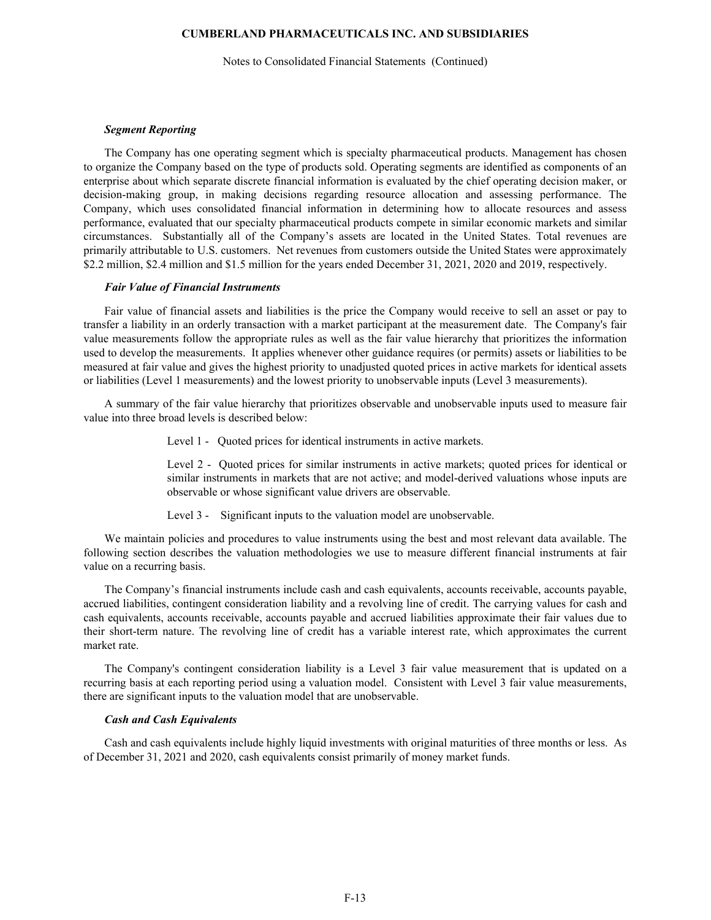### *Segment Reporting*

The Company has one operating segment which is specialty pharmaceutical products. Management has chosen to organize the Company based on the type of products sold. Operating segments are identified as components of an enterprise about which separate discrete financial information is evaluated by the chief operating decision maker, or decision-making group, in making decisions regarding resource allocation and assessing performance. The Company, which uses consolidated financial information in determining how to allocate resources and assess performance, evaluated that our specialty pharmaceutical products compete in similar economic markets and similar circumstances. Substantially all of the Company's assets are located in the United States. Total revenues are primarily attributable to U.S. customers. Net revenues from customers outside the United States were approximately \$2.2 million, \$2.4 million and \$1.5 million for the years ended December 31, 2021, 2020 and 2019, respectively.

### *Fair Value of Financial Instruments*

Fair value of financial assets and liabilities is the price the Company would receive to sell an asset or pay to transfer a liability in an orderly transaction with a market participant at the measurement date. The Company's fair value measurements follow the appropriate rules as well as the fair value hierarchy that prioritizes the information used to develop the measurements. It applies whenever other guidance requires (or permits) assets or liabilities to be measured at fair value and gives the highest priority to unadjusted quoted prices in active markets for identical assets or liabilities (Level 1 measurements) and the lowest priority to unobservable inputs (Level 3 measurements).

A summary of the fair value hierarchy that prioritizes observable and unobservable inputs used to measure fair value into three broad levels is described below:

Level 1 - Quoted prices for identical instruments in active markets.

Level 2 - Quoted prices for similar instruments in active markets; quoted prices for identical or similar instruments in markets that are not active; and model-derived valuations whose inputs are observable or whose significant value drivers are observable.

Level 3 - Significant inputs to the valuation model are unobservable.

We maintain policies and procedures to value instruments using the best and most relevant data available. The following section describes the valuation methodologies we use to measure different financial instruments at fair value on a recurring basis.

The Company's financial instruments include cash and cash equivalents, accounts receivable, accounts payable, accrued liabilities, contingent consideration liability and a revolving line of credit. The carrying values for cash and cash equivalents, accounts receivable, accounts payable and accrued liabilities approximate their fair values due to their short-term nature. The revolving line of credit has a variable interest rate, which approximates the current market rate.

The Company's contingent consideration liability is a Level 3 fair value measurement that is updated on a recurring basis at each reporting period using a valuation model. Consistent with Level 3 fair value measurements, there are significant inputs to the valuation model that are unobservable.

### *Cash and Cash Equivalents*

Cash and cash equivalents include highly liquid investments with original maturities of three months or less. As of December 31, 2021 and 2020, cash equivalents consist primarily of money market funds.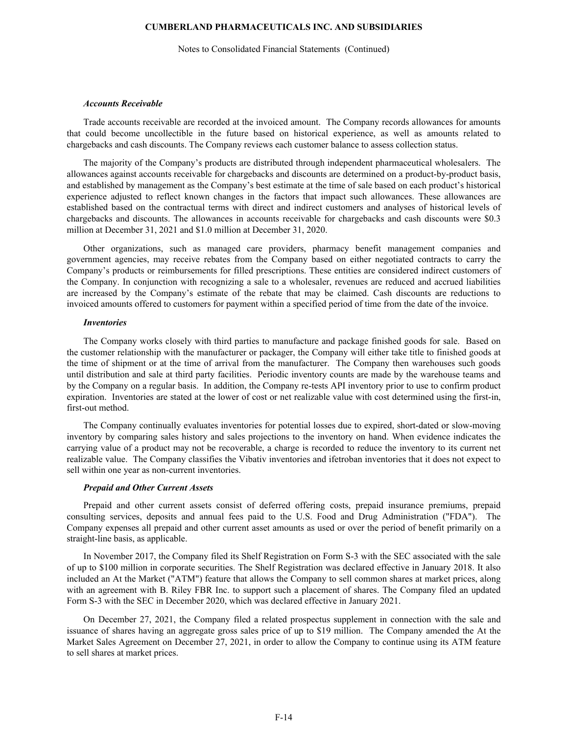***Accounts Receivable***

Trade accounts receivable are recorded at the invoiced amount. The Company records allowances for amounts that could become uncollectible in the future based on historical experience, as well as amounts related to chargebacks and cash discounts. The Company reviews each customer balance to assess collection status.

The majority of the Company's products are distributed through independent pharmaceutical wholesalers. The allowances against accounts receivable for chargebacks and discounts are determined on a product-by-product basis, and established by management as the Company's best estimate at the time of sale based on each product's historical experience adjusted to reflect known changes in the factors that impact such allowances. These allowances are established based on the contractual terms with direct and indirect customers and analyses of historical levels of chargebacks and discounts. The allowances in accounts receivable for chargebacks and cash discounts were $0.3 million at December 31, 2021 and $1.0 million at December 31, 2020.

Other organizations, such as managed care providers, pharmacy benefit management companies and government agencies, may receive rebates from the Company based on either negotiated contracts to carry the Company's products or reimbursements for filled prescriptions. These entities are considered indirect customers of the Company. In conjunction with recognizing a sale to a wholesaler, revenues are reduced and accrued liabilities are increased by the Company's estimate of the rebate that may be claimed. Cash discounts are reductions to invoiced amounts offered to customers for payment within a specified period of time from the date of the invoice.

***Inventories***

The Company works closely with third parties to manufacture and package finished goods for sale. Based on the customer relationship with the manufacturer or packager, the Company will either take title to finished goods at the time of shipment or at the time of arrival from the manufacturer. The Company then warehouses such goods until distribution and sale at third party facilities. Periodic inventory counts are made by the warehouse teams and by the Company on a regular basis. In addition, the Company re-tests API inventory prior to use to confirm product expiration. Inventories are stated at the lower of cost or net realizable value with cost determined using the first-in, first-out method.

The Company continually evaluates inventories for potential losses due to expired, short-dated or slow-moving inventory by comparing sales history and sales projections to the inventory on hand. When evidence indicates the carrying value of a product may not be recoverable, a charge is recorded to reduce the inventory to its current net realizable value. The Company classifies the Vibativ inventories and ifetroban inventories that it does not expect to sell within one year as non-current inventories.

***Prepaid and Other Current Assets***

Prepaid and other current assets consist of deferred offering costs, prepaid insurance premiums, prepaid consulting services, deposits and annual fees paid to the U.S. Food and Drug Administration ("FDA"). The Company expenses all prepaid and other current asset amounts as used or over the period of benefit primarily on a straight-line basis, as applicable.

In November 2017, the Company filed its Shelf Registration on Form S-3 with the SEC associated with the sale of up to $100 million in corporate securities. The Shelf Registration was declared effective in January 2018. It also included an At the Market ("ATM") feature that allows the Company to sell common shares at market prices, along with an agreement with B. Riley FBR Inc. to support such a placement of shares. The Company filed an updated Form S-3 with the SEC in December 2020, which was declared effective in January 2021.

On December 27, 2021, the Company filed a related prospectus supplement in connection with the sale and issuance of shares having an aggregate gross sales price of up to $19 million. The Company amended the At the Market Sales Agreement on December 27, 2021, in order to allow the Company to continue using its ATM feature to sell shares at market prices.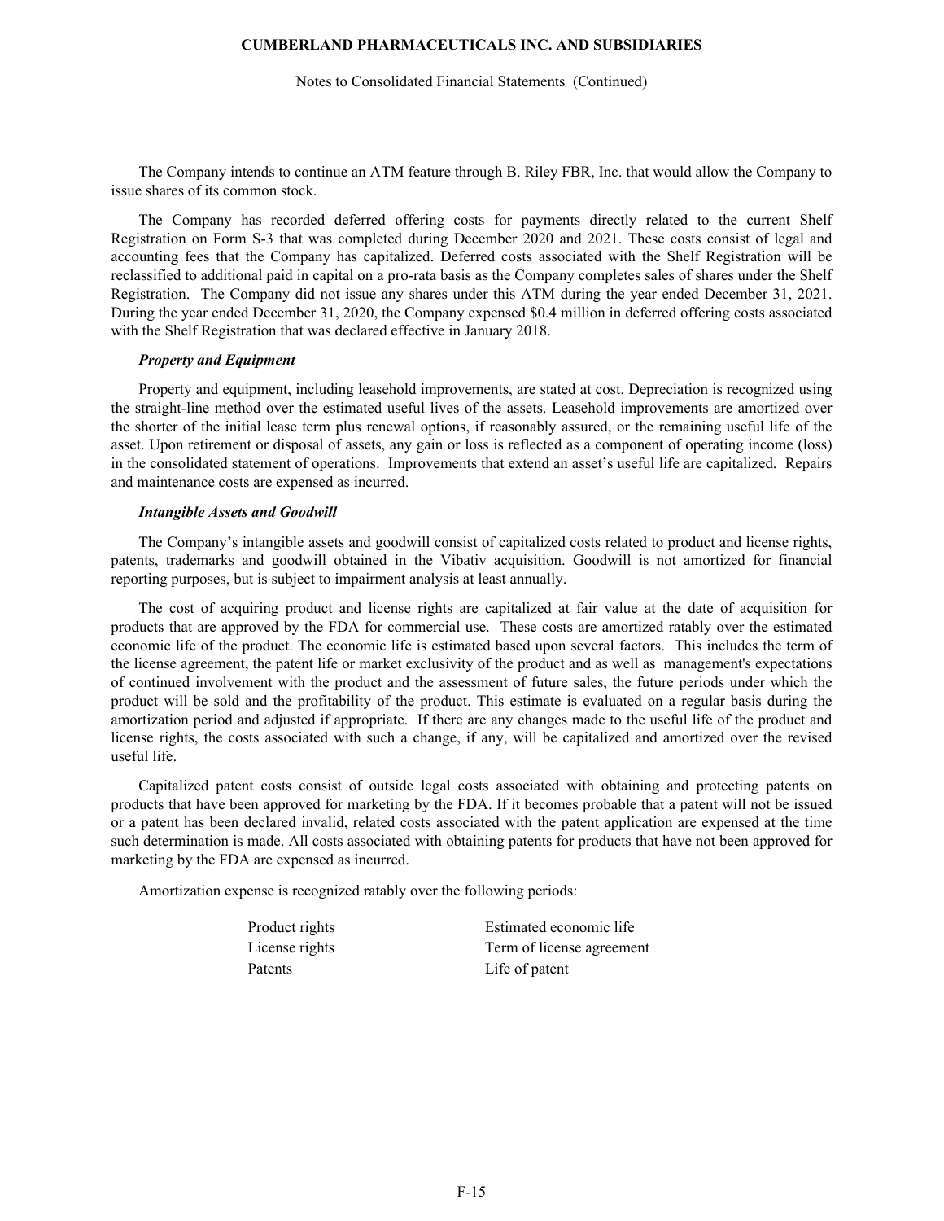The Company intends to continue an ATM feature through B. Riley FBR, Inc. that would allow the Company to issue shares of its common stock.

The Company has recorded deferred offering costs for payments directly related to the current Shelf Registration on Form S-3 that was completed during December 2020 and 2021. These costs consist of legal and accounting fees that the Company has capitalized. Deferred costs associated with the Shelf Registration will be reclassified to additional paid in capital on a pro-rata basis as the Company completes sales of shares under the Shelf Registration. The Company did not issue any shares under this ATM during the year ended December 31, 2021. During the year ended December 31, 2020, the Company expensed $0.4 million in deferred offering costs associated with the Shelf Registration that was declared effective in January 2018.

***Property and Equipment***

Property and equipment, including leasehold improvements, are stated at cost. Depreciation is recognized using the straight-line method over the estimated useful lives of the assets. Leasehold improvements are amortized over the shorter of the initial lease term plus renewal options, if reasonably assured, or the remaining useful life of the asset. Upon retirement or disposal of assets, any gain or loss is reflected as a component of operating income (loss) in the consolidated statement of operations. Improvements that extend an asset's useful life are capitalized. Repairs and maintenance costs are expensed as incurred.

***Intangible Assets and Goodwill***

The Company's intangible assets and goodwill consist of capitalized costs related to product and license rights, patents, trademarks and goodwill obtained in the Vibativ acquisition. Goodwill is not amortized for financial reporting purposes, but is subject to impairment analysis at least annually.

The cost of acquiring product and license rights are capitalized at fair value at the date of acquisition for products that are approved by the FDA for commercial use. These costs are amortized ratably over the estimated economic life of the product. The economic life is estimated based upon several factors. This includes the term of the license agreement, the patent life or market exclusivity of the product and as well as management's expectations of continued involvement with the product and the assessment of future sales, the future periods under which the product will be sold and the profitability of the product. This estimate is evaluated on a regular basis during the amortization period and adjusted if appropriate. If there are any changes made to the useful life of the product and license rights, the costs associated with such a change, if any, will be capitalized and amortized over the revised useful life.

Capitalized patent costs consist of outside legal costs associated with obtaining and protecting patents on products that have been approved for marketing by the FDA. If it becomes probable that a patent will not be issued or a patent has been declared invalid, related costs associated with the patent application are expensed at the time such determination is made. All costs associated with obtaining patents for products that have not been approved for marketing by the FDA are expensed as incurred.

Amortization expense is recognized ratably over the following periods:

| | |
|---|---|
| Product rights | Estimated economic life |
| License rights | Term of license agreement |
| Patents | Life of patent |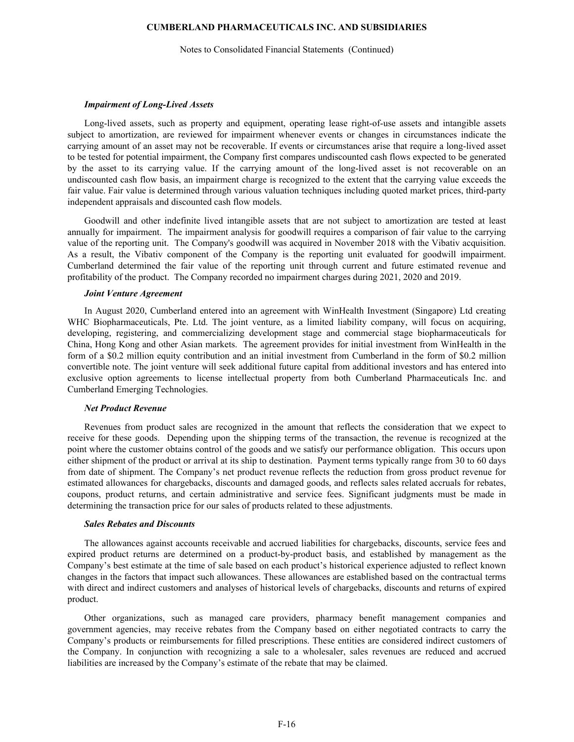### *Impairment of Long-Lived Assets*

Long-lived assets, such as property and equipment, operating lease right-of-use assets and intangible assets subject to amortization, are reviewed for impairment whenever events or changes in circumstances indicate the carrying amount of an asset may not be recoverable. If events or circumstances arise that require a long-lived asset to be tested for potential impairment, the Company first compares undiscounted cash flows expected to be generated by the asset to its carrying value. If the carrying amount of the long-lived asset is not recoverable on an undiscounted cash flow basis, an impairment charge is recognized to the extent that the carrying value exceeds the fair value. Fair value is determined through various valuation techniques including quoted market prices, third-party independent appraisals and discounted cash flow models.

Goodwill and other indefinite lived intangible assets that are not subject to amortization are tested at least annually for impairment. The impairment analysis for goodwill requires a comparison of fair value to the carrying value of the reporting unit. The Company's goodwill was acquired in November 2018 with the Vibativ acquisition. As a result, the Vibativ component of the Company is the reporting unit evaluated for goodwill impairment. Cumberland determined the fair value of the reporting unit through current and future estimated revenue and profitability of the product. The Company recorded no impairment charges during 2021, 2020 and 2019.

### *Joint Venture Agreement*

In August 2020, Cumberland entered into an agreement with WinHealth Investment (Singapore) Ltd creating WHC Biopharmaceuticals, Pte. Ltd. The joint venture, as a limited liability company, will focus on acquiring, developing, registering, and commercializing development stage and commercial stage biopharmaceuticals for China, Hong Kong and other Asian markets. The agreement provides for initial investment from WinHealth in the form of a $0.2 million equity contribution and an initial investment from Cumberland in the form of $0.2 million convertible note. The joint venture will seek additional future capital from additional investors and has entered into exclusive option agreements to license intellectual property from both Cumberland Pharmaceuticals Inc. and Cumberland Emerging Technologies.

### *Net Product Revenue*

Revenues from product sales are recognized in the amount that reflects the consideration that we expect to receive for these goods. Depending upon the shipping terms of the transaction, the revenue is recognized at the point where the customer obtains control of the goods and we satisfy our performance obligation. This occurs upon either shipment of the product or arrival at its ship to destination. Payment terms typically range from 30 to 60 days from date of shipment. The Company's net product revenue reflects the reduction from gross product revenue for estimated allowances for chargebacks, discounts and damaged goods, and reflects sales related accruals for rebates, coupons, product returns, and certain administrative and service fees. Significant judgments must be made in determining the transaction price for our sales of products related to these adjustments.

### *Sales Rebates and Discounts*

The allowances against accounts receivable and accrued liabilities for chargebacks, discounts, service fees and expired product returns are determined on a product-by-product basis, and established by management as the Company's best estimate at the time of sale based on each product's historical experience adjusted to reflect known changes in the factors that impact such allowances. These allowances are established based on the contractual terms with direct and indirect customers and analyses of historical levels of chargebacks, discounts and returns of expired product.

Other organizations, such as managed care providers, pharmacy benefit management companies and government agencies, may receive rebates from the Company based on either negotiated contracts to carry the Company's products or reimbursements for filled prescriptions. These entities are considered indirect customers of the Company. In conjunction with recognizing a sale to a wholesaler, sales revenues are reduced and accrued liabilities are increased by the Company's estimate of the rebate that may be claimed.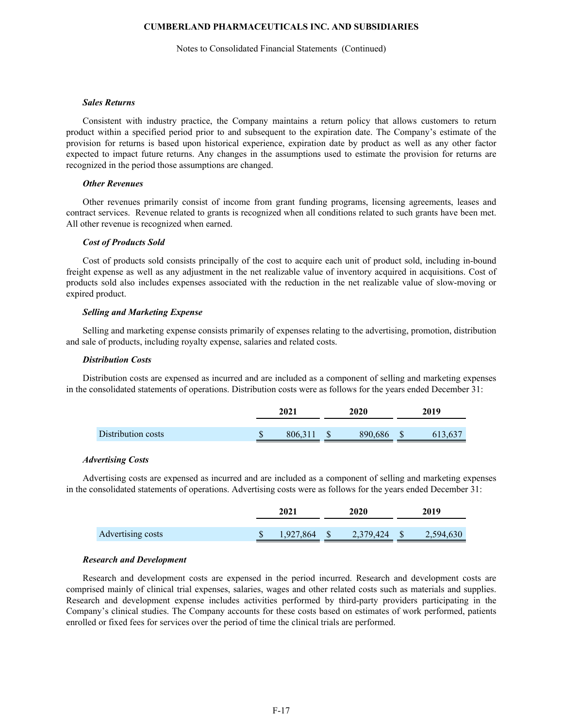### *Sales Returns*

Consistent with industry practice, the Company maintains a return policy that allows customers to return product within a specified period prior to and subsequent to the expiration date. The Company's estimate of the provision for returns is based upon historical experience, expiration date by product as well as any other factor expected to impact future returns. Any changes in the assumptions used to estimate the provision for returns are recognized in the period those assumptions are changed.

### *Other Revenues*

Other revenues primarily consist of income from grant funding programs, licensing agreements, leases and contract services. Revenue related to grants is recognized when all conditions related to such grants have been met. All other revenue is recognized when earned.

### *Cost of Products Sold*

Cost of products sold consists principally of the cost to acquire each unit of product sold, including in-bound freight expense as well as any adjustment in the net realizable value of inventory acquired in acquisitions. Cost of products sold also includes expenses associated with the reduction in the net realizable value of slow-moving or expired product.

### *Selling and Marketing Expense*

Selling and marketing expense consists primarily of expenses relating to the advertising, promotion, distribution and sale of products, including royalty expense, salaries and related costs.

### *Distribution Costs*

Distribution costs are expensed as incurred and are included as a component of selling and marketing expenses in the consolidated statements of operations. Distribution costs were as follows for the years ended December 31:

| | 2021 | 2020 | 2019 |
|---|---|---|---|
| Distribution costs | $ 806,311 | $ 890,686 | $ 613,637 |

### *Advertising Costs*

Advertising costs are expensed as incurred and are included as a component of selling and marketing expenses in the consolidated statements of operations. Advertising costs were as follows for the years ended December 31:

| | 2021 | 2020 | 2019 |
|---|---|---|---|
| Advertising costs | $ 1,927,864 | $ 2,379,424 | $ 2,594,630 |

### *Research and Development*

Research and development costs are expensed in the period incurred. Research and development costs are comprised mainly of clinical trial expenses, salaries, wages and other related costs such as materials and supplies. Research and development expense includes activities performed by third-party providers participating in the Company's clinical studies. The Company accounts for these costs based on estimates of work performed, patients enrolled or fixed fees for services over the period of time the clinical trials are performed.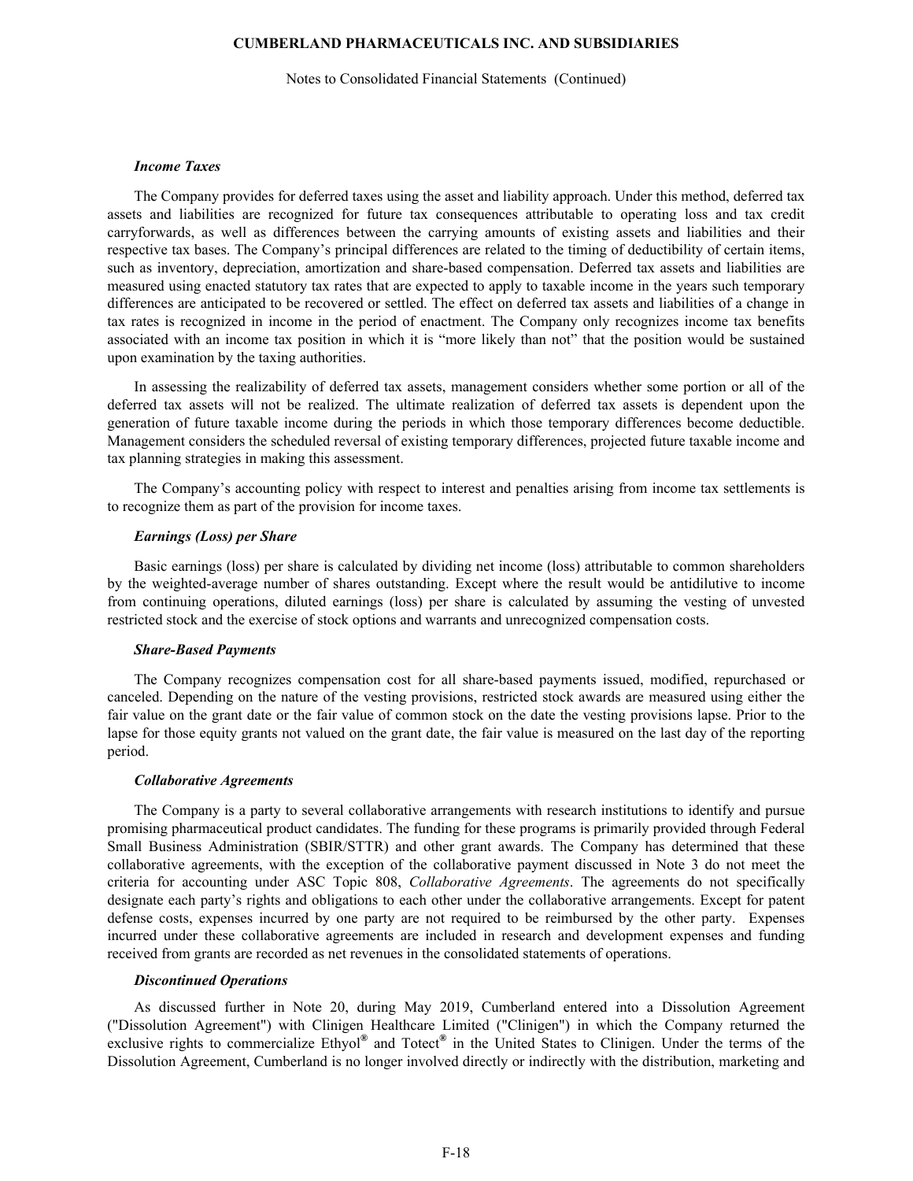### *Income Taxes*

The Company provides for deferred taxes using the asset and liability approach. Under this method, deferred tax assets and liabilities are recognized for future tax consequences attributable to operating loss and tax credit carryforwards, as well as differences between the carrying amounts of existing assets and liabilities and their respective tax bases. The Company's principal differences are related to the timing of deductibility of certain items, such as inventory, depreciation, amortization and share-based compensation. Deferred tax assets and liabilities are measured using enacted statutory tax rates that are expected to apply to taxable income in the years such temporary differences are anticipated to be recovered or settled. The effect on deferred tax assets and liabilities of a change in tax rates is recognized in income in the period of enactment. The Company only recognizes income tax benefits associated with an income tax position in which it is "more likely than not" that the position would be sustained upon examination by the taxing authorities.

In assessing the realizability of deferred tax assets, management considers whether some portion or all of the deferred tax assets will not be realized. The ultimate realization of deferred tax assets is dependent upon the generation of future taxable income during the periods in which those temporary differences become deductible. Management considers the scheduled reversal of existing temporary differences, projected future taxable income and tax planning strategies in making this assessment.

The Company's accounting policy with respect to interest and penalties arising from income tax settlements is to recognize them as part of the provision for income taxes.

### *Earnings (Loss) per Share*

Basic earnings (loss) per share is calculated by dividing net income (loss) attributable to common shareholders by the weighted-average number of shares outstanding. Except where the result would be antidilutive to income from continuing operations, diluted earnings (loss) per share is calculated by assuming the vesting of unvested restricted stock and the exercise of stock options and warrants and unrecognized compensation costs.

### *Share-Based Payments*

The Company recognizes compensation cost for all share-based payments issued, modified, repurchased or canceled. Depending on the nature of the vesting provisions, restricted stock awards are measured using either the fair value on the grant date or the fair value of common stock on the date the vesting provisions lapse. Prior to the lapse for those equity grants not valued on the grant date, the fair value is measured on the last day of the reporting period.

### *Collaborative Agreements*

The Company is a party to several collaborative arrangements with research institutions to identify and pursue promising pharmaceutical product candidates. The funding for these programs is primarily provided through Federal Small Business Administration (SBIR/STTR) and other grant awards. The Company has determined that these collaborative agreements, with the exception of the collaborative payment discussed in Note 3 do not meet the criteria for accounting under ASC Topic 808, *Collaborative Agreements*. The agreements do not specifically designate each party's rights and obligations to each other under the collaborative arrangements. Except for patent defense costs, expenses incurred by one party are not required to be reimbursed by the other party. Expenses incurred under these collaborative agreements are included in research and development expenses and funding received from grants are recorded as net revenues in the consolidated statements of operations.

### *Discontinued Operations*

As discussed further in Note 20, during May 2019, Cumberland entered into a Dissolution Agreement ("Dissolution Agreement") with Clinigen Healthcare Limited ("Clinigen") in which the Company returned the exclusive rights to commercialize Ethyol® and Totect® in the United States to Clinigen. Under the terms of the Dissolution Agreement, Cumberland is no longer involved directly or indirectly with the distribution, marketing and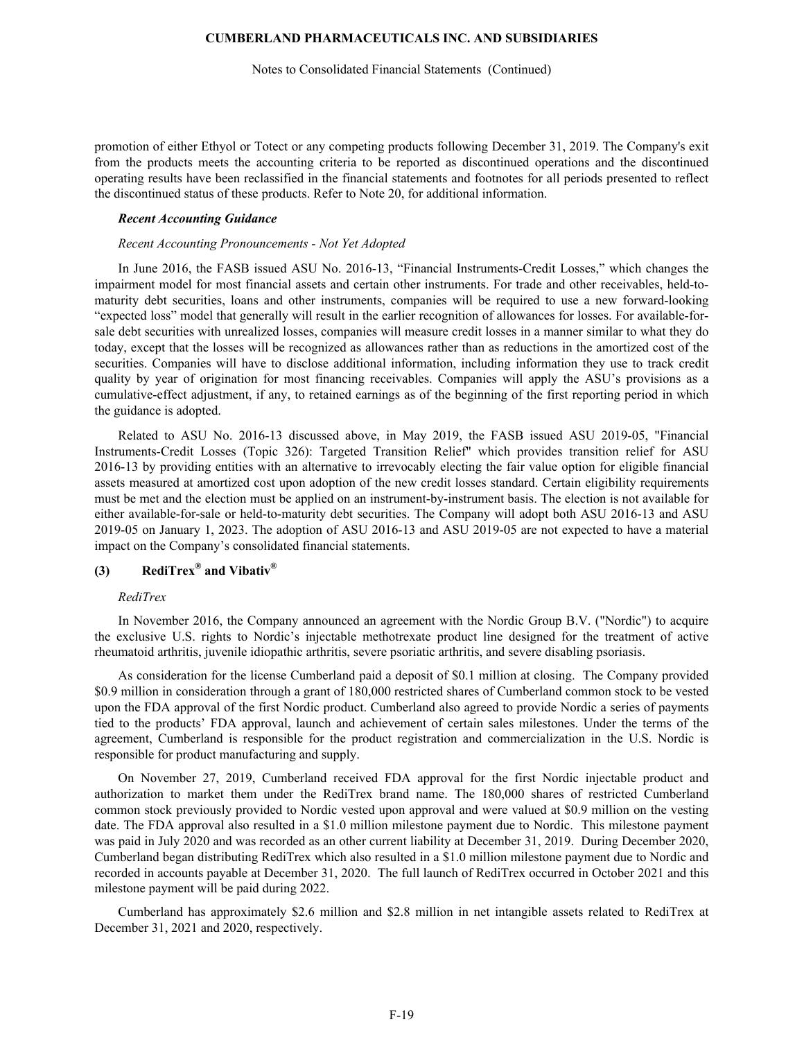promotion of either Ethyol or Totect or any competing products following December 31, 2019. The Company's exit from the products meets the accounting criteria to be reported as discontinued operations and the discontinued operating results have been reclassified in the financial statements and footnotes for all periods presented to reflect the discontinued status of these products. Refer to Note 20, for additional information.

***Recent Accounting Guidance***

*Recent Accounting Pronouncements - Not Yet Adopted*

In June 2016, the FASB issued ASU No. 2016-13, "Financial Instruments-Credit Losses," which changes the impairment model for most financial assets and certain other instruments. For trade and other receivables, held-to-maturity debt securities, loans and other instruments, companies will be required to use a new forward-looking "expected loss" model that generally will result in the earlier recognition of allowances for losses. For available-for-sale debt securities with unrealized losses, companies will measure credit losses in a manner similar to what they do today, except that the losses will be recognized as allowances rather than as reductions in the amortized cost of the securities. Companies will have to disclose additional information, including information they use to track credit quality by year of origination for most financing receivables. Companies will apply the ASU's provisions as a cumulative-effect adjustment, if any, to retained earnings as of the beginning of the first reporting period in which the guidance is adopted.

Related to ASU No. 2016-13 discussed above, in May 2019, the FASB issued ASU 2019-05, "Financial Instruments-Credit Losses (Topic 326): Targeted Transition Relief" which provides transition relief for ASU 2016-13 by providing entities with an alternative to irrevocably electing the fair value option for eligible financial assets measured at amortized cost upon adoption of the new credit losses standard. Certain eligibility requirements must be met and the election must be applied on an instrument-by-instrument basis. The election is not available for either available-for-sale or held-to-maturity debt securities. The Company will adopt both ASU 2016-13 and ASU 2019-05 on January 1, 2023. The adoption of ASU 2016-13 and ASU 2019-05 are not expected to have a material impact on the Company's consolidated financial statements.

## (3) RediTrex® and Vibativ®

*RediTrex*

In November 2016, the Company announced an agreement with the Nordic Group B.V. ("Nordic") to acquire the exclusive U.S. rights to Nordic's injectable methotrexate product line designed for the treatment of active rheumatoid arthritis, juvenile idiopathic arthritis, severe psoriatic arthritis, and severe disabling psoriasis.

As consideration for the license Cumberland paid a deposit of $0.1 million at closing. The Company provided $0.9 million in consideration through a grant of 180,000 restricted shares of Cumberland common stock to be vested upon the FDA approval of the first Nordic product. Cumberland also agreed to provide Nordic a series of payments tied to the products' FDA approval, launch and achievement of certain sales milestones. Under the terms of the agreement, Cumberland is responsible for the product registration and commercialization in the U.S. Nordic is responsible for product manufacturing and supply.

On November 27, 2019, Cumberland received FDA approval for the first Nordic injectable product and authorization to market them under the RediTrex brand name. The 180,000 shares of restricted Cumberland common stock previously provided to Nordic vested upon approval and were valued at $0.9 million on the vesting date. The FDA approval also resulted in a $1.0 million milestone payment due to Nordic. This milestone payment was paid in July 2020 and was recorded as an other current liability at December 31, 2019. During December 2020, Cumberland began distributing RediTrex which also resulted in a $1.0 million milestone payment due to Nordic and recorded in accounts payable at December 31, 2020. The full launch of RediTrex occurred in October 2021 and this milestone payment will be paid during 2022.

Cumberland has approximately $2.6 million and $2.8 million in net intangible assets related to RediTrex at December 31, 2021 and 2020, respectively.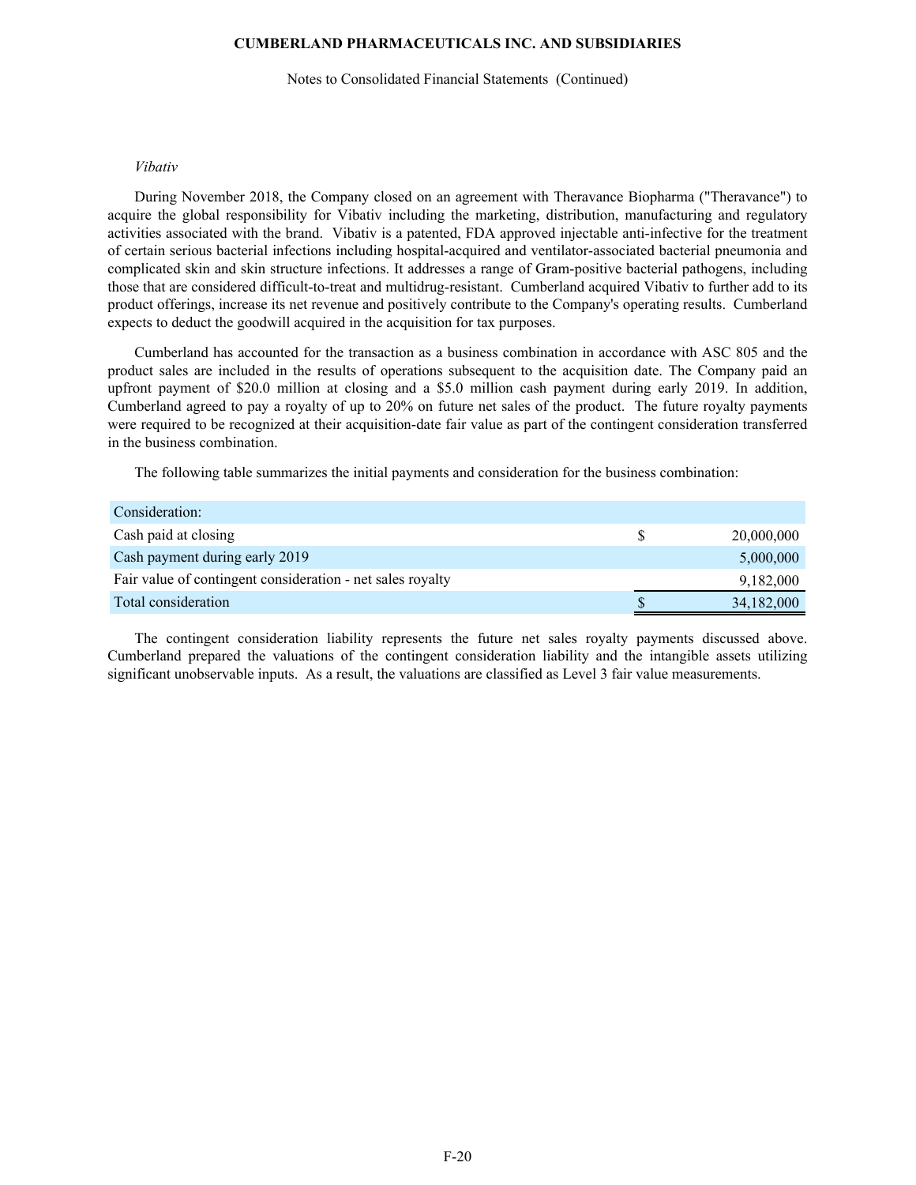*Vibativ*

During November 2018, the Company closed on an agreement with Theravance Biopharma ("Theravance") to acquire the global responsibility for Vibativ including the marketing, distribution, manufacturing and regulatory activities associated with the brand. Vibativ is a patented, FDA approved injectable anti-infective for the treatment of certain serious bacterial infections including hospital-acquired and ventilator-associated bacterial pneumonia and complicated skin and skin structure infections. It addresses a range of Gram-positive bacterial pathogens, including those that are considered difficult-to-treat and multidrug-resistant. Cumberland acquired Vibativ to further add to its product offerings, increase its net revenue and positively contribute to the Company's operating results. Cumberland expects to deduct the goodwill acquired in the acquisition for tax purposes.

Cumberland has accounted for the transaction as a business combination in accordance with ASC 805 and the product sales are included in the results of operations subsequent to the acquisition date. The Company paid an upfront payment of $20.0 million at closing and a $5.0 million cash payment during early 2019. In addition, Cumberland agreed to pay a royalty of up to 20% on future net sales of the product. The future royalty payments were required to be recognized at their acquisition-date fair value as part of the contingent consideration transferred in the business combination.

The following table summarizes the initial payments and consideration for the business combination:

| Consideration: | | |
|---|---|---|
| Cash paid at closing | $ | 20,000,000 |
| Cash payment during early 2019 | | 5,000,000 |
| Fair value of contingent consideration - net sales royalty | | 9,182,000 |
| Total consideration | $ | 34,182,000 |

The contingent consideration liability represents the future net sales royalty payments discussed above. Cumberland prepared the valuations of the contingent consideration liability and the intangible assets utilizing significant unobservable inputs. As a result, the valuations are classified as Level 3 fair value measurements.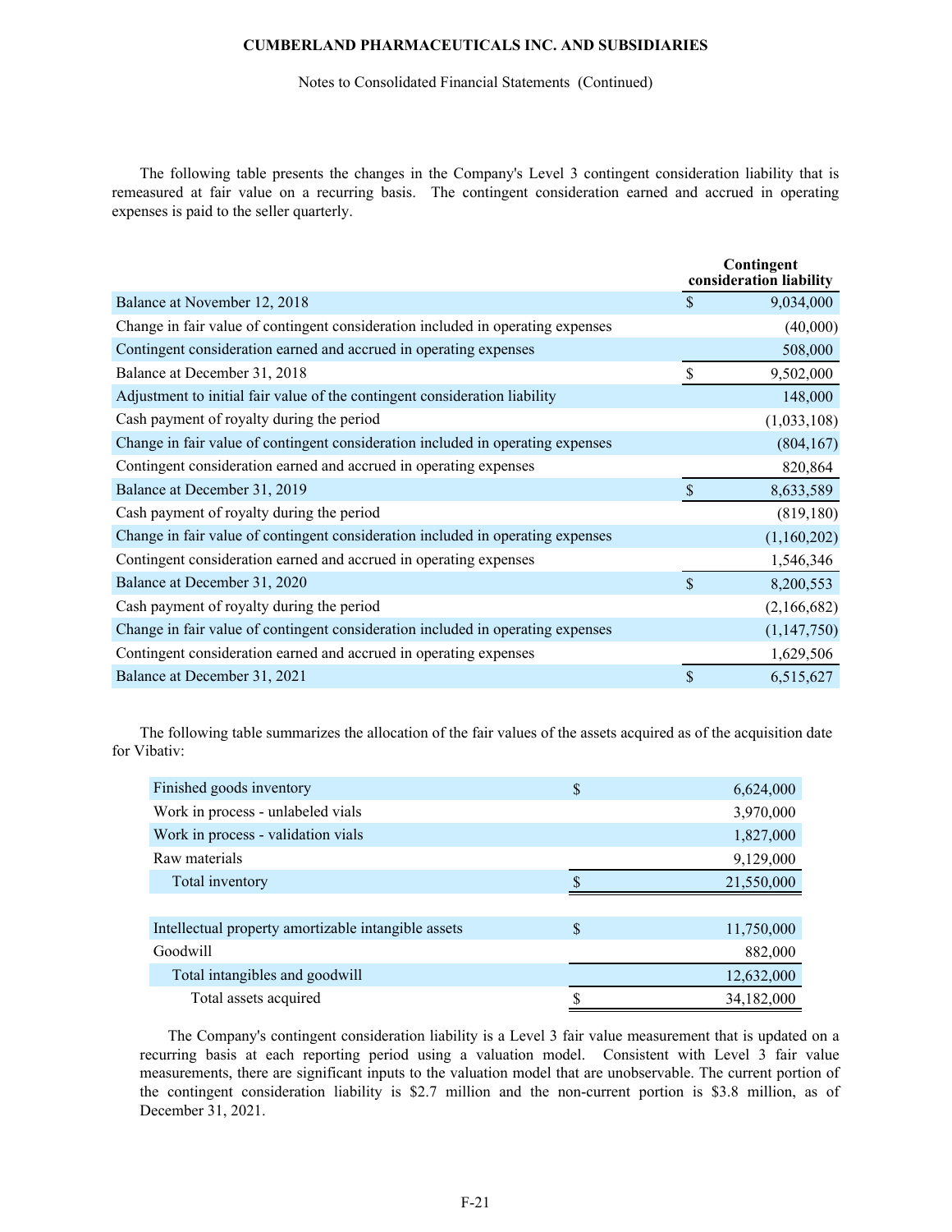The following table presents the changes in the Company's Level 3 contingent consideration liability that is remeasured at fair value on a recurring basis. The contingent consideration earned and accrued in operating expenses is paid to the seller quarterly.

| | Contingent consideration liability |
|---|---|
| Balance at November 12, 2018 | $ 9,034,000 |
| Change in fair value of contingent consideration included in operating expenses | (40,000) |
| Contingent consideration earned and accrued in operating expenses | 508,000 |
| Balance at December 31, 2018 | $ 9,502,000 |
| Adjustment to initial fair value of the contingent consideration liability | 148,000 |
| Cash payment of royalty during the period | (1,033,108) |
| Change in fair value of contingent consideration included in operating expenses | (804,167) |
| Contingent consideration earned and accrued in operating expenses | 820,864 |
| Balance at December 31, 2019 | $ 8,633,589 |
| Cash payment of royalty during the period | (819,180) |
| Change in fair value of contingent consideration included in operating expenses | (1,160,202) |
| Contingent consideration earned and accrued in operating expenses | 1,546,346 |
| Balance at December 31, 2020 | $ 8,200,553 |
| Cash payment of royalty during the period | (2,166,682) |
| Change in fair value of contingent consideration included in operating expenses | (1,147,750) |
| Contingent consideration earned and accrued in operating expenses | 1,629,506 |
| Balance at December 31, 2021 | $ 6,515,627 |

The following table summarizes the allocation of the fair values of the assets acquired as of the acquisition date for Vibativ:

| | |
|---|---|
| Finished goods inventory | $ 6,624,000 |
| Work in process - unlabeled vials | 3,970,000 |
| Work in process - validation vials | 1,827,000 |
| Raw materials | 9,129,000 |
| Total inventory | $ 21,550,000 |
| | |
| Intellectual property amortizable intangible assets | $ 11,750,000 |
| Goodwill | 882,000 |
| Total intangibles and goodwill | 12,632,000 |
| Total assets acquired | $ 34,182,000 |

The Company's contingent consideration liability is a Level 3 fair value measurement that is updated on a recurring basis at each reporting period using a valuation model. Consistent with Level 3 fair value measurements, there are significant inputs to the valuation model that are unobservable. The current portion of the contingent consideration liability is $2.7 million and the non-current portion is $3.8 million, as of December 31, 2021.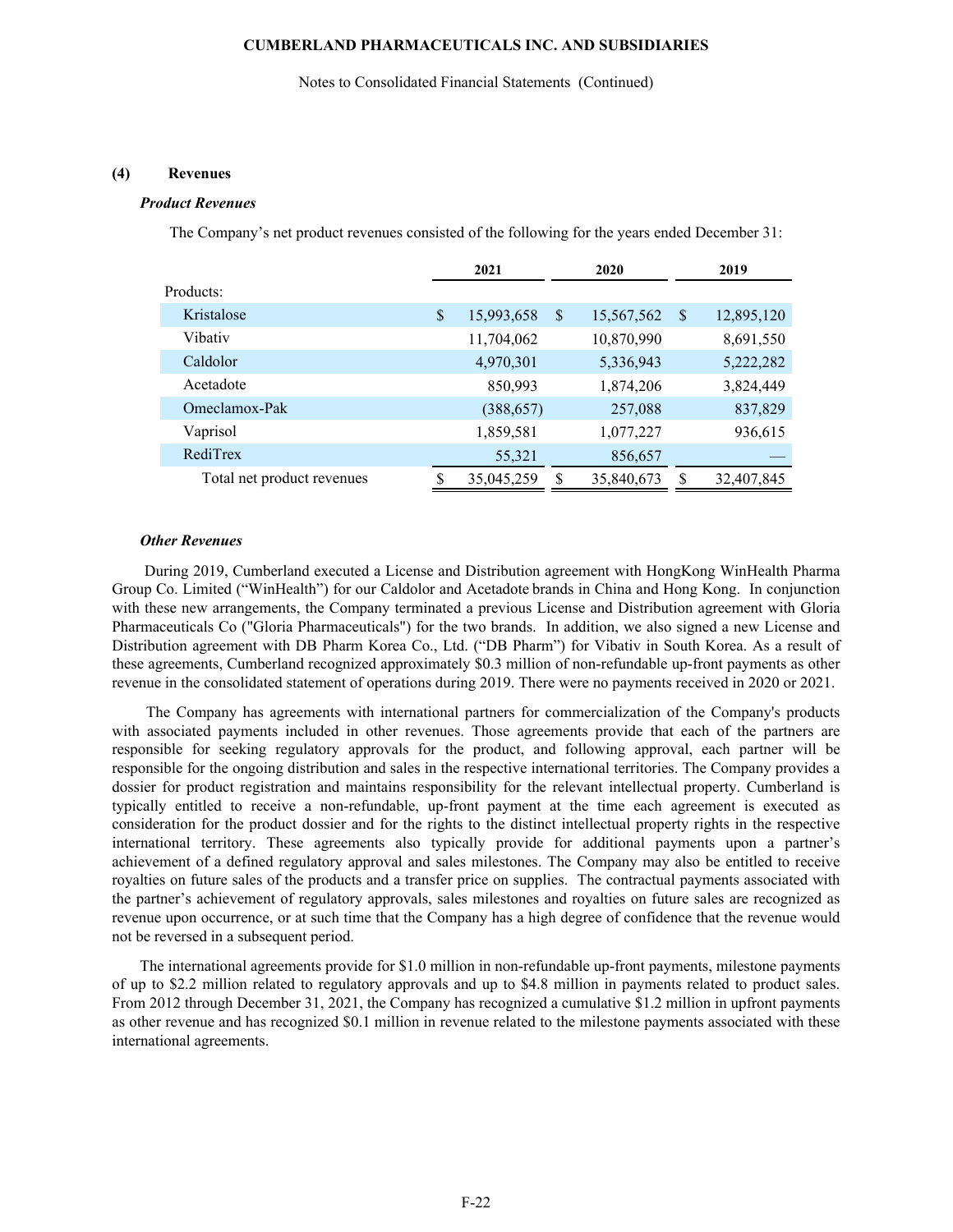### (4) Revenues

***Product Revenues***

The Company's net product revenues consisted of the following for the years ended December 31:

| | 2021 | 2020 | 2019 |
|---|---|---|---|
| Products: | | | |
| Kristalose | $ 15,993,658 | $ 15,567,562 | $ 12,895,120 |
| Vibativ | 11,704,062 | 10,870,990 | 8,691,550 |
| Caldolor | 4,970,301 | 5,336,943 | 5,222,282 |
| Acetadote | 850,993 | 1,874,206 | 3,824,449 |
| Omeclamox-Pak | (388,657) | 257,088 | 837,829 |
| Vaprisol | 1,859,581 | 1,077,227 | 936,615 |
| RediTrex | 55,321 | 856,657 | — |
| Total net product revenues | $ 35,045,259 | $ 35,840,673 | $ 32,407,845 |

***Other Revenues***

During 2019, Cumberland executed a License and Distribution agreement with HongKong WinHealth Pharma Group Co. Limited ("WinHealth") for our Caldolor and Acetadote brands in China and Hong Kong. In conjunction with these new arrangements, the Company terminated a previous License and Distribution agreement with Gloria Pharmaceuticals Co ("Gloria Pharmaceuticals") for the two brands. In addition, we also signed a new License and Distribution agreement with DB Pharm Korea Co., Ltd. ("DB Pharm") for Vibativ in South Korea. As a result of these agreements, Cumberland recognized approximately $0.3 million of non-refundable up-front payments as other revenue in the consolidated statement of operations during 2019. There were no payments received in 2020 or 2021.

The Company has agreements with international partners for commercialization of the Company's products with associated payments included in other revenues. Those agreements provide that each of the partners are responsible for seeking regulatory approvals for the product, and following approval, each partner will be responsible for the ongoing distribution and sales in the respective international territories. The Company provides a dossier for product registration and maintains responsibility for the relevant intellectual property. Cumberland is typically entitled to receive a non-refundable, up-front payment at the time each agreement is executed as consideration for the product dossier and for the rights to the distinct intellectual property rights in the respective international territory. These agreements also typically provide for additional payments upon a partner's achievement of a defined regulatory approval and sales milestones. The Company may also be entitled to receive royalties on future sales of the products and a transfer price on supplies. The contractual payments associated with the partner's achievement of regulatory approvals, sales milestones and royalties on future sales are recognized as revenue upon occurrence, or at such time that the Company has a high degree of confidence that the revenue would not be reversed in a subsequent period.

The international agreements provide for $1.0 million in non-refundable up-front payments, milestone payments of up to $2.2 million related to regulatory approvals and up to $4.8 million in payments related to product sales. From 2012 through December 31, 2021, the Company has recognized a cumulative $1.2 million in upfront payments as other revenue and has recognized $0.1 million in revenue related to the milestone payments associated with these international agreements.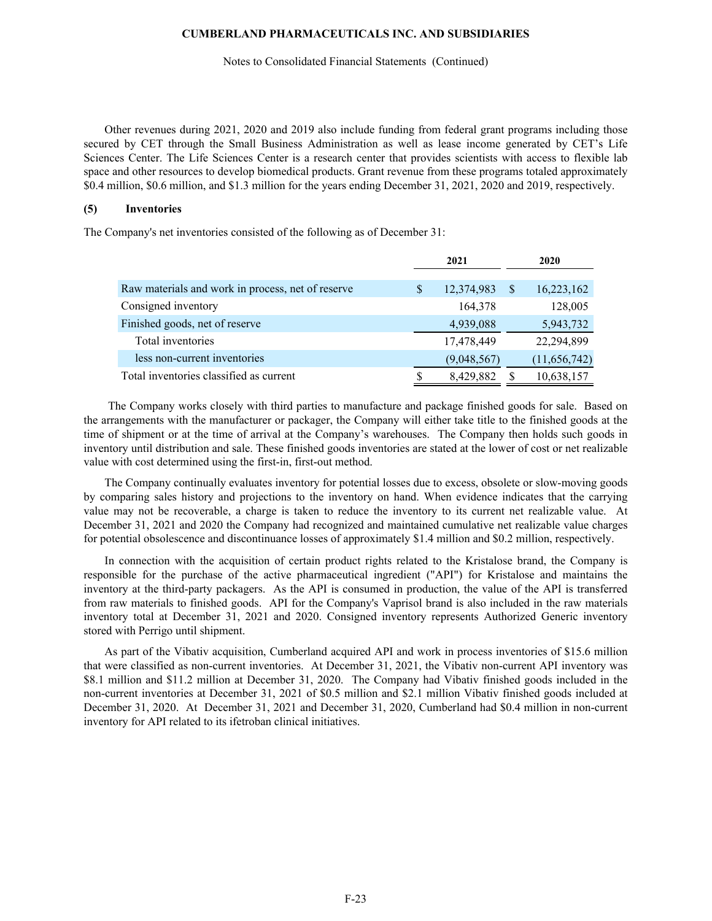Other revenues during 2021, 2020 and 2019 also include funding from federal grant programs including those secured by CET through the Small Business Administration as well as lease income generated by CET's Life Sciences Center. The Life Sciences Center is a research center that provides scientists with access to flexible lab space and other resources to develop biomedical products. Grant revenue from these programs totaled approximately $0.4 million, $0.6 million, and $1.3 million for the years ending December 31, 2021, 2020 and 2019, respectively.

### (5) Inventories

The Company's net inventories consisted of the following as of December 31:

| | 2021 | 2020 |
|---|---|---|
| Raw materials and work in process, net of reserve | $ 12,374,983 | $ 16,223,162 |
| Consigned inventory | 164,378 | 128,005 |
| Finished goods, net of reserve | 4,939,088 | 5,943,732 |
| Total inventories | 17,478,449 | 22,294,899 |
| less non-current inventories | (9,048,567) | (11,656,742) |
| Total inventories classified as current | $ 8,429,882 | $ 10,638,157 |

The Company works closely with third parties to manufacture and package finished goods for sale. Based on the arrangements with the manufacturer or packager, the Company will either take title to the finished goods at the time of shipment or at the time of arrival at the Company's warehouses. The Company then holds such goods in inventory until distribution and sale. These finished goods inventories are stated at the lower of cost or net realizable value with cost determined using the first-in, first-out method.

The Company continually evaluates inventory for potential losses due to excess, obsolete or slow-moving goods by comparing sales history and projections to the inventory on hand. When evidence indicates that the carrying value may not be recoverable, a charge is taken to reduce the inventory to its current net realizable value. At December 31, 2021 and 2020 the Company had recognized and maintained cumulative net realizable value charges for potential obsolescence and discontinuance losses of approximately $1.4 million and $0.2 million, respectively.

In connection with the acquisition of certain product rights related to the Kristalose brand, the Company is responsible for the purchase of the active pharmaceutical ingredient ("API") for Kristalose and maintains the inventory at the third-party packagers. As the API is consumed in production, the value of the API is transferred from raw materials to finished goods. API for the Company's Vaprisol brand is also included in the raw materials inventory total at December 31, 2021 and 2020. Consigned inventory represents Authorized Generic inventory stored with Perrigo until shipment.

As part of the Vibativ acquisition, Cumberland acquired API and work in process inventories of $15.6 million that were classified as non-current inventories. At December 31, 2021, the Vibativ non-current API inventory was $8.1 million and $11.2 million at December 31, 2020. The Company had Vibativ finished goods included in the non-current inventories at December 31, 2021 of $0.5 million and $2.1 million Vibativ finished goods included at December 31, 2020. At December 31, 2021 and December 31, 2020, Cumberland had $0.4 million in non-current inventory for API related to its ifetroban clinical initiatives.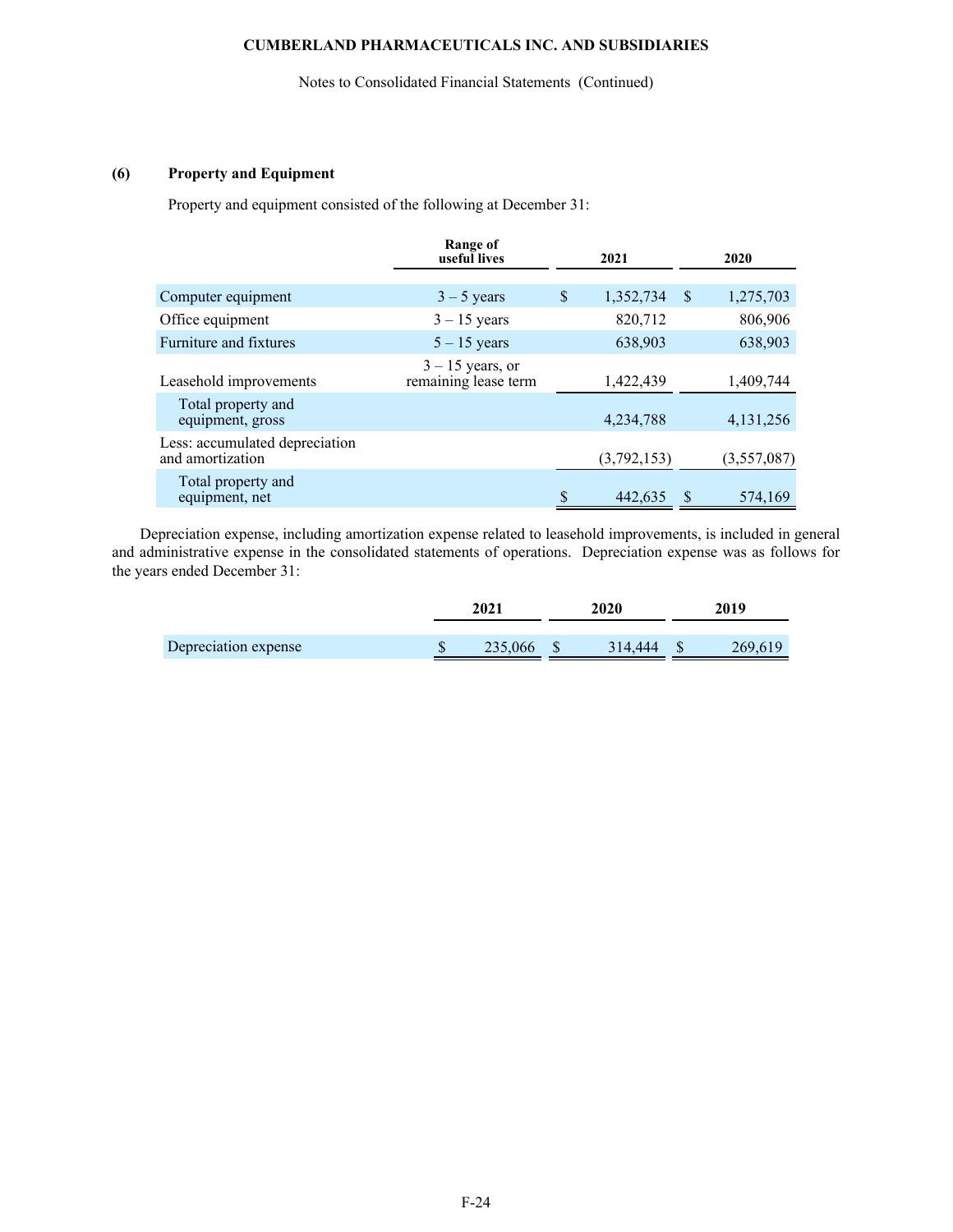### (6) Property and Equipment

Property and equipment consisted of the following at December 31:

| | Range of useful lives | 2021 | 2020 |
|---|---|---|---|
| Computer equipment | 3 – 5 years | $ 1,352,734 | $ 1,275,703 |
| Office equipment | 3 – 15 years | 820,712 | 806,906 |
| Furniture and fixtures | 5 – 15 years | 638,903 | 638,903 |
| Leasehold improvements | 3 – 15 years, or remaining lease term | 1,422,439 | 1,409,744 |
| Total property and equipment, gross | | 4,234,788 | 4,131,256 |
| Less: accumulated depreciation and amortization | | (3,792,153) | (3,557,087) |
| Total property and equipment, net | | $ 442,635 | $ 574,169 |

Depreciation expense, including amortization expense related to leasehold improvements, is included in general and administrative expense in the consolidated statements of operations. Depreciation expense was as follows for the years ended December 31:

| | 2021 | 2020 | 2019 |
|---|---|---|---|
| Depreciation expense | $ 235,066 | $ 314,444 | $ 269,619 |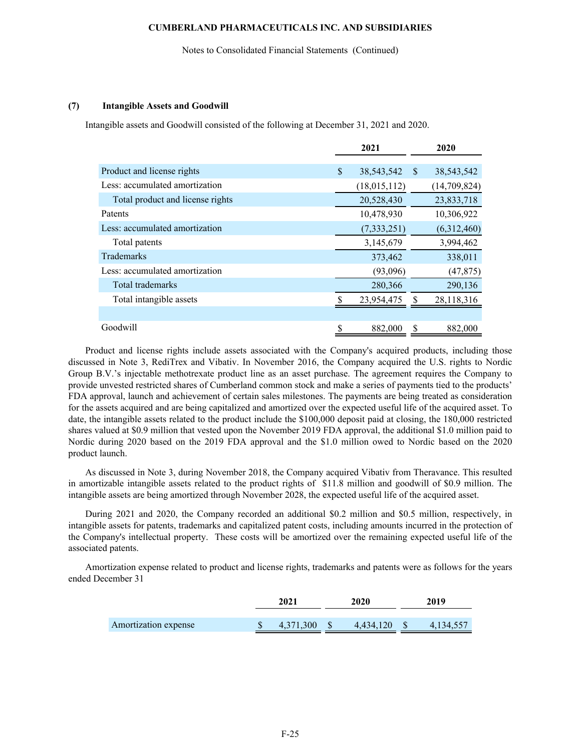### (7) Intangible Assets and Goodwill

Intangible assets and Goodwill consisted of the following at December 31, 2021 and 2020.

| | 2021 | 2020 |
|---|---|---|
| Product and license rights | $ 38,543,542 | $ 38,543,542 |
| Less: accumulated amortization | (18,015,112) | (14,709,824) |
| Total product and license rights | 20,528,430 | 23,833,718 |
| Patents | 10,478,930 | 10,306,922 |
| Less: accumulated amortization | (7,333,251) | (6,312,460) |
| Total patents | 3,145,679 | 3,994,462 |
| Trademarks | 373,462 | 338,011 |
| Less: accumulated amortization | (93,096) | (47,875) |
| Total trademarks | 280,366 | 290,136 |
| Total intangible assets | $ 23,954,475 | $ 28,118,316 |
| | | |
| Goodwill | $ 882,000 | $ 882,000 |

Product and license rights include assets associated with the Company's acquired products, including those discussed in Note 3, RediTrex and Vibativ. In November 2016, the Company acquired the U.S. rights to Nordic Group B.V.'s injectable methotrexate product line as an asset purchase. The agreement requires the Company to provide unvested restricted shares of Cumberland common stock and make a series of payments tied to the products' FDA approval, launch and achievement of certain sales milestones. The payments are being treated as consideration for the assets acquired and are being capitalized and amortized over the expected useful life of the acquired asset. To date, the intangible assets related to the product include the $100,000 deposit paid at closing, the 180,000 restricted shares valued at $0.9 million that vested upon the November 2019 FDA approval, the additional $1.0 million paid to Nordic during 2020 based on the 2019 FDA approval and the $1.0 million owed to Nordic based on the 2020 product launch.

As discussed in Note 3, during November 2018, the Company acquired Vibativ from Theravance. This resulted in amortizable intangible assets related to the product rights of $11.8 million and goodwill of $0.9 million. The intangible assets are being amortized through November 2028, the expected useful life of the acquired asset.

During 2021 and 2020, the Company recorded an additional $0.2 million and $0.5 million, respectively, in intangible assets for patents, trademarks and capitalized patent costs, including amounts incurred in the protection of the Company's intellectual property. These costs will be amortized over the remaining expected useful life of the associated patents.

Amortization expense related to product and license rights, trademarks and patents were as follows for the years ended December 31

| | 2021 | 2020 | 2019 |
|---|---|---|---|
| Amortization expense | $ 4,371,300 | $ 4,434,120 | $ 4,134,557 |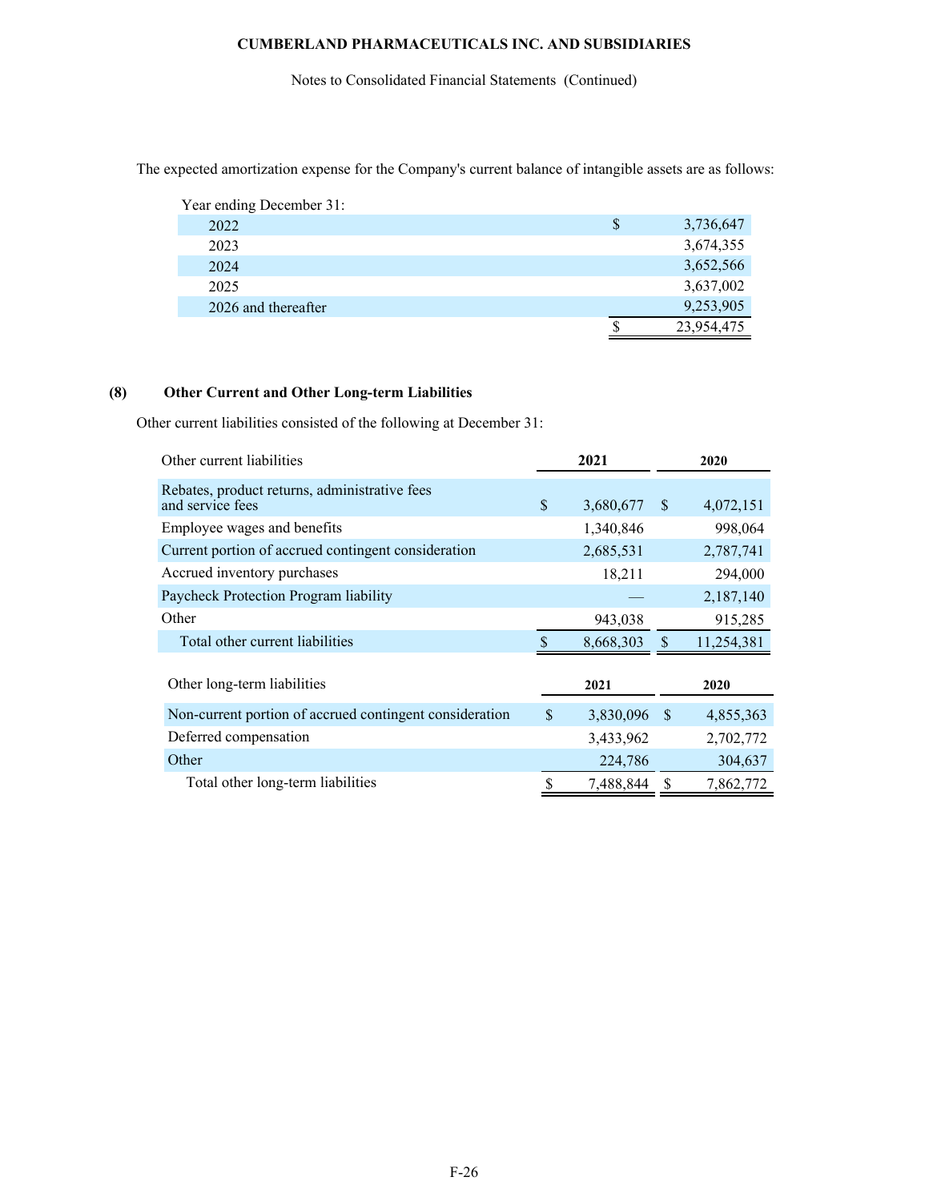The expected amortization expense for the Company's current balance of intangible assets are as follows:

| Year ending December 31: | | |
|---|---|---|
| 2022 | $ | 3,736,647 |
| 2023 | | 3,674,355 |
| 2024 | | 3,652,566 |
| 2025 | | 3,637,002 |
| 2026 and thereafter | | 9,253,905 |
| | $ | 23,954,475 |

## (8) Other Current and Other Long-term Liabilities

Other current liabilities consisted of the following at December 31:

| Other current liabilities | 2021 | 2020 |
|---|---|---|
| Rebates, product returns, administrative fees and service fees | $ 3,680,677 | $ 4,072,151 |
| Employee wages and benefits | 1,340,846 | 998,064 |
| Current portion of accrued contingent consideration | 2,685,531 | 2,787,741 |
| Accrued inventory purchases | 18,211 | 294,000 |
| Paycheck Protection Program liability | — | 2,187,140 |
| Other | 943,038 | 915,285 |
| Total other current liabilities | $ 8,668,303 | $ 11,254,381 |

| Other long-term liabilities | 2021 | 2020 |
|---|---|---|
| Non-current portion of accrued contingent consideration | $ 3,830,096 | $ 4,855,363 |
| Deferred compensation | 3,433,962 | 2,702,772 |
| Other | 224,786 | 304,637 |
| Total other long-term liabilities | $ 7,488,844 | $ 7,862,772 |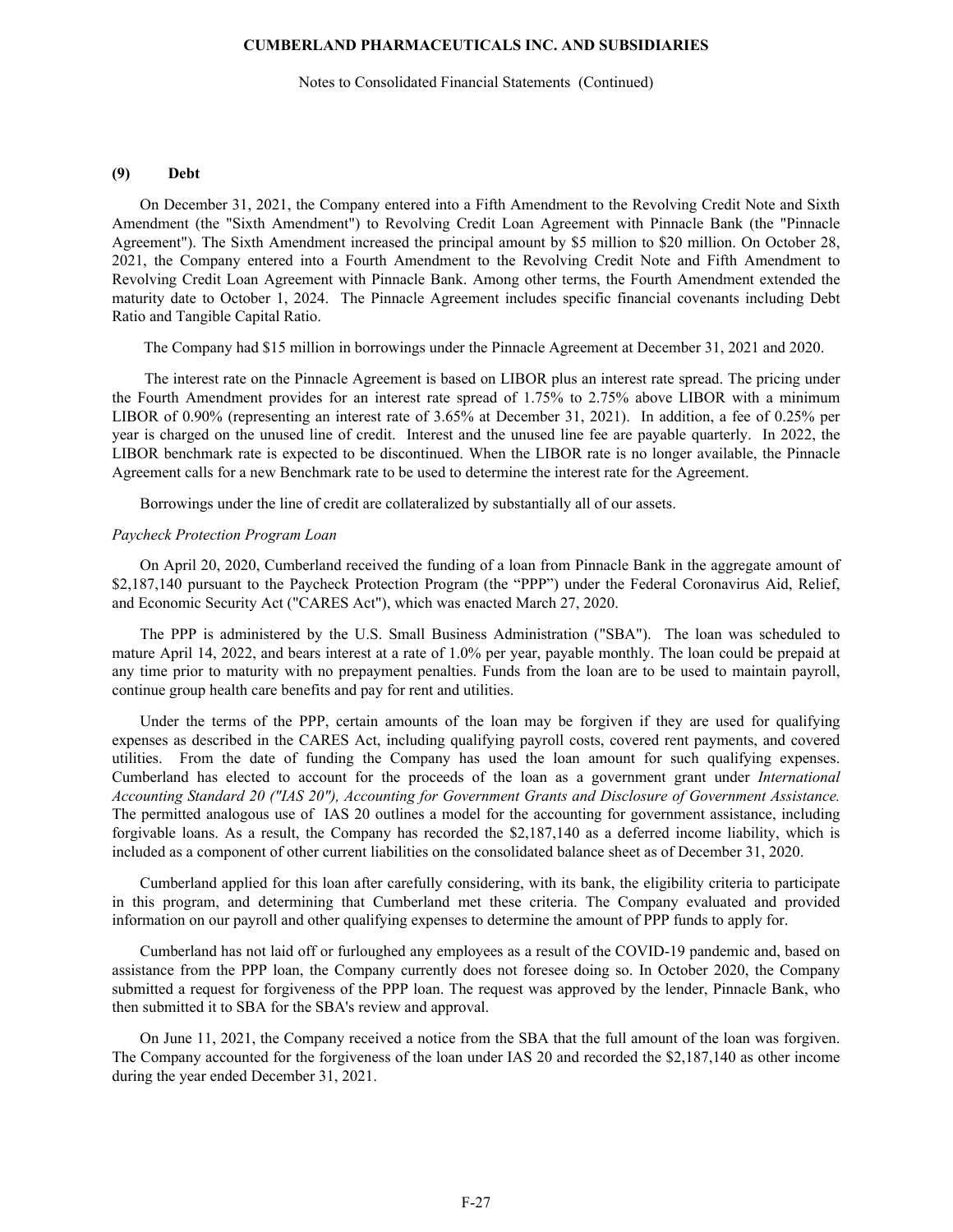## (9) Debt

On December 31, 2021, the Company entered into a Fifth Amendment to the Revolving Credit Note and Sixth Amendment (the "Sixth Amendment") to Revolving Credit Loan Agreement with Pinnacle Bank (the "Pinnacle Agreement"). The Sixth Amendment increased the principal amount by $5 million to $20 million. On October 28, 2021, the Company entered into a Fourth Amendment to the Revolving Credit Note and Fifth Amendment to Revolving Credit Loan Agreement with Pinnacle Bank. Among other terms, the Fourth Amendment extended the maturity date to October 1, 2024. The Pinnacle Agreement includes specific financial covenants including Debt Ratio and Tangible Capital Ratio.

The Company had $15 million in borrowings under the Pinnacle Agreement at December 31, 2021 and 2020.

The interest rate on the Pinnacle Agreement is based on LIBOR plus an interest rate spread. The pricing under the Fourth Amendment provides for an interest rate spread of 1.75% to 2.75% above LIBOR with a minimum LIBOR of 0.90% (representing an interest rate of 3.65% at December 31, 2021). In addition, a fee of 0.25% per year is charged on the unused line of credit. Interest and the unused line fee are payable quarterly. In 2022, the LIBOR benchmark rate is expected to be discontinued. When the LIBOR rate is no longer available, the Pinnacle Agreement calls for a new Benchmark rate to be used to determine the interest rate for the Agreement.

Borrowings under the line of credit are collateralized by substantially all of our assets.

*Paycheck Protection Program Loan*

On April 20, 2020, Cumberland received the funding of a loan from Pinnacle Bank in the aggregate amount of $2,187,140 pursuant to the Paycheck Protection Program (the "PPP") under the Federal Coronavirus Aid, Relief, and Economic Security Act ("CARES Act"), which was enacted March 27, 2020.

The PPP is administered by the U.S. Small Business Administration ("SBA"). The loan was scheduled to mature April 14, 2022, and bears interest at a rate of 1.0% per year, payable monthly. The loan could be prepaid at any time prior to maturity with no prepayment penalties. Funds from the loan are to be used to maintain payroll, continue group health care benefits and pay for rent and utilities.

Under the terms of the PPP, certain amounts of the loan may be forgiven if they are used for qualifying expenses as described in the CARES Act, including qualifying payroll costs, covered rent payments, and covered utilities. From the date of funding the Company has used the loan amount for such qualifying expenses. Cumberland has elected to account for the proceeds of the loan as a government grant under *International Accounting Standard 20 ("IAS 20"), Accounting for Government Grants and Disclosure of Government Assistance.* The permitted analogous use of IAS 20 outlines a model for the accounting for government assistance, including forgivable loans. As a result, the Company has recorded the $2,187,140 as a deferred income liability, which is included as a component of other current liabilities on the consolidated balance sheet as of December 31, 2020.

Cumberland applied for this loan after carefully considering, with its bank, the eligibility criteria to participate in this program, and determining that Cumberland met these criteria. The Company evaluated and provided information on our payroll and other qualifying expenses to determine the amount of PPP funds to apply for.

Cumberland has not laid off or furloughed any employees as a result of the COVID-19 pandemic and, based on assistance from the PPP loan, the Company currently does not foresee doing so. In October 2020, the Company submitted a request for forgiveness of the PPP loan. The request was approved by the lender, Pinnacle Bank, who then submitted it to SBA for the SBA's review and approval.

On June 11, 2021, the Company received a notice from the SBA that the full amount of the loan was forgiven. The Company accounted for the forgiveness of the loan under IAS 20 and recorded the $2,187,140 as other income during the year ended December 31, 2021.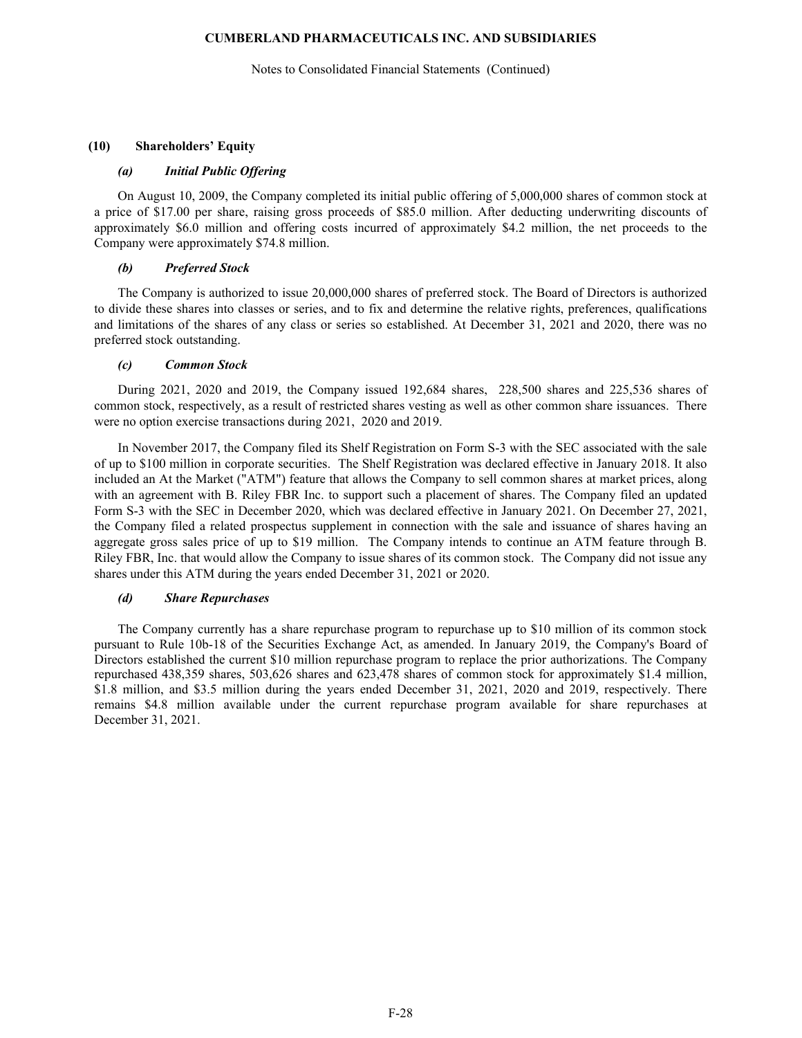## (10) Shareholders' Equity

### *(a) Initial Public Offering*

On August 10, 2009, the Company completed its initial public offering of 5,000,000 shares of common stock at a price of $17.00 per share, raising gross proceeds of $85.0 million. After deducting underwriting discounts of approximately $6.0 million and offering costs incurred of approximately $4.2 million, the net proceeds to the Company were approximately $74.8 million.

### *(b) Preferred Stock*

The Company is authorized to issue 20,000,000 shares of preferred stock. The Board of Directors is authorized to divide these shares into classes or series, and to fix and determine the relative rights, preferences, qualifications and limitations of the shares of any class or series so established. At December 31, 2021 and 2020, there was no preferred stock outstanding.

### *(c) Common Stock*

During 2021, 2020 and 2019, the Company issued 192,684 shares, 228,500 shares and 225,536 shares of common stock, respectively, as a result of restricted shares vesting as well as other common share issuances. There were no option exercise transactions during 2021, 2020 and 2019.

In November 2017, the Company filed its Shelf Registration on Form S-3 with the SEC associated with the sale of up to $100 million in corporate securities. The Shelf Registration was declared effective in January 2018. It also included an At the Market ("ATM") feature that allows the Company to sell common shares at market prices, along with an agreement with B. Riley FBR Inc. to support such a placement of shares. The Company filed an updated Form S-3 with the SEC in December 2020, which was declared effective in January 2021. On December 27, 2021, the Company filed a related prospectus supplement in connection with the sale and issuance of shares having an aggregate gross sales price of up to $19 million. The Company intends to continue an ATM feature through B. Riley FBR, Inc. that would allow the Company to issue shares of its common stock. The Company did not issue any shares under this ATM during the years ended December 31, 2021 or 2020.

### *(d) Share Repurchases*

The Company currently has a share repurchase program to repurchase up to $10 million of its common stock pursuant to Rule 10b-18 of the Securities Exchange Act, as amended. In January 2019, the Company's Board of Directors established the current $10 million repurchase program to replace the prior authorizations. The Company repurchased 438,359 shares, 503,626 shares and 623,478 shares of common stock for approximately $1.4 million, $1.8 million, and $3.5 million during the years ended December 31, 2021, 2020 and 2019, respectively. There remains $4.8 million available under the current repurchase program available for share repurchases at December 31, 2021.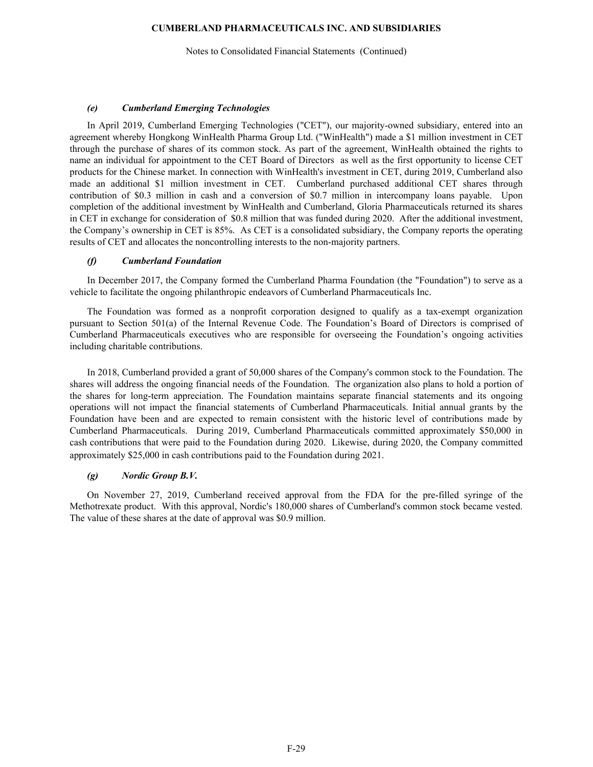### *(e) Cumberland Emerging Technologies*

In April 2019, Cumberland Emerging Technologies ("CET"), our majority-owned subsidiary, entered into an agreement whereby Hongkong WinHealth Pharma Group Ltd. ("WinHealth") made a $1 million investment in CET through the purchase of shares of its common stock. As part of the agreement, WinHealth obtained the rights to name an individual for appointment to the CET Board of Directors as well as the first opportunity to license CET products for the Chinese market. In connection with WinHealth's investment in CET, during 2019, Cumberland also made an additional $1 million investment in CET. Cumberland purchased additional CET shares through contribution of $0.3 million in cash and a conversion of $0.7 million in intercompany loans payable. Upon completion of the additional investment by WinHealth and Cumberland, Gloria Pharmaceuticals returned its shares in CET in exchange for consideration of $0.8 million that was funded during 2020. After the additional investment, the Company's ownership in CET is 85%. As CET is a consolidated subsidiary, the Company reports the operating results of CET and allocates the noncontrolling interests to the non-majority partners.

### *(f) Cumberland Foundation*

In December 2017, the Company formed the Cumberland Pharma Foundation (the "Foundation") to serve as a vehicle to facilitate the ongoing philanthropic endeavors of Cumberland Pharmaceuticals Inc.

The Foundation was formed as a nonprofit corporation designed to qualify as a tax-exempt organization pursuant to Section 501(a) of the Internal Revenue Code. The Foundation's Board of Directors is comprised of Cumberland Pharmaceuticals executives who are responsible for overseeing the Foundation's ongoing activities including charitable contributions.

In 2018, Cumberland provided a grant of 50,000 shares of the Company's common stock to the Foundation. The shares will address the ongoing financial needs of the Foundation. The organization also plans to hold a portion of the shares for long-term appreciation. The Foundation maintains separate financial statements and its ongoing operations will not impact the financial statements of Cumberland Pharmaceuticals. Initial annual grants by the Foundation have been and are expected to remain consistent with the historic level of contributions made by Cumberland Pharmaceuticals. During 2019, Cumberland Pharmaceuticals committed approximately $50,000 in cash contributions that were paid to the Foundation during 2020. Likewise, during 2020, the Company committed approximately $25,000 in cash contributions paid to the Foundation during 2021.

### *(g) Nordic Group B.V.*

On November 27, 2019, Cumberland received approval from the FDA for the pre-filled syringe of the Methotrexate product. With this approval, Nordic's 180,000 shares of Cumberland's common stock became vested. The value of these shares at the date of approval was $0.9 million.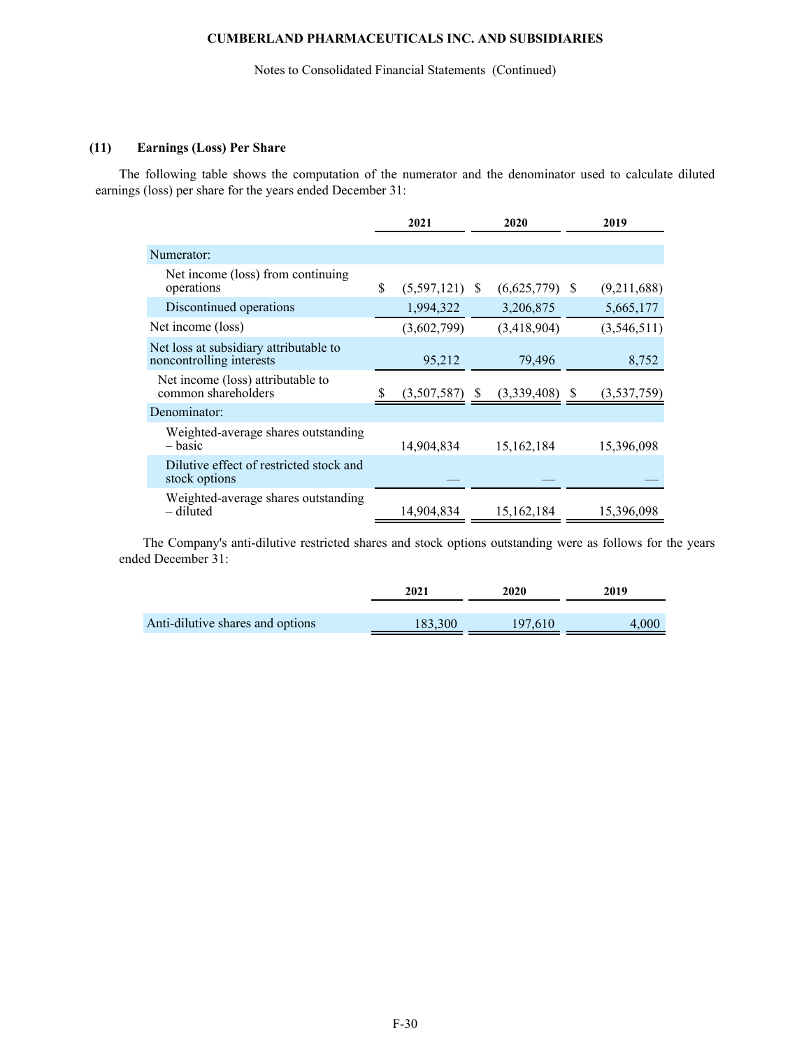### (11) Earnings (Loss) Per Share

The following table shows the computation of the numerator and the denominator used to calculate diluted earnings (loss) per share for the years ended December 31:

| | 2021 | 2020 | 2019 |
|---|---|---|---|
| Numerator: | | | |
| Net income (loss) from continuing operations | $ (5,597,121) | $ (6,625,779) | $ (9,211,688) |
| Discontinued operations | 1,994,322 | 3,206,875 | 5,665,177 |
| Net income (loss) | (3,602,799) | (3,418,904) | (3,546,511) |
| Net loss at subsidiary attributable to noncontrolling interests | 95,212 | 79,496 | 8,752 |
| Net income (loss) attributable to common shareholders | $ (3,507,587) | $ (3,339,408) | $ (3,537,759) |
| Denominator: | | | |
| Weighted-average shares outstanding – basic | 14,904,834 | 15,162,184 | 15,396,098 |
| Dilutive effect of restricted stock and stock options | — | — | — |
| Weighted-average shares outstanding – diluted | 14,904,834 | 15,162,184 | 15,396,098 |

The Company's anti-dilutive restricted shares and stock options outstanding were as follows for the years ended December 31:

| | 2021 | 2020 | 2019 |
|---|---|---|---|
| Anti-dilutive shares and options | 183,300 | 197,610 | 4,000 |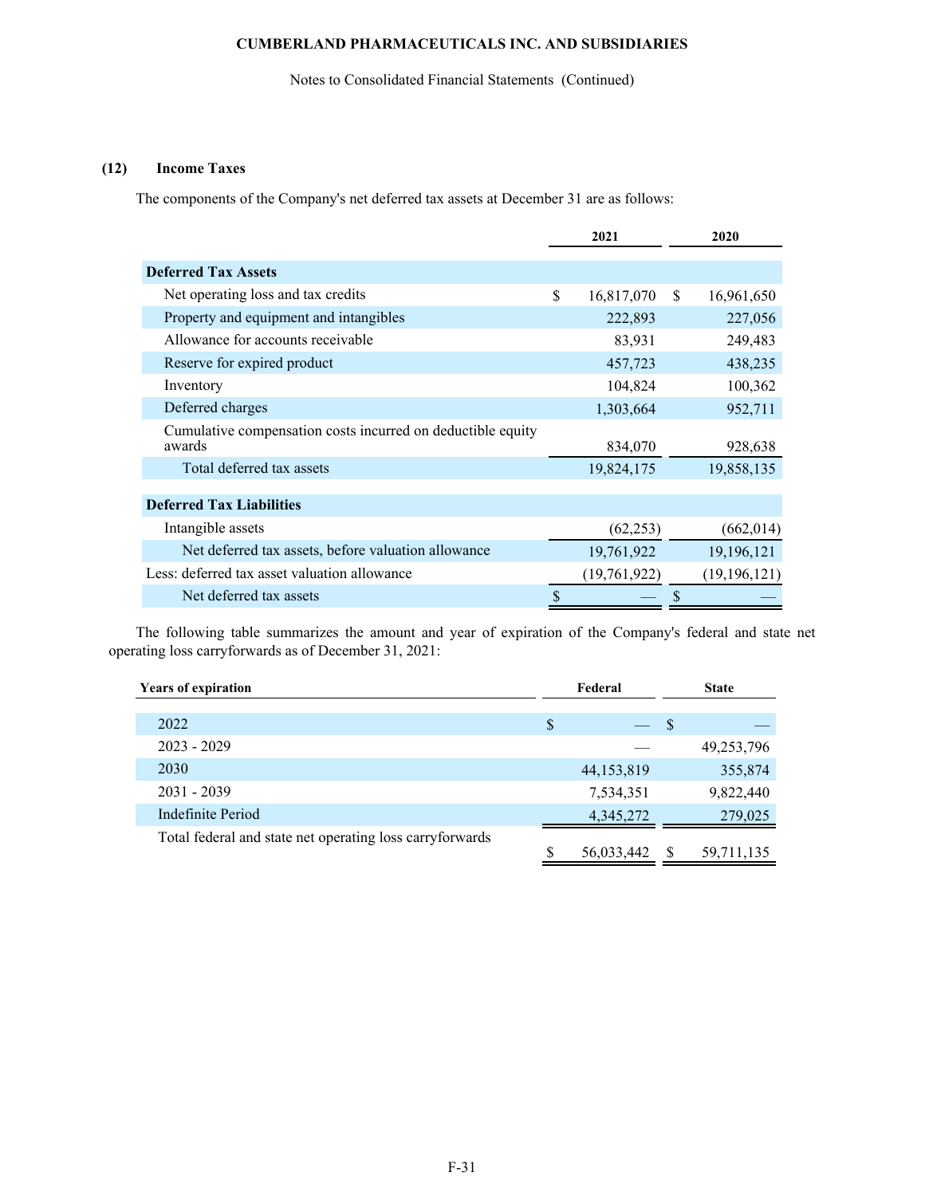CUMBERLAND PHARMACEUTICALS INC. AND SUBSIDIARIES

Notes to Consolidated Financial Statements (Continued)

### (12) Income Taxes

The components of the Company's net deferred tax assets at December 31 are as follows:

| | 2021 | 2020 |
|---|---|---|
| **Deferred Tax Assets** | | |
| Net operating loss and tax credits | $ 16,817,070 | $ 16,961,650 |
| Property and equipment and intangibles | 222,893 | 227,056 |
| Allowance for accounts receivable | 83,931 | 249,483 |
| Reserve for expired product | 457,723 | 438,235 |
| Inventory | 104,824 | 100,362 |
| Deferred charges | 1,303,664 | 952,711 |
| Cumulative compensation costs incurred on deductible equity awards | 834,070 | 928,638 |
| Total deferred tax assets | 19,824,175 | 19,858,135 |
| **Deferred Tax Liabilities** | | |
| Intangible assets | (62,253) | (662,014) |
| Net deferred tax assets, before valuation allowance | 19,761,922 | 19,196,121 |
| Less: deferred tax asset valuation allowance | (19,761,922) | (19,196,121) |
| Net deferred tax assets | $ — | $ — |

The following table summarizes the amount and year of expiration of the Company's federal and state net operating loss carryforwards as of December 31, 2021:

| Years of expiration | Federal | State |
|---|---|---|
| 2022 | $ — | $ — |
| 2023 - 2029 | — | 49,253,796 |
| 2030 | 44,153,819 | 355,874 |
| 2031 - 2039 | 7,534,351 | 9,822,440 |
| Indefinite Period | 4,345,272 | 279,025 |
| Total federal and state net operating loss carryforwards | $ 56,033,442 | $ 59,711,135 |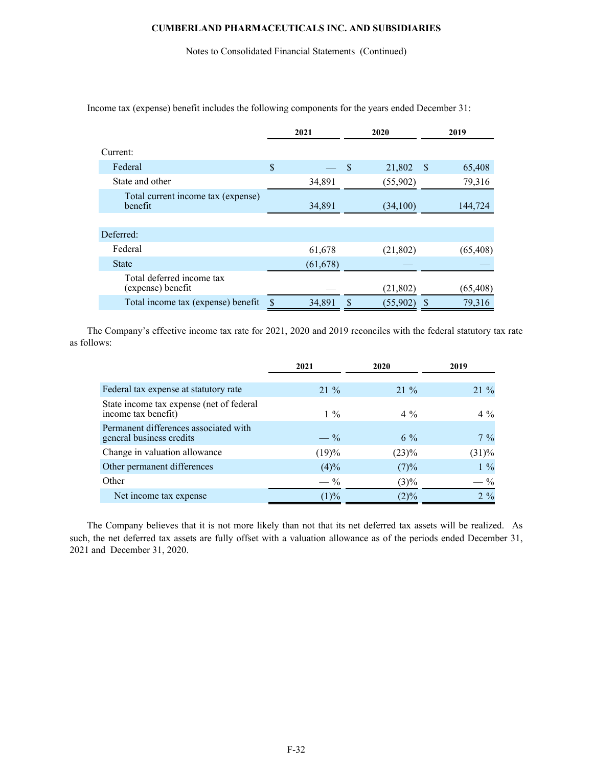Income tax (expense) benefit includes the following components for the years ended December 31:

| | 2021 | 2020 | 2019 |
|---|---|---|---|
| Current: | | | |
| Federal | $ — | $ 21,802 | $ 65,408 |
| State and other | 34,891 | (55,902) | 79,316 |
| Total current income tax (expense) benefit | 34,891 | (34,100) | 144,724 |
| Deferred: | | | |
| Federal | 61,678 | (21,802) | (65,408) |
| State | (61,678) | — | — |
| Total deferred income tax (expense) benefit | — | (21,802) | (65,408) |
| Total income tax (expense) benefit | $ 34,891 | $ (55,902) | $ 79,316 |

The Company's effective income tax rate for 2021, 2020 and 2019 reconciles with the federal statutory tax rate as follows:

| | 2021 | 2020 | 2019 |
|---|---|---|---|
| Federal tax expense at statutory rate | 21 % | 21 % | 21 % |
| State income tax expense (net of federal income tax benefit) | 1 % | 4 % | 4 % |
| Permanent differences associated with general business credits | — % | 6 % | 7 % |
| Change in valuation allowance | (19)% | (23)% | (31)% |
| Other permanent differences | (4)% | (7)% | 1 % |
| Other | — % | (3)% | — % |
| Net income tax expense | (1)% | (2)% | 2 % |

The Company believes that it is not more likely than not that its net deferred tax assets will be realized. As such, the net deferred tax assets are fully offset with a valuation allowance as of the periods ended December 31, 2021 and December 31, 2020.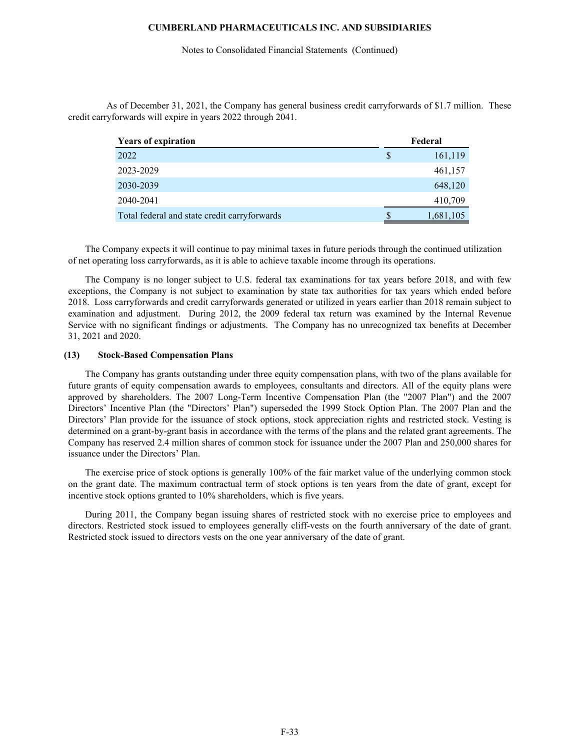As of December 31, 2021, the Company has general business credit carryforwards of $1.7 million. These credit carryforwards will expire in years 2022 through 2041.

| Years of expiration | Federal |
|---|---|
| 2022 | $ 161,119 |
| 2023-2029 | 461,157 |
| 2030-2039 | 648,120 |
| 2040-2041 | 410,709 |
| Total federal and state credit carryforwards | $ 1,681,105 |

The Company expects it will continue to pay minimal taxes in future periods through the continued utilization of net operating loss carryforwards, as it is able to achieve taxable income through its operations.

The Company is no longer subject to U.S. federal tax examinations for tax years before 2018, and with few exceptions, the Company is not subject to examination by state tax authorities for tax years which ended before 2018. Loss carryforwards and credit carryforwards generated or utilized in years earlier than 2018 remain subject to examination and adjustment. During 2012, the 2009 federal tax return was examined by the Internal Revenue Service with no significant findings or adjustments. The Company has no unrecognized tax benefits at December 31, 2021 and 2020.

**(13) Stock-Based Compensation Plans**

The Company has grants outstanding under three equity compensation plans, with two of the plans available for future grants of equity compensation awards to employees, consultants and directors. All of the equity plans were approved by shareholders. The 2007 Long-Term Incentive Compensation Plan (the "2007 Plan") and the 2007 Directors' Incentive Plan (the "Directors' Plan") superseded the 1999 Stock Option Plan. The 2007 Plan and the Directors' Plan provide for the issuance of stock options, stock appreciation rights and restricted stock. Vesting is determined on a grant-by-grant basis in accordance with the terms of the plans and the related grant agreements. The Company has reserved 2.4 million shares of common stock for issuance under the 2007 Plan and 250,000 shares for issuance under the Directors' Plan.

The exercise price of stock options is generally 100% of the fair market value of the underlying common stock on the grant date. The maximum contractual term of stock options is ten years from the date of grant, except for incentive stock options granted to 10% shareholders, which is five years.

During 2011, the Company began issuing shares of restricted stock with no exercise price to employees and directors. Restricted stock issued to employees generally cliff-vests on the fourth anniversary of the date of grant. Restricted stock issued to directors vests on the one year anniversary of the date of grant.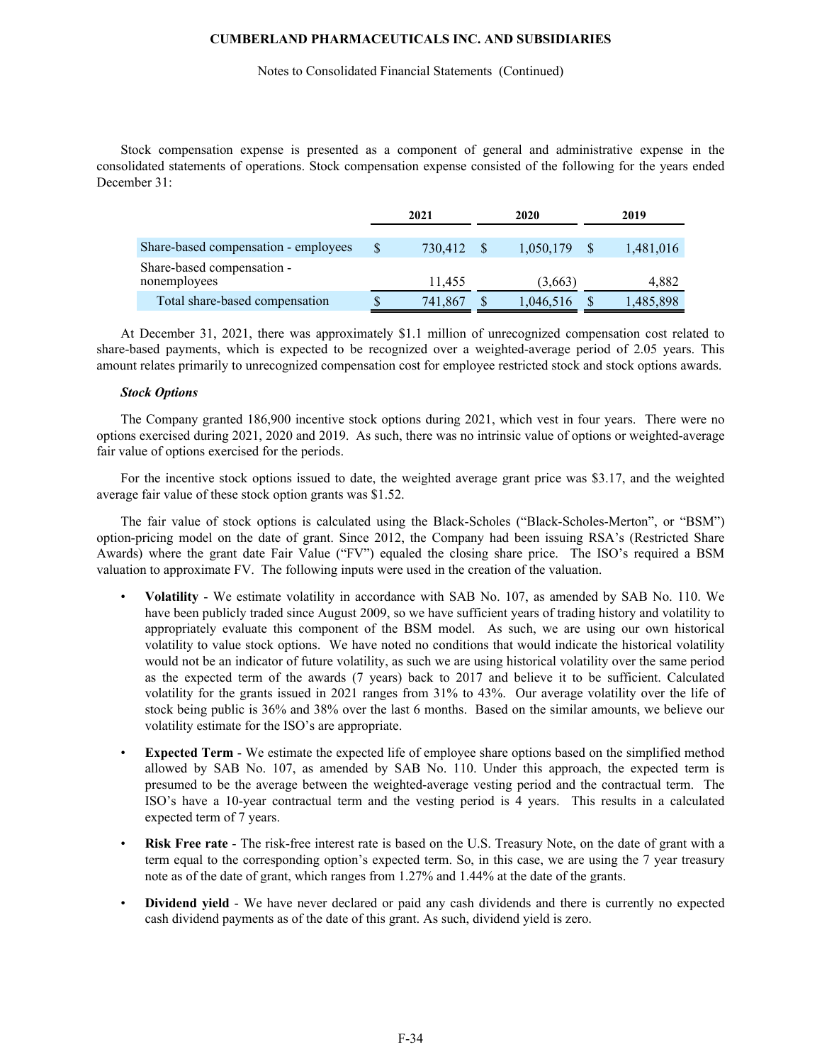Stock compensation expense is presented as a component of general and administrative expense in the consolidated statements of operations. Stock compensation expense consisted of the following for the years ended December 31:

| | 2021 | 2020 | 2019 |
|---|---|---|---|
| Share-based compensation - employees | $ 730,412 | $ 1,050,179 | $ 1,481,016 |
| Share-based compensation - nonemployees | 11,455 | (3,663) | 4,882 |
| Total share-based compensation | $ 741,867 | $ 1,046,516 | $ 1,485,898 |

At December 31, 2021, there was approximately $1.1 million of unrecognized compensation cost related to share-based payments, which is expected to be recognized over a weighted-average period of 2.05 years. This amount relates primarily to unrecognized compensation cost for employee restricted stock and stock options awards.

***Stock Options***

The Company granted 186,900 incentive stock options during 2021, which vest in four years. There were no options exercised during 2021, 2020 and 2019. As such, there was no intrinsic value of options or weighted-average fair value of options exercised for the periods.

For the incentive stock options issued to date, the weighted average grant price was $3.17, and the weighted average fair value of these stock option grants was $1.52.

The fair value of stock options is calculated using the Black-Scholes ("Black-Scholes-Merton", or "BSM") option-pricing model on the date of grant. Since 2012, the Company had been issuing RSA's (Restricted Share Awards) where the grant date Fair Value ("FV") equaled the closing share price. The ISO's required a BSM valuation to approximate FV. The following inputs were used in the creation of the valuation.

- **Volatility** - We estimate volatility in accordance with SAB No. 107, as amended by SAB No. 110. We have been publicly traded since August 2009, so we have sufficient years of trading history and volatility to appropriately evaluate this component of the BSM model. As such, we are using our own historical volatility to value stock options. We have noted no conditions that would indicate the historical volatility would not be an indicator of future volatility, as such we are using historical volatility over the same period as the expected term of the awards (7 years) back to 2017 and believe it to be sufficient. Calculated volatility for the grants issued in 2021 ranges from 31% to 43%. Our average volatility over the life of stock being public is 36% and 38% over the last 6 months. Based on the similar amounts, we believe our volatility estimate for the ISO's are appropriate.
- **Expected Term** - We estimate the expected life of employee share options based on the simplified method allowed by SAB No. 107, as amended by SAB No. 110. Under this approach, the expected term is presumed to be the average between the weighted-average vesting period and the contractual term. The ISO's have a 10-year contractual term and the vesting period is 4 years. This results in a calculated expected term of 7 years.
- **Risk Free rate** - The risk-free interest rate is based on the U.S. Treasury Note, on the date of grant with a term equal to the corresponding option's expected term. So, in this case, we are using the 7 year treasury note as of the date of grant, which ranges from 1.27% and 1.44% at the date of the grants.
- **Dividend yield** - We have never declared or paid any cash dividends and there is currently no expected cash dividend payments as of the date of this grant. As such, dividend yield is zero.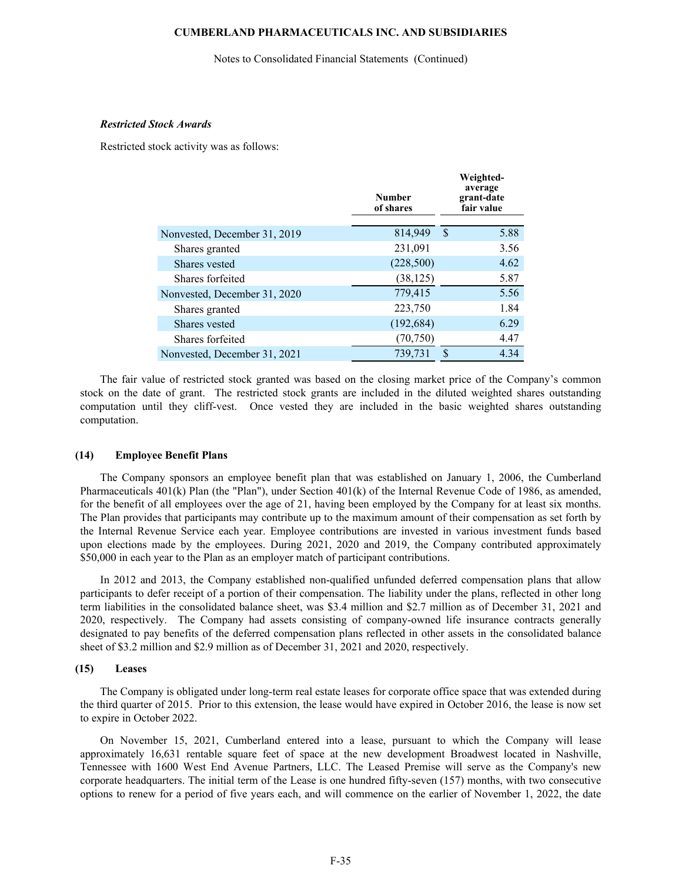***Restricted Stock Awards***

Restricted stock activity was as follows:

| | Number of shares | Weighted-average grant-date fair value |
|---|---|---|
| Nonvested, December 31, 2019 | 814,949 | $ 5.88 |
| Shares granted | 231,091 | 3.56 |
| Shares vested | (228,500) | 4.62 |
| Shares forfeited | (38,125) | 5.87 |
| Nonvested, December 31, 2020 | 779,415 | 5.56 |
| Shares granted | 223,750 | 1.84 |
| Shares vested | (192,684) | 6.29 |
| Shares forfeited | (70,750) | 4.47 |
| Nonvested, December 31, 2021 | 739,731 | $ 4.34 |

The fair value of restricted stock granted was based on the closing market price of the Company's common stock on the date of grant. The restricted stock grants are included in the diluted weighted shares outstanding computation until they cliff-vest. Once vested they are included in the basic weighted shares outstanding computation.

## (14) Employee Benefit Plans

The Company sponsors an employee benefit plan that was established on January 1, 2006, the Cumberland Pharmaceuticals 401(k) Plan (the "Plan"), under Section 401(k) of the Internal Revenue Code of 1986, as amended, for the benefit of all employees over the age of 21, having been employed by the Company for at least six months. The Plan provides that participants may contribute up to the maximum amount of their compensation as set forth by the Internal Revenue Service each year. Employee contributions are invested in various investment funds based upon elections made by the employees. During 2021, 2020 and 2019, the Company contributed approximately $50,000 in each year to the Plan as an employer match of participant contributions.

In 2012 and 2013, the Company established non-qualified unfunded deferred compensation plans that allow participants to defer receipt of a portion of their compensation. The liability under the plans, reflected in other long term liabilities in the consolidated balance sheet, was $3.4 million and $2.7 million as of December 31, 2021 and 2020, respectively. The Company had assets consisting of company-owned life insurance contracts generally designated to pay benefits of the deferred compensation plans reflected in other assets in the consolidated balance sheet of $3.2 million and $2.9 million as of December 31, 2021 and 2020, respectively.

## (15) Leases

The Company is obligated under long-term real estate leases for corporate office space that was extended during the third quarter of 2015. Prior to this extension, the lease would have expired in October 2016, the lease is now set to expire in October 2022.

On November 15, 2021, Cumberland entered into a lease, pursuant to which the Company will lease approximately 16,631 rentable square feet of space at the new development Broadwest located in Nashville, Tennessee with 1600 West End Avenue Partners, LLC. The Leased Premise will serve as the Company's new corporate headquarters. The initial term of the Lease is one hundred fifty-seven (157) months, with two consecutive options to renew for a period of five years each, and will commence on the earlier of November 1, 2022, the date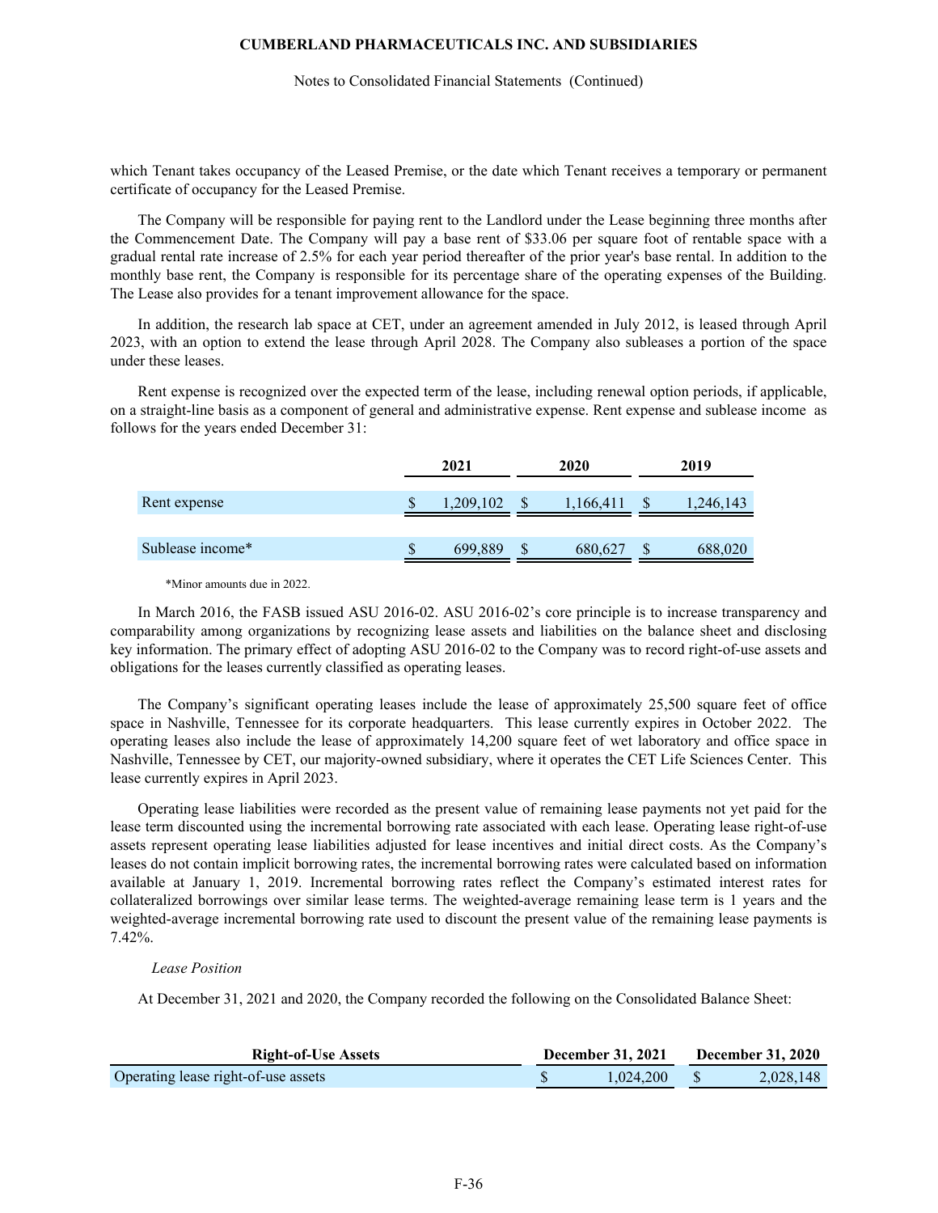which Tenant takes occupancy of the Leased Premise, or the date which Tenant receives a temporary or permanent certificate of occupancy for the Leased Premise.

The Company will be responsible for paying rent to the Landlord under the Lease beginning three months after the Commencement Date. The Company will pay a base rent of $33.06 per square foot of rentable space with a gradual rental rate increase of 2.5% for each year period thereafter of the prior year's base rental. In addition to the monthly base rent, the Company is responsible for its percentage share of the operating expenses of the Building. The Lease also provides for a tenant improvement allowance for the space.

In addition, the research lab space at CET, under an agreement amended in July 2012, is leased through April 2023, with an option to extend the lease through April 2028. The Company also subleases a portion of the space under these leases.

Rent expense is recognized over the expected term of the lease, including renewal option periods, if applicable, on a straight-line basis as a component of general and administrative expense. Rent expense and sublease income as follows for the years ended December 31:

| | 2021 | 2020 | 2019 |
|---|---|---|---|
| Rent expense | $ 1,209,102 | $ 1,166,411 | $ 1,246,143 |
| Sublease income* | $ 699,889 | $ 680,627 | $ 688,020 |

*Minor amounts due in 2022.

In March 2016, the FASB issued ASU 2016-02. ASU 2016-02's core principle is to increase transparency and comparability among organizations by recognizing lease assets and liabilities on the balance sheet and disclosing key information. The primary effect of adopting ASU 2016-02 to the Company was to record right-of-use assets and obligations for the leases currently classified as operating leases.

The Company's significant operating leases include the lease of approximately 25,500 square feet of office space in Nashville, Tennessee for its corporate headquarters. This lease currently expires in October 2022. The operating leases also include the lease of approximately 14,200 square feet of wet laboratory and office space in Nashville, Tennessee by CET, our majority-owned subsidiary, where it operates the CET Life Sciences Center. This lease currently expires in April 2023.

Operating lease liabilities were recorded as the present value of remaining lease payments not yet paid for the lease term discounted using the incremental borrowing rate associated with each lease. Operating lease right-of-use assets represent operating lease liabilities adjusted for lease incentives and initial direct costs. As the Company's leases do not contain implicit borrowing rates, the incremental borrowing rates were calculated based on information available at January 1, 2019. Incremental borrowing rates reflect the Company's estimated interest rates for collateralized borrowings over similar lease terms. The weighted-average remaining lease term is 1 years and the weighted-average incremental borrowing rate used to discount the present value of the remaining lease payments is 7.42%.

*Lease Position*

At December 31, 2021 and 2020, the Company recorded the following on the Consolidated Balance Sheet:

| Right-of-Use Assets | December 31, 2021 | December 31, 2020 |
|---|---|---|
| Operating lease right-of-use assets | $ 1,024,200 | $ 2,028,148 |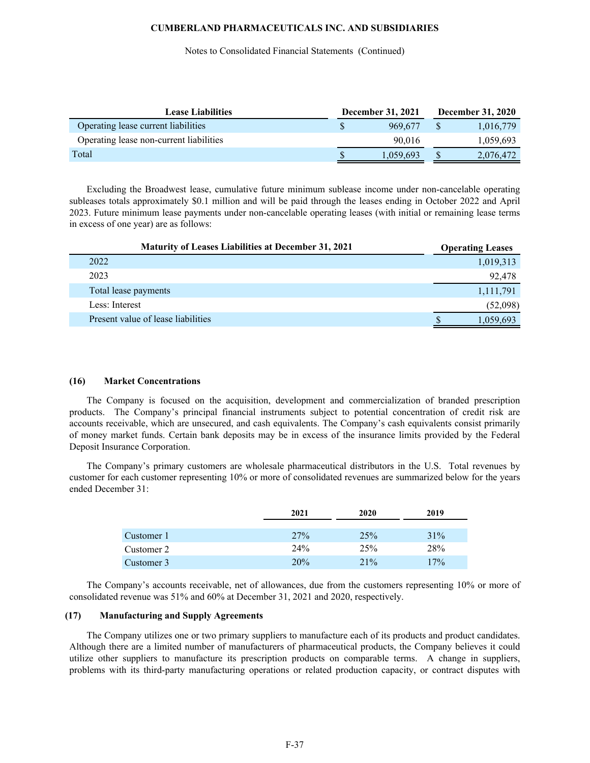| Lease Liabilities | December 31, 2021 | December 31, 2020 |
|---|---|---|
| Operating lease current liabilities | $ 969,677 | $ 1,016,779 |
| Operating lease non-current liabilities | 90,016 | 1,059,693 |
| Total | $ 1,059,693 | $ 2,076,472 |

Excluding the Broadwest lease, cumulative future minimum sublease income under non-cancelable operating subleases totals approximately $0.1 million and will be paid through the leases ending in October 2022 and April 2023. Future minimum lease payments under non-cancelable operating leases (with initial or remaining lease terms in excess of one year) are as follows:

| Maturity of Leases Liabilities at December 31, 2021 | Operating Leases |
|---|---|
| 2022 | 1,019,313 |
| 2023 | 92,478 |
| Total lease payments | 1,111,791 |
| Less: Interest | (52,098) |
| Present value of lease liabilities | $ 1,059,693 |

### (16) Market Concentrations

The Company is focused on the acquisition, development and commercialization of branded prescription products. The Company's principal financial instruments subject to potential concentration of credit risk are accounts receivable, which are unsecured, and cash equivalents. The Company's cash equivalents consist primarily of money market funds. Certain bank deposits may be in excess of the insurance limits provided by the Federal Deposit Insurance Corporation.

The Company's primary customers are wholesale pharmaceutical distributors in the U.S. Total revenues by customer for each customer representing 10% or more of consolidated revenues are summarized below for the years ended December 31:

| | 2021 | 2020 | 2019 |
|---|---|---|---|
| Customer 1 | 27% | 25% | 31% |
| Customer 2 | 24% | 25% | 28% |
| Customer 3 | 20% | 21% | 17% |

The Company's accounts receivable, net of allowances, due from the customers representing 10% or more of consolidated revenue was 51% and 60% at December 31, 2021 and 2020, respectively.

### (17) Manufacturing and Supply Agreements

The Company utilizes one or two primary suppliers to manufacture each of its products and product candidates. Although there are a limited number of manufacturers of pharmaceutical products, the Company believes it could utilize other suppliers to manufacture its prescription products on comparable terms. A change in suppliers, problems with its third-party manufacturing operations or related production capacity, or contract disputes with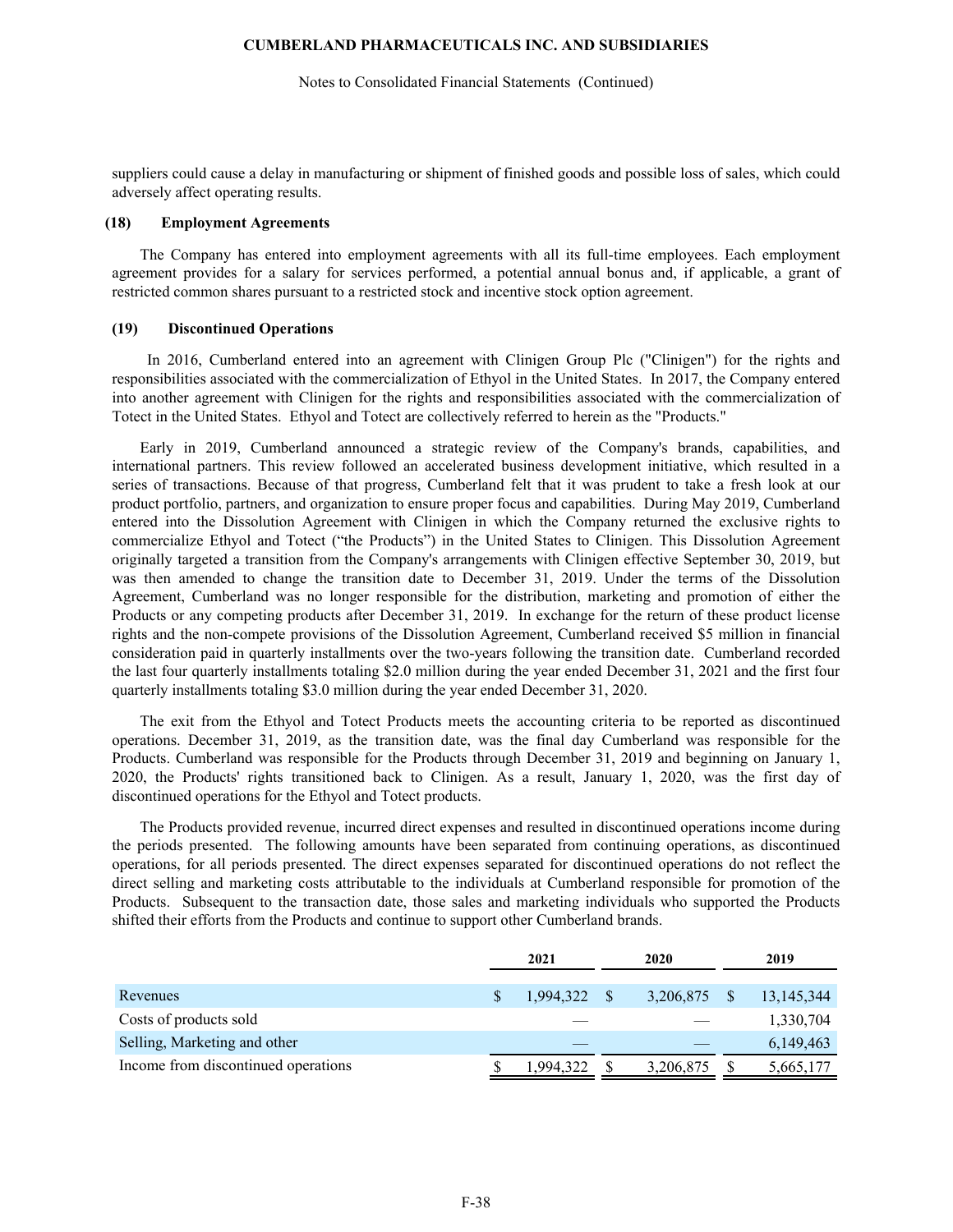suppliers could cause a delay in manufacturing or shipment of finished goods and possible loss of sales, which could adversely affect operating results.

## (18) Employment Agreements

The Company has entered into employment agreements with all its full-time employees. Each employment agreement provides for a salary for services performed, a potential annual bonus and, if applicable, a grant of restricted common shares pursuant to a restricted stock and incentive stock option agreement.

## (19) Discontinued Operations

In 2016, Cumberland entered into an agreement with Clinigen Group Plc ("Clinigen") for the rights and responsibilities associated with the commercialization of Ethyol in the United States. In 2017, the Company entered into another agreement with Clinigen for the rights and responsibilities associated with the commercialization of Totect in the United States. Ethyol and Totect are collectively referred to herein as the "Products."

Early in 2019, Cumberland announced a strategic review of the Company's brands, capabilities, and international partners. This review followed an accelerated business development initiative, which resulted in a series of transactions. Because of that progress, Cumberland felt that it was prudent to take a fresh look at our product portfolio, partners, and organization to ensure proper focus and capabilities. During May 2019, Cumberland entered into the Dissolution Agreement with Clinigen in which the Company returned the exclusive rights to commercialize Ethyol and Totect ("the Products") in the United States to Clinigen. This Dissolution Agreement originally targeted a transition from the Company's arrangements with Clinigen effective September 30, 2019, but was then amended to change the transition date to December 31, 2019. Under the terms of the Dissolution Agreement, Cumberland was no longer responsible for the distribution, marketing and promotion of either the Products or any competing products after December 31, 2019. In exchange for the return of these product license rights and the non-compete provisions of the Dissolution Agreement, Cumberland received $5 million in financial consideration paid in quarterly installments over the two-years following the transition date. Cumberland recorded the last four quarterly installments totaling $2.0 million during the year ended December 31, 2021 and the first four quarterly installments totaling $3.0 million during the year ended December 31, 2020.

The exit from the Ethyol and Totect Products meets the accounting criteria to be reported as discontinued operations. December 31, 2019, as the transition date, was the final day Cumberland was responsible for the Products. Cumberland was responsible for the Products through December 31, 2019 and beginning on January 1, 2020, the Products' rights transitioned back to Clinigen. As a result, January 1, 2020, was the first day of discontinued operations for the Ethyol and Totect products.

The Products provided revenue, incurred direct expenses and resulted in discontinued operations income during the periods presented. The following amounts have been separated from continuing operations, as discontinued operations, for all periods presented. The direct expenses separated for discontinued operations do not reflect the direct selling and marketing costs attributable to the individuals at Cumberland responsible for promotion of the Products. Subsequent to the transaction date, those sales and marketing individuals who supported the Products shifted their efforts from the Products and continue to support other Cumberland brands.

| | 2021 | 2020 | 2019 |
|---|---|---|---|
| Revenues | $ 1,994,322 | $ 3,206,875 | $ 13,145,344 |
| Costs of products sold | — | — | 1,330,704 |
| Selling, Marketing and other | — | — | 6,149,463 |
| Income from discontinued operations | $ 1,994,322 | $ 3,206,875 | $ 5,665,177 |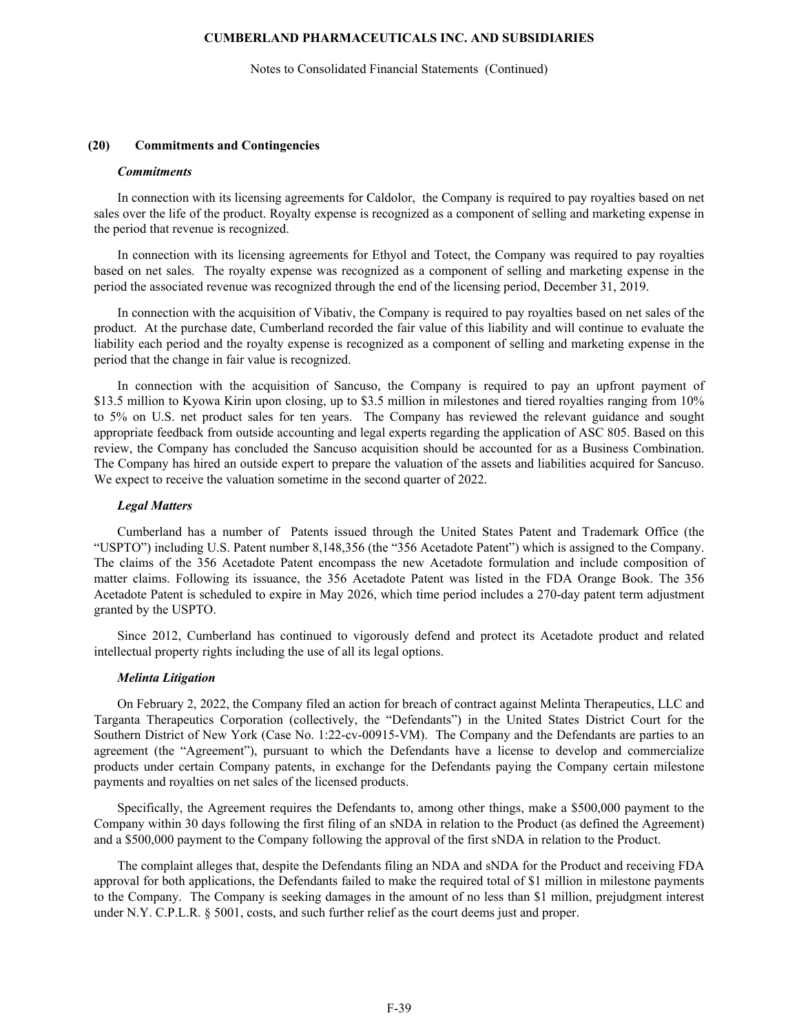## (20) Commitments and Contingencies

### *Commitments*

In connection with its licensing agreements for Caldolor, the Company is required to pay royalties based on net sales over the life of the product. Royalty expense is recognized as a component of selling and marketing expense in the period that revenue is recognized.

In connection with its licensing agreements for Ethyol and Totect, the Company was required to pay royalties based on net sales. The royalty expense was recognized as a component of selling and marketing expense in the period the associated revenue was recognized through the end of the licensing period, December 31, 2019.

In connection with the acquisition of Vibativ, the Company is required to pay royalties based on net sales of the product. At the purchase date, Cumberland recorded the fair value of this liability and will continue to evaluate the liability each period and the royalty expense is recognized as a component of selling and marketing expense in the period that the change in fair value is recognized.

In connection with the acquisition of Sancuso, the Company is required to pay an upfront payment of $13.5 million to Kyowa Kirin upon closing, up to $3.5 million in milestones and tiered royalties ranging from 10% to 5% on U.S. net product sales for ten years. The Company has reviewed the relevant guidance and sought appropriate feedback from outside accounting and legal experts regarding the application of ASC 805. Based on this review, the Company has concluded the Sancuso acquisition should be accounted for as a Business Combination. The Company has hired an outside expert to prepare the valuation of the assets and liabilities acquired for Sancuso. We expect to receive the valuation sometime in the second quarter of 2022.

### *Legal Matters*

Cumberland has a number of Patents issued through the United States Patent and Trademark Office (the "USPTO") including U.S. Patent number 8,148,356 (the "356 Acetadote Patent") which is assigned to the Company. The claims of the 356 Acetadote Patent encompass the new Acetadote formulation and include composition of matter claims. Following its issuance, the 356 Acetadote Patent was listed in the FDA Orange Book. The 356 Acetadote Patent is scheduled to expire in May 2026, which time period includes a 270-day patent term adjustment granted by the USPTO.

Since 2012, Cumberland has continued to vigorously defend and protect its Acetadote product and related intellectual property rights including the use of all its legal options.

### *Melinta Litigation*

On February 2, 2022, the Company filed an action for breach of contract against Melinta Therapeutics, LLC and Targanta Therapeutics Corporation (collectively, the "Defendants") in the United States District Court for the Southern District of New York (Case No. 1:22-cv-00915-VM). The Company and the Defendants are parties to an agreement (the "Agreement"), pursuant to which the Defendants have a license to develop and commercialize products under certain Company patents, in exchange for the Defendants paying the Company certain milestone payments and royalties on net sales of the licensed products.

Specifically, the Agreement requires the Defendants to, among other things, make a $500,000 payment to the Company within 30 days following the first filing of an sNDA in relation to the Product (as defined the Agreement) and a $500,000 payment to the Company following the approval of the first sNDA in relation to the Product.

The complaint alleges that, despite the Defendants filing an NDA and sNDA for the Product and receiving FDA approval for both applications, the Defendants failed to make the required total of $1 million in milestone payments to the Company. The Company is seeking damages in the amount of no less than $1 million, prejudgment interest under N.Y. C.P.L.R. § 5001, costs, and such further relief as the court deems just and proper.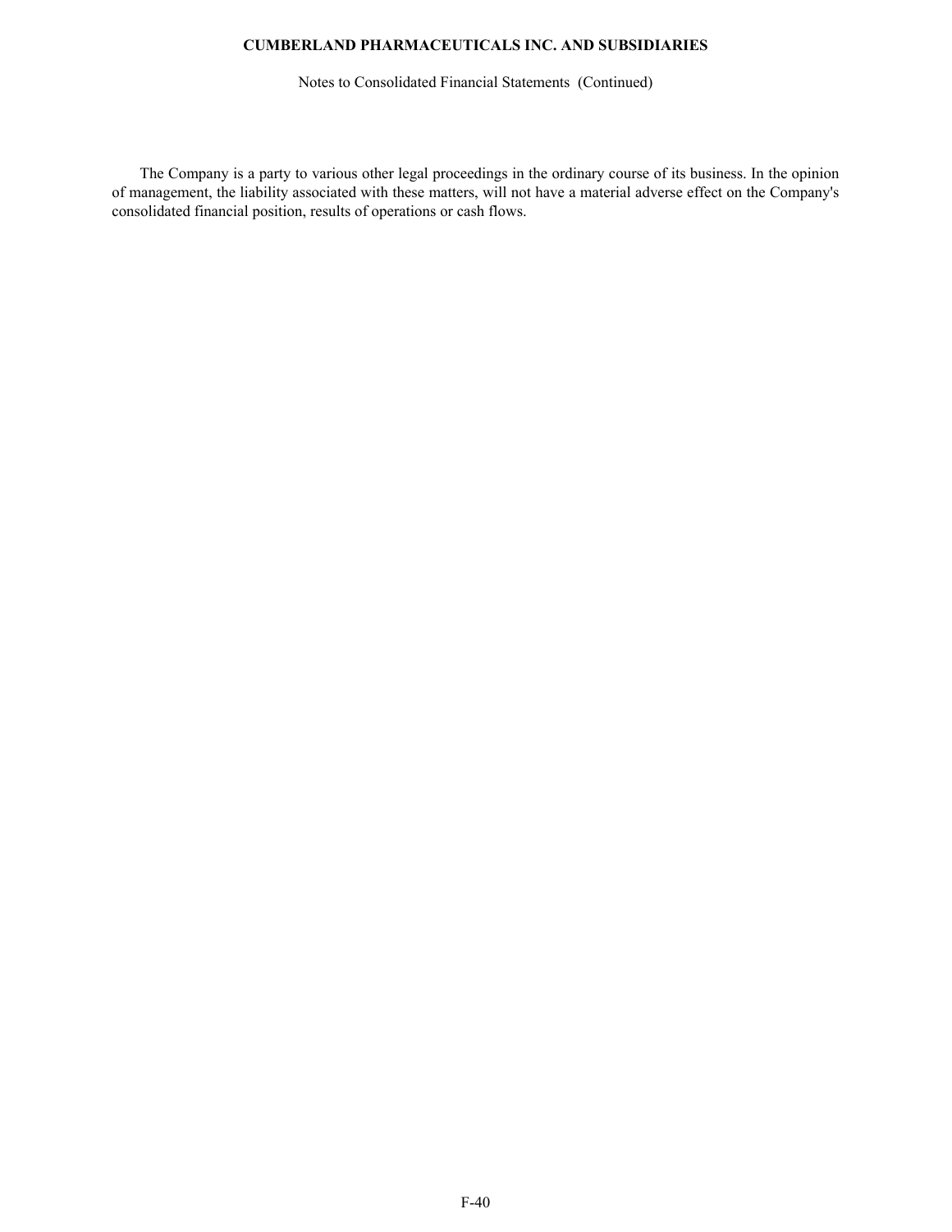The Company is a party to various other legal proceedings in the ordinary course of its business. In the opinion of management, the liability associated with these matters, will not have a material adverse effect on the Company's consolidated financial position, results of operations or cash flows.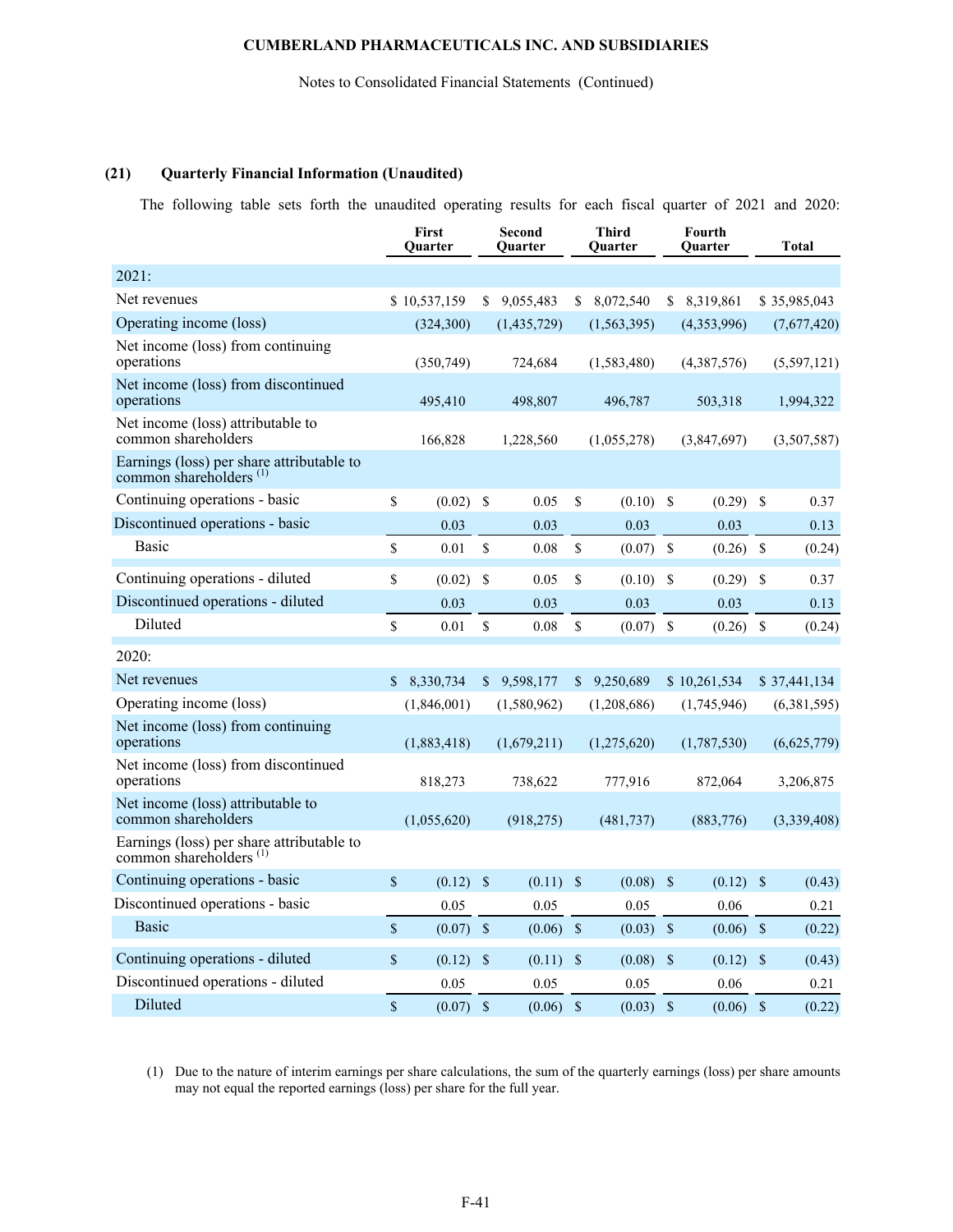CUMBERLAND PHARMACEUTICALS INC. AND SUBSIDIARIES

Notes to Consolidated Financial Statements (Continued)

### (21) Quarterly Financial Information (Unaudited)

The following table sets forth the unaudited operating results for each fiscal quarter of 2021 and 2020:

| | First Quarter | Second Quarter | Third Quarter | Fourth Quarter | Total |
|---|---|---|---|---|---|
| 2021: | | | | | |
| Net revenues | $ 10,537,159 | $ 9,055,483 | $ 8,072,540 | $ 8,319,861 | $ 35,985,043 |
| Operating income (loss) | (324,300) | (1,435,729) | (1,563,395) | (4,353,996) | (7,677,420) |
| Net income (loss) from continuing operations | (350,749) | 724,684 | (1,583,480) | (4,387,576) | (5,597,121) |
| Net income (loss) from discontinued operations | 495,410 | 498,807 | 496,787 | 503,318 | 1,994,322 |
| Net income (loss) attributable to common shareholders | 166,828 | 1,228,560 | (1,055,278) | (3,847,697) | (3,507,587) |
| Earnings (loss) per share attributable to common shareholders [(1)] | | | | | |
| Continuing operations - basic | $ (0.02) | $ 0.05 | $ (0.10) | $ (0.29) | $ 0.37 |
| Discontinued operations - basic | 0.03 | 0.03 | 0.03 | 0.03 | 0.13 |
| Basic | $ 0.01 | $ 0.08 | $ (0.07) | $ (0.26) | $ (0.24) |
| Continuing operations - diluted | $ (0.02) | $ 0.05 | $ (0.10) | $ (0.29) | $ 0.37 |
| Discontinued operations - diluted | 0.03 | 0.03 | 0.03 | 0.03 | 0.13 |
| Diluted | $ 0.01 | $ 0.08 | $ (0.07) | $ (0.26) | $ (0.24) |
| 2020: | | | | | |
| Net revenues | $ 8,330,734 | $ 9,598,177 | $ 9,250,689 | $ 10,261,534 | $ 37,441,134 |
| Operating income (loss) | (1,846,001) | (1,580,962) | (1,208,686) | (1,745,946) | (6,381,595) |
| Net income (loss) from continuing operations | (1,883,418) | (1,679,211) | (1,275,620) | (1,787,530) | (6,625,779) |
| Net income (loss) from discontinued operations | 818,273 | 738,622 | 777,916 | 872,064 | 3,206,875 |
| Net income (loss) attributable to common shareholders | (1,055,620) | (918,275) | (481,737) | (883,776) | (3,339,408) |
| Earnings (loss) per share attributable to common shareholders [(1)] | | | | | |
| Continuing operations - basic | $ (0.12) | $ (0.11) | $ (0.08) | $ (0.12) | $ (0.43) |
| Discontinued operations - basic | 0.05 | 0.05 | 0.05 | 0.06 | 0.21 |
| Basic | $ (0.07) | $ (0.06) | $ (0.03) | $ (0.06) | $ (0.22) |
| Continuing operations - diluted | $ (0.12) | $ (0.11) | $ (0.08) | $ (0.12) | $ (0.43) |
| Discontinued operations - diluted | 0.05 | 0.05 | 0.05 | 0.06 | 0.21 |
| Diluted | $ (0.07) | $ (0.06) | $ (0.03) | $ (0.06) | $ (0.22) |

(1) Due to the nature of interim earnings per share calculations, the sum of the quarterly earnings (loss) per share amounts may not equal the reported earnings (loss) per share for the full year.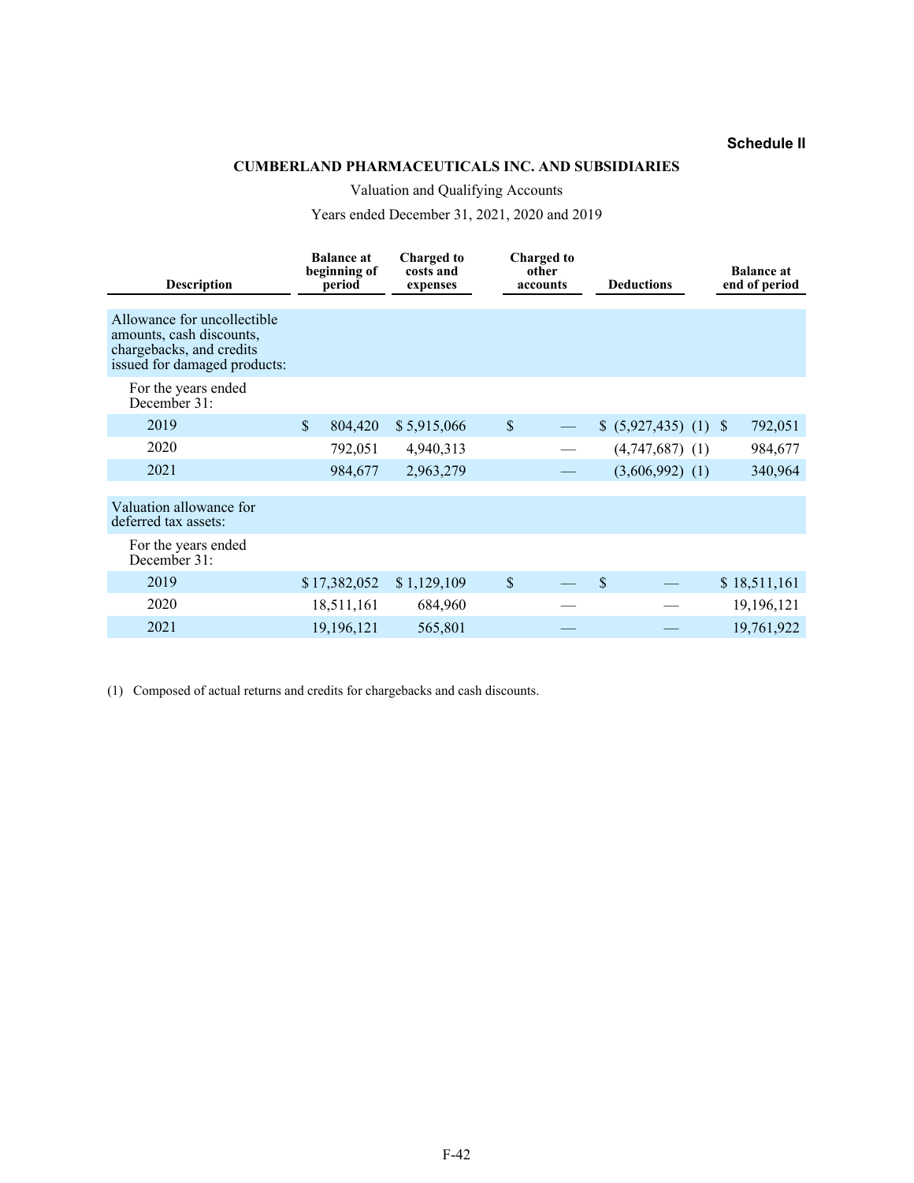**Schedule II**

**CUMBERLAND PHARMACEUTICALS INC. AND SUBSIDIARIES**

Valuation and Qualifying Accounts

Years ended December 31, 2021, 2020 and 2019

| Description | Balance at beginning of period | Charged to costs and expenses | Charged to other accounts | Deductions | Balance at end of period |
|---|---|---|---|---|---|
| Allowance for uncollectible amounts, cash discounts, chargebacks, and credits issued for damaged products: | | | | | |
| For the years ended December 31: | | | | | |
| 2019 | $ 804,420 | $ 5,915,066 | $ — | $ (5,927,435) (1) | $ 792,051 |
| 2020 | 792,051 | 4,940,313 | — | (4,747,687) (1) | 984,677 |
| 2021 | 984,677 | 2,963,279 | — | (3,606,992) (1) | 340,964 |
| Valuation allowance for deferred tax assets: | | | | | |
| For the years ended December 31: | | | | | |
| 2019 | $ 17,382,052 | $ 1,129,109 | $ — | $ — | $ 18,511,161 |
| 2020 | 18,511,161 | 684,960 | — | — | 19,196,121 |
| 2021 | 19,196,121 | 565,801 | — | — | 19,761,922 |

(1) Composed of actual returns and credits for chargebacks and cash discounts.